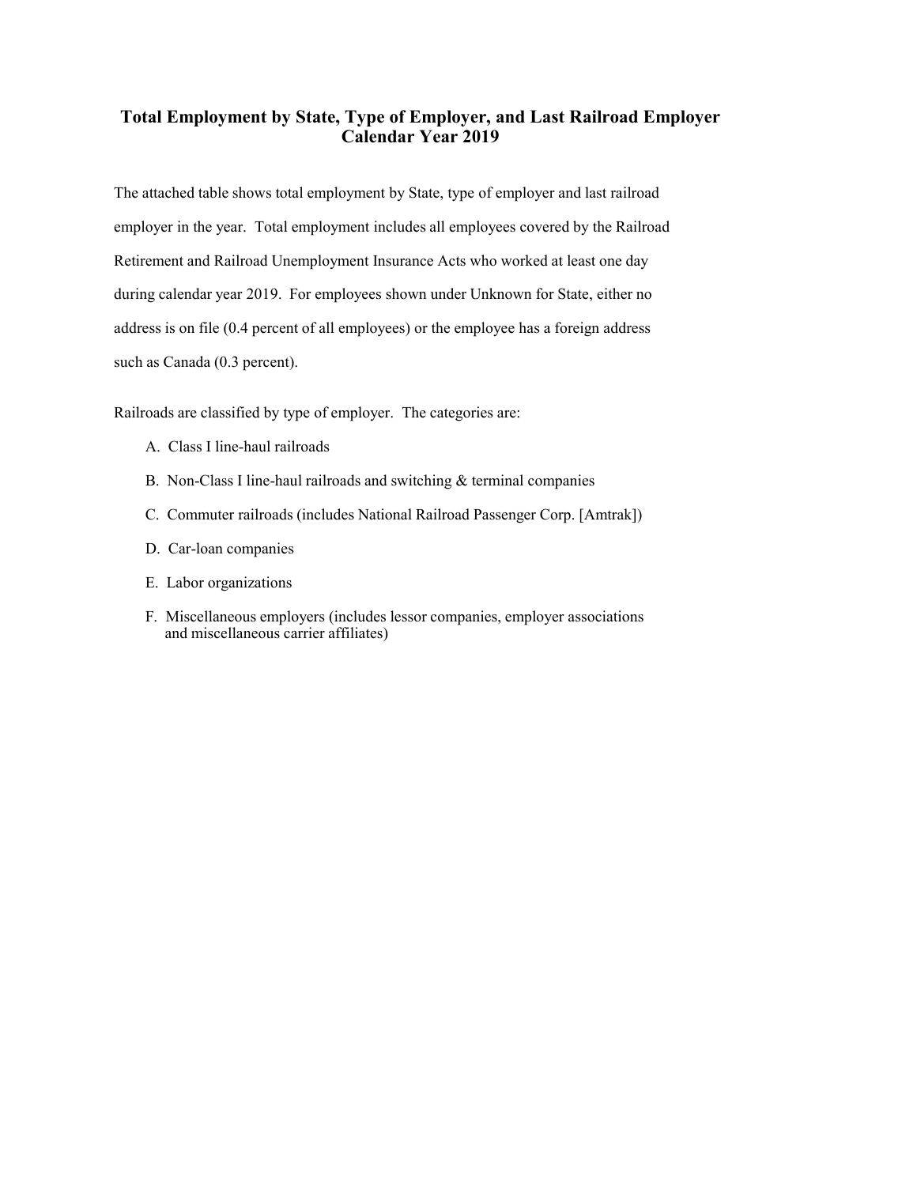# Total Employment by State, Type of Employer, and Last Railroad Employer
## Calendar Year 2019

The attached table shows total employment by State, type of employer and last railroad employer in the year. Total employment includes all employees covered by the Railroad Retirement and Railroad Unemployment Insurance Acts who worked at least one day during calendar year 2019. For employees shown under Unknown for State, either no address is on file (0.4 percent of all employees) or the employee has a foreign address such as Canada (0.3 percent).

Railroads are classified by type of employer. The categories are:

A. Class I line-haul railroads

B. Non-Class I line-haul railroads and switching & terminal companies

C. Commuter railroads (includes National Railroad Passenger Corp. [Amtrak])

D. Car-loan companies

E. Labor organizations

F. Miscellaneous employers (includes lessor companies, employer associations and miscellaneous carrier affiliates)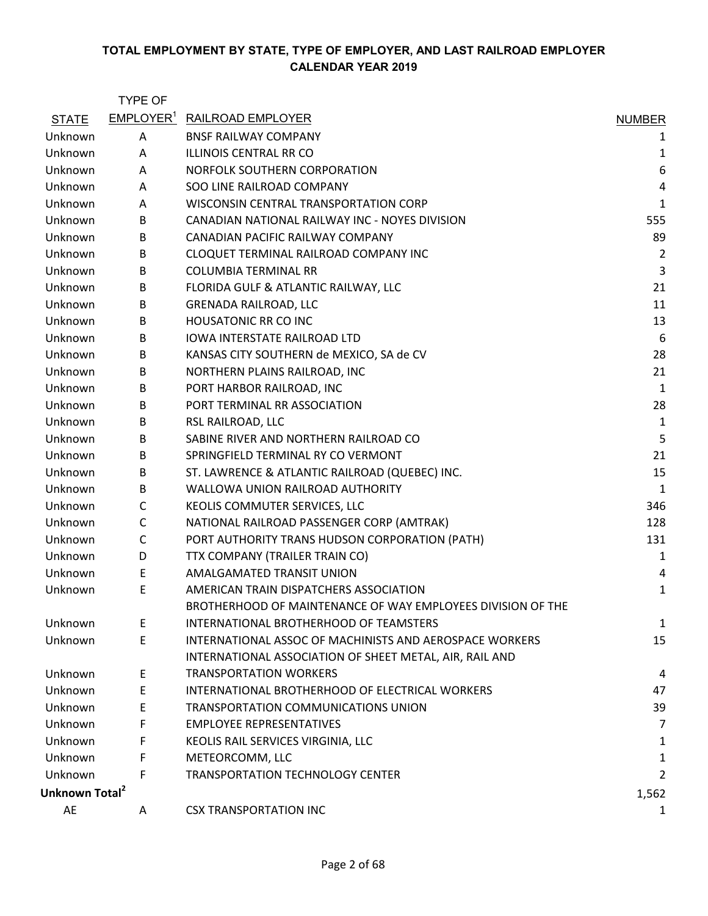**TOTAL EMPLOYMENT BY STATE, TYPE OF EMPLOYER, AND LAST RAILROAD EMPLOYER**
**CALENDAR YEAR 2019**

| STATE | TYPE OF EMPLOYER[1] | RAILROAD EMPLOYER | NUMBER |
|---|---|---|---|
| Unknown | A | BNSF RAILWAY COMPANY | 1 |
| Unknown | A | ILLINOIS CENTRAL RR CO | 1 |
| Unknown | A | NORFOLK SOUTHERN CORPORATION | 6 |
| Unknown | A | SOO LINE RAILROAD COMPANY | 4 |
| Unknown | A | WISCONSIN CENTRAL TRANSPORTATION CORP | 1 |
| Unknown | B | CANADIAN NATIONAL RAILWAY INC - NOYES DIVISION | 555 |
| Unknown | B | CANADIAN PACIFIC RAILWAY COMPANY | 89 |
| Unknown | B | CLOQUET TERMINAL RAILROAD COMPANY INC | 2 |
| Unknown | B | COLUMBIA TERMINAL RR | 3 |
| Unknown | B | FLORIDA GULF & ATLANTIC RAILWAY, LLC | 21 |
| Unknown | B | GRENADA RAILROAD, LLC | 11 |
| Unknown | B | HOUSATONIC RR CO INC | 13 |
| Unknown | B | IOWA INTERSTATE RAILROAD LTD | 6 |
| Unknown | B | KANSAS CITY SOUTHERN de MEXICO, SA de CV | 28 |
| Unknown | B | NORTHERN PLAINS RAILROAD, INC | 21 |
| Unknown | B | PORT HARBOR RAILROAD, INC | 1 |
| Unknown | B | PORT TERMINAL RR ASSOCIATION | 28 |
| Unknown | B | RSL RAILROAD, LLC | 1 |
| Unknown | B | SABINE RIVER AND NORTHERN RAILROAD CO | 5 |
| Unknown | B | SPRINGFIELD TERMINAL RY CO VERMONT | 21 |
| Unknown | B | ST. LAWRENCE & ATLANTIC RAILROAD (QUEBEC) INC. | 15 |
| Unknown | B | WALLOWA UNION RAILROAD AUTHORITY | 1 |
| Unknown | C | KEOLIS COMMUTER SERVICES, LLC | 346 |
| Unknown | C | NATIONAL RAILROAD PASSENGER CORP (AMTRAK) | 128 |
| Unknown | C | PORT AUTHORITY TRANS HUDSON CORPORATION (PATH) | 131 |
| Unknown | D | TTX COMPANY (TRAILER TRAIN CO) | 1 |
| Unknown | E | AMALGAMATED TRANSIT UNION | 4 |
| Unknown | E | AMERICAN TRAIN DISPATCHERS ASSOCIATION | 1 |
| Unknown | E | BROTHERHOOD OF MAINTENANCE OF WAY EMPLOYEES DIVISION OF THE INTERNATIONAL BROTHERHOOD OF TEAMSTERS | 1 |
| Unknown | E | INTERNATIONAL ASSOC OF MACHINISTS AND AEROSPACE WORKERS | 15 |
| Unknown | E | INTERNATIONAL ASSOCIATION OF SHEET METAL, AIR, RAIL AND TRANSPORTATION WORKERS | 4 |
| Unknown | E | INTERNATIONAL BROTHERHOOD OF ELECTRICAL WORKERS | 47 |
| Unknown | E | TRANSPORTATION COMMUNICATIONS UNION | 39 |
| Unknown | F | EMPLOYEE REPRESENTATIVES | 7 |
| Unknown | F | KEOLIS RAIL SERVICES VIRGINIA, LLC | 1 |
| Unknown | F | METEORCOMM, LLC | 1 |
| Unknown | F | TRANSPORTATION TECHNOLOGY CENTER | 2 |
| **Unknown Total[2]** | | | 1,562 |
| AE | A | CSX TRANSPORTATION INC | 1 |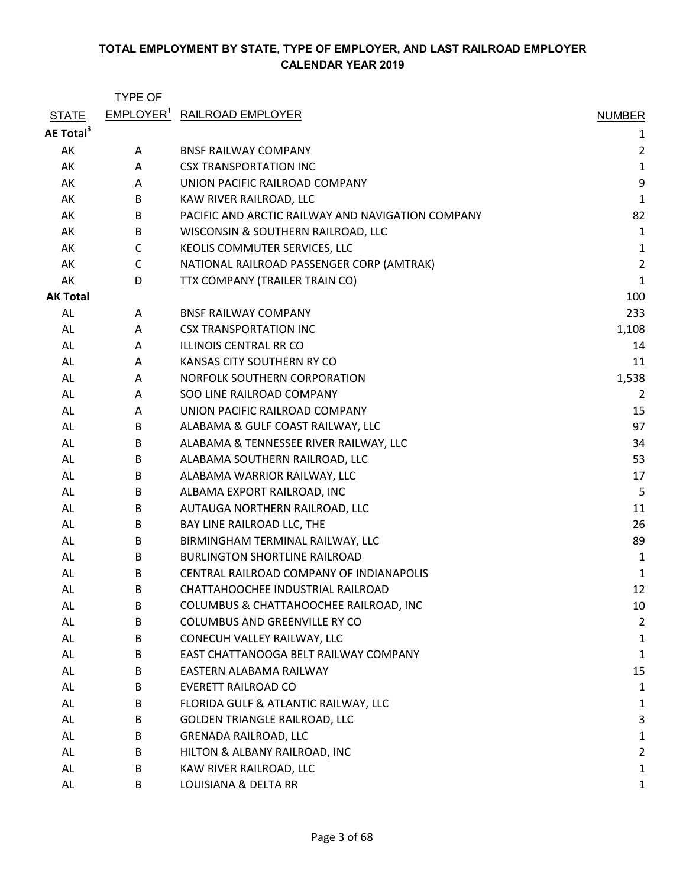**TOTAL EMPLOYMENT BY STATE, TYPE OF EMPLOYER, AND LAST RAILROAD EMPLOYER**
**CALENDAR YEAR 2019**

| STATE | TYPE OF EMPLOYER[1] | RAILROAD EMPLOYER | NUMBER |
|---|---|---|---|
| **AE Total[3]** | | | 1 |
| AK | A | BNSF RAILWAY COMPANY | 2 |
| AK | A | CSX TRANSPORTATION INC | 1 |
| AK | A | UNION PACIFIC RAILROAD COMPANY | 9 |
| AK | B | KAW RIVER RAILROAD, LLC | 1 |
| AK | B | PACIFIC AND ARCTIC RAILWAY AND NAVIGATION COMPANY | 82 |
| AK | B | WISCONSIN & SOUTHERN RAILROAD, LLC | 1 |
| AK | C | KEOLIS COMMUTER SERVICES, LLC | 1 |
| AK | C | NATIONAL RAILROAD PASSENGER CORP (AMTRAK) | 2 |
| AK | D | TTX COMPANY (TRAILER TRAIN CO) | 1 |
| **AK Total** | | | 100 |
| AL | A | BNSF RAILWAY COMPANY | 233 |
| AL | A | CSX TRANSPORTATION INC | 1,108 |
| AL | A | ILLINOIS CENTRAL RR CO | 14 |
| AL | A | KANSAS CITY SOUTHERN RY CO | 11 |
| AL | A | NORFOLK SOUTHERN CORPORATION | 1,538 |
| AL | A | SOO LINE RAILROAD COMPANY | 2 |
| AL | A | UNION PACIFIC RAILROAD COMPANY | 15 |
| AL | B | ALABAMA & GULF COAST RAILWAY, LLC | 97 |
| AL | B | ALABAMA & TENNESSEE RIVER RAILWAY, LLC | 34 |
| AL | B | ALABAMA SOUTHERN RAILROAD, LLC | 53 |
| AL | B | ALABAMA WARRIOR RAILWAY, LLC | 17 |
| AL | B | ALBAMA EXPORT RAILROAD, INC | 5 |
| AL | B | AUTAUGA NORTHERN RAILROAD, LLC | 11 |
| AL | B | BAY LINE RAILROAD LLC, THE | 26 |
| AL | B | BIRMINGHAM TERMINAL RAILWAY, LLC | 89 |
| AL | B | BURLINGTON SHORTLINE RAILROAD | 1 |
| AL | B | CENTRAL RAILROAD COMPANY OF INDIANAPOLIS | 1 |
| AL | B | CHATTAHOOCHEE INDUSTRIAL RAILROAD | 12 |
| AL | B | COLUMBUS & CHATTAHOOCHEE RAILROAD, INC | 10 |
| AL | B | COLUMBUS AND GREENVILLE RY CO | 2 |
| AL | B | CONECUH VALLEY RAILWAY, LLC | 1 |
| AL | B | EAST CHATTANOOGA BELT RAILWAY COMPANY | 1 |
| AL | B | EASTERN ALABAMA RAILWAY | 15 |
| AL | B | EVERETT RAILROAD CO | 1 |
| AL | B | FLORIDA GULF & ATLANTIC RAILWAY, LLC | 1 |
| AL | B | GOLDEN TRIANGLE RAILROAD, LLC | 3 |
| AL | B | GRENADA RAILROAD, LLC | 1 |
| AL | B | HILTON & ALBANY RAILROAD, INC | 2 |
| AL | B | KAW RIVER RAILROAD, LLC | 1 |
| AL | B | LOUISIANA & DELTA RR | 1 |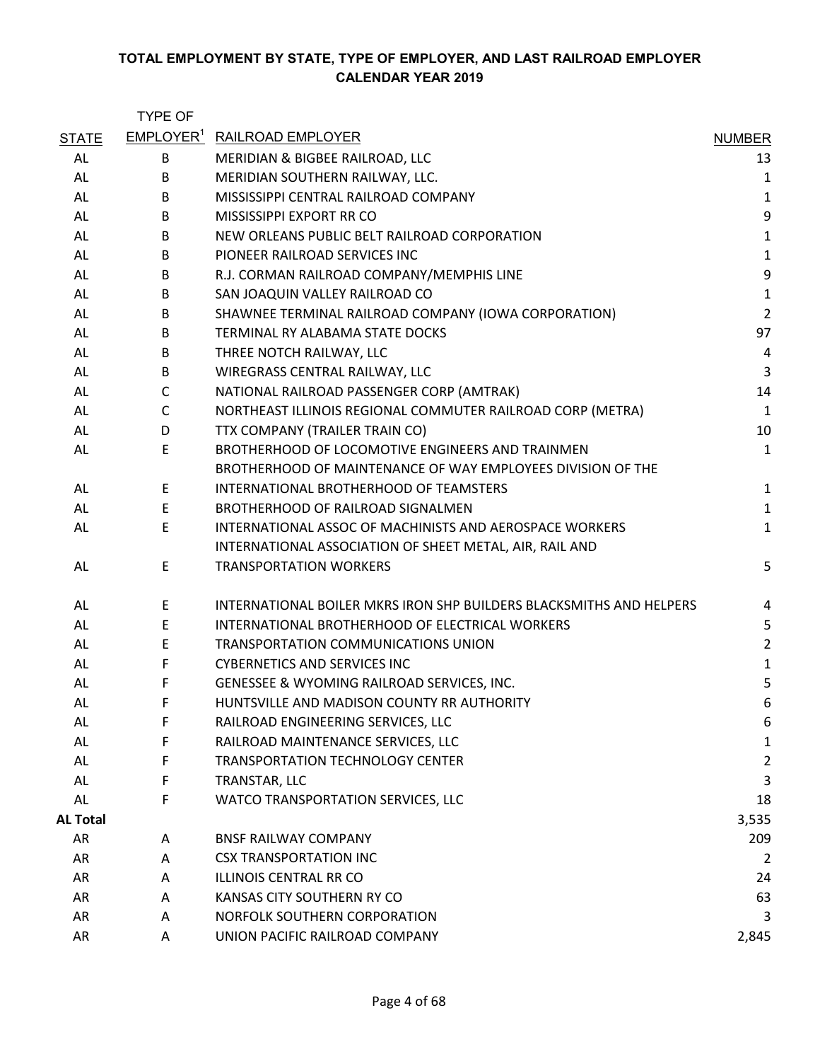**TOTAL EMPLOYMENT BY STATE, TYPE OF EMPLOYER, AND LAST RAILROAD EMPLOYER**
**CALENDAR YEAR 2019**

| STATE | TYPE OF EMPLOYER[1] | RAILROAD EMPLOYER | NUMBER |
|---|---|---|---|
| AL | B | MERIDIAN & BIGBEE RAILROAD, LLC | 13 |
| AL | B | MERIDIAN SOUTHERN RAILWAY, LLC. | 1 |
| AL | B | MISSISSIPPI CENTRAL RAILROAD COMPANY | 1 |
| AL | B | MISSISSIPPI EXPORT RR CO | 9 |
| AL | B | NEW ORLEANS PUBLIC BELT RAILROAD CORPORATION | 1 |
| AL | B | PIONEER RAILROAD SERVICES INC | 1 |
| AL | B | R.J. CORMAN RAILROAD COMPANY/MEMPHIS LINE | 9 |
| AL | B | SAN JOAQUIN VALLEY RAILROAD CO | 1 |
| AL | B | SHAWNEE TERMINAL RAILROAD COMPANY (IOWA CORPORATION) | 2 |
| AL | B | TERMINAL RY ALABAMA STATE DOCKS | 97 |
| AL | B | THREE NOTCH RAILWAY, LLC | 4 |
| AL | B | WIREGRASS CENTRAL RAILWAY, LLC | 3 |
| AL | C | NATIONAL RAILROAD PASSENGER CORP (AMTRAK) | 14 |
| AL | C | NORTHEAST ILLINOIS REGIONAL COMMUTER RAILROAD CORP (METRA) | 1 |
| AL | D | TTX COMPANY (TRAILER TRAIN CO) | 10 |
| AL | E | BROTHERHOOD OF LOCOMOTIVE ENGINEERS AND TRAINMEN | 1 |
| AL | E | BROTHERHOOD OF MAINTENANCE OF WAY EMPLOYEES DIVISION OF THE INTERNATIONAL BROTHERHOOD OF TEAMSTERS | 1 |
| AL | E | BROTHERHOOD OF RAILROAD SIGNALMEN | 1 |
| AL | E | INTERNATIONAL ASSOC OF MACHINISTS AND AEROSPACE WORKERS | 1 |
| AL | E | INTERNATIONAL ASSOCIATION OF SHEET METAL, AIR, RAIL AND TRANSPORTATION WORKERS | 5 |
| AL | E | INTERNATIONAL BOILER MKRS IRON SHP BUILDERS BLACKSMITHS AND HELPERS | 4 |
| AL | E | INTERNATIONAL BROTHERHOOD OF ELECTRICAL WORKERS | 5 |
| AL | E | TRANSPORTATION COMMUNICATIONS UNION | 2 |
| AL | F | CYBERNETICS AND SERVICES INC | 1 |
| AL | F | GENESSEE & WYOMING RAILROAD SERVICES, INC. | 5 |
| AL | F | HUNTSVILLE AND MADISON COUNTY RR AUTHORITY | 6 |
| AL | F | RAILROAD ENGINEERING SERVICES, LLC | 6 |
| AL | F | RAILROAD MAINTENANCE SERVICES, LLC | 1 |
| AL | F | TRANSPORTATION TECHNOLOGY CENTER | 2 |
| AL | F | TRANSTAR, LLC | 3 |
| AL | F | WATCO TRANSPORTATION SERVICES, LLC | 18 |
| **AL Total** | | | 3,535 |
| AR | A | BNSF RAILWAY COMPANY | 209 |
| AR | A | CSX TRANSPORTATION INC | 2 |
| AR | A | ILLINOIS CENTRAL RR CO | 24 |
| AR | A | KANSAS CITY SOUTHERN RY CO | 63 |
| AR | A | NORFOLK SOUTHERN CORPORATION | 3 |
| AR | A | UNION PACIFIC RAILROAD COMPANY | 2,845 |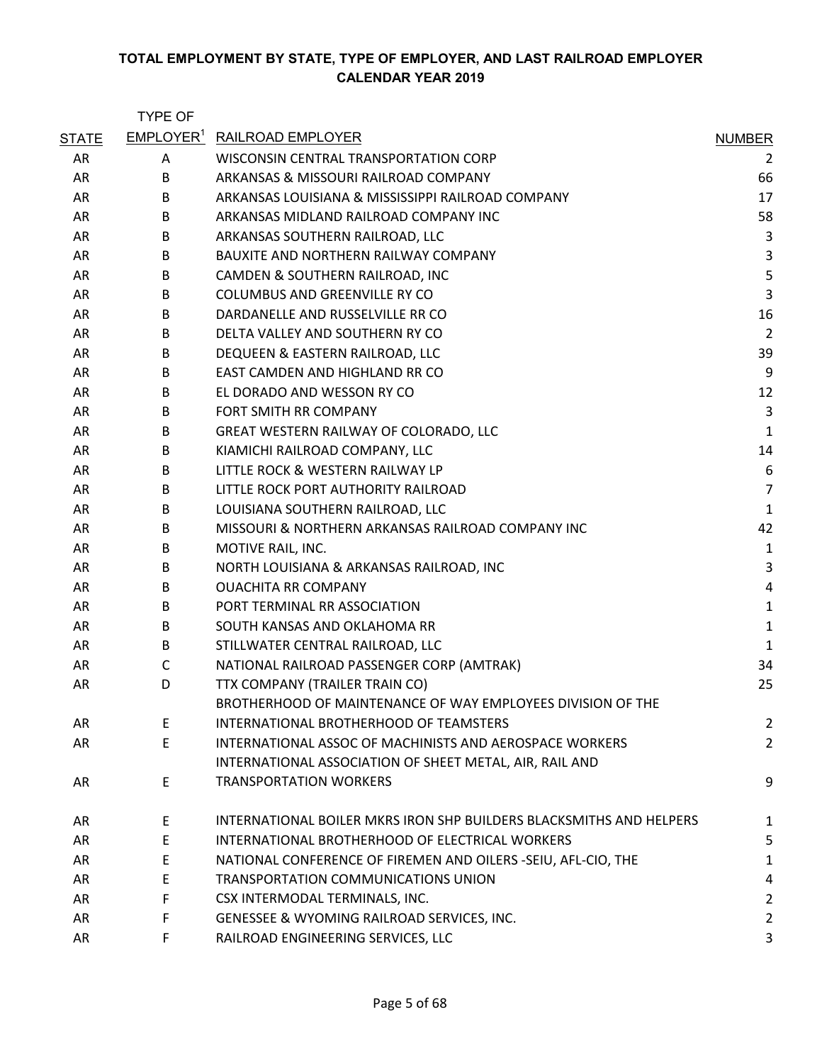**TOTAL EMPLOYMENT BY STATE, TYPE OF EMPLOYER, AND LAST RAILROAD EMPLOYER**
**CALENDAR YEAR 2019**

| STATE | TYPE OF EMPLOYER[1] | RAILROAD EMPLOYER | NUMBER |
|---|---|---|---|
| AR | A | WISCONSIN CENTRAL TRANSPORTATION CORP | 2 |
| AR | B | ARKANSAS & MISSOURI RAILROAD COMPANY | 66 |
| AR | B | ARKANSAS LOUISIANA & MISSISSIPPI RAILROAD COMPANY | 17 |
| AR | B | ARKANSAS MIDLAND RAILROAD COMPANY INC | 58 |
| AR | B | ARKANSAS SOUTHERN RAILROAD, LLC | 3 |
| AR | B | BAUXITE AND NORTHERN RAILWAY COMPANY | 3 |
| AR | B | CAMDEN & SOUTHERN RAILROAD, INC | 5 |
| AR | B | COLUMBUS AND GREENVILLE RY CO | 3 |
| AR | B | DARDANELLE AND RUSSELVILLE RR CO | 16 |
| AR | B | DELTA VALLEY AND SOUTHERN RY CO | 2 |
| AR | B | DEQUEEN & EASTERN RAILROAD, LLC | 39 |
| AR | B | EAST CAMDEN AND HIGHLAND RR CO | 9 |
| AR | B | EL DORADO AND WESSON RY CO | 12 |
| AR | B | FORT SMITH RR COMPANY | 3 |
| AR | B | GREAT WESTERN RAILWAY OF COLORADO, LLC | 1 |
| AR | B | KIAMICHI RAILROAD COMPANY, LLC | 14 |
| AR | B | LITTLE ROCK & WESTERN RAILWAY LP | 6 |
| AR | B | LITTLE ROCK PORT AUTHORITY RAILROAD | 7 |
| AR | B | LOUISIANA SOUTHERN RAILROAD, LLC | 1 |
| AR | B | MISSOURI & NORTHERN ARKANSAS RAILROAD COMPANY INC | 42 |
| AR | B | MOTIVE RAIL, INC. | 1 |
| AR | B | NORTH LOUISIANA & ARKANSAS RAILROAD, INC | 3 |
| AR | B | OUACHITA RR COMPANY | 4 |
| AR | B | PORT TERMINAL RR ASSOCIATION | 1 |
| AR | B | SOUTH KANSAS AND OKLAHOMA RR | 1 |
| AR | B | STILLWATER CENTRAL RAILROAD, LLC | 1 |
| AR | C | NATIONAL RAILROAD PASSENGER CORP (AMTRAK) | 34 |
| AR | D | TTX COMPANY (TRAILER TRAIN CO) | 25 |
| AR | E | BROTHERHOOD OF MAINTENANCE OF WAY EMPLOYEES DIVISION OF THE INTERNATIONAL BROTHERHOOD OF TEAMSTERS | 2 |
| AR | E | INTERNATIONAL ASSOC OF MACHINISTS AND AEROSPACE WORKERS | 2 |
| AR | E | INTERNATIONAL ASSOCIATION OF SHEET METAL, AIR, RAIL AND TRANSPORTATION WORKERS | 9 |
| AR | E | INTERNATIONAL BOILER MKRS IRON SHP BUILDERS BLACKSMITHS AND HELPERS | 1 |
| AR | E | INTERNATIONAL BROTHERHOOD OF ELECTRICAL WORKERS | 5 |
| AR | E | NATIONAL CONFERENCE OF FIREMEN AND OILERS -SEIU, AFL-CIO, THE | 1 |
| AR | E | TRANSPORTATION COMMUNICATIONS UNION | 4 |
| AR | F | CSX INTERMODAL TERMINALS, INC. | 2 |
| AR | F | GENESSEE & WYOMING RAILROAD SERVICES, INC. | 2 |
| AR | F | RAILROAD ENGINEERING SERVICES, LLC | 3 |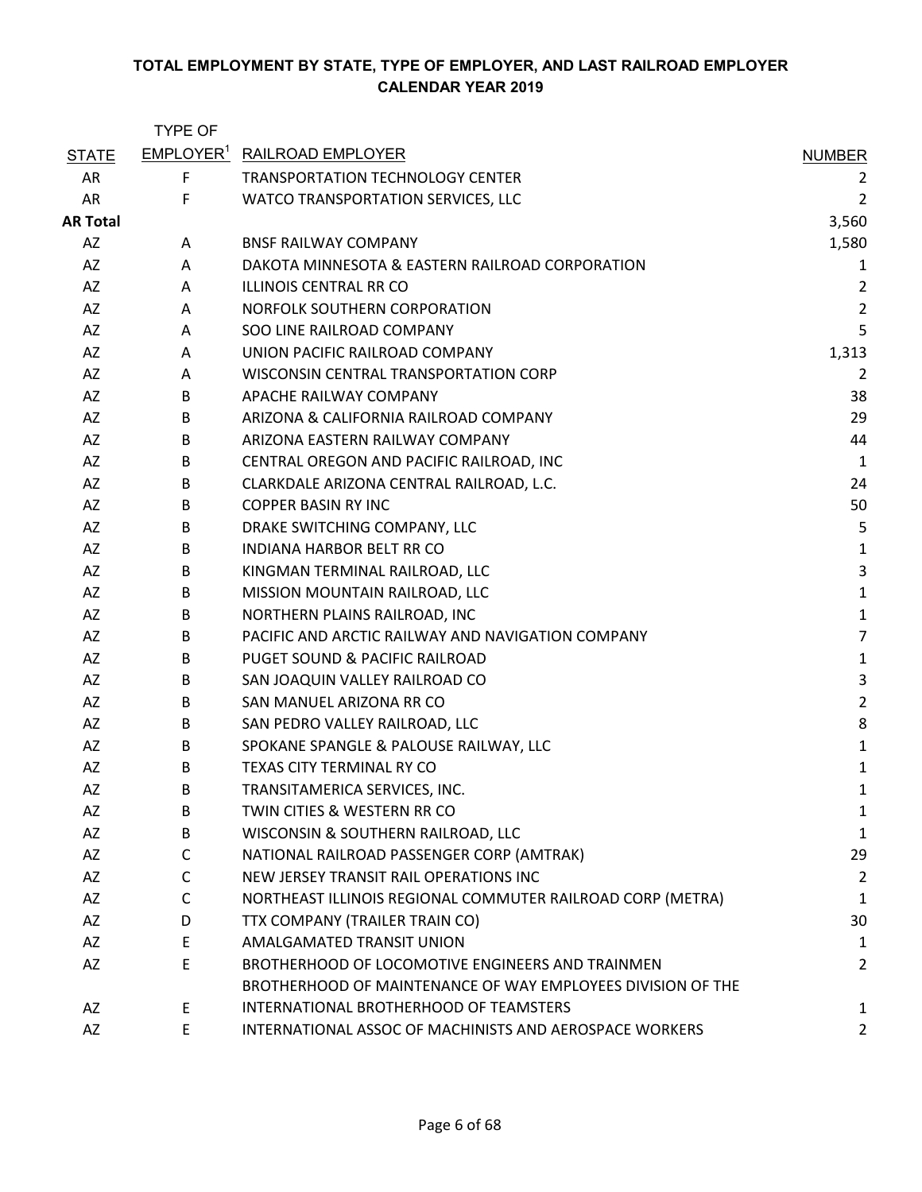**TOTAL EMPLOYMENT BY STATE, TYPE OF EMPLOYER, AND LAST RAILROAD EMPLOYER**
**CALENDAR YEAR 2019**

| STATE | TYPE OF EMPLOYER[1] | RAILROAD EMPLOYER | NUMBER |
|---|---|---|---|
| AR | F | TRANSPORTATION TECHNOLOGY CENTER | 2 |
| AR | F | WATCO TRANSPORTATION SERVICES, LLC | 2 |
| **AR Total** | | | 3,560 |
| AZ | A | BNSF RAILWAY COMPANY | 1,580 |
| AZ | A | DAKOTA MINNESOTA & EASTERN RAILROAD CORPORATION | 1 |
| AZ | A | ILLINOIS CENTRAL RR CO | 2 |
| AZ | A | NORFOLK SOUTHERN CORPORATION | 2 |
| AZ | A | SOO LINE RAILROAD COMPANY | 5 |
| AZ | A | UNION PACIFIC RAILROAD COMPANY | 1,313 |
| AZ | A | WISCONSIN CENTRAL TRANSPORTATION CORP | 2 |
| AZ | B | APACHE RAILWAY COMPANY | 38 |
| AZ | B | ARIZONA & CALIFORNIA RAILROAD COMPANY | 29 |
| AZ | B | ARIZONA EASTERN RAILWAY COMPANY | 44 |
| AZ | B | CENTRAL OREGON AND PACIFIC RAILROAD, INC | 1 |
| AZ | B | CLARKDALE ARIZONA CENTRAL RAILROAD, L.C. | 24 |
| AZ | B | COPPER BASIN RY INC | 50 |
| AZ | B | DRAKE SWITCHING COMPANY, LLC | 5 |
| AZ | B | INDIANA HARBOR BELT RR CO | 1 |
| AZ | B | KINGMAN TERMINAL RAILROAD, LLC | 3 |
| AZ | B | MISSION MOUNTAIN RAILROAD, LLC | 1 |
| AZ | B | NORTHERN PLAINS RAILROAD, INC | 1 |
| AZ | B | PACIFIC AND ARCTIC RAILWAY AND NAVIGATION COMPANY | 7 |
| AZ | B | PUGET SOUND & PACIFIC RAILROAD | 1 |
| AZ | B | SAN JOAQUIN VALLEY RAILROAD CO | 3 |
| AZ | B | SAN MANUEL ARIZONA RR CO | 2 |
| AZ | B | SAN PEDRO VALLEY RAILROAD, LLC | 8 |
| AZ | B | SPOKANE SPANGLE & PALOUSE RAILWAY, LLC | 1 |
| AZ | B | TEXAS CITY TERMINAL RY CO | 1 |
| AZ | B | TRANSITAMERICA SERVICES, INC. | 1 |
| AZ | B | TWIN CITIES & WESTERN RR CO | 1 |
| AZ | B | WISCONSIN & SOUTHERN RAILROAD, LLC | 1 |
| AZ | C | NATIONAL RAILROAD PASSENGER CORP (AMTRAK) | 29 |
| AZ | C | NEW JERSEY TRANSIT RAIL OPERATIONS INC | 2 |
| AZ | C | NORTHEAST ILLINOIS REGIONAL COMMUTER RAILROAD CORP (METRA) | 1 |
| AZ | D | TTX COMPANY (TRAILER TRAIN CO) | 30 |
| AZ | E | AMALGAMATED TRANSIT UNION | 1 |
| AZ | E | BROTHERHOOD OF LOCOMOTIVE ENGINEERS AND TRAINMEN | 2 |
| AZ | E | BROTHERHOOD OF MAINTENANCE OF WAY EMPLOYEES DIVISION OF THE INTERNATIONAL BROTHERHOOD OF TEAMSTERS | 1 |
| AZ | E | INTERNATIONAL ASSOC OF MACHINISTS AND AEROSPACE WORKERS | 2 |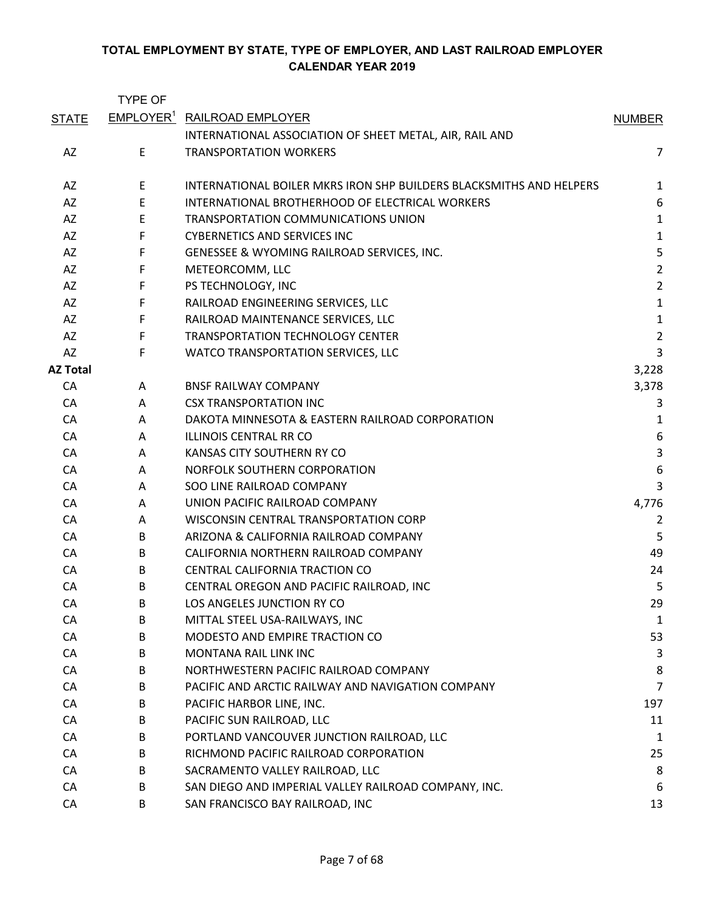**TOTAL EMPLOYMENT BY STATE, TYPE OF EMPLOYER, AND LAST RAILROAD EMPLOYER**
**CALENDAR YEAR 2019**

| STATE | TYPE OF EMPLOYER[1] | RAILROAD EMPLOYER | NUMBER |
|---|---|---|---|
| AZ | E | INTERNATIONAL ASSOCIATION OF SHEET METAL, AIR, RAIL AND TRANSPORTATION WORKERS | 7 |
| AZ | E | INTERNATIONAL BOILER MKRS IRON SHP BUILDERS BLACKSMITHS AND HELPERS | 1 |
| AZ | E | INTERNATIONAL BROTHERHOOD OF ELECTRICAL WORKERS | 6 |
| AZ | E | TRANSPORTATION COMMUNICATIONS UNION | 1 |
| AZ | F | CYBERNETICS AND SERVICES INC | 1 |
| AZ | F | GENESSEE & WYOMING RAILROAD SERVICES, INC. | 5 |
| AZ | F | METEORCOMM, LLC | 2 |
| AZ | F | PS TECHNOLOGY, INC | 2 |
| AZ | F | RAILROAD ENGINEERING SERVICES, LLC | 1 |
| AZ | F | RAILROAD MAINTENANCE SERVICES, LLC | 1 |
| AZ | F | TRANSPORTATION TECHNOLOGY CENTER | 2 |
| AZ | F | WATCO TRANSPORTATION SERVICES, LLC | 3 |
| **AZ Total** | | | 3,228 |
| CA | A | BNSF RAILWAY COMPANY | 3,378 |
| CA | A | CSX TRANSPORTATION INC | 3 |
| CA | A | DAKOTA MINNESOTA & EASTERN RAILROAD CORPORATION | 1 |
| CA | A | ILLINOIS CENTRAL RR CO | 6 |
| CA | A | KANSAS CITY SOUTHERN RY CO | 3 |
| CA | A | NORFOLK SOUTHERN CORPORATION | 6 |
| CA | A | SOO LINE RAILROAD COMPANY | 3 |
| CA | A | UNION PACIFIC RAILROAD COMPANY | 4,776 |
| CA | A | WISCONSIN CENTRAL TRANSPORTATION CORP | 2 |
| CA | B | ARIZONA & CALIFORNIA RAILROAD COMPANY | 5 |
| CA | B | CALIFORNIA NORTHERN RAILROAD COMPANY | 49 |
| CA | B | CENTRAL CALIFORNIA TRACTION CO | 24 |
| CA | B | CENTRAL OREGON AND PACIFIC RAILROAD, INC | 5 |
| CA | B | LOS ANGELES JUNCTION RY CO | 29 |
| CA | B | MITTAL STEEL USA-RAILWAYS, INC | 1 |
| CA | B | MODESTO AND EMPIRE TRACTION CO | 53 |
| CA | B | MONTANA RAIL LINK INC | 3 |
| CA | B | NORTHWESTERN PACIFIC RAILROAD COMPANY | 8 |
| CA | B | PACIFIC AND ARCTIC RAILWAY AND NAVIGATION COMPANY | 7 |
| CA | B | PACIFIC HARBOR LINE, INC. | 197 |
| CA | B | PACIFIC SUN RAILROAD, LLC | 11 |
| CA | B | PORTLAND VANCOUVER JUNCTION RAILROAD, LLC | 1 |
| CA | B | RICHMOND PACIFIC RAILROAD CORPORATION | 25 |
| CA | B | SACRAMENTO VALLEY RAILROAD, LLC | 8 |
| CA | B | SAN DIEGO AND IMPERIAL VALLEY RAILROAD COMPANY, INC. | 6 |
| CA | B | SAN FRANCISCO BAY RAILROAD, INC | 13 |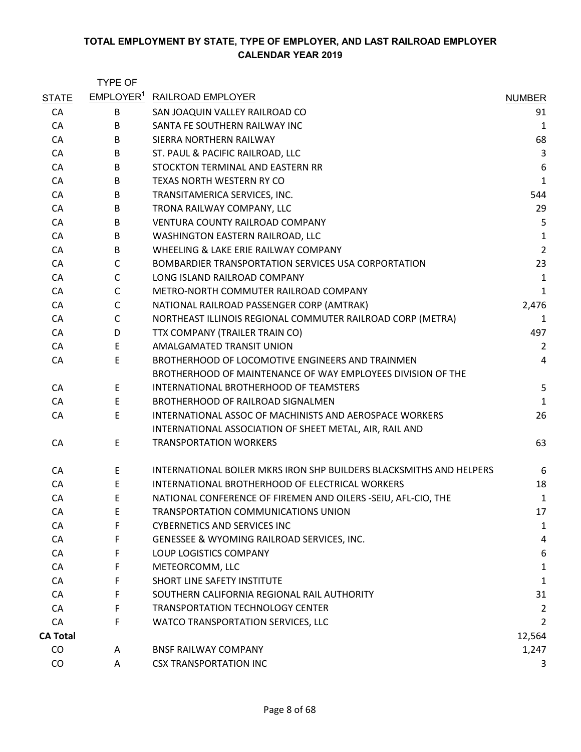**TOTAL EMPLOYMENT BY STATE, TYPE OF EMPLOYER, AND LAST RAILROAD EMPLOYER**
**CALENDAR YEAR 2019**

| STATE | TYPE OF EMPLOYER[1] | RAILROAD EMPLOYER | NUMBER |
|---|---|---|---|
| CA | B | SAN JOAQUIN VALLEY RAILROAD CO | 91 |
| CA | B | SANTA FE SOUTHERN RAILWAY INC | 1 |
| CA | B | SIERRA NORTHERN RAILWAY | 68 |
| CA | B | ST. PAUL & PACIFIC RAILROAD, LLC | 3 |
| CA | B | STOCKTON TERMINAL AND EASTERN RR | 6 |
| CA | B | TEXAS NORTH WESTERN RY CO | 1 |
| CA | B | TRANSITAMERICA SERVICES, INC. | 544 |
| CA | B | TRONA RAILWAY COMPANY, LLC | 29 |
| CA | B | VENTURA COUNTY RAILROAD COMPANY | 5 |
| CA | B | WASHINGTON EASTERN RAILROAD, LLC | 1 |
| CA | B | WHEELING & LAKE ERIE RAILWAY COMPANY | 2 |
| CA | C | BOMBARDIER TRANSPORTATION SERVICES USA CORPORTATION | 23 |
| CA | C | LONG ISLAND RAILROAD COMPANY | 1 |
| CA | C | METRO-NORTH COMMUTER RAILROAD COMPANY | 1 |
| CA | C | NATIONAL RAILROAD PASSENGER CORP (AMTRAK) | 2,476 |
| CA | C | NORTHEAST ILLINOIS REGIONAL COMMUTER RAILROAD CORP (METRA) | 1 |
| CA | D | TTX COMPANY (TRAILER TRAIN CO) | 497 |
| CA | E | AMALGAMATED TRANSIT UNION | 2 |
| CA | E | BROTHERHOOD OF LOCOMOTIVE ENGINEERS AND TRAINMEN | 4 |
| CA | E | BROTHERHOOD OF MAINTENANCE OF WAY EMPLOYEES DIVISION OF THE INTERNATIONAL BROTHERHOOD OF TEAMSTERS | 5 |
| CA | E | BROTHERHOOD OF RAILROAD SIGNALMEN | 1 |
| CA | E | INTERNATIONAL ASSOC OF MACHINISTS AND AEROSPACE WORKERS | 26 |
| CA | E | INTERNATIONAL ASSOCIATION OF SHEET METAL, AIR, RAIL AND TRANSPORTATION WORKERS | 63 |
| CA | E | INTERNATIONAL BOILER MKRS IRON SHP BUILDERS BLACKSMITHS AND HELPERS | 6 |
| CA | E | INTERNATIONAL BROTHERHOOD OF ELECTRICAL WORKERS | 18 |
| CA | E | NATIONAL CONFERENCE OF FIREMEN AND OILERS -SEIU, AFL-CIO, THE | 1 |
| CA | E | TRANSPORTATION COMMUNICATIONS UNION | 17 |
| CA | F | CYBERNETICS AND SERVICES INC | 1 |
| CA | F | GENESSEE & WYOMING RAILROAD SERVICES, INC. | 4 |
| CA | F | LOUP LOGISTICS COMPANY | 6 |
| CA | F | METEORCOMM, LLC | 1 |
| CA | F | SHORT LINE SAFETY INSTITUTE | 1 |
| CA | F | SOUTHERN CALIFORNIA REGIONAL RAIL AUTHORITY | 31 |
| CA | F | TRANSPORTATION TECHNOLOGY CENTER | 2 |
| CA | F | WATCO TRANSPORTATION SERVICES, LLC | 2 |
| **CA Total** | | | 12,564 |
| CO | A | BNSF RAILWAY COMPANY | 1,247 |
| CO | A | CSX TRANSPORTATION INC | 3 |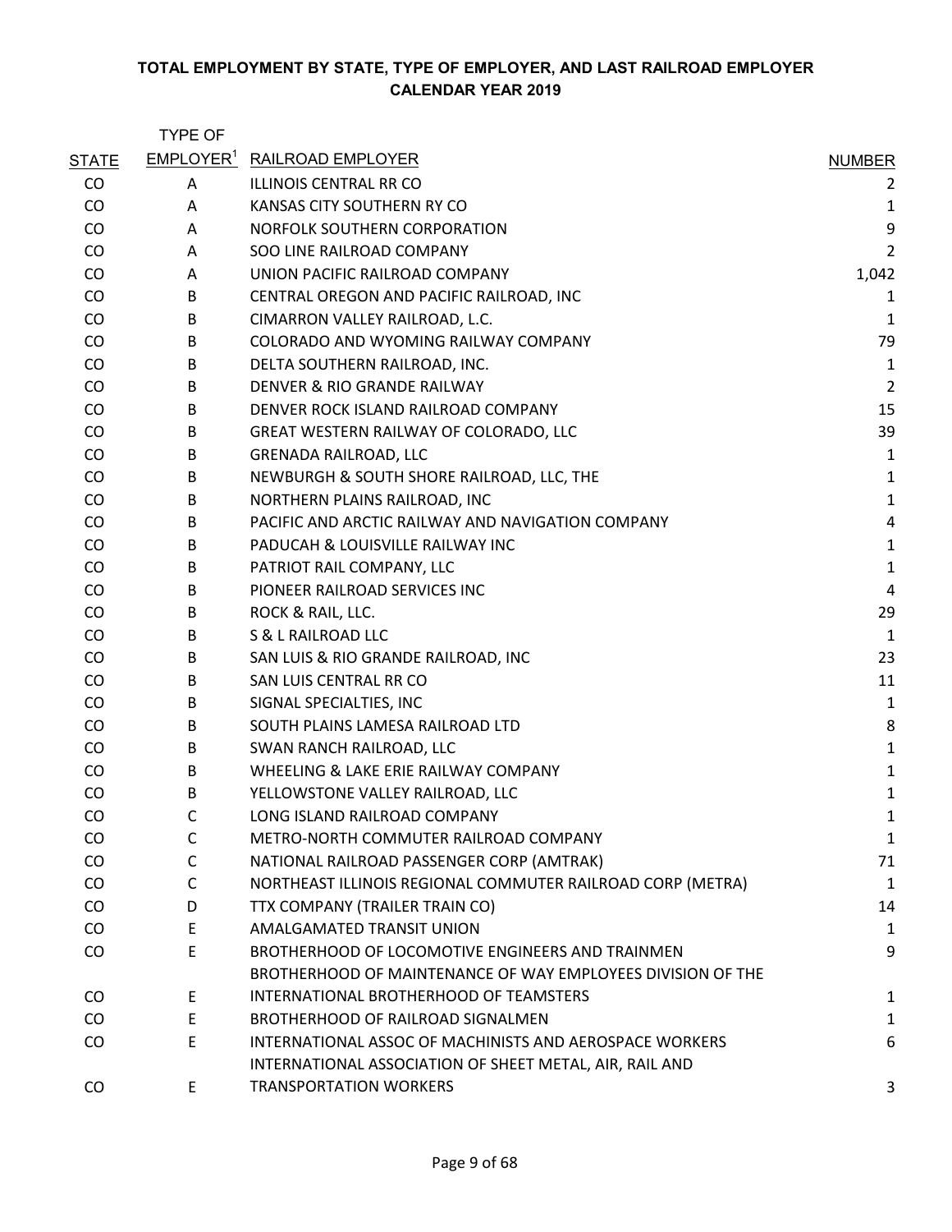**TOTAL EMPLOYMENT BY STATE, TYPE OF EMPLOYER, AND LAST RAILROAD EMPLOYER**
**CALENDAR YEAR 2019**

| STATE | TYPE OF EMPLOYER[1] | RAILROAD EMPLOYER | NUMBER |
|---|---|---|---|
| CO | A | ILLINOIS CENTRAL RR CO | 2 |
| CO | A | KANSAS CITY SOUTHERN RY CO | 1 |
| CO | A | NORFOLK SOUTHERN CORPORATION | 9 |
| CO | A | SOO LINE RAILROAD COMPANY | 2 |
| CO | A | UNION PACIFIC RAILROAD COMPANY | 1,042 |
| CO | B | CENTRAL OREGON AND PACIFIC RAILROAD, INC | 1 |
| CO | B | CIMARRON VALLEY RAILROAD, L.C. | 1 |
| CO | B | COLORADO AND WYOMING RAILWAY COMPANY | 79 |
| CO | B | DELTA SOUTHERN RAILROAD, INC. | 1 |
| CO | B | DENVER & RIO GRANDE RAILWAY | 2 |
| CO | B | DENVER ROCK ISLAND RAILROAD COMPANY | 15 |
| CO | B | GREAT WESTERN RAILWAY OF COLORADO, LLC | 39 |
| CO | B | GRENADA RAILROAD, LLC | 1 |
| CO | B | NEWBURGH & SOUTH SHORE RAILROAD, LLC, THE | 1 |
| CO | B | NORTHERN PLAINS RAILROAD, INC | 1 |
| CO | B | PACIFIC AND ARCTIC RAILWAY AND NAVIGATION COMPANY | 4 |
| CO | B | PADUCAH & LOUISVILLE RAILWAY INC | 1 |
| CO | B | PATRIOT RAIL COMPANY, LLC | 1 |
| CO | B | PIONEER RAILROAD SERVICES INC | 4 |
| CO | B | ROCK & RAIL, LLC. | 29 |
| CO | B | S & L RAILROAD LLC | 1 |
| CO | B | SAN LUIS & RIO GRANDE RAILROAD, INC | 23 |
| CO | B | SAN LUIS CENTRAL RR CO | 11 |
| CO | B | SIGNAL SPECIALTIES, INC | 1 |
| CO | B | SOUTH PLAINS LAMESA RAILROAD LTD | 8 |
| CO | B | SWAN RANCH RAILROAD, LLC | 1 |
| CO | B | WHEELING & LAKE ERIE RAILWAY COMPANY | 1 |
| CO | B | YELLOWSTONE VALLEY RAILROAD, LLC | 1 |
| CO | C | LONG ISLAND RAILROAD COMPANY | 1 |
| CO | C | METRO-NORTH COMMUTER RAILROAD COMPANY | 1 |
| CO | C | NATIONAL RAILROAD PASSENGER CORP (AMTRAK) | 71 |
| CO | C | NORTHEAST ILLINOIS REGIONAL COMMUTER RAILROAD CORP (METRA) | 1 |
| CO | D | TTX COMPANY (TRAILER TRAIN CO) | 14 |
| CO | E | AMALGAMATED TRANSIT UNION | 1 |
| CO | E | BROTHERHOOD OF LOCOMOTIVE ENGINEERS AND TRAINMEN | 9 |
| CO | E | BROTHERHOOD OF MAINTENANCE OF WAY EMPLOYEES DIVISION OF THE INTERNATIONAL BROTHERHOOD OF TEAMSTERS | 1 |
| CO | E | BROTHERHOOD OF RAILROAD SIGNALMEN | 1 |
| CO | E | INTERNATIONAL ASSOC OF MACHINISTS AND AEROSPACE WORKERS | 6 |
| CO | E | INTERNATIONAL ASSOCIATION OF SHEET METAL, AIR, RAIL AND TRANSPORTATION WORKERS | 3 |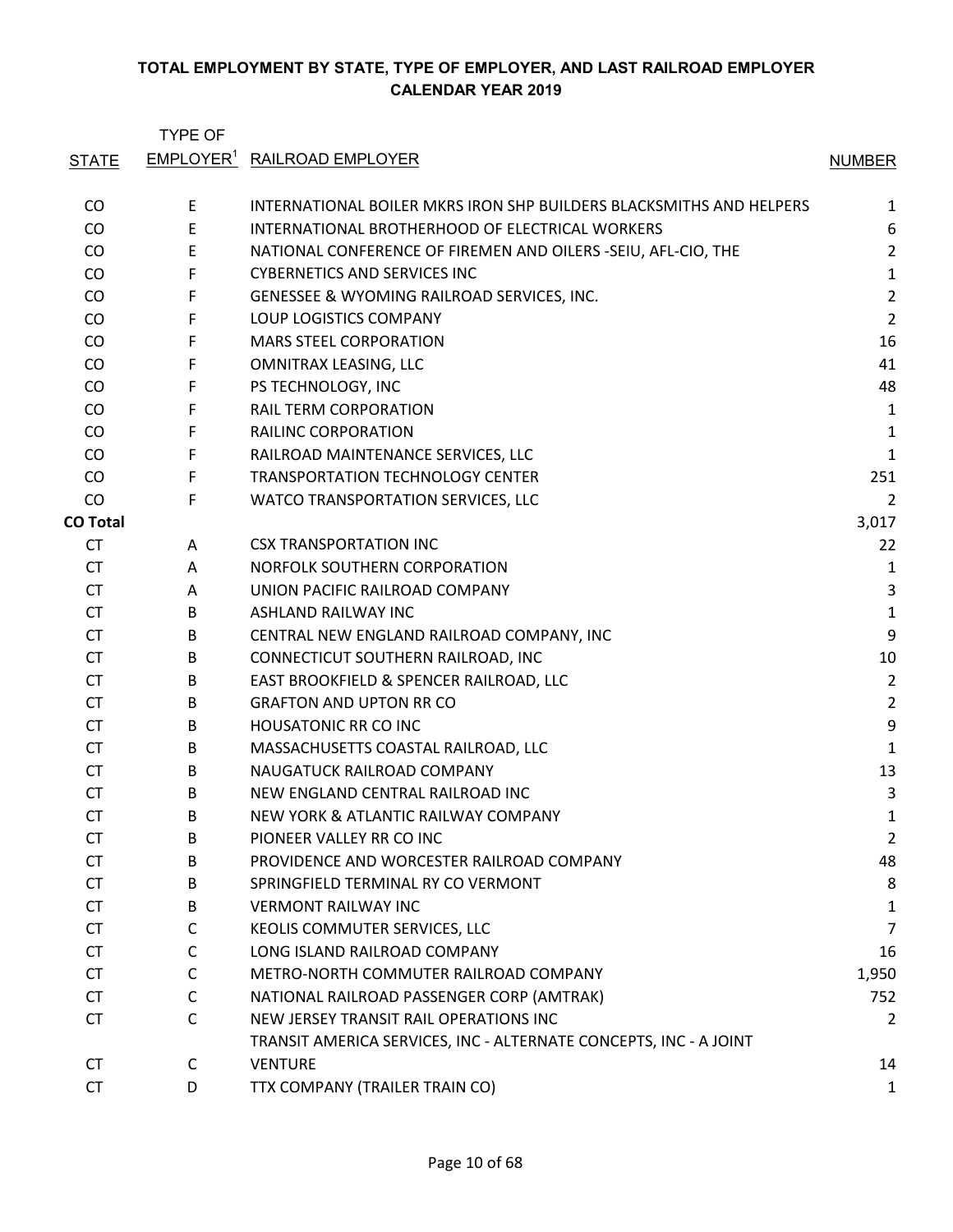**TOTAL EMPLOYMENT BY STATE, TYPE OF EMPLOYER, AND LAST RAILROAD EMPLOYER**
**CALENDAR YEAR 2019**

| STATE | TYPE OF EMPLOYER[1] | RAILROAD EMPLOYER | NUMBER |
|---|---|---|---|
| CO | E | INTERNATIONAL BOILER MKRS IRON SHP BUILDERS BLACKSMITHS AND HELPERS | 1 |
| CO | E | INTERNATIONAL BROTHERHOOD OF ELECTRICAL WORKERS | 6 |
| CO | E | NATIONAL CONFERENCE OF FIREMEN AND OILERS -SEIU, AFL-CIO, THE | 2 |
| CO | F | CYBERNETICS AND SERVICES INC | 1 |
| CO | F | GENESSEE & WYOMING RAILROAD SERVICES, INC. | 2 |
| CO | F | LOUP LOGISTICS COMPANY | 2 |
| CO | F | MARS STEEL CORPORATION | 16 |
| CO | F | OMNITRAX LEASING, LLC | 41 |
| CO | F | PS TECHNOLOGY, INC | 48 |
| CO | F | RAIL TERM CORPORATION | 1 |
| CO | F | RAILINC CORPORATION | 1 |
| CO | F | RAILROAD MAINTENANCE SERVICES, LLC | 1 |
| CO | F | TRANSPORTATION TECHNOLOGY CENTER | 251 |
| CO | F | WATCO TRANSPORTATION SERVICES, LLC | 2 |
| **CO Total** | | | 3,017 |
| CT | A | CSX TRANSPORTATION INC | 22 |
| CT | A | NORFOLK SOUTHERN CORPORATION | 1 |
| CT | A | UNION PACIFIC RAILROAD COMPANY | 3 |
| CT | B | ASHLAND RAILWAY INC | 1 |
| CT | B | CENTRAL NEW ENGLAND RAILROAD COMPANY, INC | 9 |
| CT | B | CONNECTICUT SOUTHERN RAILROAD, INC | 10 |
| CT | B | EAST BROOKFIELD & SPENCER RAILROAD, LLC | 2 |
| CT | B | GRAFTON AND UPTON RR CO | 2 |
| CT | B | HOUSATONIC RR CO INC | 9 |
| CT | B | MASSACHUSETTS COASTAL RAILROAD, LLC | 1 |
| CT | B | NAUGATUCK RAILROAD COMPANY | 13 |
| CT | B | NEW ENGLAND CENTRAL RAILROAD INC | 3 |
| CT | B | NEW YORK & ATLANTIC RAILWAY COMPANY | 1 |
| CT | B | PIONEER VALLEY RR CO INC | 2 |
| CT | B | PROVIDENCE AND WORCESTER RAILROAD COMPANY | 48 |
| CT | B | SPRINGFIELD TERMINAL RY CO VERMONT | 8 |
| CT | B | VERMONT RAILWAY INC | 1 |
| CT | C | KEOLIS COMMUTER SERVICES, LLC | 7 |
| CT | C | LONG ISLAND RAILROAD COMPANY | 16 |
| CT | C | METRO-NORTH COMMUTER RAILROAD COMPANY | 1,950 |
| CT | C | NATIONAL RAILROAD PASSENGER CORP (AMTRAK) | 752 |
| CT | C | NEW JERSEY TRANSIT RAIL OPERATIONS INC | 2 |
| CT | C | TRANSIT AMERICA SERVICES, INC - ALTERNATE CONCEPTS, INC - A JOINT VENTURE | 14 |
| CT | D | TTX COMPANY (TRAILER TRAIN CO) | 1 |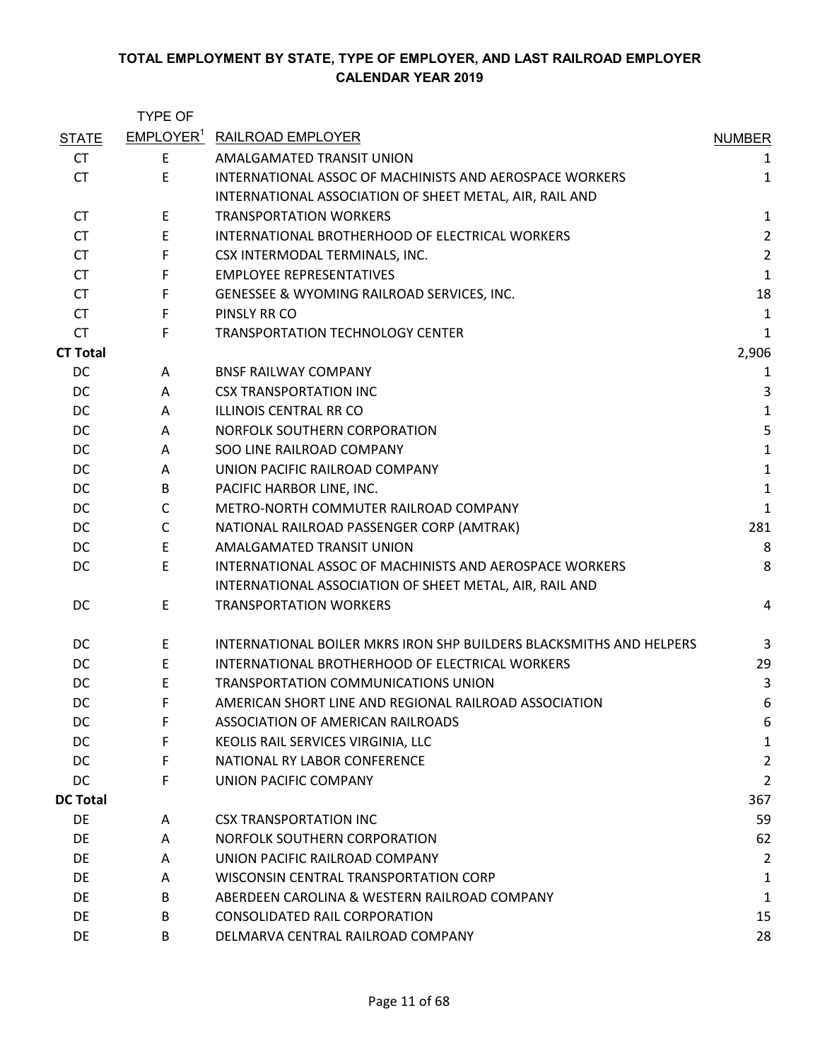# TOTAL EMPLOYMENT BY STATE, TYPE OF EMPLOYER, AND LAST RAILROAD EMPLOYER
## CALENDAR YEAR 2019

| STATE | TYPE OF EMPLOYER[1] | RAILROAD EMPLOYER | NUMBER |
|---|---|---|---|
| CT | E | AMALGAMATED TRANSIT UNION | 1 |
| CT | E | INTERNATIONAL ASSOC OF MACHINISTS AND AEROSPACE WORKERS | 1 |
| CT | E | INTERNATIONAL ASSOCIATION OF SHEET METAL, AIR, RAIL AND TRANSPORTATION WORKERS | 1 |
| CT | E | INTERNATIONAL BROTHERHOOD OF ELECTRICAL WORKERS | 2 |
| CT | F | CSX INTERMODAL TERMINALS, INC. | 2 |
| CT | F | EMPLOYEE REPRESENTATIVES | 1 |
| CT | F | GENESSEE & WYOMING RAILROAD SERVICES, INC. | 18 |
| CT | F | PINSLY RR CO | 1 |
| CT | F | TRANSPORTATION TECHNOLOGY CENTER | 1 |
| **CT Total** | | | 2,906 |
| DC | A | BNSF RAILWAY COMPANY | 1 |
| DC | A | CSX TRANSPORTATION INC | 3 |
| DC | A | ILLINOIS CENTRAL RR CO | 1 |
| DC | A | NORFOLK SOUTHERN CORPORATION | 5 |
| DC | A | SOO LINE RAILROAD COMPANY | 1 |
| DC | A | UNION PACIFIC RAILROAD COMPANY | 1 |
| DC | B | PACIFIC HARBOR LINE, INC. | 1 |
| DC | C | METRO-NORTH COMMUTER RAILROAD COMPANY | 1 |
| DC | C | NATIONAL RAILROAD PASSENGER CORP (AMTRAK) | 281 |
| DC | E | AMALGAMATED TRANSIT UNION | 8 |
| DC | E | INTERNATIONAL ASSOC OF MACHINISTS AND AEROSPACE WORKERS | 8 |
| DC | E | INTERNATIONAL ASSOCIATION OF SHEET METAL, AIR, RAIL AND TRANSPORTATION WORKERS | 4 |
| DC | E | INTERNATIONAL BOILER MKRS IRON SHP BUILDERS BLACKSMITHS AND HELPERS | 3 |
| DC | E | INTERNATIONAL BROTHERHOOD OF ELECTRICAL WORKERS | 29 |
| DC | E | TRANSPORTATION COMMUNICATIONS UNION | 3 |
| DC | F | AMERICAN SHORT LINE AND REGIONAL RAILROAD ASSOCIATION | 6 |
| DC | F | ASSOCIATION OF AMERICAN RAILROADS | 6 |
| DC | F | KEOLIS RAIL SERVICES VIRGINIA, LLC | 1 |
| DC | F | NATIONAL RY LABOR CONFERENCE | 2 |
| DC | F | UNION PACIFIC COMPANY | 2 |
| **DC Total** | | | 367 |
| DE | A | CSX TRANSPORTATION INC | 59 |
| DE | A | NORFOLK SOUTHERN CORPORATION | 62 |
| DE | A | UNION PACIFIC RAILROAD COMPANY | 2 |
| DE | A | WISCONSIN CENTRAL TRANSPORTATION CORP | 1 |
| DE | B | ABERDEEN CAROLINA & WESTERN RAILROAD COMPANY | 1 |
| DE | B | CONSOLIDATED RAIL CORPORATION | 15 |
| DE | B | DELMARVA CENTRAL RAILROAD COMPANY | 28 |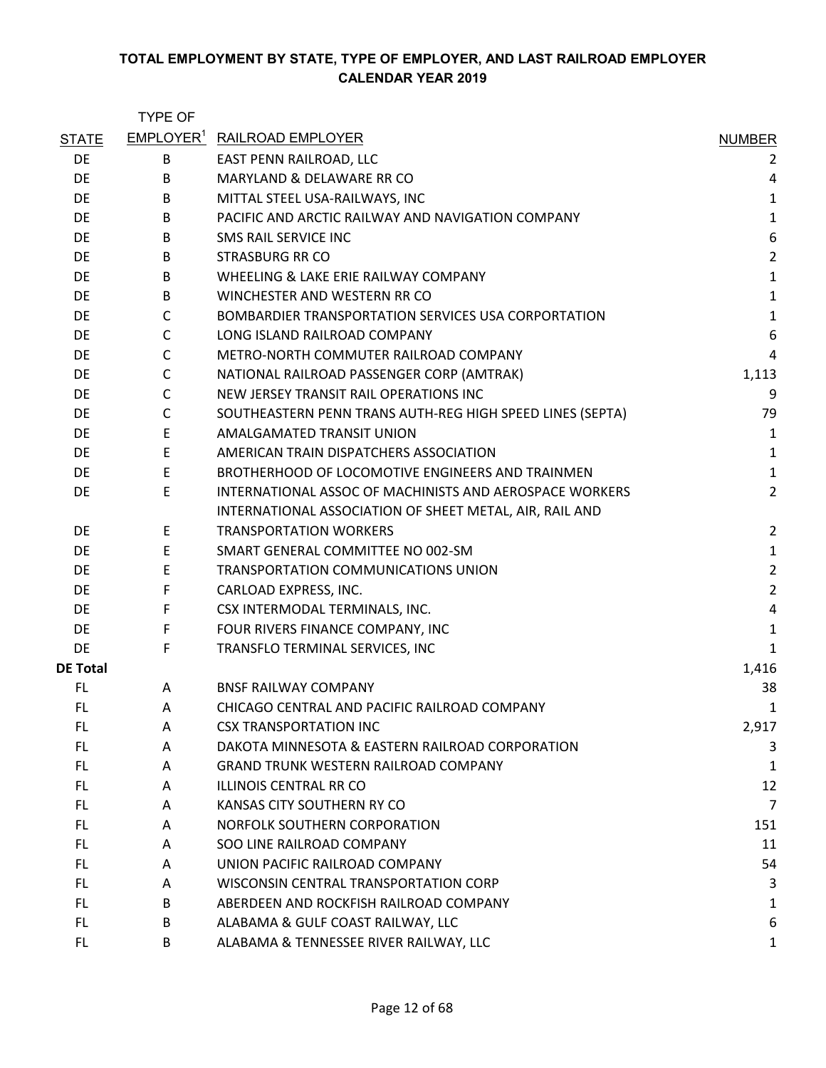**TOTAL EMPLOYMENT BY STATE, TYPE OF EMPLOYER, AND LAST RAILROAD EMPLOYER**
**CALENDAR YEAR 2019**

| STATE | TYPE OF EMPLOYER[1] | RAILROAD EMPLOYER | NUMBER |
|---|---|---|---|
| DE | B | EAST PENN RAILROAD, LLC | 2 |
| DE | B | MARYLAND & DELAWARE RR CO | 4 |
| DE | B | MITTAL STEEL USA-RAILWAYS, INC | 1 |
| DE | B | PACIFIC AND ARCTIC RAILWAY AND NAVIGATION COMPANY | 1 |
| DE | B | SMS RAIL SERVICE INC | 6 |
| DE | B | STRASBURG RR CO | 2 |
| DE | B | WHEELING & LAKE ERIE RAILWAY COMPANY | 1 |
| DE | B | WINCHESTER AND WESTERN RR CO | 1 |
| DE | C | BOMBARDIER TRANSPORTATION SERVICES USA CORPORTATION | 1 |
| DE | C | LONG ISLAND RAILROAD COMPANY | 6 |
| DE | C | METRO-NORTH COMMUTER RAILROAD COMPANY | 4 |
| DE | C | NATIONAL RAILROAD PASSENGER CORP (AMTRAK) | 1,113 |
| DE | C | NEW JERSEY TRANSIT RAIL OPERATIONS INC | 9 |
| DE | C | SOUTHEASTERN PENN TRANS AUTH-REG HIGH SPEED LINES (SEPTA) | 79 |
| DE | E | AMALGAMATED TRANSIT UNION | 1 |
| DE | E | AMERICAN TRAIN DISPATCHERS ASSOCIATION | 1 |
| DE | E | BROTHERHOOD OF LOCOMOTIVE ENGINEERS AND TRAINMEN | 1 |
| DE | E | INTERNATIONAL ASSOC OF MACHINISTS AND AEROSPACE WORKERS | 2 |
| DE | E | INTERNATIONAL ASSOCIATION OF SHEET METAL, AIR, RAIL AND TRANSPORTATION WORKERS | 2 |
| DE | E | SMART GENERAL COMMITTEE NO 002-SM | 1 |
| DE | E | TRANSPORTATION COMMUNICATIONS UNION | 2 |
| DE | F | CARLOAD EXPRESS, INC. | 2 |
| DE | F | CSX INTERMODAL TERMINALS, INC. | 4 |
| DE | F | FOUR RIVERS FINANCE COMPANY, INC | 1 |
| DE | F | TRANSFLO TERMINAL SERVICES, INC | 1 |
| **DE Total** | | | 1,416 |
| FL | A | BNSF RAILWAY COMPANY | 38 |
| FL | A | CHICAGO CENTRAL AND PACIFIC RAILROAD COMPANY | 1 |
| FL | A | CSX TRANSPORTATION INC | 2,917 |
| FL | A | DAKOTA MINNESOTA & EASTERN RAILROAD CORPORATION | 3 |
| FL | A | GRAND TRUNK WESTERN RAILROAD COMPANY | 1 |
| FL | A | ILLINOIS CENTRAL RR CO | 12 |
| FL | A | KANSAS CITY SOUTHERN RY CO | 7 |
| FL | A | NORFOLK SOUTHERN CORPORATION | 151 |
| FL | A | SOO LINE RAILROAD COMPANY | 11 |
| FL | A | UNION PACIFIC RAILROAD COMPANY | 54 |
| FL | A | WISCONSIN CENTRAL TRANSPORTATION CORP | 3 |
| FL | B | ABERDEEN AND ROCKFISH RAILROAD COMPANY | 1 |
| FL | B | ALABAMA & GULF COAST RAILWAY, LLC | 6 |
| FL | B | ALABAMA & TENNESSEE RIVER RAILWAY, LLC | 1 |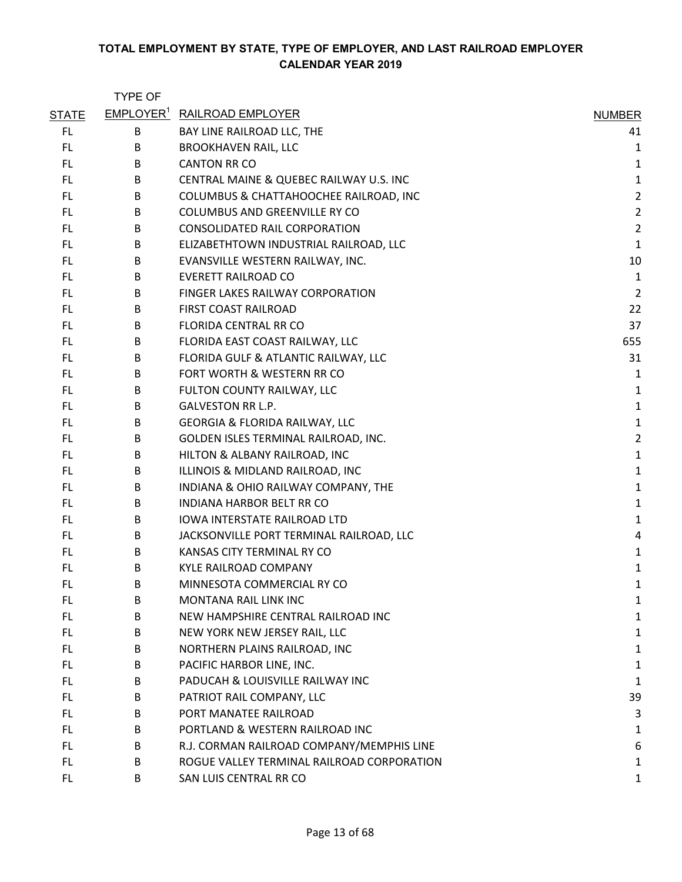**TOTAL EMPLOYMENT BY STATE, TYPE OF EMPLOYER, AND LAST RAILROAD EMPLOYER**
**CALENDAR YEAR 2019**

| STATE | TYPE OF EMPLOYER[1] | RAILROAD EMPLOYER | NUMBER |
|---|---|---|---|
| FL | B | BAY LINE RAILROAD LLC, THE | 41 |
| FL | B | BROOKHAVEN RAIL, LLC | 1 |
| FL | B | CANTON RR CO | 1 |
| FL | B | CENTRAL MAINE & QUEBEC RAILWAY U.S. INC | 1 |
| FL | B | COLUMBUS & CHATTAHOOCHEE RAILROAD, INC | 2 |
| FL | B | COLUMBUS AND GREENVILLE RY CO | 2 |
| FL | B | CONSOLIDATED RAIL CORPORATION | 2 |
| FL | B | ELIZABETHTOWN INDUSTRIAL RAILROAD, LLC | 1 |
| FL | B | EVANSVILLE WESTERN RAILWAY, INC. | 10 |
| FL | B | EVERETT RAILROAD CO | 1 |
| FL | B | FINGER LAKES RAILWAY CORPORATION | 2 |
| FL | B | FIRST COAST RAILROAD | 22 |
| FL | B | FLORIDA CENTRAL RR CO | 37 |
| FL | B | FLORIDA EAST COAST RAILWAY, LLC | 655 |
| FL | B | FLORIDA GULF & ATLANTIC RAILWAY, LLC | 31 |
| FL | B | FORT WORTH & WESTERN RR CO | 1 |
| FL | B | FULTON COUNTY RAILWAY, LLC | 1 |
| FL | B | GALVESTON RR L.P. | 1 |
| FL | B | GEORGIA & FLORIDA RAILWAY, LLC | 1 |
| FL | B | GOLDEN ISLES TERMINAL RAILROAD, INC. | 2 |
| FL | B | HILTON & ALBANY RAILROAD, INC | 1 |
| FL | B | ILLINOIS & MIDLAND RAILROAD, INC | 1 |
| FL | B | INDIANA & OHIO RAILWAY COMPANY, THE | 1 |
| FL | B | INDIANA HARBOR BELT RR CO | 1 |
| FL | B | IOWA INTERSTATE RAILROAD LTD | 1 |
| FL | B | JACKSONVILLE PORT TERMINAL RAILROAD, LLC | 4 |
| FL | B | KANSAS CITY TERMINAL RY CO | 1 |
| FL | B | KYLE RAILROAD COMPANY | 1 |
| FL | B | MINNESOTA COMMERCIAL RY CO | 1 |
| FL | B | MONTANA RAIL LINK INC | 1 |
| FL | B | NEW HAMPSHIRE CENTRAL RAILROAD INC | 1 |
| FL | B | NEW YORK NEW JERSEY RAIL, LLC | 1 |
| FL | B | NORTHERN PLAINS RAILROAD, INC | 1 |
| FL | B | PACIFIC HARBOR LINE, INC. | 1 |
| FL | B | PADUCAH & LOUISVILLE RAILWAY INC | 1 |
| FL | B | PATRIOT RAIL COMPANY, LLC | 39 |
| FL | B | PORT MANATEE RAILROAD | 3 |
| FL | B | PORTLAND & WESTERN RAILROAD INC | 1 |
| FL | B | R.J. CORMAN RAILROAD COMPANY/MEMPHIS LINE | 6 |
| FL | B | ROGUE VALLEY TERMINAL RAILROAD CORPORATION | 1 |
| FL | B | SAN LUIS CENTRAL RR CO | 1 |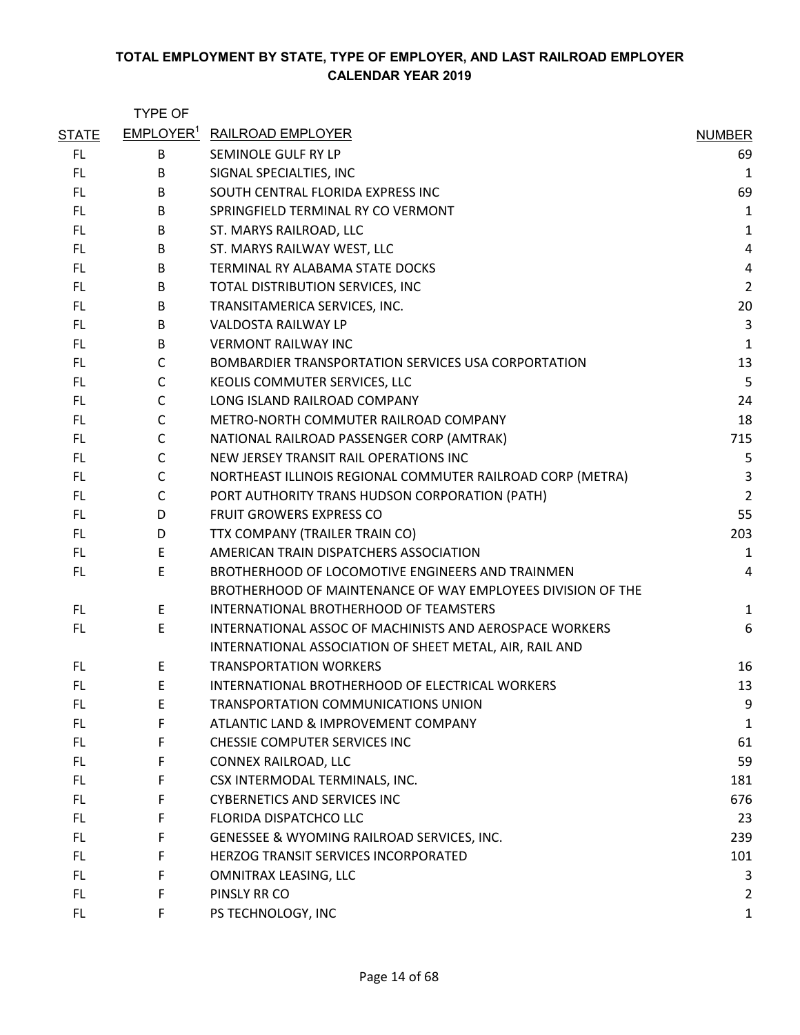**TOTAL EMPLOYMENT BY STATE, TYPE OF EMPLOYER, AND LAST RAILROAD EMPLOYER**
**CALENDAR YEAR 2019**

| STATE | TYPE OF EMPLOYER[1] | RAILROAD EMPLOYER | NUMBER |
|---|---|---|---|
| FL | B | SEMINOLE GULF RY LP | 69 |
| FL | B | SIGNAL SPECIALTIES, INC | 1 |
| FL | B | SOUTH CENTRAL FLORIDA EXPRESS INC | 69 |
| FL | B | SPRINGFIELD TERMINAL RY CO VERMONT | 1 |
| FL | B | ST. MARYS RAILROAD, LLC | 1 |
| FL | B | ST. MARYS RAILWAY WEST, LLC | 4 |
| FL | B | TERMINAL RY ALABAMA STATE DOCKS | 4 |
| FL | B | TOTAL DISTRIBUTION SERVICES, INC | 2 |
| FL | B | TRANSITAMERICA SERVICES, INC. | 20 |
| FL | B | VALDOSTA RAILWAY LP | 3 |
| FL | B | VERMONT RAILWAY INC | 1 |
| FL | C | BOMBARDIER TRANSPORTATION SERVICES USA CORPORTATION | 13 |
| FL | C | KEOLIS COMMUTER SERVICES, LLC | 5 |
| FL | C | LONG ISLAND RAILROAD COMPANY | 24 |
| FL | C | METRO-NORTH COMMUTER RAILROAD COMPANY | 18 |
| FL | C | NATIONAL RAILROAD PASSENGER CORP (AMTRAK) | 715 |
| FL | C | NEW JERSEY TRANSIT RAIL OPERATIONS INC | 5 |
| FL | C | NORTHEAST ILLINOIS REGIONAL COMMUTER RAILROAD CORP (METRA) | 3 |
| FL | C | PORT AUTHORITY TRANS HUDSON CORPORATION (PATH) | 2 |
| FL | D | FRUIT GROWERS EXPRESS CO | 55 |
| FL | D | TTX COMPANY (TRAILER TRAIN CO) | 203 |
| FL | E | AMERICAN TRAIN DISPATCHERS ASSOCIATION | 1 |
| FL | E | BROTHERHOOD OF LOCOMOTIVE ENGINEERS AND TRAINMEN | 4 |
| FL | E | BROTHERHOOD OF MAINTENANCE OF WAY EMPLOYEES DIVISION OF THE INTERNATIONAL BROTHERHOOD OF TEAMSTERS | 1 |
| FL | E | INTERNATIONAL ASSOC OF MACHINISTS AND AEROSPACE WORKERS | 6 |
| FL | E | INTERNATIONAL ASSOCIATION OF SHEET METAL, AIR, RAIL AND TRANSPORTATION WORKERS | 16 |
| FL | E | INTERNATIONAL BROTHERHOOD OF ELECTRICAL WORKERS | 13 |
| FL | E | TRANSPORTATION COMMUNICATIONS UNION | 9 |
| FL | F | ATLANTIC LAND & IMPROVEMENT COMPANY | 1 |
| FL | F | CHESSIE COMPUTER SERVICES INC | 61 |
| FL | F | CONNEX RAILROAD, LLC | 59 |
| FL | F | CSX INTERMODAL TERMINALS, INC. | 181 |
| FL | F | CYBERNETICS AND SERVICES INC | 676 |
| FL | F | FLORIDA DISPATCHCO LLC | 23 |
| FL | F | GENESSEE & WYOMING RAILROAD SERVICES, INC. | 239 |
| FL | F | HERZOG TRANSIT SERVICES INCORPORATED | 101 |
| FL | F | OMNITRAX LEASING, LLC | 3 |
| FL | F | PINSLY RR CO | 2 |
| FL | F | PS TECHNOLOGY, INC | 1 |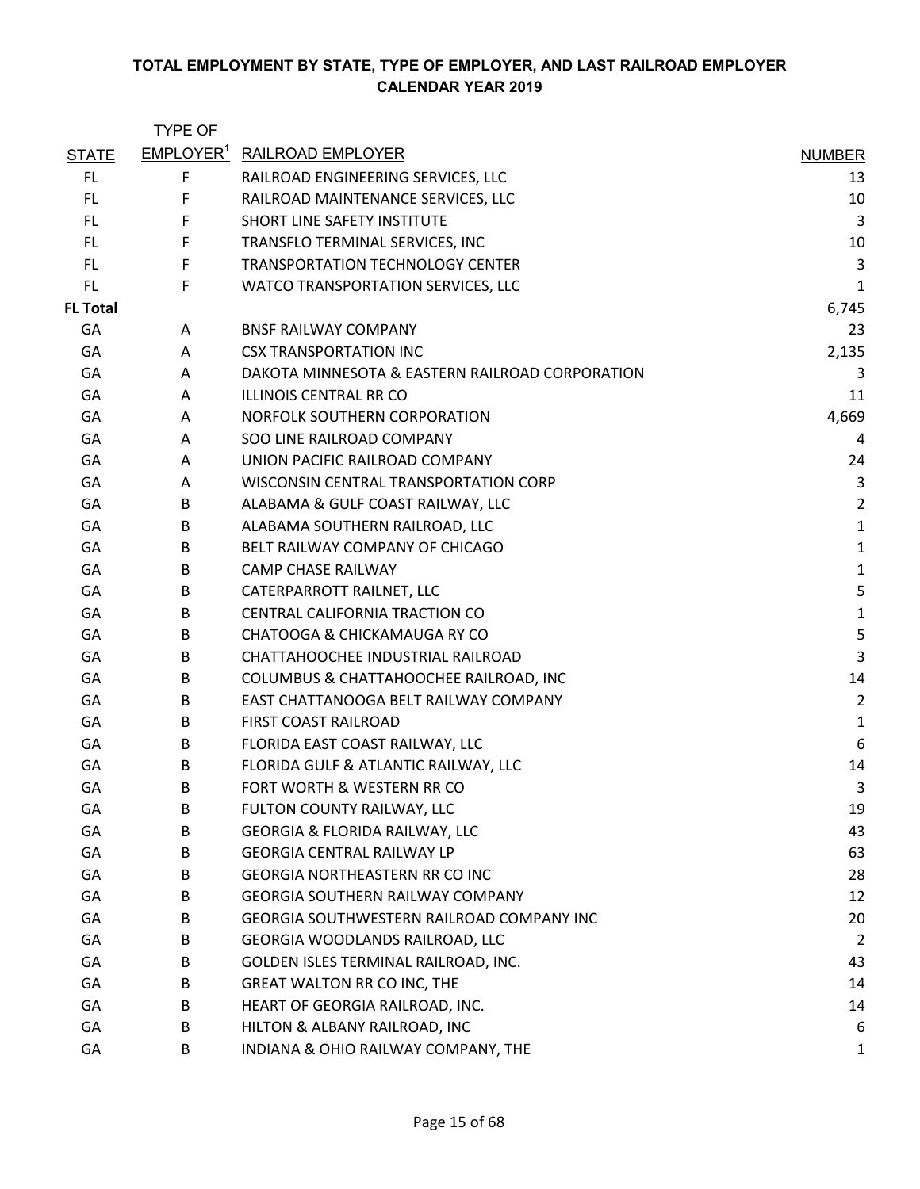**TOTAL EMPLOYMENT BY STATE, TYPE OF EMPLOYER, AND LAST RAILROAD EMPLOYER**
**CALENDAR YEAR 2019**

| STATE | TYPE OF EMPLOYER[1] | RAILROAD EMPLOYER | NUMBER |
|---|---|---|---|
| FL | F | RAILROAD ENGINEERING SERVICES, LLC | 13 |
| FL | F | RAILROAD MAINTENANCE SERVICES, LLC | 10 |
| FL | F | SHORT LINE SAFETY INSTITUTE | 3 |
| FL | F | TRANSFLO TERMINAL SERVICES, INC | 10 |
| FL | F | TRANSPORTATION TECHNOLOGY CENTER | 3 |
| FL | F | WATCO TRANSPORTATION SERVICES, LLC | 1 |
| **FL Total** | | | 6,745 |
| GA | A | BNSF RAILWAY COMPANY | 23 |
| GA | A | CSX TRANSPORTATION INC | 2,135 |
| GA | A | DAKOTA MINNESOTA & EASTERN RAILROAD CORPORATION | 3 |
| GA | A | ILLINOIS CENTRAL RR CO | 11 |
| GA | A | NORFOLK SOUTHERN CORPORATION | 4,669 |
| GA | A | SOO LINE RAILROAD COMPANY | 4 |
| GA | A | UNION PACIFIC RAILROAD COMPANY | 24 |
| GA | A | WISCONSIN CENTRAL TRANSPORTATION CORP | 3 |
| GA | B | ALABAMA & GULF COAST RAILWAY, LLC | 2 |
| GA | B | ALABAMA SOUTHERN RAILROAD, LLC | 1 |
| GA | B | BELT RAILWAY COMPANY OF CHICAGO | 1 |
| GA | B | CAMP CHASE RAILWAY | 1 |
| GA | B | CATERPARROTT RAILNET, LLC | 5 |
| GA | B | CENTRAL CALIFORNIA TRACTION CO | 1 |
| GA | B | CHATOOGA & CHICKAMAUGA RY CO | 5 |
| GA | B | CHATTAHOOCHEE INDUSTRIAL RAILROAD | 3 |
| GA | B | COLUMBUS & CHATTAHOOCHEE RAILROAD, INC | 14 |
| GA | B | EAST CHATTANOOGA BELT RAILWAY COMPANY | 2 |
| GA | B | FIRST COAST RAILROAD | 1 |
| GA | B | FLORIDA EAST COAST RAILWAY, LLC | 6 |
| GA | B | FLORIDA GULF & ATLANTIC RAILWAY, LLC | 14 |
| GA | B | FORT WORTH & WESTERN RR CO | 3 |
| GA | B | FULTON COUNTY RAILWAY, LLC | 19 |
| GA | B | GEORGIA & FLORIDA RAILWAY, LLC | 43 |
| GA | B | GEORGIA CENTRAL RAILWAY LP | 63 |
| GA | B | GEORGIA NORTHEASTERN RR CO INC | 28 |
| GA | B | GEORGIA SOUTHERN RAILWAY COMPANY | 12 |
| GA | B | GEORGIA SOUTHWESTERN RAILROAD COMPANY INC | 20 |
| GA | B | GEORGIA WOODLANDS RAILROAD, LLC | 2 |
| GA | B | GOLDEN ISLES TERMINAL RAILROAD, INC. | 43 |
| GA | B | GREAT WALTON RR CO INC, THE | 14 |
| GA | B | HEART OF GEORGIA RAILROAD, INC. | 14 |
| GA | B | HILTON & ALBANY RAILROAD, INC | 6 |
| GA | B | INDIANA & OHIO RAILWAY COMPANY, THE | 1 |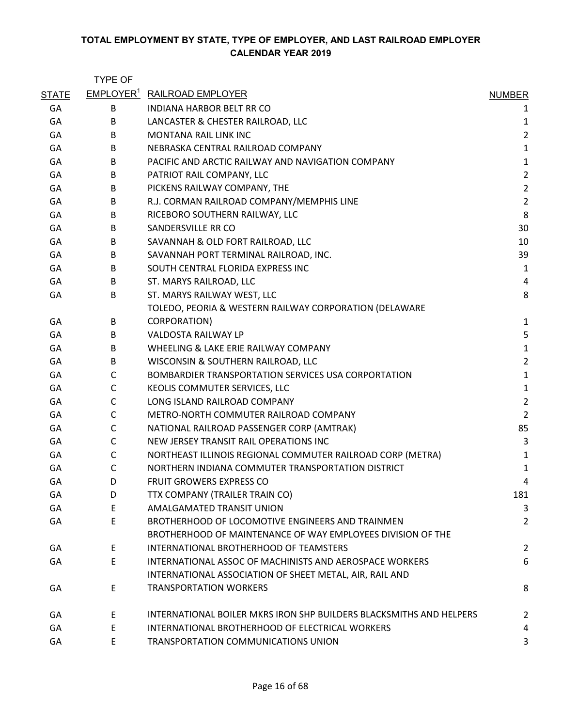# TOTAL EMPLOYMENT BY STATE, TYPE OF EMPLOYER, AND LAST RAILROAD EMPLOYER
## CALENDAR YEAR 2019

| STATE | TYPE OF EMPLOYER[1] | RAILROAD EMPLOYER | NUMBER |
|---|---|---|---|
| GA | B | INDIANA HARBOR BELT RR CO | 1 |
| GA | B | LANCASTER & CHESTER RAILROAD, LLC | 1 |
| GA | B | MONTANA RAIL LINK INC | 2 |
| GA | B | NEBRASKA CENTRAL RAILROAD COMPANY | 1 |
| GA | B | PACIFIC AND ARCTIC RAILWAY AND NAVIGATION COMPANY | 1 |
| GA | B | PATRIOT RAIL COMPANY, LLC | 2 |
| GA | B | PICKENS RAILWAY COMPANY, THE | 2 |
| GA | B | R.J. CORMAN RAILROAD COMPANY/MEMPHIS LINE | 2 |
| GA | B | RICEBORO SOUTHERN RAILWAY, LLC | 8 |
| GA | B | SANDERSVILLE RR CO | 30 |
| GA | B | SAVANNAH & OLD FORT RAILROAD, LLC | 10 |
| GA | B | SAVANNAH PORT TERMINAL RAILROAD, INC. | 39 |
| GA | B | SOUTH CENTRAL FLORIDA EXPRESS INC | 1 |
| GA | B | ST. MARYS RAILROAD, LLC | 4 |
| GA | B | ST. MARYS RAILWAY WEST, LLC | 8 |
| GA | B | TOLEDO, PEORIA & WESTERN RAILWAY CORPORATION (DELAWARE CORPORATION) | 1 |
| GA | B | VALDOSTA RAILWAY LP | 5 |
| GA | B | WHEELING & LAKE ERIE RAILWAY COMPANY | 1 |
| GA | B | WISCONSIN & SOUTHERN RAILROAD, LLC | 2 |
| GA | C | BOMBARDIER TRANSPORTATION SERVICES USA CORPORTATION | 1 |
| GA | C | KEOLIS COMMUTER SERVICES, LLC | 1 |
| GA | C | LONG ISLAND RAILROAD COMPANY | 2 |
| GA | C | METRO-NORTH COMMUTER RAILROAD COMPANY | 2 |
| GA | C | NATIONAL RAILROAD PASSENGER CORP (AMTRAK) | 85 |
| GA | C | NEW JERSEY TRANSIT RAIL OPERATIONS INC | 3 |
| GA | C | NORTHEAST ILLINOIS REGIONAL COMMUTER RAILROAD CORP (METRA) | 1 |
| GA | C | NORTHERN INDIANA COMMUTER TRANSPORTATION DISTRICT | 1 |
| GA | D | FRUIT GROWERS EXPRESS CO | 4 |
| GA | D | TTX COMPANY (TRAILER TRAIN CO) | 181 |
| GA | E | AMALGAMATED TRANSIT UNION | 3 |
| GA | E | BROTHERHOOD OF LOCOMOTIVE ENGINEERS AND TRAINMEN | 2 |
| GA | E | BROTHERHOOD OF MAINTENANCE OF WAY EMPLOYEES DIVISION OF THE INTERNATIONAL BROTHERHOOD OF TEAMSTERS | 2 |
| GA | E | INTERNATIONAL ASSOC OF MACHINISTS AND AEROSPACE WORKERS | 6 |
| GA | E | INTERNATIONAL ASSOCIATION OF SHEET METAL, AIR, RAIL AND TRANSPORTATION WORKERS | 8 |
| GA | E | INTERNATIONAL BOILER MKRS IRON SHP BUILDERS BLACKSMITHS AND HELPERS | 2 |
| GA | E | INTERNATIONAL BROTHERHOOD OF ELECTRICAL WORKERS | 4 |
| GA | E | TRANSPORTATION COMMUNICATIONS UNION | 3 |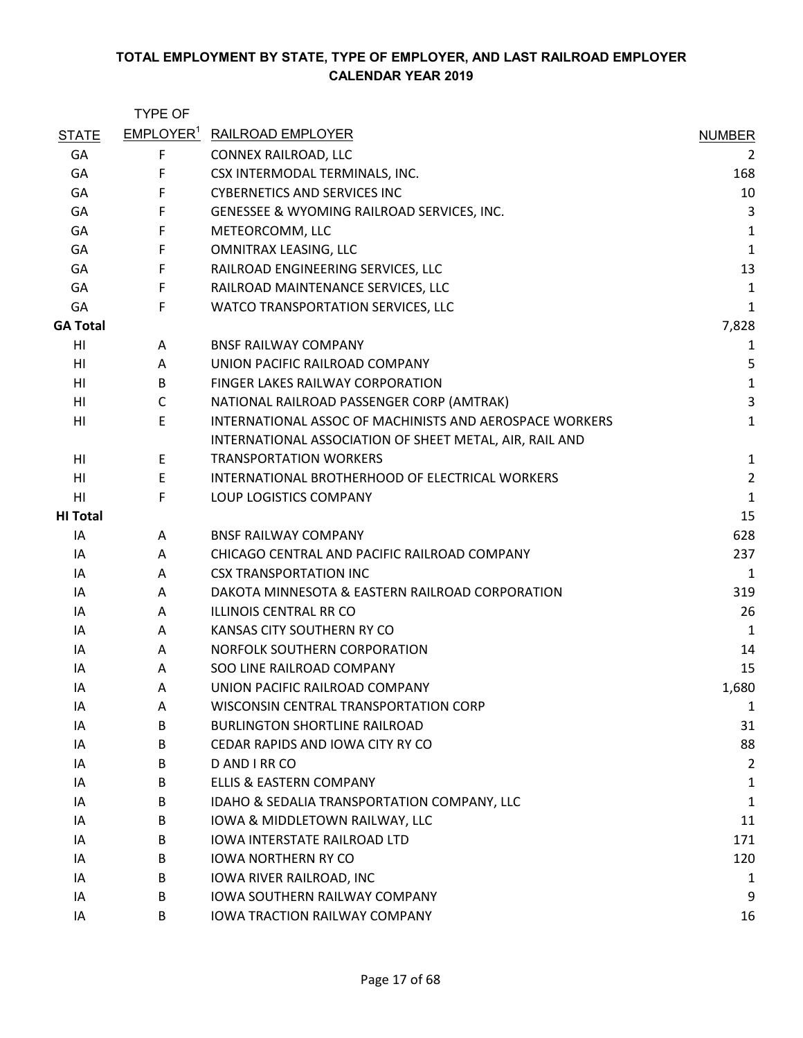**TOTAL EMPLOYMENT BY STATE, TYPE OF EMPLOYER, AND LAST RAILROAD EMPLOYER**
**CALENDAR YEAR 2019**

| STATE | TYPE OF EMPLOYER[1] | RAILROAD EMPLOYER | NUMBER |
|---|---|---|---|
| GA | F | CONNEX RAILROAD, LLC | 2 |
| GA | F | CSX INTERMODAL TERMINALS, INC. | 168 |
| GA | F | CYBERNETICS AND SERVICES INC | 10 |
| GA | F | GENESSEE & WYOMING RAILROAD SERVICES, INC. | 3 |
| GA | F | METEORCOMM, LLC | 1 |
| GA | F | OMNITRAX LEASING, LLC | 1 |
| GA | F | RAILROAD ENGINEERING SERVICES, LLC | 13 |
| GA | F | RAILROAD MAINTENANCE SERVICES, LLC | 1 |
| GA | F | WATCO TRANSPORTATION SERVICES, LLC | 1 |
| **GA Total** | | | 7,828 |
| HI | A | BNSF RAILWAY COMPANY | 1 |
| HI | A | UNION PACIFIC RAILROAD COMPANY | 5 |
| HI | B | FINGER LAKES RAILWAY CORPORATION | 1 |
| HI | C | NATIONAL RAILROAD PASSENGER CORP (AMTRAK) | 3 |
| HI | E | INTERNATIONAL ASSOC OF MACHINISTS AND AEROSPACE WORKERS | 1 |
| HI | E | INTERNATIONAL ASSOCIATION OF SHEET METAL, AIR, RAIL AND TRANSPORTATION WORKERS | 1 |
| HI | E | INTERNATIONAL BROTHERHOOD OF ELECTRICAL WORKERS | 2 |
| HI | F | LOUP LOGISTICS COMPANY | 1 |
| **HI Total** | | | 15 |
| IA | A | BNSF RAILWAY COMPANY | 628 |
| IA | A | CHICAGO CENTRAL AND PACIFIC RAILROAD COMPANY | 237 |
| IA | A | CSX TRANSPORTATION INC | 1 |
| IA | A | DAKOTA MINNESOTA & EASTERN RAILROAD CORPORATION | 319 |
| IA | A | ILLINOIS CENTRAL RR CO | 26 |
| IA | A | KANSAS CITY SOUTHERN RY CO | 1 |
| IA | A | NORFOLK SOUTHERN CORPORATION | 14 |
| IA | A | SOO LINE RAILROAD COMPANY | 15 |
| IA | A | UNION PACIFIC RAILROAD COMPANY | 1,680 |
| IA | A | WISCONSIN CENTRAL TRANSPORTATION CORP | 1 |
| IA | B | BURLINGTON SHORTLINE RAILROAD | 31 |
| IA | B | CEDAR RAPIDS AND IOWA CITY RY CO | 88 |
| IA | B | D AND I RR CO | 2 |
| IA | B | ELLIS & EASTERN COMPANY | 1 |
| IA | B | IDAHO & SEDALIA TRANSPORTATION COMPANY, LLC | 1 |
| IA | B | IOWA & MIDDLETOWN RAILWAY, LLC | 11 |
| IA | B | IOWA INTERSTATE RAILROAD LTD | 171 |
| IA | B | IOWA NORTHERN RY CO | 120 |
| IA | B | IOWA RIVER RAILROAD, INC | 1 |
| IA | B | IOWA SOUTHERN RAILWAY COMPANY | 9 |
| IA | B | IOWA TRACTION RAILWAY COMPANY | 16 |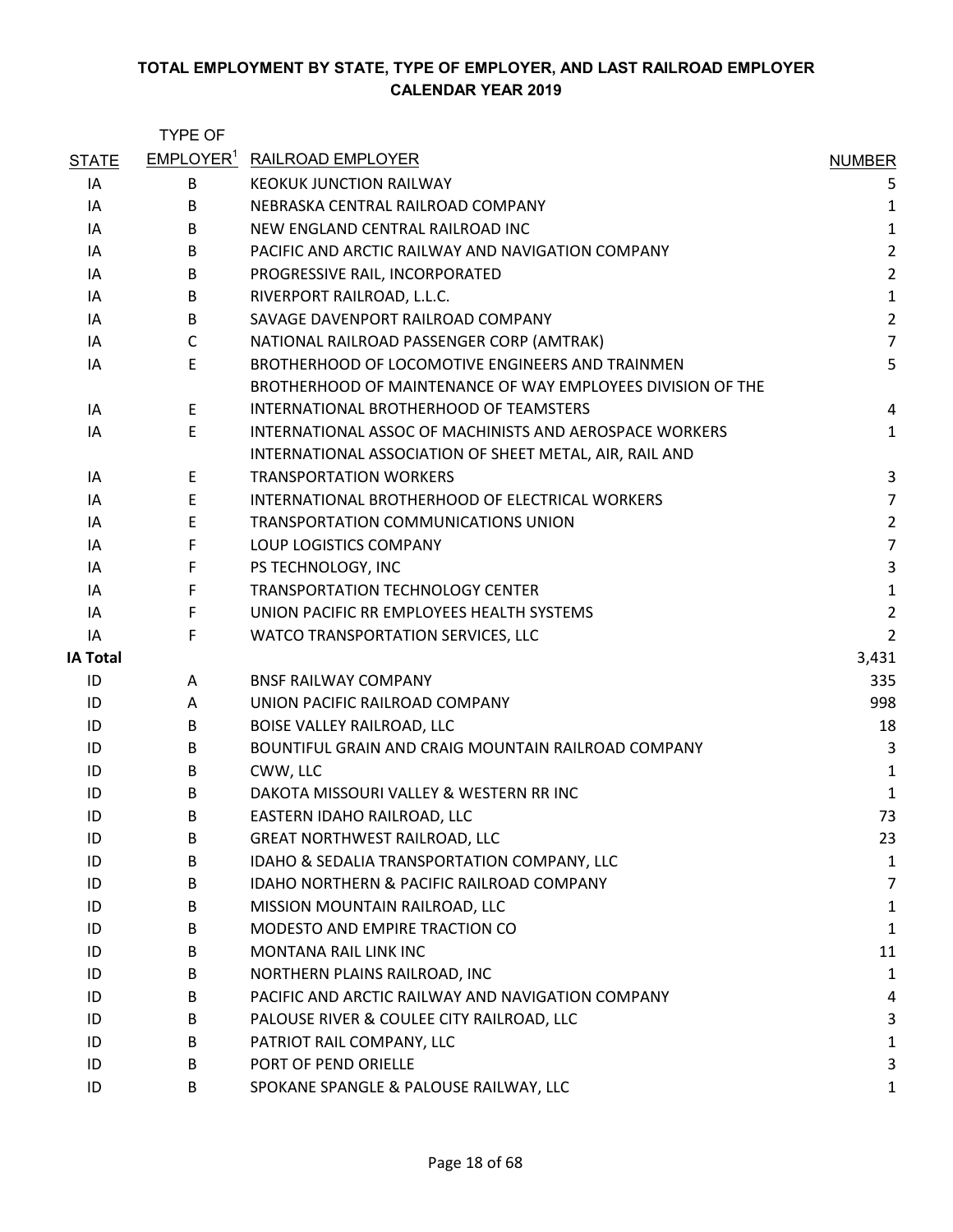**TOTAL EMPLOYMENT BY STATE, TYPE OF EMPLOYER, AND LAST RAILROAD EMPLOYER**
**CALENDAR YEAR 2019**

| STATE | TYPE OF EMPLOYER[1] | RAILROAD EMPLOYER | NUMBER |
|---|---|---|---|
| IA | B | KEOKUK JUNCTION RAILWAY | 5 |
| IA | B | NEBRASKA CENTRAL RAILROAD COMPANY | 1 |
| IA | B | NEW ENGLAND CENTRAL RAILROAD INC | 1 |
| IA | B | PACIFIC AND ARCTIC RAILWAY AND NAVIGATION COMPANY | 2 |
| IA | B | PROGRESSIVE RAIL, INCORPORATED | 2 |
| IA | B | RIVERPORT RAILROAD, L.L.C. | 1 |
| IA | B | SAVAGE DAVENPORT RAILROAD COMPANY | 2 |
| IA | C | NATIONAL RAILROAD PASSENGER CORP (AMTRAK) | 7 |
| IA | E | BROTHERHOOD OF LOCOMOTIVE ENGINEERS AND TRAINMEN | 5 |
| IA | E | BROTHERHOOD OF MAINTENANCE OF WAY EMPLOYEES DIVISION OF THE INTERNATIONAL BROTHERHOOD OF TEAMSTERS | 4 |
| IA | E | INTERNATIONAL ASSOC OF MACHINISTS AND AEROSPACE WORKERS | 1 |
| IA | E | INTERNATIONAL ASSOCIATION OF SHEET METAL, AIR, RAIL AND TRANSPORTATION WORKERS | 3 |
| IA | E | INTERNATIONAL BROTHERHOOD OF ELECTRICAL WORKERS | 7 |
| IA | E | TRANSPORTATION COMMUNICATIONS UNION | 2 |
| IA | F | LOUP LOGISTICS COMPANY | 7 |
| IA | F | PS TECHNOLOGY, INC | 3 |
| IA | F | TRANSPORTATION TECHNOLOGY CENTER | 1 |
| IA | F | UNION PACIFIC RR EMPLOYEES HEALTH SYSTEMS | 2 |
| IA | F | WATCO TRANSPORTATION SERVICES, LLC | 2 |
| **IA Total** | | | 3,431 |
| ID | A | BNSF RAILWAY COMPANY | 335 |
| ID | A | UNION PACIFIC RAILROAD COMPANY | 998 |
| ID | B | BOISE VALLEY RAILROAD, LLC | 18 |
| ID | B | BOUNTIFUL GRAIN AND CRAIG MOUNTAIN RAILROAD COMPANY | 3 |
| ID | B | CWW, LLC | 1 |
| ID | B | DAKOTA MISSOURI VALLEY & WESTERN RR INC | 1 |
| ID | B | EASTERN IDAHO RAILROAD, LLC | 73 |
| ID | B | GREAT NORTHWEST RAILROAD, LLC | 23 |
| ID | B | IDAHO & SEDALIA TRANSPORTATION COMPANY, LLC | 1 |
| ID | B | IDAHO NORTHERN & PACIFIC RAILROAD COMPANY | 7 |
| ID | B | MISSION MOUNTAIN RAILROAD, LLC | 1 |
| ID | B | MODESTO AND EMPIRE TRACTION CO | 1 |
| ID | B | MONTANA RAIL LINK INC | 11 |
| ID | B | NORTHERN PLAINS RAILROAD, INC | 1 |
| ID | B | PACIFIC AND ARCTIC RAILWAY AND NAVIGATION COMPANY | 4 |
| ID | B | PALOUSE RIVER & COULEE CITY RAILROAD, LLC | 3 |
| ID | B | PATRIOT RAIL COMPANY, LLC | 1 |
| ID | B | PORT OF PEND ORIELLE | 3 |
| ID | B | SPOKANE SPANGLE & PALOUSE RAILWAY, LLC | 1 |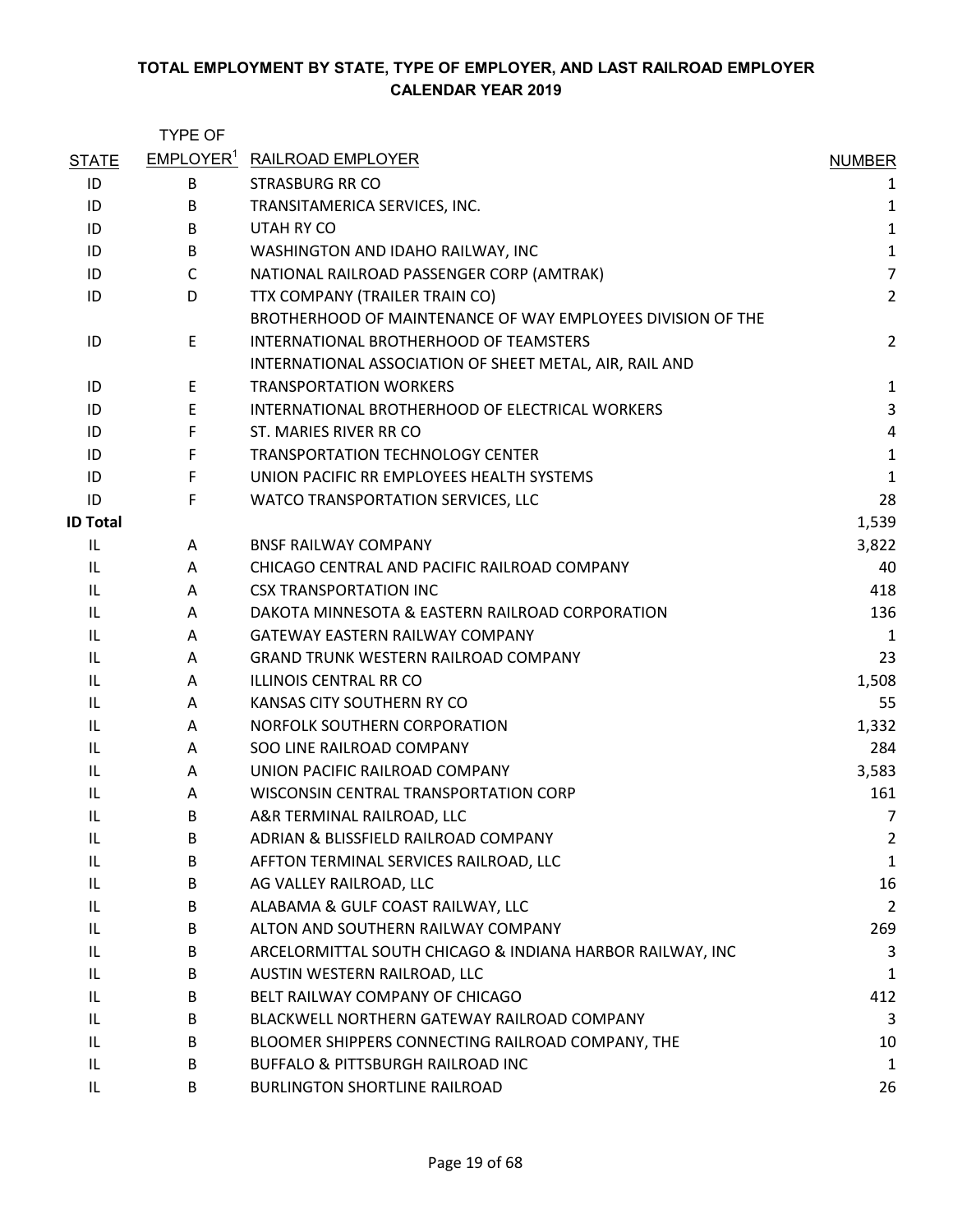**TOTAL EMPLOYMENT BY STATE, TYPE OF EMPLOYER, AND LAST RAILROAD EMPLOYER**
**CALENDAR YEAR 2019**

| STATE | TYPE OF EMPLOYER[1] | RAILROAD EMPLOYER | NUMBER |
|---|---|---|---|
| ID | B | STRASBURG RR CO | 1 |
| ID | B | TRANSITAMERICA SERVICES, INC. | 1 |
| ID | B | UTAH RY CO | 1 |
| ID | B | WASHINGTON AND IDAHO RAILWAY, INC | 1 |
| ID | C | NATIONAL RAILROAD PASSENGER CORP (AMTRAK) | 7 |
| ID | D | TTX COMPANY (TRAILER TRAIN CO) | 2 |
| ID | E | BROTHERHOOD OF MAINTENANCE OF WAY EMPLOYEES DIVISION OF THE INTERNATIONAL BROTHERHOOD OF TEAMSTERS | 2 |
| ID | E | INTERNATIONAL ASSOCIATION OF SHEET METAL, AIR, RAIL AND TRANSPORTATION WORKERS | 1 |
| ID | E | INTERNATIONAL BROTHERHOOD OF ELECTRICAL WORKERS | 3 |
| ID | F | ST. MARIES RIVER RR CO | 4 |
| ID | F | TRANSPORTATION TECHNOLOGY CENTER | 1 |
| ID | F | UNION PACIFIC RR EMPLOYEES HEALTH SYSTEMS | 1 |
| ID | F | WATCO TRANSPORTATION SERVICES, LLC | 28 |
| **ID Total** | | | 1,539 |
| IL | A | BNSF RAILWAY COMPANY | 3,822 |
| IL | A | CHICAGO CENTRAL AND PACIFIC RAILROAD COMPANY | 40 |
| IL | A | CSX TRANSPORTATION INC | 418 |
| IL | A | DAKOTA MINNESOTA & EASTERN RAILROAD CORPORATION | 136 |
| IL | A | GATEWAY EASTERN RAILWAY COMPANY | 1 |
| IL | A | GRAND TRUNK WESTERN RAILROAD COMPANY | 23 |
| IL | A | ILLINOIS CENTRAL RR CO | 1,508 |
| IL | A | KANSAS CITY SOUTHERN RY CO | 55 |
| IL | A | NORFOLK SOUTHERN CORPORATION | 1,332 |
| IL | A | SOO LINE RAILROAD COMPANY | 284 |
| IL | A | UNION PACIFIC RAILROAD COMPANY | 3,583 |
| IL | A | WISCONSIN CENTRAL TRANSPORTATION CORP | 161 |
| IL | B | A&R TERMINAL RAILROAD, LLC | 7 |
| IL | B | ADRIAN & BLISSFIELD RAILROAD COMPANY | 2 |
| IL | B | AFFTON TERMINAL SERVICES RAILROAD, LLC | 1 |
| IL | B | AG VALLEY RAILROAD, LLC | 16 |
| IL | B | ALABAMA & GULF COAST RAILWAY, LLC | 2 |
| IL | B | ALTON AND SOUTHERN RAILWAY COMPANY | 269 |
| IL | B | ARCELORMITTAL SOUTH CHICAGO & INDIANA HARBOR RAILWAY, INC | 3 |
| IL | B | AUSTIN WESTERN RAILROAD, LLC | 1 |
| IL | B | BELT RAILWAY COMPANY OF CHICAGO | 412 |
| IL | B | BLACKWELL NORTHERN GATEWAY RAILROAD COMPANY | 3 |
| IL | B | BLOOMER SHIPPERS CONNECTING RAILROAD COMPANY, THE | 10 |
| IL | B | BUFFALO & PITTSBURGH RAILROAD INC | 1 |
| IL | B | BURLINGTON SHORTLINE RAILROAD | 26 |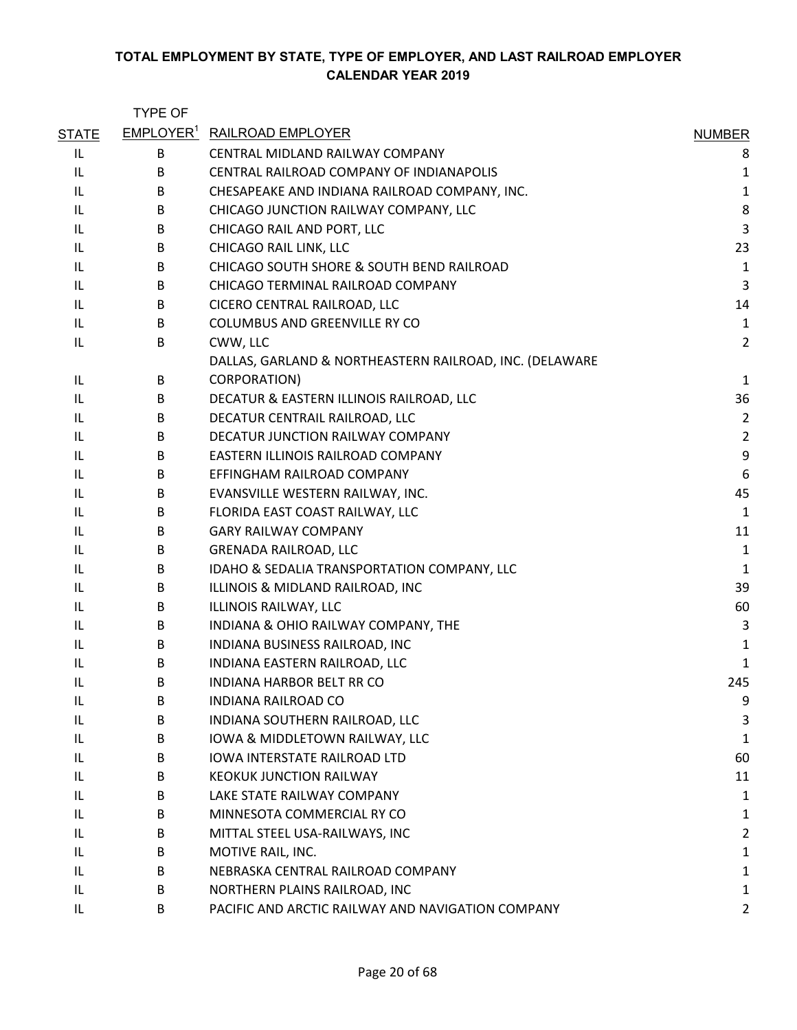**TOTAL EMPLOYMENT BY STATE, TYPE OF EMPLOYER, AND LAST RAILROAD EMPLOYER**
**CALENDAR YEAR 2019**

| STATE | TYPE OF EMPLOYER[1] | RAILROAD EMPLOYER | NUMBER |
|---|---|---|---|
| IL | B | CENTRAL MIDLAND RAILWAY COMPANY | 8 |
| IL | B | CENTRAL RAILROAD COMPANY OF INDIANAPOLIS | 1 |
| IL | B | CHESAPEAKE AND INDIANA RAILROAD COMPANY, INC. | 1 |
| IL | B | CHICAGO JUNCTION RAILWAY COMPANY, LLC | 8 |
| IL | B | CHICAGO RAIL AND PORT, LLC | 3 |
| IL | B | CHICAGO RAIL LINK, LLC | 23 |
| IL | B | CHICAGO SOUTH SHORE & SOUTH BEND RAILROAD | 1 |
| IL | B | CHICAGO TERMINAL RAILROAD COMPANY | 3 |
| IL | B | CICERO CENTRAL RAILROAD, LLC | 14 |
| IL | B | COLUMBUS AND GREENVILLE RY CO | 1 |
| IL | B | CWW, LLC | 2 |
| IL | B | DALLAS, GARLAND & NORTHEASTERN RAILROAD, INC. (DELAWARE CORPORATION) | 1 |
| IL | B | DECATUR & EASTERN ILLINOIS RAILROAD, LLC | 36 |
| IL | B | DECATUR CENTRAIL RAILROAD, LLC | 2 |
| IL | B | DECATUR JUNCTION RAILWAY COMPANY | 2 |
| IL | B | EASTERN ILLINOIS RAILROAD COMPANY | 9 |
| IL | B | EFFINGHAM RAILROAD COMPANY | 6 |
| IL | B | EVANSVILLE WESTERN RAILWAY, INC. | 45 |
| IL | B | FLORIDA EAST COAST RAILWAY, LLC | 1 |
| IL | B | GARY RAILWAY COMPANY | 11 |
| IL | B | GRENADA RAILROAD, LLC | 1 |
| IL | B | IDAHO & SEDALIA TRANSPORTATION COMPANY, LLC | 1 |
| IL | B | ILLINOIS & MIDLAND RAILROAD, INC | 39 |
| IL | B | ILLINOIS RAILWAY, LLC | 60 |
| IL | B | INDIANA & OHIO RAILWAY COMPANY, THE | 3 |
| IL | B | INDIANA BUSINESS RAILROAD, INC | 1 |
| IL | B | INDIANA EASTERN RAILROAD, LLC | 1 |
| IL | B | INDIANA HARBOR BELT RR CO | 245 |
| IL | B | INDIANA RAILROAD CO | 9 |
| IL | B | INDIANA SOUTHERN RAILROAD, LLC | 3 |
| IL | B | IOWA & MIDDLETOWN RAILWAY, LLC | 1 |
| IL | B | IOWA INTERSTATE RAILROAD LTD | 60 |
| IL | B | KEOKUK JUNCTION RAILWAY | 11 |
| IL | B | LAKE STATE RAILWAY COMPANY | 1 |
| IL | B | MINNESOTA COMMERCIAL RY CO | 1 |
| IL | B | MITTAL STEEL USA-RAILWAYS, INC | 2 |
| IL | B | MOTIVE RAIL, INC. | 1 |
| IL | B | NEBRASKA CENTRAL RAILROAD COMPANY | 1 |
| IL | B | NORTHERN PLAINS RAILROAD, INC | 1 |
| IL | B | PACIFIC AND ARCTIC RAILWAY AND NAVIGATION COMPANY | 2 |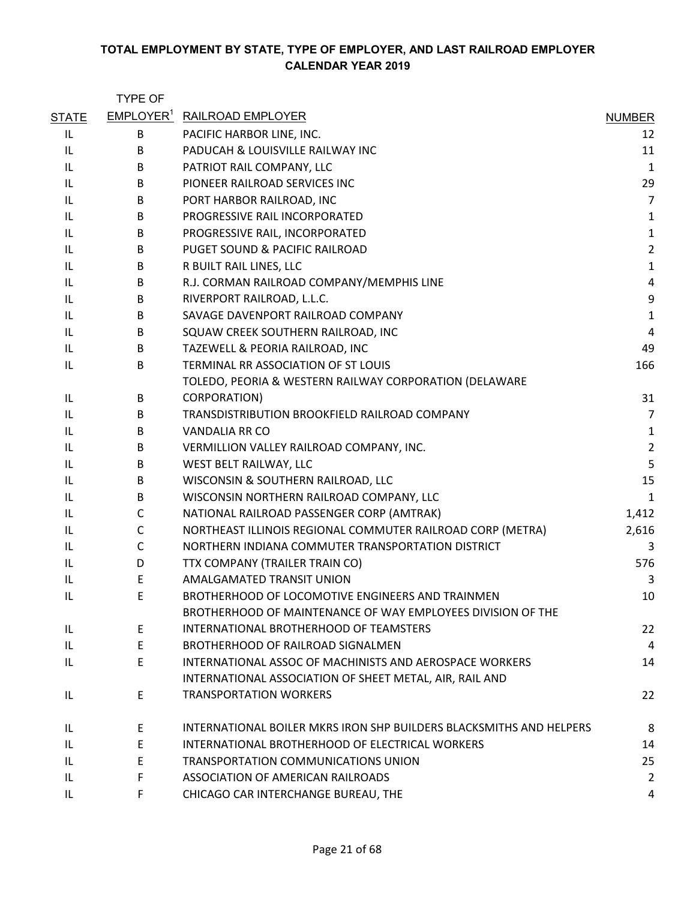## TOTAL EMPLOYMENT BY STATE, TYPE OF EMPLOYER, AND LAST RAILROAD EMPLOYER
### CALENDAR YEAR 2019

| STATE | TYPE OF EMPLOYER[1] | RAILROAD EMPLOYER | NUMBER |
|---|---|---|---|
| IL | B | PACIFIC HARBOR LINE, INC. | 12 |
| IL | B | PADUCAH & LOUISVILLE RAILWAY INC | 11 |
| IL | B | PATRIOT RAIL COMPANY, LLC | 1 |
| IL | B | PIONEER RAILROAD SERVICES INC | 29 |
| IL | B | PORT HARBOR RAILROAD, INC | 7 |
| IL | B | PROGRESSIVE RAIL INCORPORATED | 1 |
| IL | B | PROGRESSIVE RAIL, INCORPORATED | 1 |
| IL | B | PUGET SOUND & PACIFIC RAILROAD | 2 |
| IL | B | R BUILT RAIL LINES, LLC | 1 |
| IL | B | R.J. CORMAN RAILROAD COMPANY/MEMPHIS LINE | 4 |
| IL | B | RIVERPORT RAILROAD, L.L.C. | 9 |
| IL | B | SAVAGE DAVENPORT RAILROAD COMPANY | 1 |
| IL | B | SQUAW CREEK SOUTHERN RAILROAD, INC | 4 |
| IL | B | TAZEWELL & PEORIA RAILROAD, INC | 49 |
| IL | B | TERMINAL RR ASSOCIATION OF ST LOUIS | 166 |
| IL | B | TOLEDO, PEORIA & WESTERN RAILWAY CORPORATION (DELAWARE CORPORATION) | 31 |
| IL | B | TRANSDISTRIBUTION BROOKFIELD RAILROAD COMPANY | 7 |
| IL | B | VANDALIA RR CO | 1 |
| IL | B | VERMILLION VALLEY RAILROAD COMPANY, INC. | 2 |
| IL | B | WEST BELT RAILWAY, LLC | 5 |
| IL | B | WISCONSIN & SOUTHERN RAILROAD, LLC | 15 |
| IL | B | WISCONSIN NORTHERN RAILROAD COMPANY, LLC | 1 |
| IL | C | NATIONAL RAILROAD PASSENGER CORP (AMTRAK) | 1,412 |
| IL | C | NORTHEAST ILLINOIS REGIONAL COMMUTER RAILROAD CORP (METRA) | 2,616 |
| IL | C | NORTHERN INDIANA COMMUTER TRANSPORTATION DISTRICT | 3 |
| IL | D | TTX COMPANY (TRAILER TRAIN CO) | 576 |
| IL | E | AMALGAMATED TRANSIT UNION | 3 |
| IL | E | BROTHERHOOD OF LOCOMOTIVE ENGINEERS AND TRAINMEN | 10 |
| IL | E | BROTHERHOOD OF MAINTENANCE OF WAY EMPLOYEES DIVISION OF THE INTERNATIONAL BROTHERHOOD OF TEAMSTERS | 22 |
| IL | E | BROTHERHOOD OF RAILROAD SIGNALMEN | 4 |
| IL | E | INTERNATIONAL ASSOC OF MACHINISTS AND AEROSPACE WORKERS | 14 |
| IL | E | INTERNATIONAL ASSOCIATION OF SHEET METAL, AIR, RAIL AND TRANSPORTATION WORKERS | 22 |
| IL | E | INTERNATIONAL BOILER MKRS IRON SHP BUILDERS BLACKSMITHS AND HELPERS | 8 |
| IL | E | INTERNATIONAL BROTHERHOOD OF ELECTRICAL WORKERS | 14 |
| IL | E | TRANSPORTATION COMMUNICATIONS UNION | 25 |
| IL | F | ASSOCIATION OF AMERICAN RAILROADS | 2 |
| IL | F | CHICAGO CAR INTERCHANGE BUREAU, THE | 4 |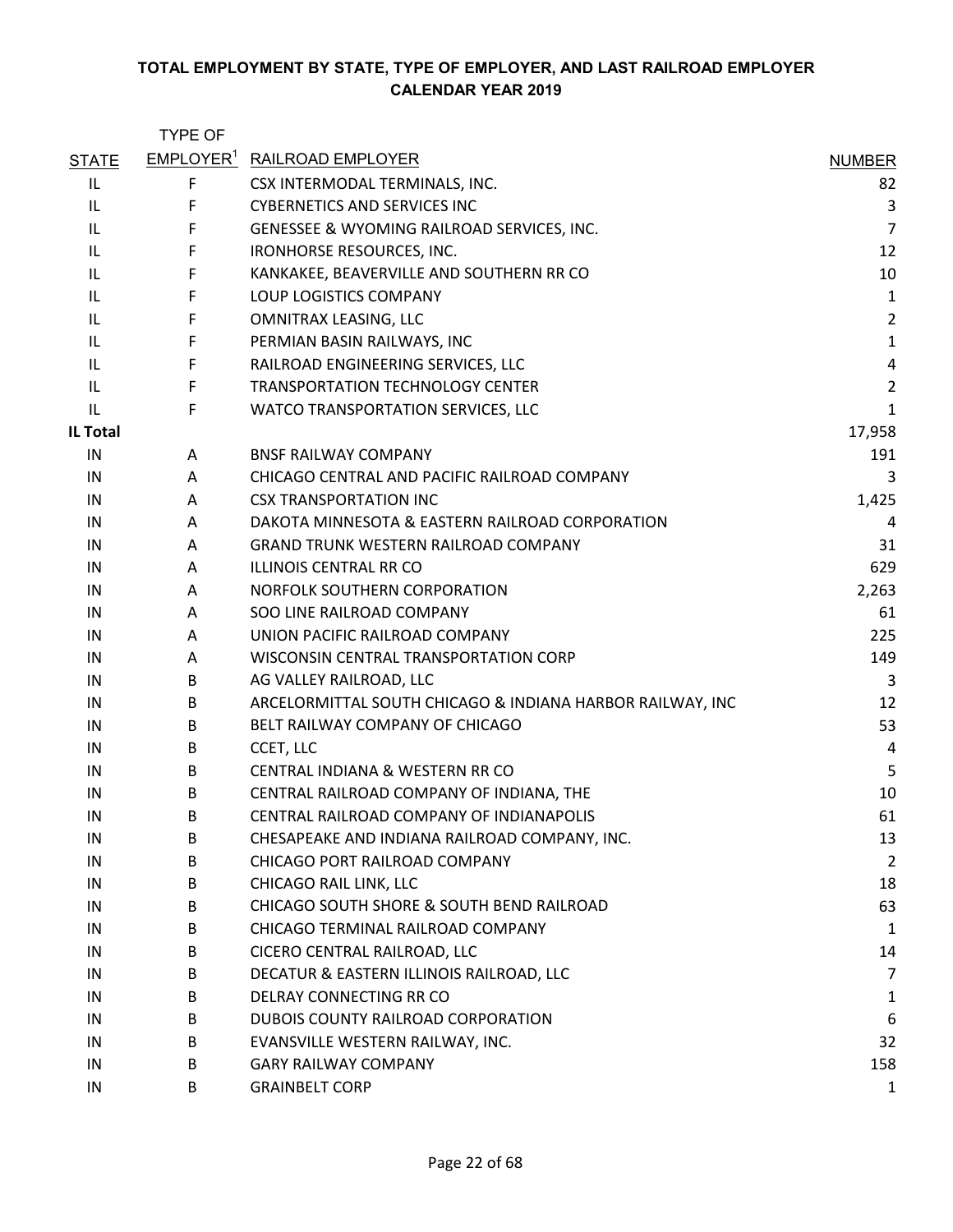**TOTAL EMPLOYMENT BY STATE, TYPE OF EMPLOYER, AND LAST RAILROAD EMPLOYER**
**CALENDAR YEAR 2019**

| STATE | TYPE OF EMPLOYER[1] | RAILROAD EMPLOYER | NUMBER |
|---|---|---|---|
| IL | F | CSX INTERMODAL TERMINALS, INC. | 82 |
| IL | F | CYBERNETICS AND SERVICES INC | 3 |
| IL | F | GENESSEE & WYOMING RAILROAD SERVICES, INC. | 7 |
| IL | F | IRONHORSE RESOURCES, INC. | 12 |
| IL | F | KANKAKEE, BEAVERVILLE AND SOUTHERN RR CO | 10 |
| IL | F | LOUP LOGISTICS COMPANY | 1 |
| IL | F | OMNITRAX LEASING, LLC | 2 |
| IL | F | PERMIAN BASIN RAILWAYS, INC | 1 |
| IL | F | RAILROAD ENGINEERING SERVICES, LLC | 4 |
| IL | F | TRANSPORTATION TECHNOLOGY CENTER | 2 |
| IL | F | WATCO TRANSPORTATION SERVICES, LLC | 1 |
| **IL Total** | | | 17,958 |
| IN | A | BNSF RAILWAY COMPANY | 191 |
| IN | A | CHICAGO CENTRAL AND PACIFIC RAILROAD COMPANY | 3 |
| IN | A | CSX TRANSPORTATION INC | 1,425 |
| IN | A | DAKOTA MINNESOTA & EASTERN RAILROAD CORPORATION | 4 |
| IN | A | GRAND TRUNK WESTERN RAILROAD COMPANY | 31 |
| IN | A | ILLINOIS CENTRAL RR CO | 629 |
| IN | A | NORFOLK SOUTHERN CORPORATION | 2,263 |
| IN | A | SOO LINE RAILROAD COMPANY | 61 |
| IN | A | UNION PACIFIC RAILROAD COMPANY | 225 |
| IN | A | WISCONSIN CENTRAL TRANSPORTATION CORP | 149 |
| IN | B | AG VALLEY RAILROAD, LLC | 3 |
| IN | B | ARCELORMITTAL SOUTH CHICAGO & INDIANA HARBOR RAILWAY, INC | 12 |
| IN | B | BELT RAILWAY COMPANY OF CHICAGO | 53 |
| IN | B | CCET, LLC | 4 |
| IN | B | CENTRAL INDIANA & WESTERN RR CO | 5 |
| IN | B | CENTRAL RAILROAD COMPANY OF INDIANA, THE | 10 |
| IN | B | CENTRAL RAILROAD COMPANY OF INDIANAPOLIS | 61 |
| IN | B | CHESAPEAKE AND INDIANA RAILROAD COMPANY, INC. | 13 |
| IN | B | CHICAGO PORT RAILROAD COMPANY | 2 |
| IN | B | CHICAGO RAIL LINK, LLC | 18 |
| IN | B | CHICAGO SOUTH SHORE & SOUTH BEND RAILROAD | 63 |
| IN | B | CHICAGO TERMINAL RAILROAD COMPANY | 1 |
| IN | B | CICERO CENTRAL RAILROAD, LLC | 14 |
| IN | B | DECATUR & EASTERN ILLINOIS RAILROAD, LLC | 7 |
| IN | B | DELRAY CONNECTING RR CO | 1 |
| IN | B | DUBOIS COUNTY RAILROAD CORPORATION | 6 |
| IN | B | EVANSVILLE WESTERN RAILWAY, INC. | 32 |
| IN | B | GARY RAILWAY COMPANY | 158 |
| IN | B | GRAINBELT CORP | 1 |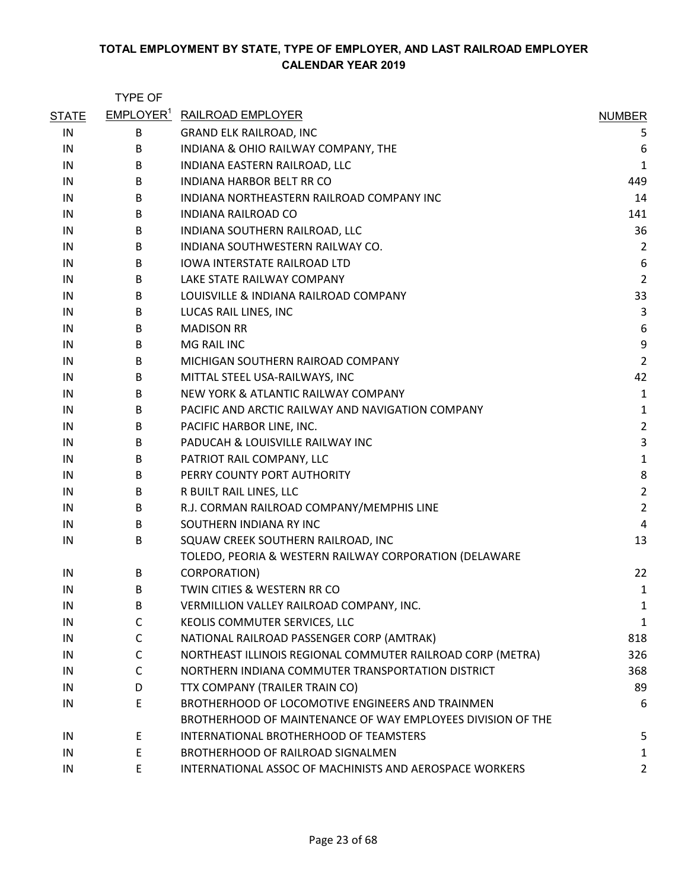**TOTAL EMPLOYMENT BY STATE, TYPE OF EMPLOYER, AND LAST RAILROAD EMPLOYER**
**CALENDAR YEAR 2019**

| STATE | TYPE OF EMPLOYER[1] | RAILROAD EMPLOYER | NUMBER |
|---|---|---|---|
| IN | B | GRAND ELK RAILROAD, INC | 5 |
| IN | B | INDIANA & OHIO RAILWAY COMPANY, THE | 6 |
| IN | B | INDIANA EASTERN RAILROAD, LLC | 1 |
| IN | B | INDIANA HARBOR BELT RR CO | 449 |
| IN | B | INDIANA NORTHEASTERN RAILROAD COMPANY INC | 14 |
| IN | B | INDIANA RAILROAD CO | 141 |
| IN | B | INDIANA SOUTHERN RAILROAD, LLC | 36 |
| IN | B | INDIANA SOUTHWESTERN RAILWAY CO. | 2 |
| IN | B | IOWA INTERSTATE RAILROAD LTD | 6 |
| IN | B | LAKE STATE RAILWAY COMPANY | 2 |
| IN | B | LOUISVILLE & INDIANA RAILROAD COMPANY | 33 |
| IN | B | LUCAS RAIL LINES, INC | 3 |
| IN | B | MADISON RR | 6 |
| IN | B | MG RAIL INC | 9 |
| IN | B | MICHIGAN SOUTHERN RAIROAD COMPANY | 2 |
| IN | B | MITTAL STEEL USA-RAILWAYS, INC | 42 |
| IN | B | NEW YORK & ATLANTIC RAILWAY COMPANY | 1 |
| IN | B | PACIFIC AND ARCTIC RAILWAY AND NAVIGATION COMPANY | 1 |
| IN | B | PACIFIC HARBOR LINE, INC. | 2 |
| IN | B | PADUCAH & LOUISVILLE RAILWAY INC | 3 |
| IN | B | PATRIOT RAIL COMPANY, LLC | 1 |
| IN | B | PERRY COUNTY PORT AUTHORITY | 8 |
| IN | B | R BUILT RAIL LINES, LLC | 2 |
| IN | B | R.J. CORMAN RAILROAD COMPANY/MEMPHIS LINE | 2 |
| IN | B | SOUTHERN INDIANA RY INC | 4 |
| IN | B | SQUAW CREEK SOUTHERN RAILROAD, INC | 13 |
| IN | B | TOLEDO, PEORIA & WESTERN RAILWAY CORPORATION (DELAWARE CORPORATION) | 22 |
| IN | B | TWIN CITIES & WESTERN RR CO | 1 |
| IN | B | VERMILLION VALLEY RAILROAD COMPANY, INC. | 1 |
| IN | C | KEOLIS COMMUTER SERVICES, LLC | 1 |
| IN | C | NATIONAL RAILROAD PASSENGER CORP (AMTRAK) | 818 |
| IN | C | NORTHEAST ILLINOIS REGIONAL COMMUTER RAILROAD CORP (METRA) | 326 |
| IN | C | NORTHERN INDIANA COMMUTER TRANSPORTATION DISTRICT | 368 |
| IN | D | TTX COMPANY (TRAILER TRAIN CO) | 89 |
| IN | E | BROTHERHOOD OF LOCOMOTIVE ENGINEERS AND TRAINMEN | 6 |
| IN | E | BROTHERHOOD OF MAINTENANCE OF WAY EMPLOYEES DIVISION OF THE INTERNATIONAL BROTHERHOOD OF TEAMSTERS | 5 |
| IN | E | BROTHERHOOD OF RAILROAD SIGNALMEN | 1 |
| IN | E | INTERNATIONAL ASSOC OF MACHINISTS AND AEROSPACE WORKERS | 2 |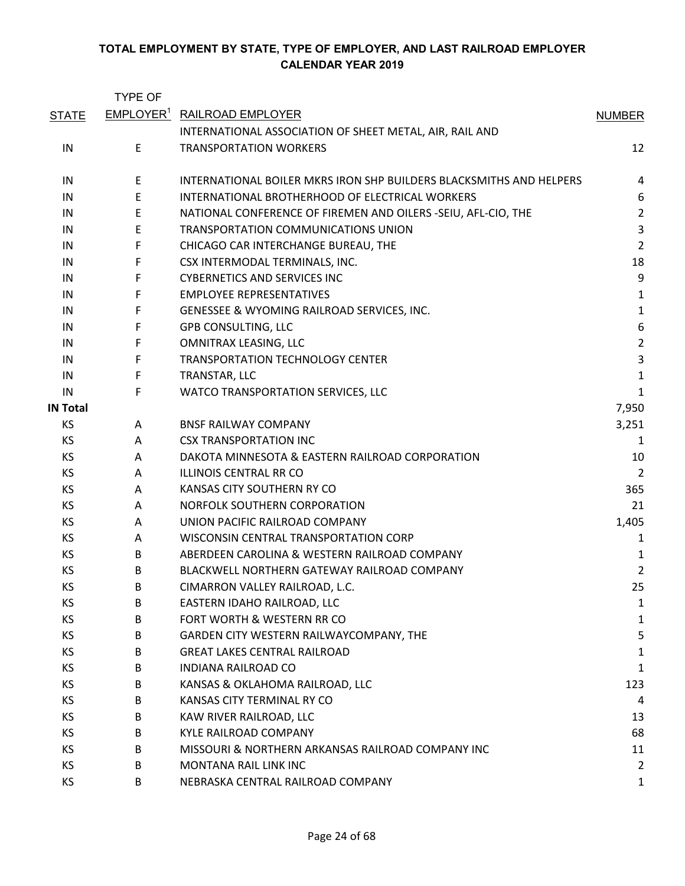**TOTAL EMPLOYMENT BY STATE, TYPE OF EMPLOYER, AND LAST RAILROAD EMPLOYER**
**CALENDAR YEAR 2019**

| STATE | TYPE OF EMPLOYER[1] | RAILROAD EMPLOYER | NUMBER |
|---|---|---|---|
| IN | E | INTERNATIONAL ASSOCIATION OF SHEET METAL, AIR, RAIL AND TRANSPORTATION WORKERS | 12 |
| IN | E | INTERNATIONAL BOILER MKRS IRON SHP BUILDERS BLACKSMITHS AND HELPERS | 4 |
| IN | E | INTERNATIONAL BROTHERHOOD OF ELECTRICAL WORKERS | 6 |
| IN | E | NATIONAL CONFERENCE OF FIREMEN AND OILERS -SEIU, AFL-CIO, THE | 2 |
| IN | E | TRANSPORTATION COMMUNICATIONS UNION | 3 |
| IN | F | CHICAGO CAR INTERCHANGE BUREAU, THE | 2 |
| IN | F | CSX INTERMODAL TERMINALS, INC. | 18 |
| IN | F | CYBERNETICS AND SERVICES INC | 9 |
| IN | F | EMPLOYEE REPRESENTATIVES | 1 |
| IN | F | GENESSEE & WYOMING RAILROAD SERVICES, INC. | 1 |
| IN | F | GPB CONSULTING, LLC | 6 |
| IN | F | OMNITRAX LEASING, LLC | 2 |
| IN | F | TRANSPORTATION TECHNOLOGY CENTER | 3 |
| IN | F | TRANSTAR, LLC | 1 |
| IN | F | WATCO TRANSPORTATION SERVICES, LLC | 1 |
| **IN Total** | | | 7,950 |
| KS | A | BNSF RAILWAY COMPANY | 3,251 |
| KS | A | CSX TRANSPORTATION INC | 1 |
| KS | A | DAKOTA MINNESOTA & EASTERN RAILROAD CORPORATION | 10 |
| KS | A | ILLINOIS CENTRAL RR CO | 2 |
| KS | A | KANSAS CITY SOUTHERN RY CO | 365 |
| KS | A | NORFOLK SOUTHERN CORPORATION | 21 |
| KS | A | UNION PACIFIC RAILROAD COMPANY | 1,405 |
| KS | A | WISCONSIN CENTRAL TRANSPORTATION CORP | 1 |
| KS | B | ABERDEEN CAROLINA & WESTERN RAILROAD COMPANY | 1 |
| KS | B | BLACKWELL NORTHERN GATEWAY RAILROAD COMPANY | 2 |
| KS | B | CIMARRON VALLEY RAILROAD, L.C. | 25 |
| KS | B | EASTERN IDAHO RAILROAD, LLC | 1 |
| KS | B | FORT WORTH & WESTERN RR CO | 1 |
| KS | B | GARDEN CITY WESTERN RAILWAYCOMPANY, THE | 5 |
| KS | B | GREAT LAKES CENTRAL RAILROAD | 1 |
| KS | B | INDIANA RAILROAD CO | 1 |
| KS | B | KANSAS & OKLAHOMA RAILROAD, LLC | 123 |
| KS | B | KANSAS CITY TERMINAL RY CO | 4 |
| KS | B | KAW RIVER RAILROAD, LLC | 13 |
| KS | B | KYLE RAILROAD COMPANY | 68 |
| KS | B | MISSOURI & NORTHERN ARKANSAS RAILROAD COMPANY INC | 11 |
| KS | B | MONTANA RAIL LINK INC | 2 |
| KS | B | NEBRASKA CENTRAL RAILROAD COMPANY | 1 |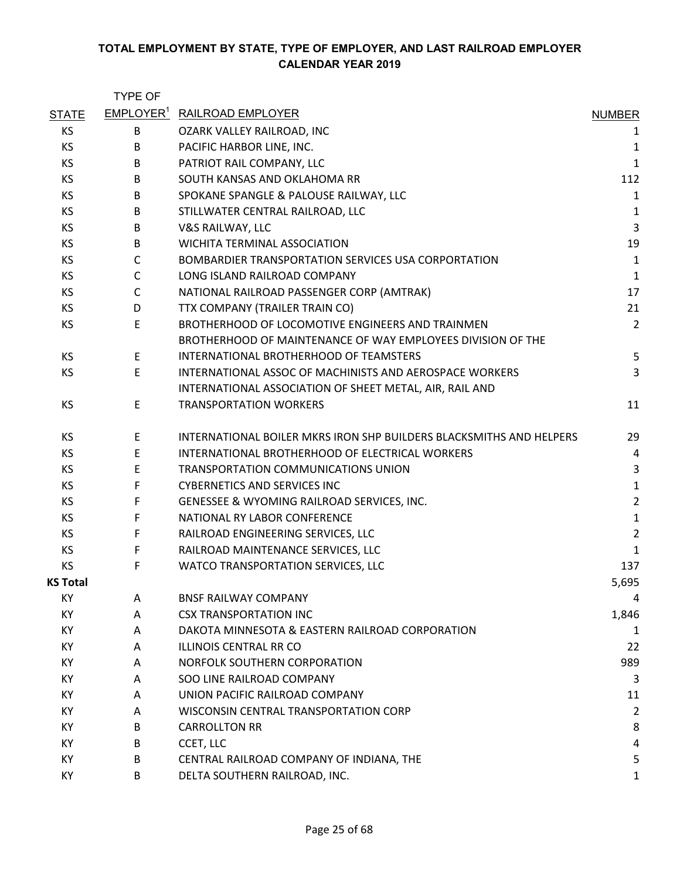**TOTAL EMPLOYMENT BY STATE, TYPE OF EMPLOYER, AND LAST RAILROAD EMPLOYER**
**CALENDAR YEAR 2019**

| STATE | TYPE OF EMPLOYER[1] | RAILROAD EMPLOYER | NUMBER |
|---|---|---|---|
| KS | B | OZARK VALLEY RAILROAD, INC | 1 |
| KS | B | PACIFIC HARBOR LINE, INC. | 1 |
| KS | B | PATRIOT RAIL COMPANY, LLC | 1 |
| KS | B | SOUTH KANSAS AND OKLAHOMA RR | 112 |
| KS | B | SPOKANE SPANGLE & PALOUSE RAILWAY, LLC | 1 |
| KS | B | STILLWATER CENTRAL RAILROAD, LLC | 1 |
| KS | B | V&S RAILWAY, LLC | 3 |
| KS | B | WICHITA TERMINAL ASSOCIATION | 19 |
| KS | C | BOMBARDIER TRANSPORTATION SERVICES USA CORPORTATION | 1 |
| KS | C | LONG ISLAND RAILROAD COMPANY | 1 |
| KS | C | NATIONAL RAILROAD PASSENGER CORP (AMTRAK) | 17 |
| KS | D | TTX COMPANY (TRAILER TRAIN CO) | 21 |
| KS | E | BROTHERHOOD OF LOCOMOTIVE ENGINEERS AND TRAINMEN | 2 |
| KS | E | BROTHERHOOD OF MAINTENANCE OF WAY EMPLOYEES DIVISION OF THE INTERNATIONAL BROTHERHOOD OF TEAMSTERS | 5 |
| KS | E | INTERNATIONAL ASSOC OF MACHINISTS AND AEROSPACE WORKERS | 3 |
| KS | E | INTERNATIONAL ASSOCIATION OF SHEET METAL, AIR, RAIL AND TRANSPORTATION WORKERS | 11 |
| KS | E | INTERNATIONAL BOILER MKRS IRON SHP BUILDERS BLACKSMITHS AND HELPERS | 29 |
| KS | E | INTERNATIONAL BROTHERHOOD OF ELECTRICAL WORKERS | 4 |
| KS | E | TRANSPORTATION COMMUNICATIONS UNION | 3 |
| KS | F | CYBERNETICS AND SERVICES INC | 1 |
| KS | F | GENESSEE & WYOMING RAILROAD SERVICES, INC. | 2 |
| KS | F | NATIONAL RY LABOR CONFERENCE | 1 |
| KS | F | RAILROAD ENGINEERING SERVICES, LLC | 2 |
| KS | F | RAILROAD MAINTENANCE SERVICES, LLC | 1 |
| KS | F | WATCO TRANSPORTATION SERVICES, LLC | 137 |
| **KS Total** | | | 5,695 |
| KY | A | BNSF RAILWAY COMPANY | 4 |
| KY | A | CSX TRANSPORTATION INC | 1,846 |
| KY | A | DAKOTA MINNESOTA & EASTERN RAILROAD CORPORATION | 1 |
| KY | A | ILLINOIS CENTRAL RR CO | 22 |
| KY | A | NORFOLK SOUTHERN CORPORATION | 989 |
| KY | A | SOO LINE RAILROAD COMPANY | 3 |
| KY | A | UNION PACIFIC RAILROAD COMPANY | 11 |
| KY | A | WISCONSIN CENTRAL TRANSPORTATION CORP | 2 |
| KY | B | CARROLLTON RR | 8 |
| KY | B | CCET, LLC | 4 |
| KY | B | CENTRAL RAILROAD COMPANY OF INDIANA, THE | 5 |
| KY | B | DELTA SOUTHERN RAILROAD, INC. | 1 |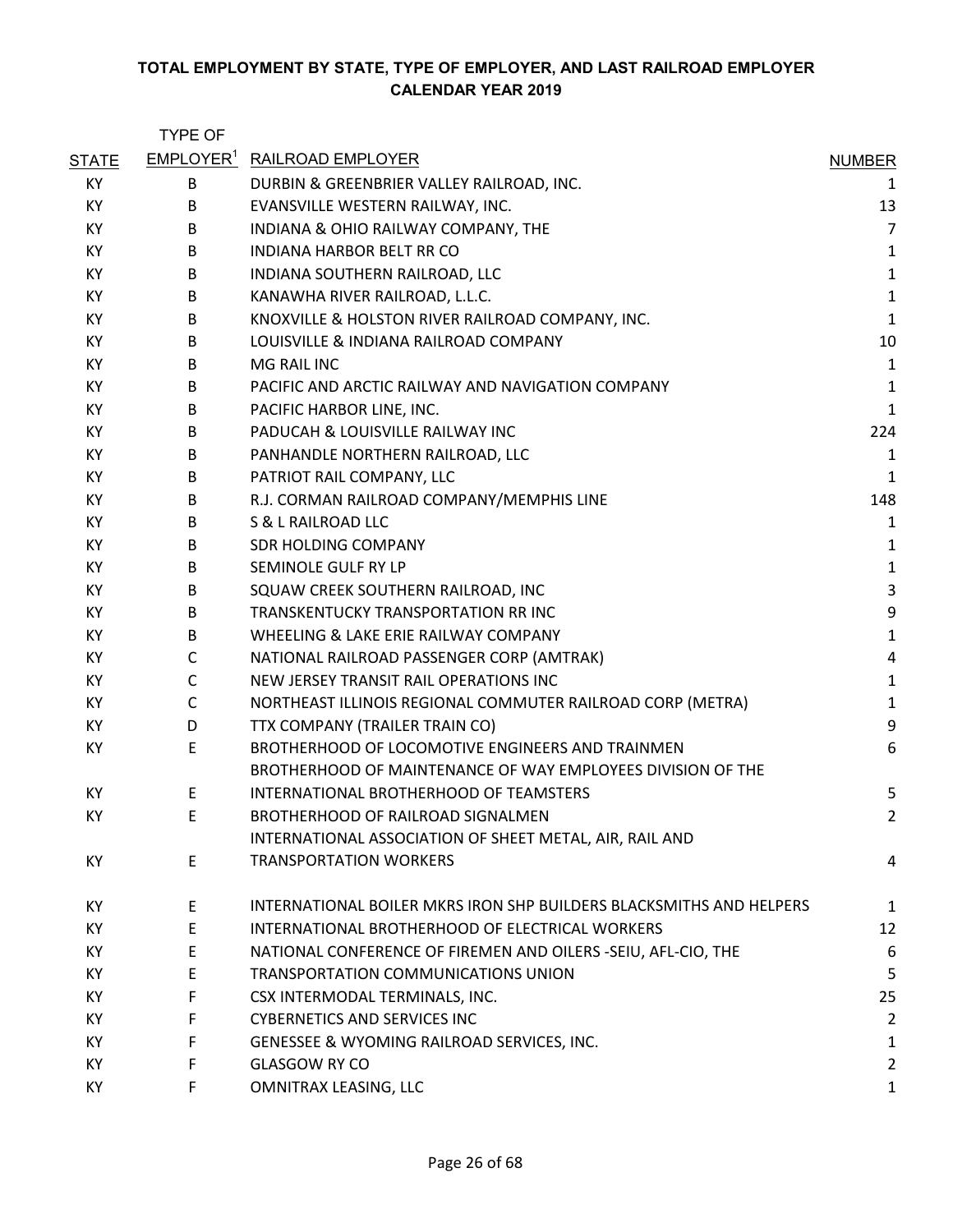## TOTAL EMPLOYMENT BY STATE, TYPE OF EMPLOYER, AND LAST RAILROAD EMPLOYER
## CALENDAR YEAR 2019

| STATE | TYPE OF EMPLOYER[1] | RAILROAD EMPLOYER | NUMBER |
|---|---|---|---|
| KY | B | DURBIN & GREENBRIER VALLEY RAILROAD, INC. | 1 |
| KY | B | EVANSVILLE WESTERN RAILWAY, INC. | 13 |
| KY | B | INDIANA & OHIO RAILWAY COMPANY, THE | 7 |
| KY | B | INDIANA HARBOR BELT RR CO | 1 |
| KY | B | INDIANA SOUTHERN RAILROAD, LLC | 1 |
| KY | B | KANAWHA RIVER RAILROAD, L.L.C. | 1 |
| KY | B | KNOXVILLE & HOLSTON RIVER RAILROAD COMPANY, INC. | 1 |
| KY | B | LOUISVILLE & INDIANA RAILROAD COMPANY | 10 |
| KY | B | MG RAIL INC | 1 |
| KY | B | PACIFIC AND ARCTIC RAILWAY AND NAVIGATION COMPANY | 1 |
| KY | B | PACIFIC HARBOR LINE, INC. | 1 |
| KY | B | PADUCAH & LOUISVILLE RAILWAY INC | 224 |
| KY | B | PANHANDLE NORTHERN RAILROAD, LLC | 1 |
| KY | B | PATRIOT RAIL COMPANY, LLC | 1 |
| KY | B | R.J. CORMAN RAILROAD COMPANY/MEMPHIS LINE | 148 |
| KY | B | S & L RAILROAD LLC | 1 |
| KY | B | SDR HOLDING COMPANY | 1 |
| KY | B | SEMINOLE GULF RY LP | 1 |
| KY | B | SQUAW CREEK SOUTHERN RAILROAD, INC | 3 |
| KY | B | TRANSKENTUCKY TRANSPORTATION RR INC | 9 |
| KY | B | WHEELING & LAKE ERIE RAILWAY COMPANY | 1 |
| KY | C | NATIONAL RAILROAD PASSENGER CORP (AMTRAK) | 4 |
| KY | C | NEW JERSEY TRANSIT RAIL OPERATIONS INC | 1 |
| KY | C | NORTHEAST ILLINOIS REGIONAL COMMUTER RAILROAD CORP (METRA) | 1 |
| KY | D | TTX COMPANY (TRAILER TRAIN CO) | 9 |
| KY | E | BROTHERHOOD OF LOCOMOTIVE ENGINEERS AND TRAINMEN | 6 |
| KY | E | BROTHERHOOD OF MAINTENANCE OF WAY EMPLOYEES DIVISION OF THE INTERNATIONAL BROTHERHOOD OF TEAMSTERS | 5 |
| KY | E | BROTHERHOOD OF RAILROAD SIGNALMEN | 2 |
| KY | E | INTERNATIONAL ASSOCIATION OF SHEET METAL, AIR, RAIL AND TRANSPORTATION WORKERS | 4 |
| KY | E | INTERNATIONAL BOILER MKRS IRON SHP BUILDERS BLACKSMITHS AND HELPERS | 1 |
| KY | E | INTERNATIONAL BROTHERHOOD OF ELECTRICAL WORKERS | 12 |
| KY | E | NATIONAL CONFERENCE OF FIREMEN AND OILERS -SEIU, AFL-CIO, THE | 6 |
| KY | E | TRANSPORTATION COMMUNICATIONS UNION | 5 |
| KY | F | CSX INTERMODAL TERMINALS, INC. | 25 |
| KY | F | CYBERNETICS AND SERVICES INC | 2 |
| KY | F | GENESSEE & WYOMING RAILROAD SERVICES, INC. | 1 |
| KY | F | GLASGOW RY CO | 2 |
| KY | F | OMNITRAX LEASING, LLC | 1 |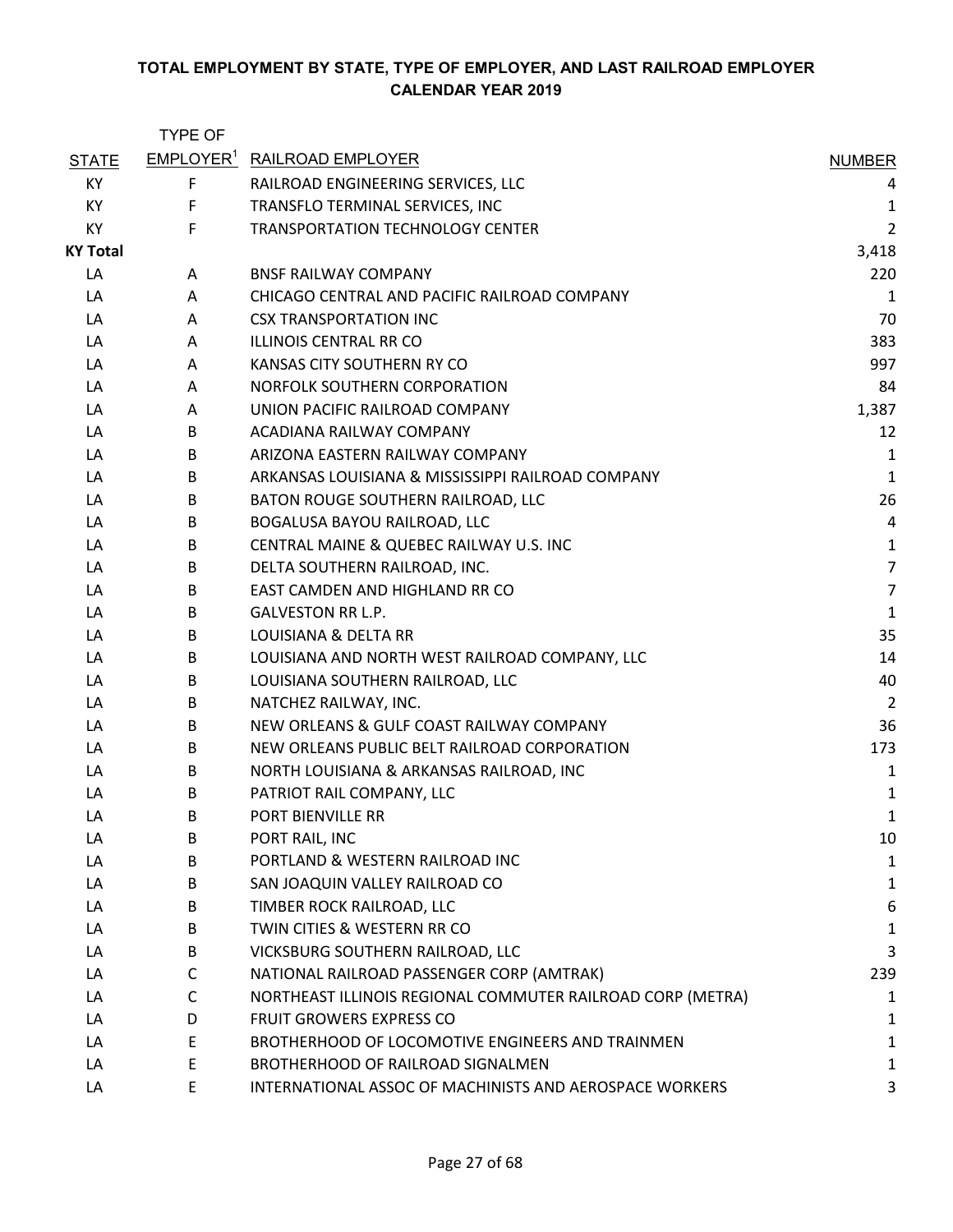## TOTAL EMPLOYMENT BY STATE, TYPE OF EMPLOYER, AND LAST RAILROAD EMPLOYER
## CALENDAR YEAR 2019

| STATE | TYPE OF EMPLOYER[1] | RAILROAD EMPLOYER | NUMBER |
|---|---|---|---|
| KY | F | RAILROAD ENGINEERING SERVICES, LLC | 4 |
| KY | F | TRANSFLO TERMINAL SERVICES, INC | 1 |
| KY | F | TRANSPORTATION TECHNOLOGY CENTER | 2 |
| **KY Total** | | | 3,418 |
| LA | A | BNSF RAILWAY COMPANY | 220 |
| LA | A | CHICAGO CENTRAL AND PACIFIC RAILROAD COMPANY | 1 |
| LA | A | CSX TRANSPORTATION INC | 70 |
| LA | A | ILLINOIS CENTRAL RR CO | 383 |
| LA | A | KANSAS CITY SOUTHERN RY CO | 997 |
| LA | A | NORFOLK SOUTHERN CORPORATION | 84 |
| LA | A | UNION PACIFIC RAILROAD COMPANY | 1,387 |
| LA | B | ACADIANA RAILWAY COMPANY | 12 |
| LA | B | ARIZONA EASTERN RAILWAY COMPANY | 1 |
| LA | B | ARKANSAS LOUISIANA & MISSISSIPPI RAILROAD COMPANY | 1 |
| LA | B | BATON ROUGE SOUTHERN RAILROAD, LLC | 26 |
| LA | B | BOGALUSA BAYOU RAILROAD, LLC | 4 |
| LA | B | CENTRAL MAINE & QUEBEC RAILWAY U.S. INC | 1 |
| LA | B | DELTA SOUTHERN RAILROAD, INC. | 7 |
| LA | B | EAST CAMDEN AND HIGHLAND RR CO | 7 |
| LA | B | GALVESTON RR L.P. | 1 |
| LA | B | LOUISIANA & DELTA RR | 35 |
| LA | B | LOUISIANA AND NORTH WEST RAILROAD COMPANY, LLC | 14 |
| LA | B | LOUISIANA SOUTHERN RAILROAD, LLC | 40 |
| LA | B | NATCHEZ RAILWAY, INC. | 2 |
| LA | B | NEW ORLEANS & GULF COAST RAILWAY COMPANY | 36 |
| LA | B | NEW ORLEANS PUBLIC BELT RAILROAD CORPORATION | 173 |
| LA | B | NORTH LOUISIANA & ARKANSAS RAILROAD, INC | 1 |
| LA | B | PATRIOT RAIL COMPANY, LLC | 1 |
| LA | B | PORT BIENVILLE RR | 1 |
| LA | B | PORT RAIL, INC | 10 |
| LA | B | PORTLAND & WESTERN RAILROAD INC | 1 |
| LA | B | SAN JOAQUIN VALLEY RAILROAD CO | 1 |
| LA | B | TIMBER ROCK RAILROAD, LLC | 6 |
| LA | B | TWIN CITIES & WESTERN RR CO | 1 |
| LA | B | VICKSBURG SOUTHERN RAILROAD, LLC | 3 |
| LA | C | NATIONAL RAILROAD PASSENGER CORP (AMTRAK) | 239 |
| LA | C | NORTHEAST ILLINOIS REGIONAL COMMUTER RAILROAD CORP (METRA) | 1 |
| LA | D | FRUIT GROWERS EXPRESS CO | 1 |
| LA | E | BROTHERHOOD OF LOCOMOTIVE ENGINEERS AND TRAINMEN | 1 |
| LA | E | BROTHERHOOD OF RAILROAD SIGNALMEN | 1 |
| LA | E | INTERNATIONAL ASSOC OF MACHINISTS AND AEROSPACE WORKERS | 3 |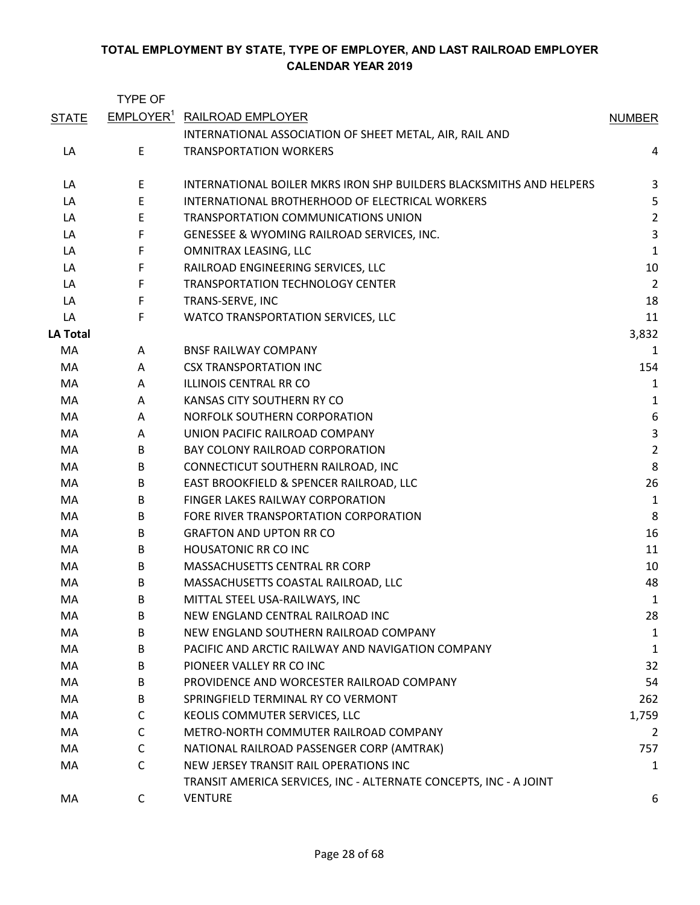**TOTAL EMPLOYMENT BY STATE, TYPE OF EMPLOYER, AND LAST RAILROAD EMPLOYER**
**CALENDAR YEAR 2019**

| STATE | TYPE OF EMPLOYER[1] | RAILROAD EMPLOYER | NUMBER |
|---|---|---|---|
| LA | E | INTERNATIONAL ASSOCIATION OF SHEET METAL, AIR, RAIL AND TRANSPORTATION WORKERS | 4 |
| LA | E | INTERNATIONAL BOILER MKRS IRON SHP BUILDERS BLACKSMITHS AND HELPERS | 3 |
| LA | E | INTERNATIONAL BROTHERHOOD OF ELECTRICAL WORKERS | 5 |
| LA | E | TRANSPORTATION COMMUNICATIONS UNION | 2 |
| LA | F | GENESSEE & WYOMING RAILROAD SERVICES, INC. | 3 |
| LA | F | OMNITRAX LEASING, LLC | 1 |
| LA | F | RAILROAD ENGINEERING SERVICES, LLC | 10 |
| LA | F | TRANSPORTATION TECHNOLOGY CENTER | 2 |
| LA | F | TRANS-SERVE, INC | 18 |
| LA | F | WATCO TRANSPORTATION SERVICES, LLC | 11 |
| **LA Total** | | | 3,832 |
| MA | A | BNSF RAILWAY COMPANY | 1 |
| MA | A | CSX TRANSPORTATION INC | 154 |
| MA | A | ILLINOIS CENTRAL RR CO | 1 |
| MA | A | KANSAS CITY SOUTHERN RY CO | 1 |
| MA | A | NORFOLK SOUTHERN CORPORATION | 6 |
| MA | A | UNION PACIFIC RAILROAD COMPANY | 3 |
| MA | B | BAY COLONY RAILROAD CORPORATION | 2 |
| MA | B | CONNECTICUT SOUTHERN RAILROAD, INC | 8 |
| MA | B | EAST BROOKFIELD & SPENCER RAILROAD, LLC | 26 |
| MA | B | FINGER LAKES RAILWAY CORPORATION | 1 |
| MA | B | FORE RIVER TRANSPORTATION CORPORATION | 8 |
| MA | B | GRAFTON AND UPTON RR CO | 16 |
| MA | B | HOUSATONIC RR CO INC | 11 |
| MA | B | MASSACHUSETTS CENTRAL RR CORP | 10 |
| MA | B | MASSACHUSETTS COASTAL RAILROAD, LLC | 48 |
| MA | B | MITTAL STEEL USA-RAILWAYS, INC | 1 |
| MA | B | NEW ENGLAND CENTRAL RAILROAD INC | 28 |
| MA | B | NEW ENGLAND SOUTHERN RAILROAD COMPANY | 1 |
| MA | B | PACIFIC AND ARCTIC RAILWAY AND NAVIGATION COMPANY | 1 |
| MA | B | PIONEER VALLEY RR CO INC | 32 |
| MA | B | PROVIDENCE AND WORCESTER RAILROAD COMPANY | 54 |
| MA | B | SPRINGFIELD TERMINAL RY CO VERMONT | 262 |
| MA | C | KEOLIS COMMUTER SERVICES, LLC | 1,759 |
| MA | C | METRO-NORTH COMMUTER RAILROAD COMPANY | 2 |
| MA | C | NATIONAL RAILROAD PASSENGER CORP (AMTRAK) | 757 |
| MA | C | NEW JERSEY TRANSIT RAIL OPERATIONS INC | 1 |
| MA | C | TRANSIT AMERICA SERVICES, INC - ALTERNATE CONCEPTS, INC - A JOINT VENTURE | 6 |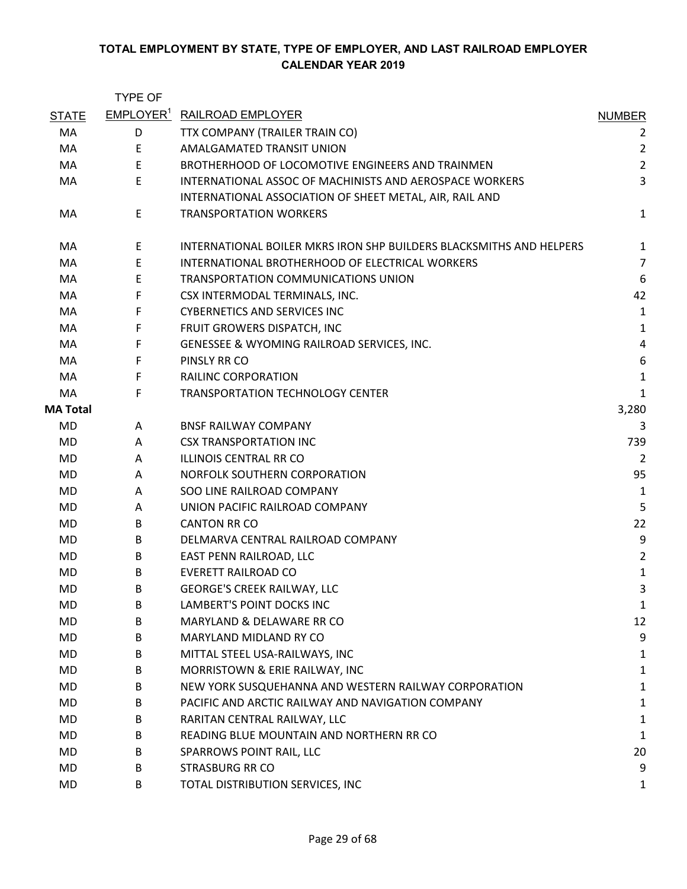**TOTAL EMPLOYMENT BY STATE, TYPE OF EMPLOYER, AND LAST RAILROAD EMPLOYER**
**CALENDAR YEAR 2019**

| STATE | TYPE OF EMPLOYER[1] | RAILROAD EMPLOYER | NUMBER |
|---|---|---|---|
| MA | D | TTX COMPANY (TRAILER TRAIN CO) | 2 |
| MA | E | AMALGAMATED TRANSIT UNION | 2 |
| MA | E | BROTHERHOOD OF LOCOMOTIVE ENGINEERS AND TRAINMEN | 2 |
| MA | E | INTERNATIONAL ASSOC OF MACHINISTS AND AEROSPACE WORKERS | 3 |
| MA | E | INTERNATIONAL ASSOCIATION OF SHEET METAL, AIR, RAIL AND TRANSPORTATION WORKERS | 1 |
| MA | E | INTERNATIONAL BOILER MKRS IRON SHP BUILDERS BLACKSMITHS AND HELPERS | 1 |
| MA | E | INTERNATIONAL BROTHERHOOD OF ELECTRICAL WORKERS | 7 |
| MA | E | TRANSPORTATION COMMUNICATIONS UNION | 6 |
| MA | F | CSX INTERMODAL TERMINALS, INC. | 42 |
| MA | F | CYBERNETICS AND SERVICES INC | 1 |
| MA | F | FRUIT GROWERS DISPATCH, INC | 1 |
| MA | F | GENESSEE & WYOMING RAILROAD SERVICES, INC. | 4 |
| MA | F | PINSLY RR CO | 6 |
| MA | F | RAILINC CORPORATION | 1 |
| MA | F | TRANSPORTATION TECHNOLOGY CENTER | 1 |
| **MA Total** | | | 3,280 |
| MD | A | BNSF RAILWAY COMPANY | 3 |
| MD | A | CSX TRANSPORTATION INC | 739 |
| MD | A | ILLINOIS CENTRAL RR CO | 2 |
| MD | A | NORFOLK SOUTHERN CORPORATION | 95 |
| MD | A | SOO LINE RAILROAD COMPANY | 1 |
| MD | A | UNION PACIFIC RAILROAD COMPANY | 5 |
| MD | B | CANTON RR CO | 22 |
| MD | B | DELMARVA CENTRAL RAILROAD COMPANY | 9 |
| MD | B | EAST PENN RAILROAD, LLC | 2 |
| MD | B | EVERETT RAILROAD CO | 1 |
| MD | B | GEORGE'S CREEK RAILWAY, LLC | 3 |
| MD | B | LAMBERT'S POINT DOCKS INC | 1 |
| MD | B | MARYLAND & DELAWARE RR CO | 12 |
| MD | B | MARYLAND MIDLAND RY CO | 9 |
| MD | B | MITTAL STEEL USA-RAILWAYS, INC | 1 |
| MD | B | MORRISTOWN & ERIE RAILWAY, INC | 1 |
| MD | B | NEW YORK SUSQUEHANNA AND WESTERN RAILWAY CORPORATION | 1 |
| MD | B | PACIFIC AND ARCTIC RAILWAY AND NAVIGATION COMPANY | 1 |
| MD | B | RARITAN CENTRAL RAILWAY, LLC | 1 |
| MD | B | READING BLUE MOUNTAIN AND NORTHERN RR CO | 1 |
| MD | B | SPARROWS POINT RAIL, LLC | 20 |
| MD | B | STRASBURG RR CO | 9 |
| MD | B | TOTAL DISTRIBUTION SERVICES, INC | 1 |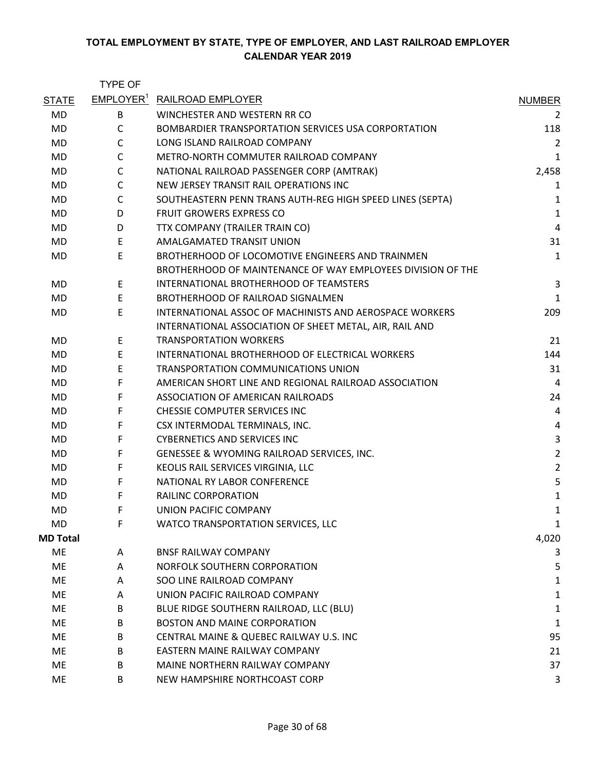**TOTAL EMPLOYMENT BY STATE, TYPE OF EMPLOYER, AND LAST RAILROAD EMPLOYER**
**CALENDAR YEAR 2019**

| STATE | TYPE OF EMPLOYER[1] | RAILROAD EMPLOYER | NUMBER |
|---|---|---|---|
| MD | B | WINCHESTER AND WESTERN RR CO | 2 |
| MD | C | BOMBARDIER TRANSPORTATION SERVICES USA CORPORTATION | 118 |
| MD | C | LONG ISLAND RAILROAD COMPANY | 2 |
| MD | C | METRO-NORTH COMMUTER RAILROAD COMPANY | 1 |
| MD | C | NATIONAL RAILROAD PASSENGER CORP (AMTRAK) | 2,458 |
| MD | C | NEW JERSEY TRANSIT RAIL OPERATIONS INC | 1 |
| MD | C | SOUTHEASTERN PENN TRANS AUTH-REG HIGH SPEED LINES (SEPTA) | 1 |
| MD | D | FRUIT GROWERS EXPRESS CO | 1 |
| MD | D | TTX COMPANY (TRAILER TRAIN CO) | 4 |
| MD | E | AMALGAMATED TRANSIT UNION | 31 |
| MD | E | BROTHERHOOD OF LOCOMOTIVE ENGINEERS AND TRAINMEN | 1 |
| MD | E | BROTHERHOOD OF MAINTENANCE OF WAY EMPLOYEES DIVISION OF THE INTERNATIONAL BROTHERHOOD OF TEAMSTERS | 3 |
| MD | E | BROTHERHOOD OF RAILROAD SIGNALMEN | 1 |
| MD | E | INTERNATIONAL ASSOC OF MACHINISTS AND AEROSPACE WORKERS | 209 |
| MD | E | INTERNATIONAL ASSOCIATION OF SHEET METAL, AIR, RAIL AND TRANSPORTATION WORKERS | 21 |
| MD | E | INTERNATIONAL BROTHERHOOD OF ELECTRICAL WORKERS | 144 |
| MD | E | TRANSPORTATION COMMUNICATIONS UNION | 31 |
| MD | F | AMERICAN SHORT LINE AND REGIONAL RAILROAD ASSOCIATION | 4 |
| MD | F | ASSOCIATION OF AMERICAN RAILROADS | 24 |
| MD | F | CHESSIE COMPUTER SERVICES INC | 4 |
| MD | F | CSX INTERMODAL TERMINALS, INC. | 4 |
| MD | F | CYBERNETICS AND SERVICES INC | 3 |
| MD | F | GENESSEE & WYOMING RAILROAD SERVICES, INC. | 2 |
| MD | F | KEOLIS RAIL SERVICES VIRGINIA, LLC | 2 |
| MD | F | NATIONAL RY LABOR CONFERENCE | 5 |
| MD | F | RAILINC CORPORATION | 1 |
| MD | F | UNION PACIFIC COMPANY | 1 |
| MD | F | WATCO TRANSPORTATION SERVICES, LLC | 1 |
| **MD Total** | | | 4,020 |
| ME | A | BNSF RAILWAY COMPANY | 3 |
| ME | A | NORFOLK SOUTHERN CORPORATION | 5 |
| ME | A | SOO LINE RAILROAD COMPANY | 1 |
| ME | A | UNION PACIFIC RAILROAD COMPANY | 1 |
| ME | B | BLUE RIDGE SOUTHERN RAILROAD, LLC (BLU) | 1 |
| ME | B | BOSTON AND MAINE CORPORATION | 1 |
| ME | B | CENTRAL MAINE & QUEBEC RAILWAY U.S. INC | 95 |
| ME | B | EASTERN MAINE RAILWAY COMPANY | 21 |
| ME | B | MAINE NORTHERN RAILWAY COMPANY | 37 |
| ME | B | NEW HAMPSHIRE NORTHCOAST CORP | 3 |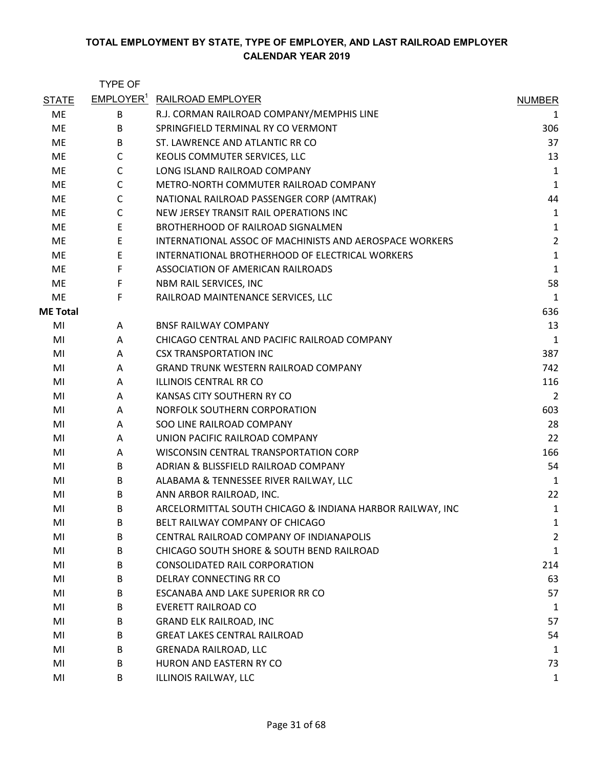**TOTAL EMPLOYMENT BY STATE, TYPE OF EMPLOYER, AND LAST RAILROAD EMPLOYER**
**CALENDAR YEAR 2019**

| STATE | TYPE OF EMPLOYER[1] | RAILROAD EMPLOYER | NUMBER |
|---|---|---|---|
| ME | B | R.J. CORMAN RAILROAD COMPANY/MEMPHIS LINE | 1 |
| ME | B | SPRINGFIELD TERMINAL RY CO VERMONT | 306 |
| ME | B | ST. LAWRENCE AND ATLANTIC RR CO | 37 |
| ME | C | KEOLIS COMMUTER SERVICES, LLC | 13 |
| ME | C | LONG ISLAND RAILROAD COMPANY | 1 |
| ME | C | METRO-NORTH COMMUTER RAILROAD COMPANY | 1 |
| ME | C | NATIONAL RAILROAD PASSENGER CORP (AMTRAK) | 44 |
| ME | C | NEW JERSEY TRANSIT RAIL OPERATIONS INC | 1 |
| ME | E | BROTHERHOOD OF RAILROAD SIGNALMEN | 1 |
| ME | E | INTERNATIONAL ASSOC OF MACHINISTS AND AEROSPACE WORKERS | 2 |
| ME | E | INTERNATIONAL BROTHERHOOD OF ELECTRICAL WORKERS | 1 |
| ME | F | ASSOCIATION OF AMERICAN RAILROADS | 1 |
| ME | F | NBM RAIL SERVICES, INC | 58 |
| ME | F | RAILROAD MAINTENANCE SERVICES, LLC | 1 |
| **ME Total** | | | 636 |
| MI | A | BNSF RAILWAY COMPANY | 13 |
| MI | A | CHICAGO CENTRAL AND PACIFIC RAILROAD COMPANY | 1 |
| MI | A | CSX TRANSPORTATION INC | 387 |
| MI | A | GRAND TRUNK WESTERN RAILROAD COMPANY | 742 |
| MI | A | ILLINOIS CENTRAL RR CO | 116 |
| MI | A | KANSAS CITY SOUTHERN RY CO | 2 |
| MI | A | NORFOLK SOUTHERN CORPORATION | 603 |
| MI | A | SOO LINE RAILROAD COMPANY | 28 |
| MI | A | UNION PACIFIC RAILROAD COMPANY | 22 |
| MI | A | WISCONSIN CENTRAL TRANSPORTATION CORP | 166 |
| MI | B | ADRIAN & BLISSFIELD RAILROAD COMPANY | 54 |
| MI | B | ALABAMA & TENNESSEE RIVER RAILWAY, LLC | 1 |
| MI | B | ANN ARBOR RAILROAD, INC. | 22 |
| MI | B | ARCELORMITTAL SOUTH CHICAGO & INDIANA HARBOR RAILWAY, INC | 1 |
| MI | B | BELT RAILWAY COMPANY OF CHICAGO | 1 |
| MI | B | CENTRAL RAILROAD COMPANY OF INDIANAPOLIS | 2 |
| MI | B | CHICAGO SOUTH SHORE & SOUTH BEND RAILROAD | 1 |
| MI | B | CONSOLIDATED RAIL CORPORATION | 214 |
| MI | B | DELRAY CONNECTING RR CO | 63 |
| MI | B | ESCANABA AND LAKE SUPERIOR RR CO | 57 |
| MI | B | EVERETT RAILROAD CO | 1 |
| MI | B | GRAND ELK RAILROAD, INC | 57 |
| MI | B | GREAT LAKES CENTRAL RAILROAD | 54 |
| MI | B | GRENADA RAILROAD, LLC | 1 |
| MI | B | HURON AND EASTERN RY CO | 73 |
| MI | B | ILLINOIS RAILWAY, LLC | 1 |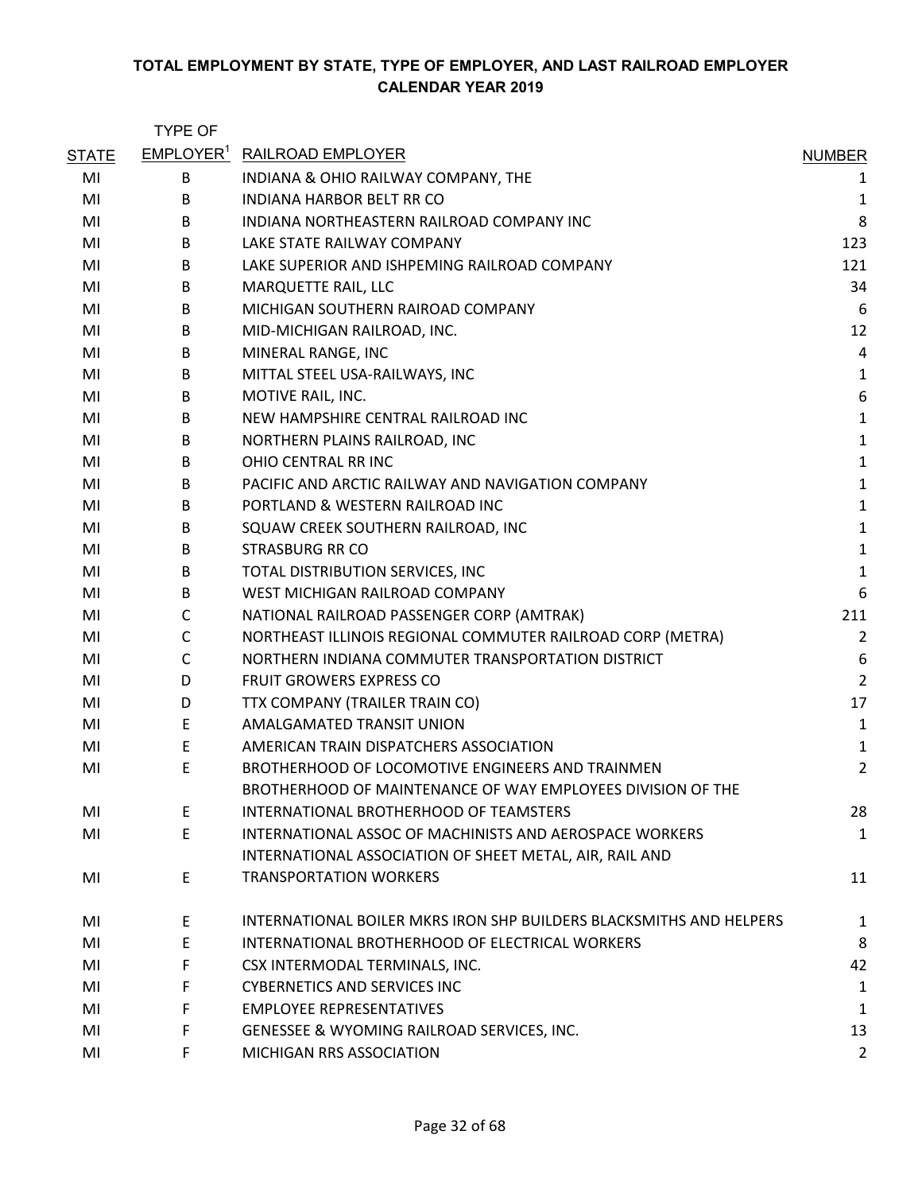# TOTAL EMPLOYMENT BY STATE, TYPE OF EMPLOYER, AND LAST RAILROAD EMPLOYER
## CALENDAR YEAR 2019

| STATE | TYPE OF EMPLOYER[1] | RAILROAD EMPLOYER | NUMBER |
|---|---|---|---|
| MI | B | INDIANA & OHIO RAILWAY COMPANY, THE | 1 |
| MI | B | INDIANA HARBOR BELT RR CO | 1 |
| MI | B | INDIANA NORTHEASTERN RAILROAD COMPANY INC | 8 |
| MI | B | LAKE STATE RAILWAY COMPANY | 123 |
| MI | B | LAKE SUPERIOR AND ISHPEMING RAILROAD COMPANY | 121 |
| MI | B | MARQUETTE RAIL, LLC | 34 |
| MI | B | MICHIGAN SOUTHERN RAIROAD COMPANY | 6 |
| MI | B | MID-MICHIGAN RAILROAD, INC. | 12 |
| MI | B | MINERAL RANGE, INC | 4 |
| MI | B | MITTAL STEEL USA-RAILWAYS, INC | 1 |
| MI | B | MOTIVE RAIL, INC. | 6 |
| MI | B | NEW HAMPSHIRE CENTRAL RAILROAD INC | 1 |
| MI | B | NORTHERN PLAINS RAILROAD, INC | 1 |
| MI | B | OHIO CENTRAL RR INC | 1 |
| MI | B | PACIFIC AND ARCTIC RAILWAY AND NAVIGATION COMPANY | 1 |
| MI | B | PORTLAND & WESTERN RAILROAD INC | 1 |
| MI | B | SQUAW CREEK SOUTHERN RAILROAD, INC | 1 |
| MI | B | STRASBURG RR CO | 1 |
| MI | B | TOTAL DISTRIBUTION SERVICES, INC | 1 |
| MI | B | WEST MICHIGAN RAILROAD COMPANY | 6 |
| MI | C | NATIONAL RAILROAD PASSENGER CORP (AMTRAK) | 211 |
| MI | C | NORTHEAST ILLINOIS REGIONAL COMMUTER RAILROAD CORP (METRA) | 2 |
| MI | C | NORTHERN INDIANA COMMUTER TRANSPORTATION DISTRICT | 6 |
| MI | D | FRUIT GROWERS EXPRESS CO | 2 |
| MI | D | TTX COMPANY (TRAILER TRAIN CO) | 17 |
| MI | E | AMALGAMATED TRANSIT UNION | 1 |
| MI | E | AMERICAN TRAIN DISPATCHERS ASSOCIATION | 1 |
| MI | E | BROTHERHOOD OF LOCOMOTIVE ENGINEERS AND TRAINMEN | 2 |
| MI | E | BROTHERHOOD OF MAINTENANCE OF WAY EMPLOYEES DIVISION OF THE INTERNATIONAL BROTHERHOOD OF TEAMSTERS | 28 |
| MI | E | INTERNATIONAL ASSOC OF MACHINISTS AND AEROSPACE WORKERS | 1 |
| MI | E | INTERNATIONAL ASSOCIATION OF SHEET METAL, AIR, RAIL AND TRANSPORTATION WORKERS | 11 |
| MI | E | INTERNATIONAL BOILER MKRS IRON SHP BUILDERS BLACKSMITHS AND HELPERS | 1 |
| MI | E | INTERNATIONAL BROTHERHOOD OF ELECTRICAL WORKERS | 8 |
| MI | F | CSX INTERMODAL TERMINALS, INC. | 42 |
| MI | F | CYBERNETICS AND SERVICES INC | 1 |
| MI | F | EMPLOYEE REPRESENTATIVES | 1 |
| MI | F | GENESSEE & WYOMING RAILROAD SERVICES, INC. | 13 |
| MI | F | MICHIGAN RRS ASSOCIATION | 2 |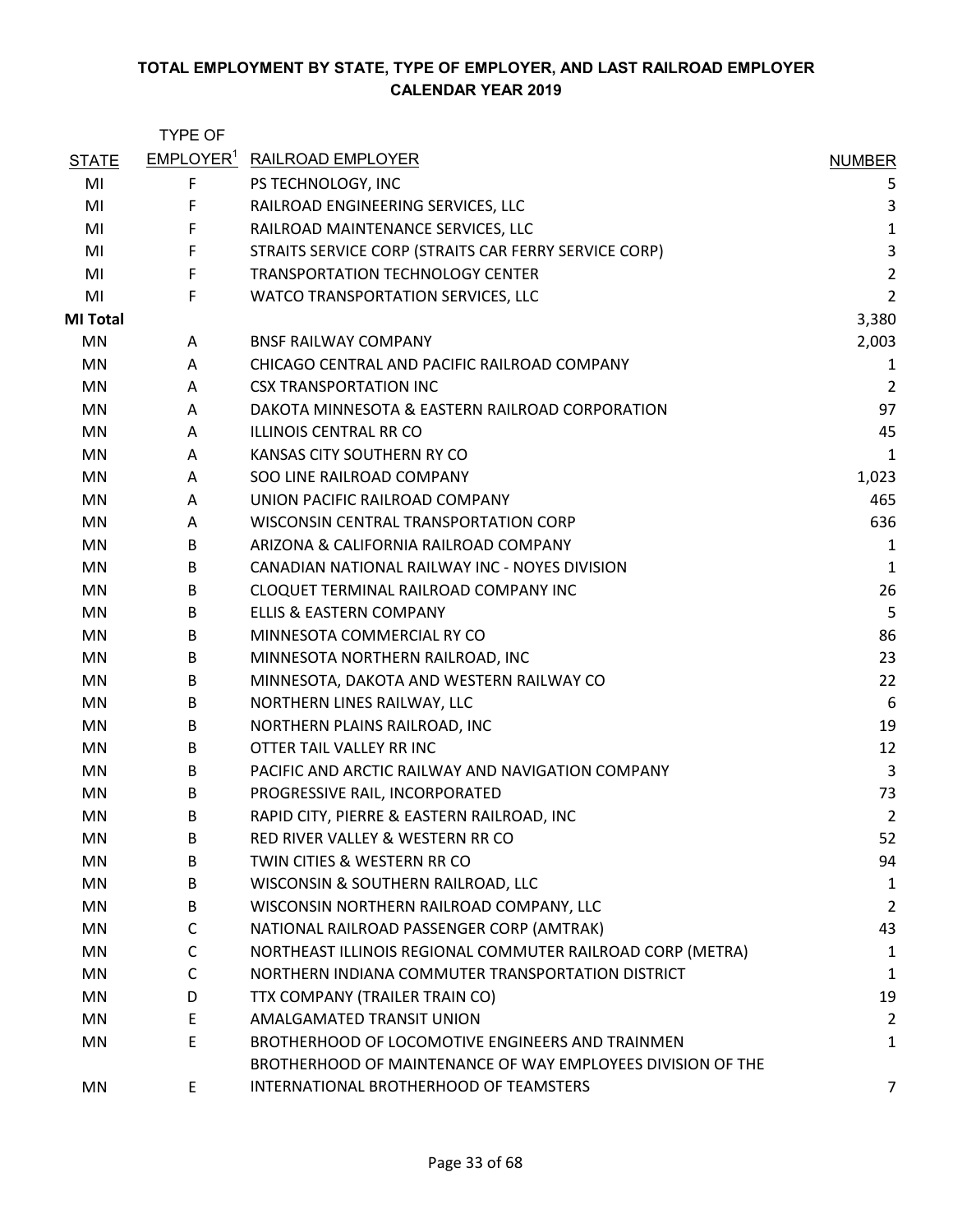# TOTAL EMPLOYMENT BY STATE, TYPE OF EMPLOYER, AND LAST RAILROAD EMPLOYER
## CALENDAR YEAR 2019

| STATE | TYPE OF EMPLOYER[1] | RAILROAD EMPLOYER | NUMBER |
|---|---|---|---|
| MI | F | PS TECHNOLOGY, INC | 5 |
| MI | F | RAILROAD ENGINEERING SERVICES, LLC | 3 |
| MI | F | RAILROAD MAINTENANCE SERVICES, LLC | 1 |
| MI | F | STRAITS SERVICE CORP (STRAITS CAR FERRY SERVICE CORP) | 3 |
| MI | F | TRANSPORTATION TECHNOLOGY CENTER | 2 |
| MI | F | WATCO TRANSPORTATION SERVICES, LLC | 2 |
| **MI Total** | | | 3,380 |
| MN | A | BNSF RAILWAY COMPANY | 2,003 |
| MN | A | CHICAGO CENTRAL AND PACIFIC RAILROAD COMPANY | 1 |
| MN | A | CSX TRANSPORTATION INC | 2 |
| MN | A | DAKOTA MINNESOTA & EASTERN RAILROAD CORPORATION | 97 |
| MN | A | ILLINOIS CENTRAL RR CO | 45 |
| MN | A | KANSAS CITY SOUTHERN RY CO | 1 |
| MN | A | SOO LINE RAILROAD COMPANY | 1,023 |
| MN | A | UNION PACIFIC RAILROAD COMPANY | 465 |
| MN | A | WISCONSIN CENTRAL TRANSPORTATION CORP | 636 |
| MN | B | ARIZONA & CALIFORNIA RAILROAD COMPANY | 1 |
| MN | B | CANADIAN NATIONAL RAILWAY INC - NOYES DIVISION | 1 |
| MN | B | CLOQUET TERMINAL RAILROAD COMPANY INC | 26 |
| MN | B | ELLIS & EASTERN COMPANY | 5 |
| MN | B | MINNESOTA COMMERCIAL RY CO | 86 |
| MN | B | MINNESOTA NORTHERN RAILROAD, INC | 23 |
| MN | B | MINNESOTA, DAKOTA AND WESTERN RAILWAY CO | 22 |
| MN | B | NORTHERN LINES RAILWAY, LLC | 6 |
| MN | B | NORTHERN PLAINS RAILROAD, INC | 19 |
| MN | B | OTTER TAIL VALLEY RR INC | 12 |
| MN | B | PACIFIC AND ARCTIC RAILWAY AND NAVIGATION COMPANY | 3 |
| MN | B | PROGRESSIVE RAIL, INCORPORATED | 73 |
| MN | B | RAPID CITY, PIERRE & EASTERN RAILROAD, INC | 2 |
| MN | B | RED RIVER VALLEY & WESTERN RR CO | 52 |
| MN | B | TWIN CITIES & WESTERN RR CO | 94 |
| MN | B | WISCONSIN & SOUTHERN RAILROAD, LLC | 1 |
| MN | B | WISCONSIN NORTHERN RAILROAD COMPANY, LLC | 2 |
| MN | C | NATIONAL RAILROAD PASSENGER CORP (AMTRAK) | 43 |
| MN | C | NORTHEAST ILLINOIS REGIONAL COMMUTER RAILROAD CORP (METRA) | 1 |
| MN | C | NORTHERN INDIANA COMMUTER TRANSPORTATION DISTRICT | 1 |
| MN | D | TTX COMPANY (TRAILER TRAIN CO) | 19 |
| MN | E | AMALGAMATED TRANSIT UNION | 2 |
| MN | E | BROTHERHOOD OF LOCOMOTIVE ENGINEERS AND TRAINMEN | 1 |
| MN | E | BROTHERHOOD OF MAINTENANCE OF WAY EMPLOYEES DIVISION OF THE INTERNATIONAL BROTHERHOOD OF TEAMSTERS | 7 |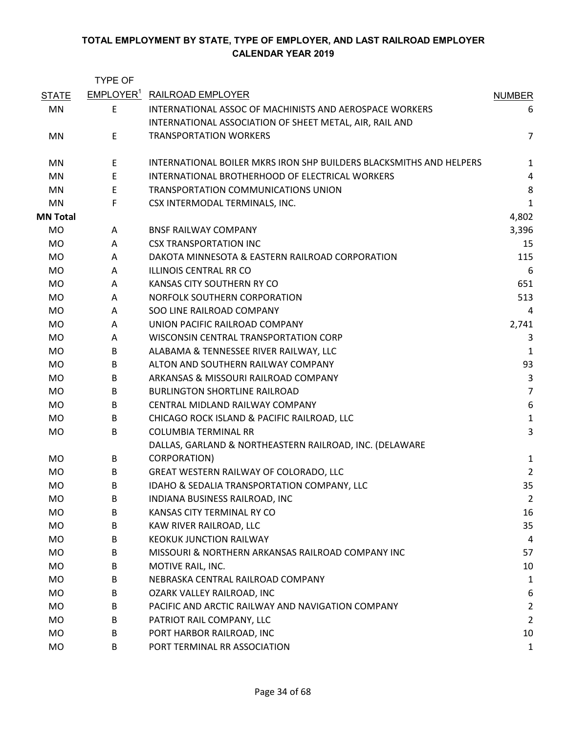**TOTAL EMPLOYMENT BY STATE, TYPE OF EMPLOYER, AND LAST RAILROAD EMPLOYER**
**CALENDAR YEAR 2019**

| STATE | TYPE OF EMPLOYER[1] | RAILROAD EMPLOYER | NUMBER |
|---|---|---|---|
| MN | E | INTERNATIONAL ASSOC OF MACHINISTS AND AEROSPACE WORKERS | 6 |
| MN | E | INTERNATIONAL ASSOCIATION OF SHEET METAL, AIR, RAIL AND TRANSPORTATION WORKERS | 7 |
| MN | E | INTERNATIONAL BOILER MKRS IRON SHP BUILDERS BLACKSMITHS AND HELPERS | 1 |
| MN | E | INTERNATIONAL BROTHERHOOD OF ELECTRICAL WORKERS | 4 |
| MN | E | TRANSPORTATION COMMUNICATIONS UNION | 8 |
| MN | F | CSX INTERMODAL TERMINALS, INC. | 1 |
| **MN Total** | | | 4,802 |
| MO | A | BNSF RAILWAY COMPANY | 3,396 |
| MO | A | CSX TRANSPORTATION INC | 15 |
| MO | A | DAKOTA MINNESOTA & EASTERN RAILROAD CORPORATION | 115 |
| MO | A | ILLINOIS CENTRAL RR CO | 6 |
| MO | A | KANSAS CITY SOUTHERN RY CO | 651 |
| MO | A | NORFOLK SOUTHERN CORPORATION | 513 |
| MO | A | SOO LINE RAILROAD COMPANY | 4 |
| MO | A | UNION PACIFIC RAILROAD COMPANY | 2,741 |
| MO | A | WISCONSIN CENTRAL TRANSPORTATION CORP | 3 |
| MO | B | ALABAMA & TENNESSEE RIVER RAILWAY, LLC | 1 |
| MO | B | ALTON AND SOUTHERN RAILWAY COMPANY | 93 |
| MO | B | ARKANSAS & MISSOURI RAILROAD COMPANY | 3 |
| MO | B | BURLINGTON SHORTLINE RAILROAD | 7 |
| MO | B | CENTRAL MIDLAND RAILWAY COMPANY | 6 |
| MO | B | CHICAGO ROCK ISLAND & PACIFIC RAILROAD, LLC | 1 |
| MO | B | COLUMBIA TERMINAL RR | 3 |
| MO | B | DALLAS, GARLAND & NORTHEASTERN RAILROAD, INC. (DELAWARE CORPORATION) | 1 |
| MO | B | GREAT WESTERN RAILWAY OF COLORADO, LLC | 2 |
| MO | B | IDAHO & SEDALIA TRANSPORTATION COMPANY, LLC | 35 |
| MO | B | INDIANA BUSINESS RAILROAD, INC | 2 |
| MO | B | KANSAS CITY TERMINAL RY CO | 16 |
| MO | B | KAW RIVER RAILROAD, LLC | 35 |
| MO | B | KEOKUK JUNCTION RAILWAY | 4 |
| MO | B | MISSOURI & NORTHERN ARKANSAS RAILROAD COMPANY INC | 57 |
| MO | B | MOTIVE RAIL, INC. | 10 |
| MO | B | NEBRASKA CENTRAL RAILROAD COMPANY | 1 |
| MO | B | OZARK VALLEY RAILROAD, INC | 6 |
| MO | B | PACIFIC AND ARCTIC RAILWAY AND NAVIGATION COMPANY | 2 |
| MO | B | PATRIOT RAIL COMPANY, LLC | 2 |
| MO | B | PORT HARBOR RAILROAD, INC | 10 |
| MO | B | PORT TERMINAL RR ASSOCIATION | 1 |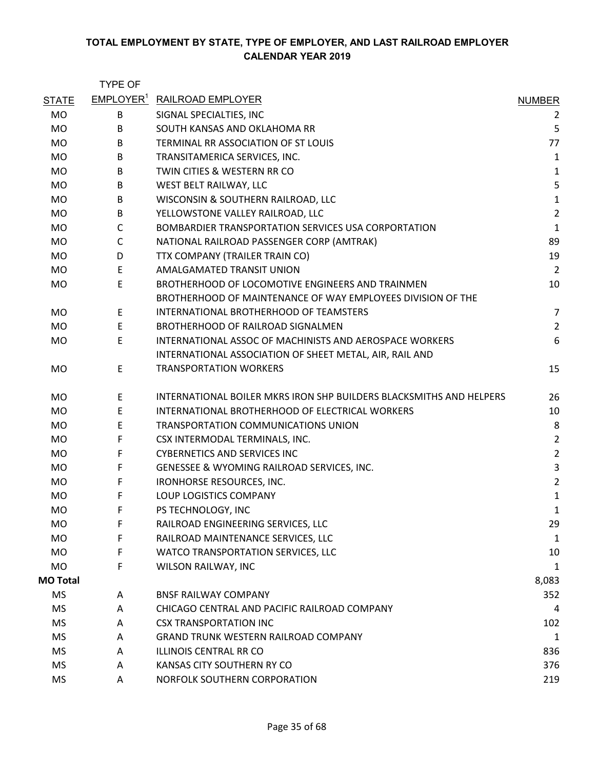# TOTAL EMPLOYMENT BY STATE, TYPE OF EMPLOYER, AND LAST RAILROAD EMPLOYER
## CALENDAR YEAR 2019

| STATE | TYPE OF EMPLOYER[1] | RAILROAD EMPLOYER | NUMBER |
|---|---|---|---|
| MO | B | SIGNAL SPECIALTIES, INC | 2 |
| MO | B | SOUTH KANSAS AND OKLAHOMA RR | 5 |
| MO | B | TERMINAL RR ASSOCIATION OF ST LOUIS | 77 |
| MO | B | TRANSITAMERICA SERVICES, INC. | 1 |
| MO | B | TWIN CITIES & WESTERN RR CO | 1 |
| MO | B | WEST BELT RAILWAY, LLC | 5 |
| MO | B | WISCONSIN & SOUTHERN RAILROAD, LLC | 1 |
| MO | B | YELLOWSTONE VALLEY RAILROAD, LLC | 2 |
| MO | C | BOMBARDIER TRANSPORTATION SERVICES USA CORPORTATION | 1 |
| MO | C | NATIONAL RAILROAD PASSENGER CORP (AMTRAK) | 89 |
| MO | D | TTX COMPANY (TRAILER TRAIN CO) | 19 |
| MO | E | AMALGAMATED TRANSIT UNION | 2 |
| MO | E | BROTHERHOOD OF LOCOMOTIVE ENGINEERS AND TRAINMEN | 10 |
| MO | E | BROTHERHOOD OF MAINTENANCE OF WAY EMPLOYEES DIVISION OF THE INTERNATIONAL BROTHERHOOD OF TEAMSTERS | 7 |
| MO | E | BROTHERHOOD OF RAILROAD SIGNALMEN | 2 |
| MO | E | INTERNATIONAL ASSOC OF MACHINISTS AND AEROSPACE WORKERS | 6 |
| MO | E | INTERNATIONAL ASSOCIATION OF SHEET METAL, AIR, RAIL AND TRANSPORTATION WORKERS | 15 |
| MO | E | INTERNATIONAL BOILER MKRS IRON SHP BUILDERS BLACKSMITHS AND HELPERS | 26 |
| MO | E | INTERNATIONAL BROTHERHOOD OF ELECTRICAL WORKERS | 10 |
| MO | E | TRANSPORTATION COMMUNICATIONS UNION | 8 |
| MO | F | CSX INTERMODAL TERMINALS, INC. | 2 |
| MO | F | CYBERNETICS AND SERVICES INC | 2 |
| MO | F | GENESSEE & WYOMING RAILROAD SERVICES, INC. | 3 |
| MO | F | IRONHORSE RESOURCES, INC. | 2 |
| MO | F | LOUP LOGISTICS COMPANY | 1 |
| MO | F | PS TECHNOLOGY, INC | 1 |
| MO | F | RAILROAD ENGINEERING SERVICES, LLC | 29 |
| MO | F | RAILROAD MAINTENANCE SERVICES, LLC | 1 |
| MO | F | WATCO TRANSPORTATION SERVICES, LLC | 10 |
| MO | F | WILSON RAILWAY, INC | 1 |
| **MO Total** | | | 8,083 |
| MS | A | BNSF RAILWAY COMPANY | 352 |
| MS | A | CHICAGO CENTRAL AND PACIFIC RAILROAD COMPANY | 4 |
| MS | A | CSX TRANSPORTATION INC | 102 |
| MS | A | GRAND TRUNK WESTERN RAILROAD COMPANY | 1 |
| MS | A | ILLINOIS CENTRAL RR CO | 836 |
| MS | A | KANSAS CITY SOUTHERN RY CO | 376 |
| MS | A | NORFOLK SOUTHERN CORPORATION | 219 |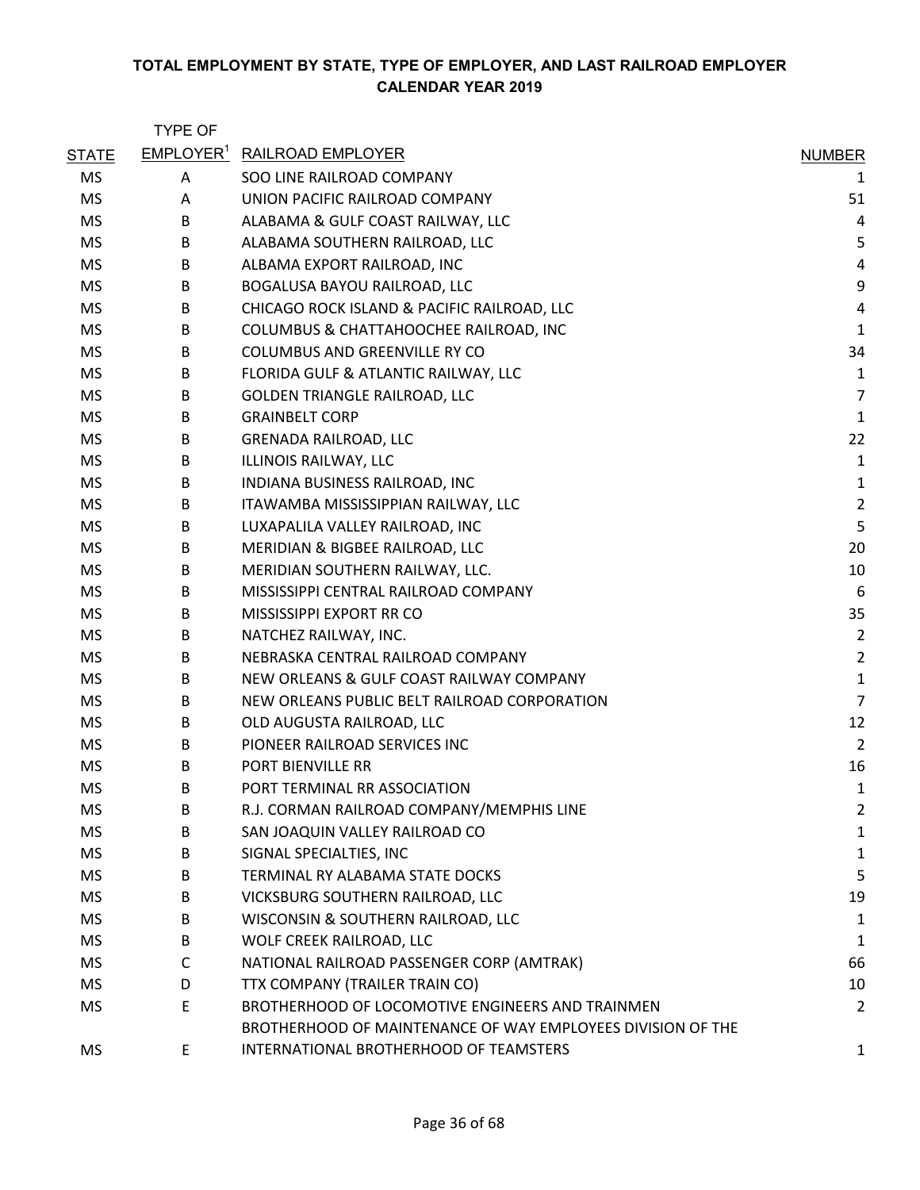**TOTAL EMPLOYMENT BY STATE, TYPE OF EMPLOYER, AND LAST RAILROAD EMPLOYER**
**CALENDAR YEAR 2019**

| STATE | TYPE OF EMPLOYER[1] | RAILROAD EMPLOYER | NUMBER |
|---|---|---|---|
| MS | A | SOO LINE RAILROAD COMPANY | 1 |
| MS | A | UNION PACIFIC RAILROAD COMPANY | 51 |
| MS | B | ALABAMA & GULF COAST RAILWAY, LLC | 4 |
| MS | B | ALABAMA SOUTHERN RAILROAD, LLC | 5 |
| MS | B | ALBAMA EXPORT RAILROAD, INC | 4 |
| MS | B | BOGALUSA BAYOU RAILROAD, LLC | 9 |
| MS | B | CHICAGO ROCK ISLAND & PACIFIC RAILROAD, LLC | 4 |
| MS | B | COLUMBUS & CHATTAHOOCHEE RAILROAD, INC | 1 |
| MS | B | COLUMBUS AND GREENVILLE RY CO | 34 |
| MS | B | FLORIDA GULF & ATLANTIC RAILWAY, LLC | 1 |
| MS | B | GOLDEN TRIANGLE RAILROAD, LLC | 7 |
| MS | B | GRAINBELT CORP | 1 |
| MS | B | GRENADA RAILROAD, LLC | 22 |
| MS | B | ILLINOIS RAILWAY, LLC | 1 |
| MS | B | INDIANA BUSINESS RAILROAD, INC | 1 |
| MS | B | ITAWAMBA MISSISSIPPIAN RAILWAY, LLC | 2 |
| MS | B | LUXAPALILA VALLEY RAILROAD, INC | 5 |
| MS | B | MERIDIAN & BIGBEE RAILROAD, LLC | 20 |
| MS | B | MERIDIAN SOUTHERN RAILWAY, LLC. | 10 |
| MS | B | MISSISSIPPI CENTRAL RAILROAD COMPANY | 6 |
| MS | B | MISSISSIPPI EXPORT RR CO | 35 |
| MS | B | NATCHEZ RAILWAY, INC. | 2 |
| MS | B | NEBRASKA CENTRAL RAILROAD COMPANY | 2 |
| MS | B | NEW ORLEANS & GULF COAST RAILWAY COMPANY | 1 |
| MS | B | NEW ORLEANS PUBLIC BELT RAILROAD CORPORATION | 7 |
| MS | B | OLD AUGUSTA RAILROAD, LLC | 12 |
| MS | B | PIONEER RAILROAD SERVICES INC | 2 |
| MS | B | PORT BIENVILLE RR | 16 |
| MS | B | PORT TERMINAL RR ASSOCIATION | 1 |
| MS | B | R.J. CORMAN RAILROAD COMPANY/MEMPHIS LINE | 2 |
| MS | B | SAN JOAQUIN VALLEY RAILROAD CO | 1 |
| MS | B | SIGNAL SPECIALTIES, INC | 1 |
| MS | B | TERMINAL RY ALABAMA STATE DOCKS | 5 |
| MS | B | VICKSBURG SOUTHERN RAILROAD, LLC | 19 |
| MS | B | WISCONSIN & SOUTHERN RAILROAD, LLC | 1 |
| MS | B | WOLF CREEK RAILROAD, LLC | 1 |
| MS | C | NATIONAL RAILROAD PASSENGER CORP (AMTRAK) | 66 |
| MS | D | TTX COMPANY (TRAILER TRAIN CO) | 10 |
| MS | E | BROTHERHOOD OF LOCOMOTIVE ENGINEERS AND TRAINMEN | 2 |
| MS | E | BROTHERHOOD OF MAINTENANCE OF WAY EMPLOYEES DIVISION OF THE INTERNATIONAL BROTHERHOOD OF TEAMSTERS | 1 |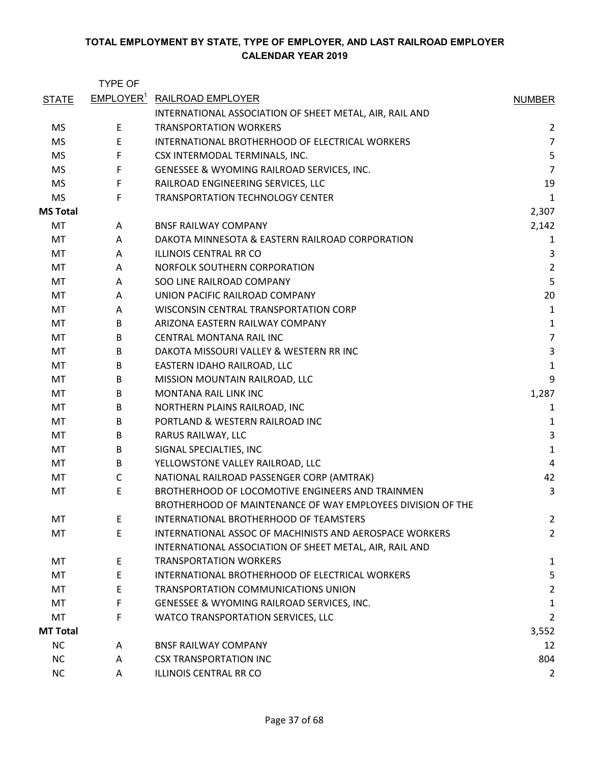**TOTAL EMPLOYMENT BY STATE, TYPE OF EMPLOYER, AND LAST RAILROAD EMPLOYER**
**CALENDAR YEAR 2019**

| STATE | TYPE OF EMPLOYER[1] | RAILROAD EMPLOYER | NUMBER |
|---|---|---|---|
| MS | E | INTERNATIONAL ASSOCIATION OF SHEET METAL, AIR, RAIL AND TRANSPORTATION WORKERS | 2 |
| MS | E | INTERNATIONAL BROTHERHOOD OF ELECTRICAL WORKERS | 7 |
| MS | F | CSX INTERMODAL TERMINALS, INC. | 5 |
| MS | F | GENESSEE & WYOMING RAILROAD SERVICES, INC. | 7 |
| MS | F | RAILROAD ENGINEERING SERVICES, LLC | 19 |
| MS | F | TRANSPORTATION TECHNOLOGY CENTER | 1 |
| **MS Total** | | | 2,307 |
| MT | A | BNSF RAILWAY COMPANY | 2,142 |
| MT | A | DAKOTA MINNESOTA & EASTERN RAILROAD CORPORATION | 1 |
| MT | A | ILLINOIS CENTRAL RR CO | 3 |
| MT | A | NORFOLK SOUTHERN CORPORATION | 2 |
| MT | A | SOO LINE RAILROAD COMPANY | 5 |
| MT | A | UNION PACIFIC RAILROAD COMPANY | 20 |
| MT | A | WISCONSIN CENTRAL TRANSPORTATION CORP | 1 |
| MT | B | ARIZONA EASTERN RAILWAY COMPANY | 1 |
| MT | B | CENTRAL MONTANA RAIL INC | 7 |
| MT | B | DAKOTA MISSOURI VALLEY & WESTERN RR INC | 3 |
| MT | B | EASTERN IDAHO RAILROAD, LLC | 1 |
| MT | B | MISSION MOUNTAIN RAILROAD, LLC | 9 |
| MT | B | MONTANA RAIL LINK INC | 1,287 |
| MT | B | NORTHERN PLAINS RAILROAD, INC | 1 |
| MT | B | PORTLAND & WESTERN RAILROAD INC | 1 |
| MT | B | RARUS RAILWAY, LLC | 3 |
| MT | B | SIGNAL SPECIALTIES, INC | 1 |
| MT | B | YELLOWSTONE VALLEY RAILROAD, LLC | 4 |
| MT | C | NATIONAL RAILROAD PASSENGER CORP (AMTRAK) | 42 |
| MT | E | BROTHERHOOD OF LOCOMOTIVE ENGINEERS AND TRAINMEN | 3 |
| MT | E | BROTHERHOOD OF MAINTENANCE OF WAY EMPLOYEES DIVISION OF THE INTERNATIONAL BROTHERHOOD OF TEAMSTERS | 2 |
| MT | E | INTERNATIONAL ASSOC OF MACHINISTS AND AEROSPACE WORKERS | 2 |
| MT | E | INTERNATIONAL ASSOCIATION OF SHEET METAL, AIR, RAIL AND TRANSPORTATION WORKERS | 1 |
| MT | E | INTERNATIONAL BROTHERHOOD OF ELECTRICAL WORKERS | 5 |
| MT | E | TRANSPORTATION COMMUNICATIONS UNION | 2 |
| MT | F | GENESSEE & WYOMING RAILROAD SERVICES, INC. | 1 |
| MT | F | WATCO TRANSPORTATION SERVICES, LLC | 2 |
| **MT Total** | | | 3,552 |
| NC | A | BNSF RAILWAY COMPANY | 12 |
| NC | A | CSX TRANSPORTATION INC | 804 |
| NC | A | ILLINOIS CENTRAL RR CO | 2 |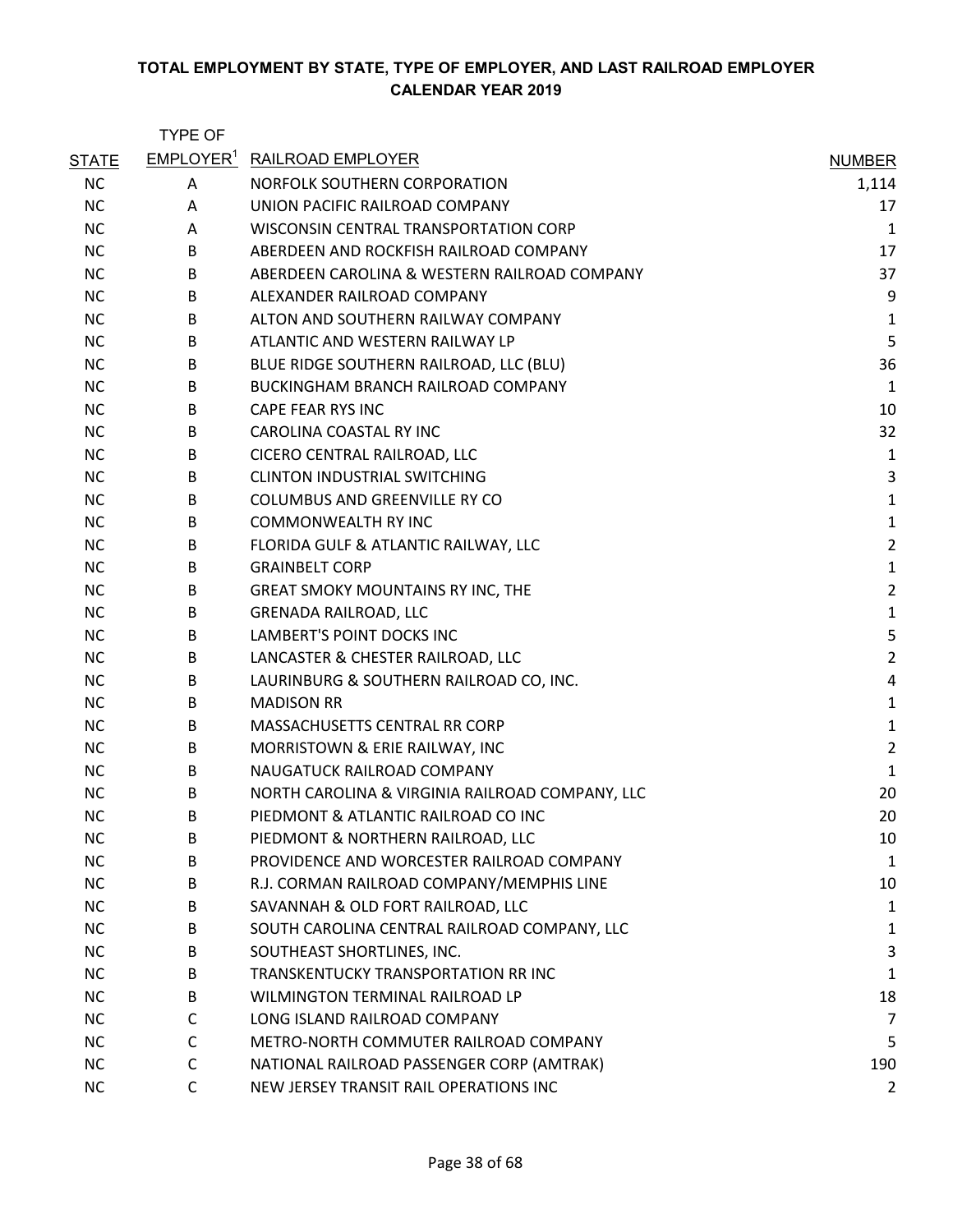**TOTAL EMPLOYMENT BY STATE, TYPE OF EMPLOYER, AND LAST RAILROAD EMPLOYER**
**CALENDAR YEAR 2019**

| STATE | TYPE OF EMPLOYER[1] | RAILROAD EMPLOYER | NUMBER |
|---|---|---|---|
| NC | A | NORFOLK SOUTHERN CORPORATION | 1,114 |
| NC | A | UNION PACIFIC RAILROAD COMPANY | 17 |
| NC | A | WISCONSIN CENTRAL TRANSPORTATION CORP | 1 |
| NC | B | ABERDEEN AND ROCKFISH RAILROAD COMPANY | 17 |
| NC | B | ABERDEEN CAROLINA & WESTERN RAILROAD COMPANY | 37 |
| NC | B | ALEXANDER RAILROAD COMPANY | 9 |
| NC | B | ALTON AND SOUTHERN RAILWAY COMPANY | 1 |
| NC | B | ATLANTIC AND WESTERN RAILWAY LP | 5 |
| NC | B | BLUE RIDGE SOUTHERN RAILROAD, LLC (BLU) | 36 |
| NC | B | BUCKINGHAM BRANCH RAILROAD COMPANY | 1 |
| NC | B | CAPE FEAR RYS INC | 10 |
| NC | B | CAROLINA COASTAL RY INC | 32 |
| NC | B | CICERO CENTRAL RAILROAD, LLC | 1 |
| NC | B | CLINTON INDUSTRIAL SWITCHING | 3 |
| NC | B | COLUMBUS AND GREENVILLE RY CO | 1 |
| NC | B | COMMONWEALTH RY INC | 1 |
| NC | B | FLORIDA GULF & ATLANTIC RAILWAY, LLC | 2 |
| NC | B | GRAINBELT CORP | 1 |
| NC | B | GREAT SMOKY MOUNTAINS RY INC, THE | 2 |
| NC | B | GRENADA RAILROAD, LLC | 1 |
| NC | B | LAMBERT'S POINT DOCKS INC | 5 |
| NC | B | LANCASTER & CHESTER RAILROAD, LLC | 2 |
| NC | B | LAURINBURG & SOUTHERN RAILROAD CO, INC. | 4 |
| NC | B | MADISON RR | 1 |
| NC | B | MASSACHUSETTS CENTRAL RR CORP | 1 |
| NC | B | MORRISTOWN & ERIE RAILWAY, INC | 2 |
| NC | B | NAUGATUCK RAILROAD COMPANY | 1 |
| NC | B | NORTH CAROLINA & VIRGINIA RAILROAD COMPANY, LLC | 20 |
| NC | B | PIEDMONT & ATLANTIC RAILROAD CO INC | 20 |
| NC | B | PIEDMONT & NORTHERN RAILROAD, LLC | 10 |
| NC | B | PROVIDENCE AND WORCESTER RAILROAD COMPANY | 1 |
| NC | B | R.J. CORMAN RAILROAD COMPANY/MEMPHIS LINE | 10 |
| NC | B | SAVANNAH & OLD FORT RAILROAD, LLC | 1 |
| NC | B | SOUTH CAROLINA CENTRAL RAILROAD COMPANY, LLC | 1 |
| NC | B | SOUTHEAST SHORTLINES, INC. | 3 |
| NC | B | TRANSKENTUCKY TRANSPORTATION RR INC | 1 |
| NC | B | WILMINGTON TERMINAL RAILROAD LP | 18 |
| NC | C | LONG ISLAND RAILROAD COMPANY | 7 |
| NC | C | METRO-NORTH COMMUTER RAILROAD COMPANY | 5 |
| NC | C | NATIONAL RAILROAD PASSENGER CORP (AMTRAK) | 190 |
| NC | C | NEW JERSEY TRANSIT RAIL OPERATIONS INC | 2 |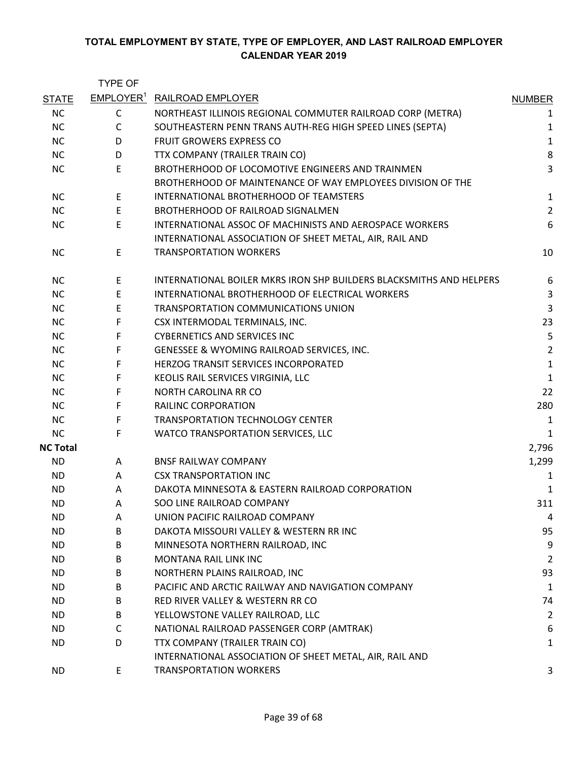**TOTAL EMPLOYMENT BY STATE, TYPE OF EMPLOYER, AND LAST RAILROAD EMPLOYER**
**CALENDAR YEAR 2019**

| STATE | TYPE OF EMPLOYER[1] | RAILROAD EMPLOYER | NUMBER |
|---|---|---|---|
| NC | C | NORTHEAST ILLINOIS REGIONAL COMMUTER RAILROAD CORP (METRA) | 1 |
| NC | C | SOUTHEASTERN PENN TRANS AUTH-REG HIGH SPEED LINES (SEPTA) | 1 |
| NC | D | FRUIT GROWERS EXPRESS CO | 1 |
| NC | D | TTX COMPANY (TRAILER TRAIN CO) | 8 |
| NC | E | BROTHERHOOD OF LOCOMOTIVE ENGINEERS AND TRAINMEN | 3 |
| NC | E | BROTHERHOOD OF MAINTENANCE OF WAY EMPLOYEES DIVISION OF THE INTERNATIONAL BROTHERHOOD OF TEAMSTERS | 1 |
| NC | E | BROTHERHOOD OF RAILROAD SIGNALMEN | 2 |
| NC | E | INTERNATIONAL ASSOC OF MACHINISTS AND AEROSPACE WORKERS | 6 |
| NC | E | INTERNATIONAL ASSOCIATION OF SHEET METAL, AIR, RAIL AND TRANSPORTATION WORKERS | 10 |
| NC | E | INTERNATIONAL BOILER MKRS IRON SHP BUILDERS BLACKSMITHS AND HELPERS | 6 |
| NC | E | INTERNATIONAL BROTHERHOOD OF ELECTRICAL WORKERS | 3 |
| NC | E | TRANSPORTATION COMMUNICATIONS UNION | 3 |
| NC | F | CSX INTERMODAL TERMINALS, INC. | 23 |
| NC | F | CYBERNETICS AND SERVICES INC | 5 |
| NC | F | GENESSEE & WYOMING RAILROAD SERVICES, INC. | 2 |
| NC | F | HERZOG TRANSIT SERVICES INCORPORATED | 1 |
| NC | F | KEOLIS RAIL SERVICES VIRGINIA, LLC | 1 |
| NC | F | NORTH CAROLINA RR CO | 22 |
| NC | F | RAILINC CORPORATION | 280 |
| NC | F | TRANSPORTATION TECHNOLOGY CENTER | 1 |
| NC | F | WATCO TRANSPORTATION SERVICES, LLC | 1 |
| **NC Total** | | | 2,796 |
| ND | A | BNSF RAILWAY COMPANY | 1,299 |
| ND | A | CSX TRANSPORTATION INC | 1 |
| ND | A | DAKOTA MINNESOTA & EASTERN RAILROAD CORPORATION | 1 |
| ND | A | SOO LINE RAILROAD COMPANY | 311 |
| ND | A | UNION PACIFIC RAILROAD COMPANY | 4 |
| ND | B | DAKOTA MISSOURI VALLEY & WESTERN RR INC | 95 |
| ND | B | MINNESOTA NORTHERN RAILROAD, INC | 9 |
| ND | B | MONTANA RAIL LINK INC | 2 |
| ND | B | NORTHERN PLAINS RAILROAD, INC | 93 |
| ND | B | PACIFIC AND ARCTIC RAILWAY AND NAVIGATION COMPANY | 1 |
| ND | B | RED RIVER VALLEY & WESTERN RR CO | 74 |
| ND | B | YELLOWSTONE VALLEY RAILROAD, LLC | 2 |
| ND | C | NATIONAL RAILROAD PASSENGER CORP (AMTRAK) | 6 |
| ND | D | TTX COMPANY (TRAILER TRAIN CO) | 1 |
| ND | E | INTERNATIONAL ASSOCIATION OF SHEET METAL, AIR, RAIL AND TRANSPORTATION WORKERS | 3 |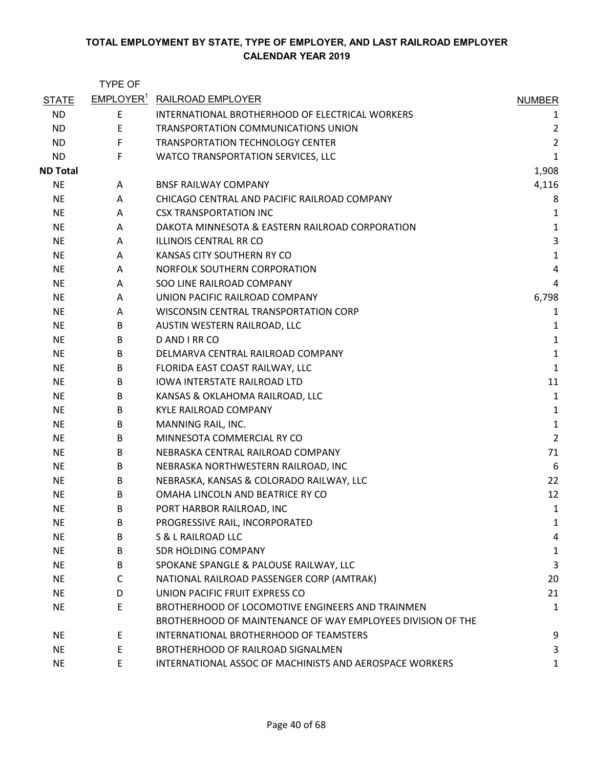**TOTAL EMPLOYMENT BY STATE, TYPE OF EMPLOYER, AND LAST RAILROAD EMPLOYER**
**CALENDAR YEAR 2019**

| STATE | TYPE OF EMPLOYER[1] | RAILROAD EMPLOYER | NUMBER |
|---|---|---|---|
| ND | E | INTERNATIONAL BROTHERHOOD OF ELECTRICAL WORKERS | 1 |
| ND | E | TRANSPORTATION COMMUNICATIONS UNION | 2 |
| ND | F | TRANSPORTATION TECHNOLOGY CENTER | 2 |
| ND | F | WATCO TRANSPORTATION SERVICES, LLC | 1 |
| **ND Total** | | | 1,908 |
| NE | A | BNSF RAILWAY COMPANY | 4,116 |
| NE | A | CHICAGO CENTRAL AND PACIFIC RAILROAD COMPANY | 8 |
| NE | A | CSX TRANSPORTATION INC | 1 |
| NE | A | DAKOTA MINNESOTA & EASTERN RAILROAD CORPORATION | 1 |
| NE | A | ILLINOIS CENTRAL RR CO | 3 |
| NE | A | KANSAS CITY SOUTHERN RY CO | 1 |
| NE | A | NORFOLK SOUTHERN CORPORATION | 4 |
| NE | A | SOO LINE RAILROAD COMPANY | 4 |
| NE | A | UNION PACIFIC RAILROAD COMPANY | 6,798 |
| NE | A | WISCONSIN CENTRAL TRANSPORTATION CORP | 1 |
| NE | B | AUSTIN WESTERN RAILROAD, LLC | 1 |
| NE | B | D AND I RR CO | 1 |
| NE | B | DELMARVA CENTRAL RAILROAD COMPANY | 1 |
| NE | B | FLORIDA EAST COAST RAILWAY, LLC | 1 |
| NE | B | IOWA INTERSTATE RAILROAD LTD | 11 |
| NE | B | KANSAS & OKLAHOMA RAILROAD, LLC | 1 |
| NE | B | KYLE RAILROAD COMPANY | 1 |
| NE | B | MANNING RAIL, INC. | 1 |
| NE | B | MINNESOTA COMMERCIAL RY CO | 2 |
| NE | B | NEBRASKA CENTRAL RAILROAD COMPANY | 71 |
| NE | B | NEBRASKA NORTHWESTERN RAILROAD, INC | 6 |
| NE | B | NEBRASKA, KANSAS & COLORADO RAILWAY, LLC | 22 |
| NE | B | OMAHA LINCOLN AND BEATRICE RY CO | 12 |
| NE | B | PORT HARBOR RAILROAD, INC | 1 |
| NE | B | PROGRESSIVE RAIL, INCORPORATED | 1 |
| NE | B | S & L RAILROAD LLC | 4 |
| NE | B | SDR HOLDING COMPANY | 1 |
| NE | B | SPOKANE SPANGLE & PALOUSE RAILWAY, LLC | 3 |
| NE | C | NATIONAL RAILROAD PASSENGER CORP (AMTRAK) | 20 |
| NE | D | UNION PACIFIC FRUIT EXPRESS CO | 21 |
| NE | E | BROTHERHOOD OF LOCOMOTIVE ENGINEERS AND TRAINMEN | 1 |
| NE | E | BROTHERHOOD OF MAINTENANCE OF WAY EMPLOYEES DIVISION OF THE INTERNATIONAL BROTHERHOOD OF TEAMSTERS | 9 |
| NE | E | BROTHERHOOD OF RAILROAD SIGNALMEN | 3 |
| NE | E | INTERNATIONAL ASSOC OF MACHINISTS AND AEROSPACE WORKERS | 1 |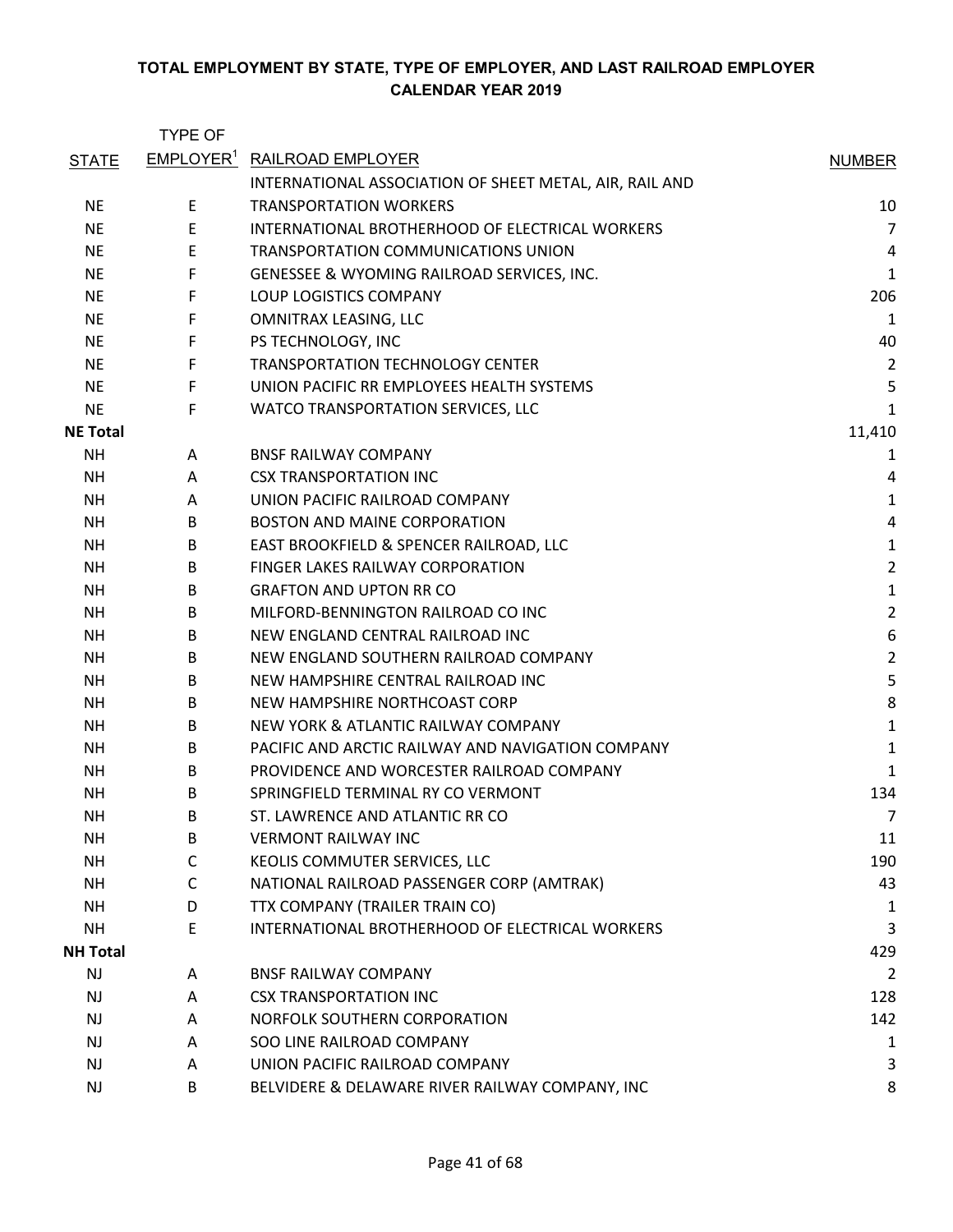**TOTAL EMPLOYMENT BY STATE, TYPE OF EMPLOYER, AND LAST RAILROAD EMPLOYER**
**CALENDAR YEAR 2019**

| STATE | TYPE OF EMPLOYER[1] | RAILROAD EMPLOYER | NUMBER |
|---|---|---|---|
| NE | E | INTERNATIONAL ASSOCIATION OF SHEET METAL, AIR, RAIL AND TRANSPORTATION WORKERS | 10 |
| NE | E | INTERNATIONAL BROTHERHOOD OF ELECTRICAL WORKERS | 7 |
| NE | E | TRANSPORTATION COMMUNICATIONS UNION | 4 |
| NE | F | GENESSEE & WYOMING RAILROAD SERVICES, INC. | 1 |
| NE | F | LOUP LOGISTICS COMPANY | 206 |
| NE | F | OMNITRAX LEASING, LLC | 1 |
| NE | F | PS TECHNOLOGY, INC | 40 |
| NE | F | TRANSPORTATION TECHNOLOGY CENTER | 2 |
| NE | F | UNION PACIFIC RR EMPLOYEES HEALTH SYSTEMS | 5 |
| NE | F | WATCO TRANSPORTATION SERVICES, LLC | 1 |
| **NE Total** | | | 11,410 |
| NH | A | BNSF RAILWAY COMPANY | 1 |
| NH | A | CSX TRANSPORTATION INC | 4 |
| NH | A | UNION PACIFIC RAILROAD COMPANY | 1 |
| NH | B | BOSTON AND MAINE CORPORATION | 4 |
| NH | B | EAST BROOKFIELD & SPENCER RAILROAD, LLC | 1 |
| NH | B | FINGER LAKES RAILWAY CORPORATION | 2 |
| NH | B | GRAFTON AND UPTON RR CO | 1 |
| NH | B | MILFORD-BENNINGTON RAILROAD CO INC | 2 |
| NH | B | NEW ENGLAND CENTRAL RAILROAD INC | 6 |
| NH | B | NEW ENGLAND SOUTHERN RAILROAD COMPANY | 2 |
| NH | B | NEW HAMPSHIRE CENTRAL RAILROAD INC | 5 |
| NH | B | NEW HAMPSHIRE NORTHCOAST CORP | 8 |
| NH | B | NEW YORK & ATLANTIC RAILWAY COMPANY | 1 |
| NH | B | PACIFIC AND ARCTIC RAILWAY AND NAVIGATION COMPANY | 1 |
| NH | B | PROVIDENCE AND WORCESTER RAILROAD COMPANY | 1 |
| NH | B | SPRINGFIELD TERMINAL RY CO VERMONT | 134 |
| NH | B | ST. LAWRENCE AND ATLANTIC RR CO | 7 |
| NH | B | VERMONT RAILWAY INC | 11 |
| NH | C | KEOLIS COMMUTER SERVICES, LLC | 190 |
| NH | C | NATIONAL RAILROAD PASSENGER CORP (AMTRAK) | 43 |
| NH | D | TTX COMPANY (TRAILER TRAIN CO) | 1 |
| NH | E | INTERNATIONAL BROTHERHOOD OF ELECTRICAL WORKERS | 3 |
| **NH Total** | | | 429 |
| NJ | A | BNSF RAILWAY COMPANY | 2 |
| NJ | A | CSX TRANSPORTATION INC | 128 |
| NJ | A | NORFOLK SOUTHERN CORPORATION | 142 |
| NJ | A | SOO LINE RAILROAD COMPANY | 1 |
| NJ | A | UNION PACIFIC RAILROAD COMPANY | 3 |
| NJ | B | BELVIDERE & DELAWARE RIVER RAILWAY COMPANY, INC | 8 |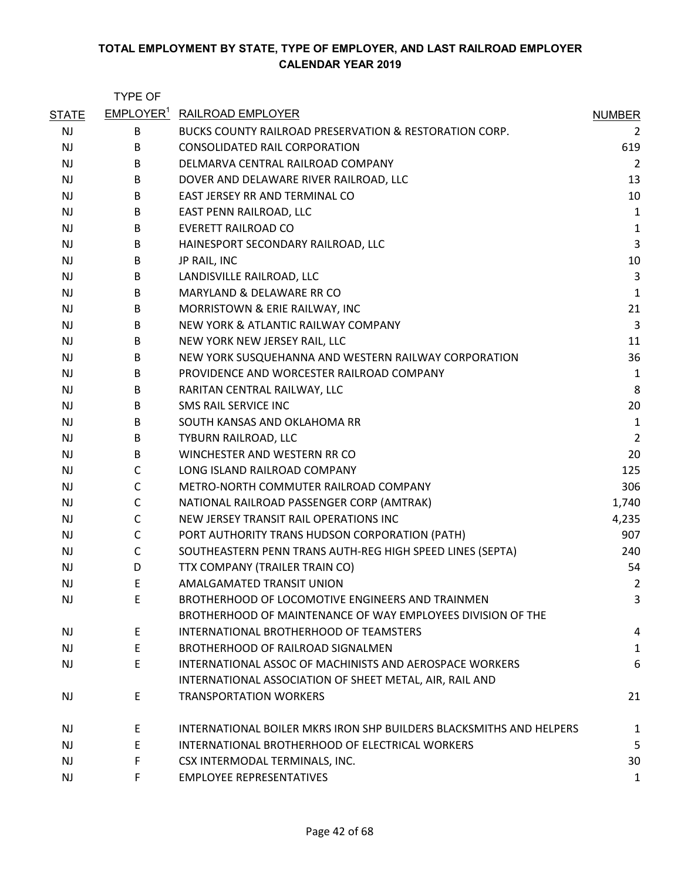**TOTAL EMPLOYMENT BY STATE, TYPE OF EMPLOYER, AND LAST RAILROAD EMPLOYER**
**CALENDAR YEAR 2019**

| STATE | TYPE OF EMPLOYER[1] | RAILROAD EMPLOYER | NUMBER |
|---|---|---|---|
| NJ | B | BUCKS COUNTY RAILROAD PRESERVATION & RESTORATION CORP. | 2 |
| NJ | B | CONSOLIDATED RAIL CORPORATION | 619 |
| NJ | B | DELMARVA CENTRAL RAILROAD COMPANY | 2 |
| NJ | B | DOVER AND DELAWARE RIVER RAILROAD, LLC | 13 |
| NJ | B | EAST JERSEY RR AND TERMINAL CO | 10 |
| NJ | B | EAST PENN RAILROAD, LLC | 1 |
| NJ | B | EVERETT RAILROAD CO | 1 |
| NJ | B | HAINESPORT SECONDARY RAILROAD, LLC | 3 |
| NJ | B | JP RAIL, INC | 10 |
| NJ | B | LANDISVILLE RAILROAD, LLC | 3 |
| NJ | B | MARYLAND & DELAWARE RR CO | 1 |
| NJ | B | MORRISTOWN & ERIE RAILWAY, INC | 21 |
| NJ | B | NEW YORK & ATLANTIC RAILWAY COMPANY | 3 |
| NJ | B | NEW YORK NEW JERSEY RAIL, LLC | 11 |
| NJ | B | NEW YORK SUSQUEHANNA AND WESTERN RAILWAY CORPORATION | 36 |
| NJ | B | PROVIDENCE AND WORCESTER RAILROAD COMPANY | 1 |
| NJ | B | RARITAN CENTRAL RAILWAY, LLC | 8 |
| NJ | B | SMS RAIL SERVICE INC | 20 |
| NJ | B | SOUTH KANSAS AND OKLAHOMA RR | 1 |
| NJ | B | TYBURN RAILROAD, LLC | 2 |
| NJ | B | WINCHESTER AND WESTERN RR CO | 20 |
| NJ | C | LONG ISLAND RAILROAD COMPANY | 125 |
| NJ | C | METRO-NORTH COMMUTER RAILROAD COMPANY | 306 |
| NJ | C | NATIONAL RAILROAD PASSENGER CORP (AMTRAK) | 1,740 |
| NJ | C | NEW JERSEY TRANSIT RAIL OPERATIONS INC | 4,235 |
| NJ | C | PORT AUTHORITY TRANS HUDSON CORPORATION (PATH) | 907 |
| NJ | C | SOUTHEASTERN PENN TRANS AUTH-REG HIGH SPEED LINES (SEPTA) | 240 |
| NJ | D | TTX COMPANY (TRAILER TRAIN CO) | 54 |
| NJ | E | AMALGAMATED TRANSIT UNION | 2 |
| NJ | E | BROTHERHOOD OF LOCOMOTIVE ENGINEERS AND TRAINMEN | 3 |
| NJ | E | BROTHERHOOD OF MAINTENANCE OF WAY EMPLOYEES DIVISION OF THE INTERNATIONAL BROTHERHOOD OF TEAMSTERS | 4 |
| NJ | E | BROTHERHOOD OF RAILROAD SIGNALMEN | 1 |
| NJ | E | INTERNATIONAL ASSOC OF MACHINISTS AND AEROSPACE WORKERS | 6 |
| NJ | E | INTERNATIONAL ASSOCIATION OF SHEET METAL, AIR, RAIL AND TRANSPORTATION WORKERS | 21 |
| NJ | E | INTERNATIONAL BOILER MKRS IRON SHP BUILDERS BLACKSMITHS AND HELPERS | 1 |
| NJ | E | INTERNATIONAL BROTHERHOOD OF ELECTRICAL WORKERS | 5 |
| NJ | F | CSX INTERMODAL TERMINALS, INC. | 30 |
| NJ | F | EMPLOYEE REPRESENTATIVES | 1 |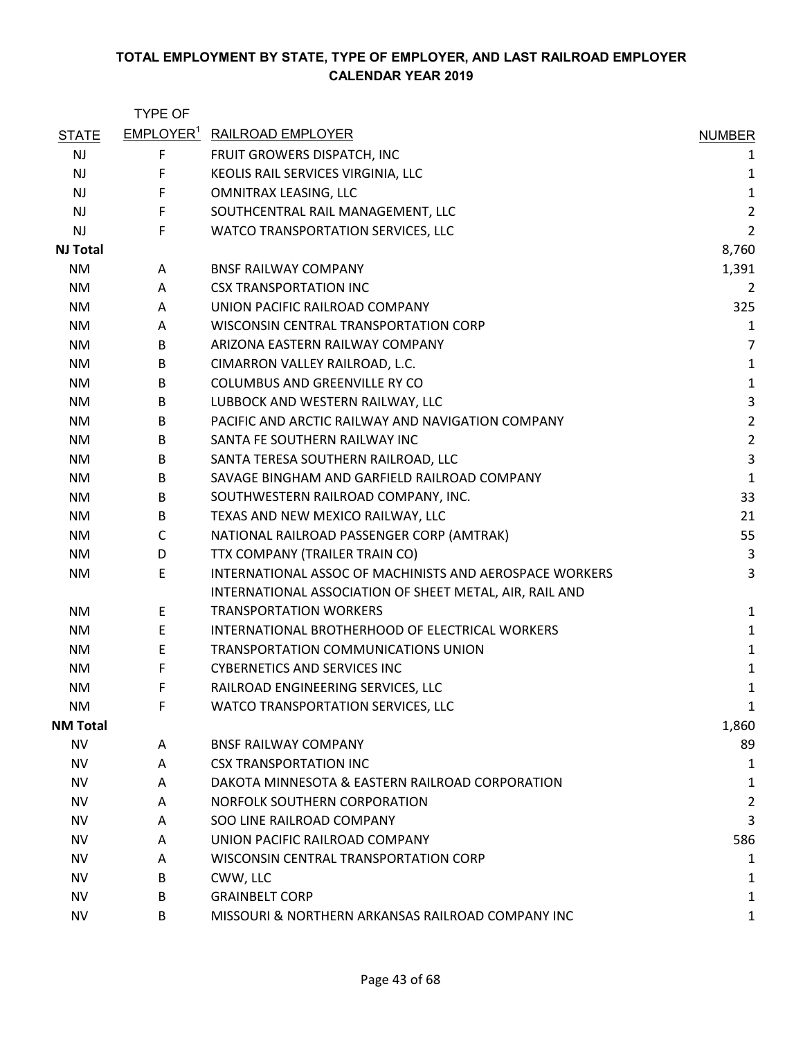**TOTAL EMPLOYMENT BY STATE, TYPE OF EMPLOYER, AND LAST RAILROAD EMPLOYER**
**CALENDAR YEAR 2019**

| STATE | TYPE OF EMPLOYER[1] | RAILROAD EMPLOYER | NUMBER |
|---|---|---|---|
| NJ | F | FRUIT GROWERS DISPATCH, INC | 1 |
| NJ | F | KEOLIS RAIL SERVICES VIRGINIA, LLC | 1 |
| NJ | F | OMNITRAX LEASING, LLC | 1 |
| NJ | F | SOUTHCENTRAL RAIL MANAGEMENT, LLC | 2 |
| NJ | F | WATCO TRANSPORTATION SERVICES, LLC | 2 |
| **NJ Total** | | | 8,760 |
| NM | A | BNSF RAILWAY COMPANY | 1,391 |
| NM | A | CSX TRANSPORTATION INC | 2 |
| NM | A | UNION PACIFIC RAILROAD COMPANY | 325 |
| NM | A | WISCONSIN CENTRAL TRANSPORTATION CORP | 1 |
| NM | B | ARIZONA EASTERN RAILWAY COMPANY | 7 |
| NM | B | CIMARRON VALLEY RAILROAD, L.C. | 1 |
| NM | B | COLUMBUS AND GREENVILLE RY CO | 1 |
| NM | B | LUBBOCK AND WESTERN RAILWAY, LLC | 3 |
| NM | B | PACIFIC AND ARCTIC RAILWAY AND NAVIGATION COMPANY | 2 |
| NM | B | SANTA FE SOUTHERN RAILWAY INC | 2 |
| NM | B | SANTA TERESA SOUTHERN RAILROAD, LLC | 3 |
| NM | B | SAVAGE BINGHAM AND GARFIELD RAILROAD COMPANY | 1 |
| NM | B | SOUTHWESTERN RAILROAD COMPANY, INC. | 33 |
| NM | B | TEXAS AND NEW MEXICO RAILWAY, LLC | 21 |
| NM | C | NATIONAL RAILROAD PASSENGER CORP (AMTRAK) | 55 |
| NM | D | TTX COMPANY (TRAILER TRAIN CO) | 3 |
| NM | E | INTERNATIONAL ASSOC OF MACHINISTS AND AEROSPACE WORKERS | 3 |
| NM | E | INTERNATIONAL ASSOCIATION OF SHEET METAL, AIR, RAIL AND TRANSPORTATION WORKERS | 1 |
| NM | E | INTERNATIONAL BROTHERHOOD OF ELECTRICAL WORKERS | 1 |
| NM | E | TRANSPORTATION COMMUNICATIONS UNION | 1 |
| NM | F | CYBERNETICS AND SERVICES INC | 1 |
| NM | F | RAILROAD ENGINEERING SERVICES, LLC | 1 |
| NM | F | WATCO TRANSPORTATION SERVICES, LLC | 1 |
| **NM Total** | | | 1,860 |
| NV | A | BNSF RAILWAY COMPANY | 89 |
| NV | A | CSX TRANSPORTATION INC | 1 |
| NV | A | DAKOTA MINNESOTA & EASTERN RAILROAD CORPORATION | 1 |
| NV | A | NORFOLK SOUTHERN CORPORATION | 2 |
| NV | A | SOO LINE RAILROAD COMPANY | 3 |
| NV | A | UNION PACIFIC RAILROAD COMPANY | 586 |
| NV | A | WISCONSIN CENTRAL TRANSPORTATION CORP | 1 |
| NV | B | CWW, LLC | 1 |
| NV | B | GRAINBELT CORP | 1 |
| NV | B | MISSOURI & NORTHERN ARKANSAS RAILROAD COMPANY INC | 1 |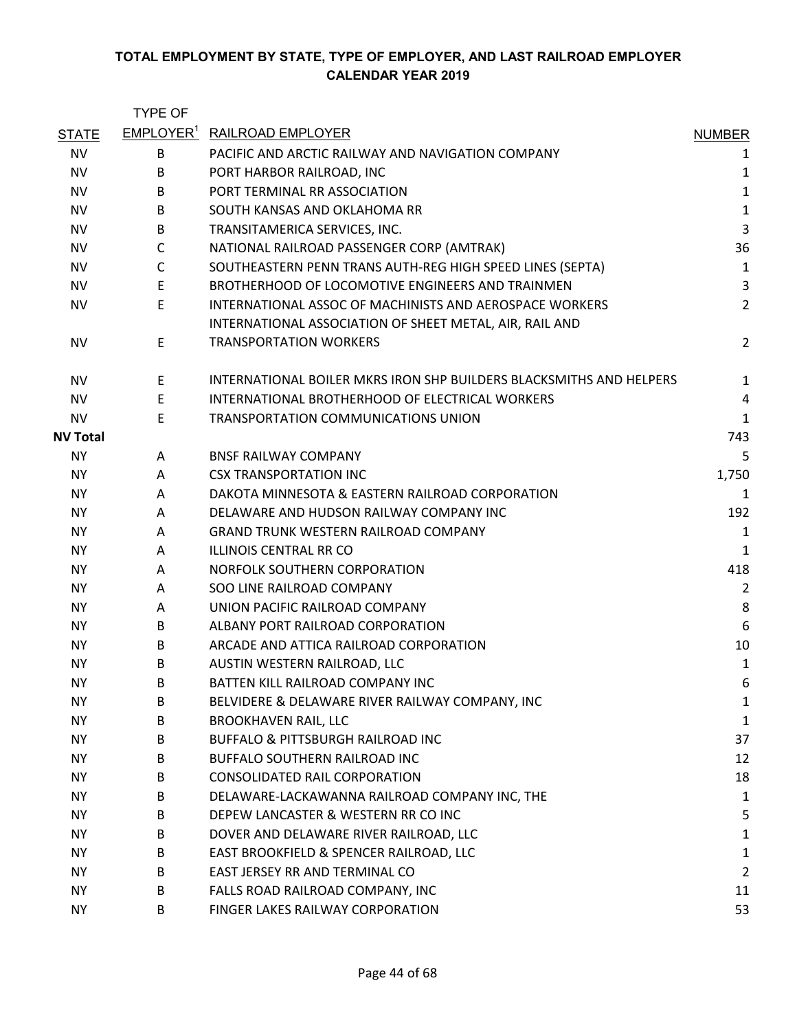**TOTAL EMPLOYMENT BY STATE, TYPE OF EMPLOYER, AND LAST RAILROAD EMPLOYER**
**CALENDAR YEAR 2019**

| STATE | TYPE OF EMPLOYER[1] | RAILROAD EMPLOYER | NUMBER |
|---|---|---|---|
| NV | B | PACIFIC AND ARCTIC RAILWAY AND NAVIGATION COMPANY | 1 |
| NV | B | PORT HARBOR RAILROAD, INC | 1 |
| NV | B | PORT TERMINAL RR ASSOCIATION | 1 |
| NV | B | SOUTH KANSAS AND OKLAHOMA RR | 1 |
| NV | B | TRANSITAMERICA SERVICES, INC. | 3 |
| NV | C | NATIONAL RAILROAD PASSENGER CORP (AMTRAK) | 36 |
| NV | C | SOUTHEASTERN PENN TRANS AUTH-REG HIGH SPEED LINES (SEPTA) | 1 |
| NV | E | BROTHERHOOD OF LOCOMOTIVE ENGINEERS AND TRAINMEN | 3 |
| NV | E | INTERNATIONAL ASSOC OF MACHINISTS AND AEROSPACE WORKERS | 2 |
| NV | E | INTERNATIONAL ASSOCIATION OF SHEET METAL, AIR, RAIL AND TRANSPORTATION WORKERS | 2 |
| NV | E | INTERNATIONAL BOILER MKRS IRON SHP BUILDERS BLACKSMITHS AND HELPERS | 1 |
| NV | E | INTERNATIONAL BROTHERHOOD OF ELECTRICAL WORKERS | 4 |
| NV | E | TRANSPORTATION COMMUNICATIONS UNION | 1 |
| **NV Total** | | | 743 |
| NY | A | BNSF RAILWAY COMPANY | 5 |
| NY | A | CSX TRANSPORTATION INC | 1,750 |
| NY | A | DAKOTA MINNESOTA & EASTERN RAILROAD CORPORATION | 1 |
| NY | A | DELAWARE AND HUDSON RAILWAY COMPANY INC | 192 |
| NY | A | GRAND TRUNK WESTERN RAILROAD COMPANY | 1 |
| NY | A | ILLINOIS CENTRAL RR CO | 1 |
| NY | A | NORFOLK SOUTHERN CORPORATION | 418 |
| NY | A | SOO LINE RAILROAD COMPANY | 2 |
| NY | A | UNION PACIFIC RAILROAD COMPANY | 8 |
| NY | B | ALBANY PORT RAILROAD CORPORATION | 6 |
| NY | B | ARCADE AND ATTICA RAILROAD CORPORATION | 10 |
| NY | B | AUSTIN WESTERN RAILROAD, LLC | 1 |
| NY | B | BATTEN KILL RAILROAD COMPANY INC | 6 |
| NY | B | BELVIDERE & DELAWARE RIVER RAILWAY COMPANY, INC | 1 |
| NY | B | BROOKHAVEN RAIL, LLC | 1 |
| NY | B | BUFFALO & PITTSBURGH RAILROAD INC | 37 |
| NY | B | BUFFALO SOUTHERN RAILROAD INC | 12 |
| NY | B | CONSOLIDATED RAIL CORPORATION | 18 |
| NY | B | DELAWARE-LACKAWANNA RAILROAD COMPANY INC, THE | 1 |
| NY | B | DEPEW LANCASTER & WESTERN RR CO INC | 5 |
| NY | B | DOVER AND DELAWARE RIVER RAILROAD, LLC | 1 |
| NY | B | EAST BROOKFIELD & SPENCER RAILROAD, LLC | 1 |
| NY | B | EAST JERSEY RR AND TERMINAL CO | 2 |
| NY | B | FALLS ROAD RAILROAD COMPANY, INC | 11 |
| NY | B | FINGER LAKES RAILWAY CORPORATION | 53 |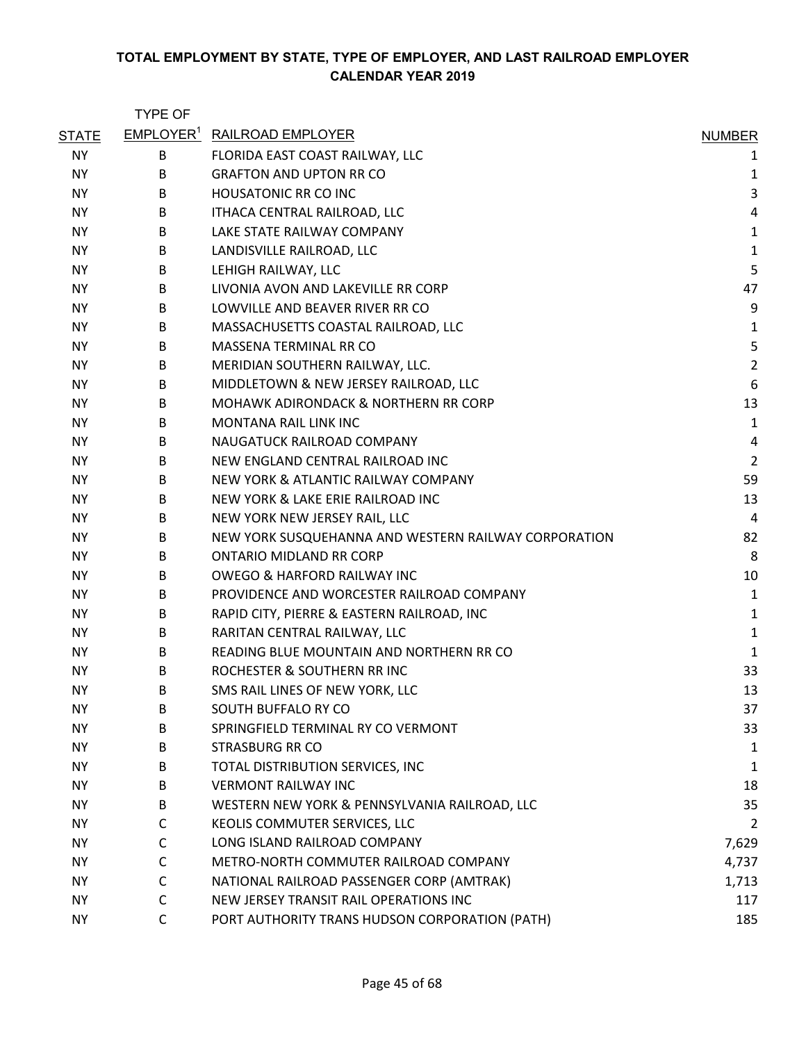## TOTAL EMPLOYMENT BY STATE, TYPE OF EMPLOYER, AND LAST RAILROAD EMPLOYER
## CALENDAR YEAR 2019

| STATE | TYPE OF EMPLOYER[1] | RAILROAD EMPLOYER | NUMBER |
|---|---|---|---|
| NY | B | FLORIDA EAST COAST RAILWAY, LLC | 1 |
| NY | B | GRAFTON AND UPTON RR CO | 1 |
| NY | B | HOUSATONIC RR CO INC | 3 |
| NY | B | ITHACA CENTRAL RAILROAD, LLC | 4 |
| NY | B | LAKE STATE RAILWAY COMPANY | 1 |
| NY | B | LANDISVILLE RAILROAD, LLC | 1 |
| NY | B | LEHIGH RAILWAY, LLC | 5 |
| NY | B | LIVONIA AVON AND LAKEVILLE RR CORP | 47 |
| NY | B | LOWVILLE AND BEAVER RIVER RR CO | 9 |
| NY | B | MASSACHUSETTS COASTAL RAILROAD, LLC | 1 |
| NY | B | MASSENA TERMINAL RR CO | 5 |
| NY | B | MERIDIAN SOUTHERN RAILWAY, LLC. | 2 |
| NY | B | MIDDLETOWN & NEW JERSEY RAILROAD, LLC | 6 |
| NY | B | MOHAWK ADIRONDACK & NORTHERN RR CORP | 13 |
| NY | B | MONTANA RAIL LINK INC | 1 |
| NY | B | NAUGATUCK RAILROAD COMPANY | 4 |
| NY | B | NEW ENGLAND CENTRAL RAILROAD INC | 2 |
| NY | B | NEW YORK & ATLANTIC RAILWAY COMPANY | 59 |
| NY | B | NEW YORK & LAKE ERIE RAILROAD INC | 13 |
| NY | B | NEW YORK NEW JERSEY RAIL, LLC | 4 |
| NY | B | NEW YORK SUSQUEHANNA AND WESTERN RAILWAY CORPORATION | 82 |
| NY | B | ONTARIO MIDLAND RR CORP | 8 |
| NY | B | OWEGO & HARFORD RAILWAY INC | 10 |
| NY | B | PROVIDENCE AND WORCESTER RAILROAD COMPANY | 1 |
| NY | B | RAPID CITY, PIERRE & EASTERN RAILROAD, INC | 1 |
| NY | B | RARITAN CENTRAL RAILWAY, LLC | 1 |
| NY | B | READING BLUE MOUNTAIN AND NORTHERN RR CO | 1 |
| NY | B | ROCHESTER & SOUTHERN RR INC | 33 |
| NY | B | SMS RAIL LINES OF NEW YORK, LLC | 13 |
| NY | B | SOUTH BUFFALO RY CO | 37 |
| NY | B | SPRINGFIELD TERMINAL RY CO VERMONT | 33 |
| NY | B | STRASBURG RR CO | 1 |
| NY | B | TOTAL DISTRIBUTION SERVICES, INC | 1 |
| NY | B | VERMONT RAILWAY INC | 18 |
| NY | B | WESTERN NEW YORK & PENNSYLVANIA RAILROAD, LLC | 35 |
| NY | C | KEOLIS COMMUTER SERVICES, LLC | 2 |
| NY | C | LONG ISLAND RAILROAD COMPANY | 7,629 |
| NY | C | METRO-NORTH COMMUTER RAILROAD COMPANY | 4,737 |
| NY | C | NATIONAL RAILROAD PASSENGER CORP (AMTRAK) | 1,713 |
| NY | C | NEW JERSEY TRANSIT RAIL OPERATIONS INC | 117 |
| NY | C | PORT AUTHORITY TRANS HUDSON CORPORATION (PATH) | 185 |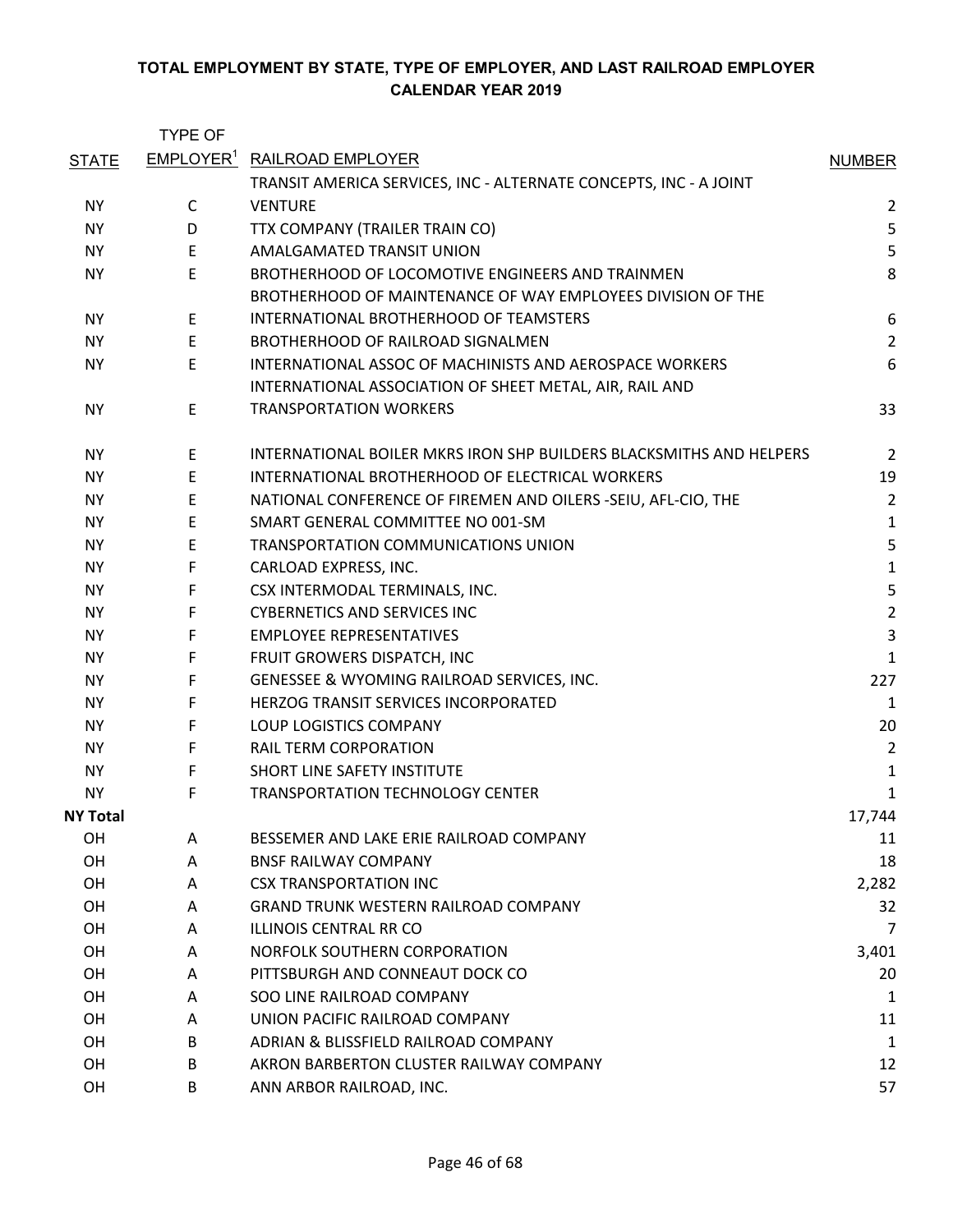**TOTAL EMPLOYMENT BY STATE, TYPE OF EMPLOYER, AND LAST RAILROAD EMPLOYER**
**CALENDAR YEAR 2019**

| STATE | TYPE OF EMPLOYER[1] | RAILROAD EMPLOYER | NUMBER |
|---|---|---|---|
| NY | C | TRANSIT AMERICA SERVICES, INC - ALTERNATE CONCEPTS, INC - A JOINT VENTURE | 2 |
| NY | D | TTX COMPANY (TRAILER TRAIN CO) | 5 |
| NY | E | AMALGAMATED TRANSIT UNION | 5 |
| NY | E | BROTHERHOOD OF LOCOMOTIVE ENGINEERS AND TRAINMEN | 8 |
| NY | E | BROTHERHOOD OF MAINTENANCE OF WAY EMPLOYEES DIVISION OF THE INTERNATIONAL BROTHERHOOD OF TEAMSTERS | 6 |
| NY | E | BROTHERHOOD OF RAILROAD SIGNALMEN | 2 |
| NY | E | INTERNATIONAL ASSOC OF MACHINISTS AND AEROSPACE WORKERS | 6 |
| NY | E | INTERNATIONAL ASSOCIATION OF SHEET METAL, AIR, RAIL AND TRANSPORTATION WORKERS | 33 |
| NY | E | INTERNATIONAL BOILER MKRS IRON SHP BUILDERS BLACKSMITHS AND HELPERS | 2 |
| NY | E | INTERNATIONAL BROTHERHOOD OF ELECTRICAL WORKERS | 19 |
| NY | E | NATIONAL CONFERENCE OF FIREMEN AND OILERS -SEIU, AFL-CIO, THE | 2 |
| NY | E | SMART GENERAL COMMITTEE NO 001-SM | 1 |
| NY | E | TRANSPORTATION COMMUNICATIONS UNION | 5 |
| NY | F | CARLOAD EXPRESS, INC. | 1 |
| NY | F | CSX INTERMODAL TERMINALS, INC. | 5 |
| NY | F | CYBERNETICS AND SERVICES INC | 2 |
| NY | F | EMPLOYEE REPRESENTATIVES | 3 |
| NY | F | FRUIT GROWERS DISPATCH, INC | 1 |
| NY | F | GENESSEE & WYOMING RAILROAD SERVICES, INC. | 227 |
| NY | F | HERZOG TRANSIT SERVICES INCORPORATED | 1 |
| NY | F | LOUP LOGISTICS COMPANY | 20 |
| NY | F | RAIL TERM CORPORATION | 2 |
| NY | F | SHORT LINE SAFETY INSTITUTE | 1 |
| NY | F | TRANSPORTATION TECHNOLOGY CENTER | 1 |
| **NY Total** | | | 17,744 |
| OH | A | BESSEMER AND LAKE ERIE RAILROAD COMPANY | 11 |
| OH | A | BNSF RAILWAY COMPANY | 18 |
| OH | A | CSX TRANSPORTATION INC | 2,282 |
| OH | A | GRAND TRUNK WESTERN RAILROAD COMPANY | 32 |
| OH | A | ILLINOIS CENTRAL RR CO | 7 |
| OH | A | NORFOLK SOUTHERN CORPORATION | 3,401 |
| OH | A | PITTSBURGH AND CONNEAUT DOCK CO | 20 |
| OH | A | SOO LINE RAILROAD COMPANY | 1 |
| OH | A | UNION PACIFIC RAILROAD COMPANY | 11 |
| OH | B | ADRIAN & BLISSFIELD RAILROAD COMPANY | 1 |
| OH | B | AKRON BARBERTON CLUSTER RAILWAY COMPANY | 12 |
| OH | B | ANN ARBOR RAILROAD, INC. | 57 |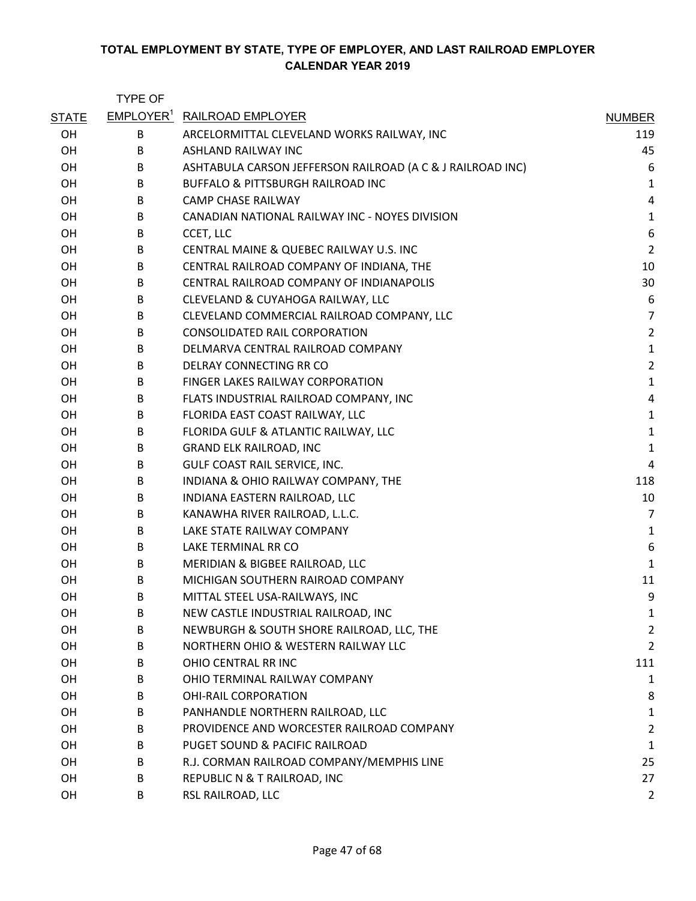**TOTAL EMPLOYMENT BY STATE, TYPE OF EMPLOYER, AND LAST RAILROAD EMPLOYER**
**CALENDAR YEAR 2019**

| STATE | TYPE OF EMPLOYER[1] | RAILROAD EMPLOYER | NUMBER |
|---|---|---|---|
| OH | B | ARCELORMITTAL CLEVELAND WORKS RAILWAY, INC | 119 |
| OH | B | ASHLAND RAILWAY INC | 45 |
| OH | B | ASHTABULA CARSON JEFFERSON RAILROAD (A C & J RAILROAD INC) | 6 |
| OH | B | BUFFALO & PITTSBURGH RAILROAD INC | 1 |
| OH | B | CAMP CHASE RAILWAY | 4 |
| OH | B | CANADIAN NATIONAL RAILWAY INC - NOYES DIVISION | 1 |
| OH | B | CCET, LLC | 6 |
| OH | B | CENTRAL MAINE & QUEBEC RAILWAY U.S. INC | 2 |
| OH | B | CENTRAL RAILROAD COMPANY OF INDIANA, THE | 10 |
| OH | B | CENTRAL RAILROAD COMPANY OF INDIANAPOLIS | 30 |
| OH | B | CLEVELAND & CUYAHOGA RAILWAY, LLC | 6 |
| OH | B | CLEVELAND COMMERCIAL RAILROAD COMPANY, LLC | 7 |
| OH | B | CONSOLIDATED RAIL CORPORATION | 2 |
| OH | B | DELMARVA CENTRAL RAILROAD COMPANY | 1 |
| OH | B | DELRAY CONNECTING RR CO | 2 |
| OH | B | FINGER LAKES RAILWAY CORPORATION | 1 |
| OH | B | FLATS INDUSTRIAL RAILROAD COMPANY, INC | 4 |
| OH | B | FLORIDA EAST COAST RAILWAY, LLC | 1 |
| OH | B | FLORIDA GULF & ATLANTIC RAILWAY, LLC | 1 |
| OH | B | GRAND ELK RAILROAD, INC | 1 |
| OH | B | GULF COAST RAIL SERVICE, INC. | 4 |
| OH | B | INDIANA & OHIO RAILWAY COMPANY, THE | 118 |
| OH | B | INDIANA EASTERN RAILROAD, LLC | 10 |
| OH | B | KANAWHA RIVER RAILROAD, L.L.C. | 7 |
| OH | B | LAKE STATE RAILWAY COMPANY | 1 |
| OH | B | LAKE TERMINAL RR CO | 6 |
| OH | B | MERIDIAN & BIGBEE RAILROAD, LLC | 1 |
| OH | B | MICHIGAN SOUTHERN RAIROAD COMPANY | 11 |
| OH | B | MITTAL STEEL USA-RAILWAYS, INC | 9 |
| OH | B | NEW CASTLE INDUSTRIAL RAILROAD, INC | 1 |
| OH | B | NEWBURGH & SOUTH SHORE RAILROAD, LLC, THE | 2 |
| OH | B | NORTHERN OHIO & WESTERN RAILWAY LLC | 2 |
| OH | B | OHIO CENTRAL RR INC | 111 |
| OH | B | OHIO TERMINAL RAILWAY COMPANY | 1 |
| OH | B | OHI-RAIL CORPORATION | 8 |
| OH | B | PANHANDLE NORTHERN RAILROAD, LLC | 1 |
| OH | B | PROVIDENCE AND WORCESTER RAILROAD COMPANY | 2 |
| OH | B | PUGET SOUND & PACIFIC RAILROAD | 1 |
| OH | B | R.J. CORMAN RAILROAD COMPANY/MEMPHIS LINE | 25 |
| OH | B | REPUBLIC N & T RAILROAD, INC | 27 |
| OH | B | RSL RAILROAD, LLC | 2 |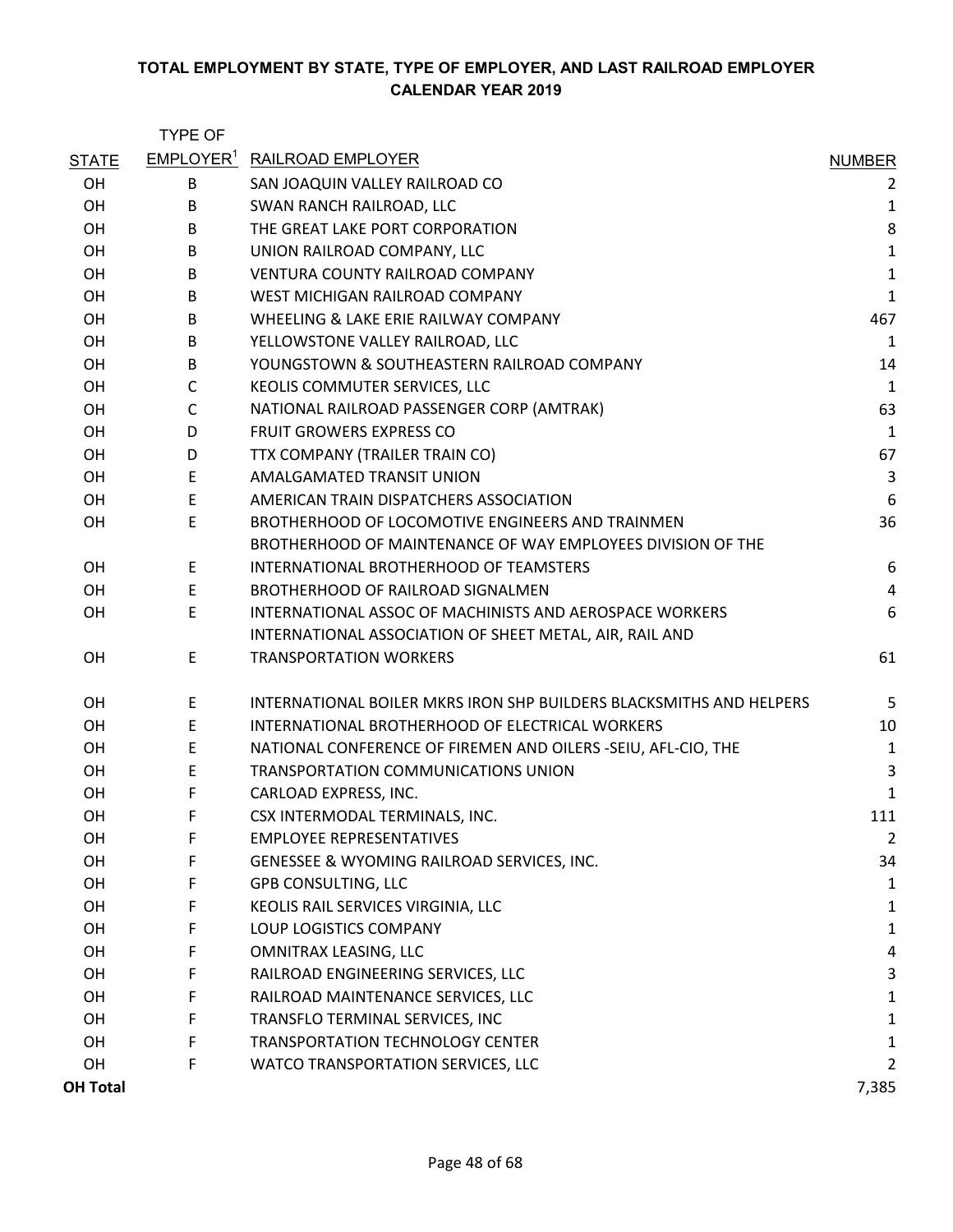**TOTAL EMPLOYMENT BY STATE, TYPE OF EMPLOYER, AND LAST RAILROAD EMPLOYER**
**CALENDAR YEAR 2019**

| STATE | TYPE OF EMPLOYER[1] | RAILROAD EMPLOYER | NUMBER |
|---|---|---|---|
| OH | B | SAN JOAQUIN VALLEY RAILROAD CO | 2 |
| OH | B | SWAN RANCH RAILROAD, LLC | 1 |
| OH | B | THE GREAT LAKE PORT CORPORATION | 8 |
| OH | B | UNION RAILROAD COMPANY, LLC | 1 |
| OH | B | VENTURA COUNTY RAILROAD COMPANY | 1 |
| OH | B | WEST MICHIGAN RAILROAD COMPANY | 1 |
| OH | B | WHEELING & LAKE ERIE RAILWAY COMPANY | 467 |
| OH | B | YELLOWSTONE VALLEY RAILROAD, LLC | 1 |
| OH | B | YOUNGSTOWN & SOUTHEASTERN RAILROAD COMPANY | 14 |
| OH | C | KEOLIS COMMUTER SERVICES, LLC | 1 |
| OH | C | NATIONAL RAILROAD PASSENGER CORP (AMTRAK) | 63 |
| OH | D | FRUIT GROWERS EXPRESS CO | 1 |
| OH | D | TTX COMPANY (TRAILER TRAIN CO) | 67 |
| OH | E | AMALGAMATED TRANSIT UNION | 3 |
| OH | E | AMERICAN TRAIN DISPATCHERS ASSOCIATION | 6 |
| OH | E | BROTHERHOOD OF LOCOMOTIVE ENGINEERS AND TRAINMEN | 36 |
| OH | E | BROTHERHOOD OF MAINTENANCE OF WAY EMPLOYEES DIVISION OF THE INTERNATIONAL BROTHERHOOD OF TEAMSTERS | 6 |
| OH | E | BROTHERHOOD OF RAILROAD SIGNALMEN | 4 |
| OH | E | INTERNATIONAL ASSOC OF MACHINISTS AND AEROSPACE WORKERS | 6 |
| OH | E | INTERNATIONAL ASSOCIATION OF SHEET METAL, AIR, RAIL AND TRANSPORTATION WORKERS | 61 |
| OH | E | INTERNATIONAL BOILER MKRS IRON SHP BUILDERS BLACKSMITHS AND HELPERS | 5 |
| OH | E | INTERNATIONAL BROTHERHOOD OF ELECTRICAL WORKERS | 10 |
| OH | E | NATIONAL CONFERENCE OF FIREMEN AND OILERS -SEIU, AFL-CIO, THE | 1 |
| OH | E | TRANSPORTATION COMMUNICATIONS UNION | 3 |
| OH | F | CARLOAD EXPRESS, INC. | 1 |
| OH | F | CSX INTERMODAL TERMINALS, INC. | 111 |
| OH | F | EMPLOYEE REPRESENTATIVES | 2 |
| OH | F | GENESSEE & WYOMING RAILROAD SERVICES, INC. | 34 |
| OH | F | GPB CONSULTING, LLC | 1 |
| OH | F | KEOLIS RAIL SERVICES VIRGINIA, LLC | 1 |
| OH | F | LOUP LOGISTICS COMPANY | 1 |
| OH | F | OMNITRAX LEASING, LLC | 4 |
| OH | F | RAILROAD ENGINEERING SERVICES, LLC | 3 |
| OH | F | RAILROAD MAINTENANCE SERVICES, LLC | 1 |
| OH | F | TRANSFLO TERMINAL SERVICES, INC | 1 |
| OH | F | TRANSPORTATION TECHNOLOGY CENTER | 1 |
| OH | F | WATCO TRANSPORTATION SERVICES, LLC | 2 |
| **OH Total** | | | 7,385 |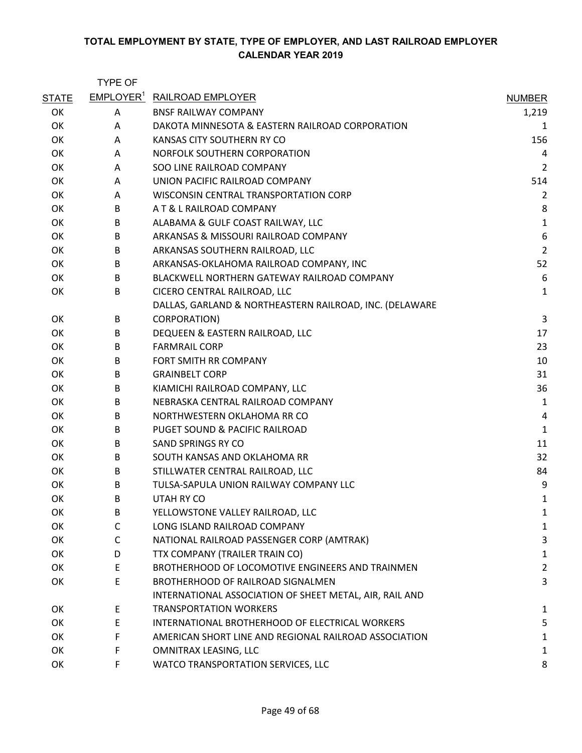**TOTAL EMPLOYMENT BY STATE, TYPE OF EMPLOYER, AND LAST RAILROAD EMPLOYER**
**CALENDAR YEAR 2019**

| STATE | TYPE OF EMPLOYER[1] | RAILROAD EMPLOYER | NUMBER |
|---|---|---|---|
| OK | A | BNSF RAILWAY COMPANY | 1,219 |
| OK | A | DAKOTA MINNESOTA & EASTERN RAILROAD CORPORATION | 1 |
| OK | A | KANSAS CITY SOUTHERN RY CO | 156 |
| OK | A | NORFOLK SOUTHERN CORPORATION | 4 |
| OK | A | SOO LINE RAILROAD COMPANY | 2 |
| OK | A | UNION PACIFIC RAILROAD COMPANY | 514 |
| OK | A | WISCONSIN CENTRAL TRANSPORTATION CORP | 2 |
| OK | B | A T & L RAILROAD COMPANY | 8 |
| OK | B | ALABAMA & GULF COAST RAILWAY, LLC | 1 |
| OK | B | ARKANSAS & MISSOURI RAILROAD COMPANY | 6 |
| OK | B | ARKANSAS SOUTHERN RAILROAD, LLC | 2 |
| OK | B | ARKANSAS-OKLAHOMA RAILROAD COMPANY, INC | 52 |
| OK | B | BLACKWELL NORTHERN GATEWAY RAILROAD COMPANY | 6 |
| OK | B | CICERO CENTRAL RAILROAD, LLC | 1 |
| OK | B | DALLAS, GARLAND & NORTHEASTERN RAILROAD, INC. (DELAWARE CORPORATION) | 3 |
| OK | B | DEQUEEN & EASTERN RAILROAD, LLC | 17 |
| OK | B | FARMRAIL CORP | 23 |
| OK | B | FORT SMITH RR COMPANY | 10 |
| OK | B | GRAINBELT CORP | 31 |
| OK | B | KIAMICHI RAILROAD COMPANY, LLC | 36 |
| OK | B | NEBRASKA CENTRAL RAILROAD COMPANY | 1 |
| OK | B | NORTHWESTERN OKLAHOMA RR CO | 4 |
| OK | B | PUGET SOUND & PACIFIC RAILROAD | 1 |
| OK | B | SAND SPRINGS RY CO | 11 |
| OK | B | SOUTH KANSAS AND OKLAHOMA RR | 32 |
| OK | B | STILLWATER CENTRAL RAILROAD, LLC | 84 |
| OK | B | TULSA-SAPULA UNION RAILWAY COMPANY LLC | 9 |
| OK | B | UTAH RY CO | 1 |
| OK | B | YELLOWSTONE VALLEY RAILROAD, LLC | 1 |
| OK | C | LONG ISLAND RAILROAD COMPANY | 1 |
| OK | C | NATIONAL RAILROAD PASSENGER CORP (AMTRAK) | 3 |
| OK | D | TTX COMPANY (TRAILER TRAIN CO) | 1 |
| OK | E | BROTHERHOOD OF LOCOMOTIVE ENGINEERS AND TRAINMEN | 2 |
| OK | E | BROTHERHOOD OF RAILROAD SIGNALMEN | 3 |
| OK | E | INTERNATIONAL ASSOCIATION OF SHEET METAL, AIR, RAIL AND TRANSPORTATION WORKERS | 1 |
| OK | E | INTERNATIONAL BROTHERHOOD OF ELECTRICAL WORKERS | 5 |
| OK | F | AMERICAN SHORT LINE AND REGIONAL RAILROAD ASSOCIATION | 1 |
| OK | F | OMNITRAX LEASING, LLC | 1 |
| OK | F | WATCO TRANSPORTATION SERVICES, LLC | 8 |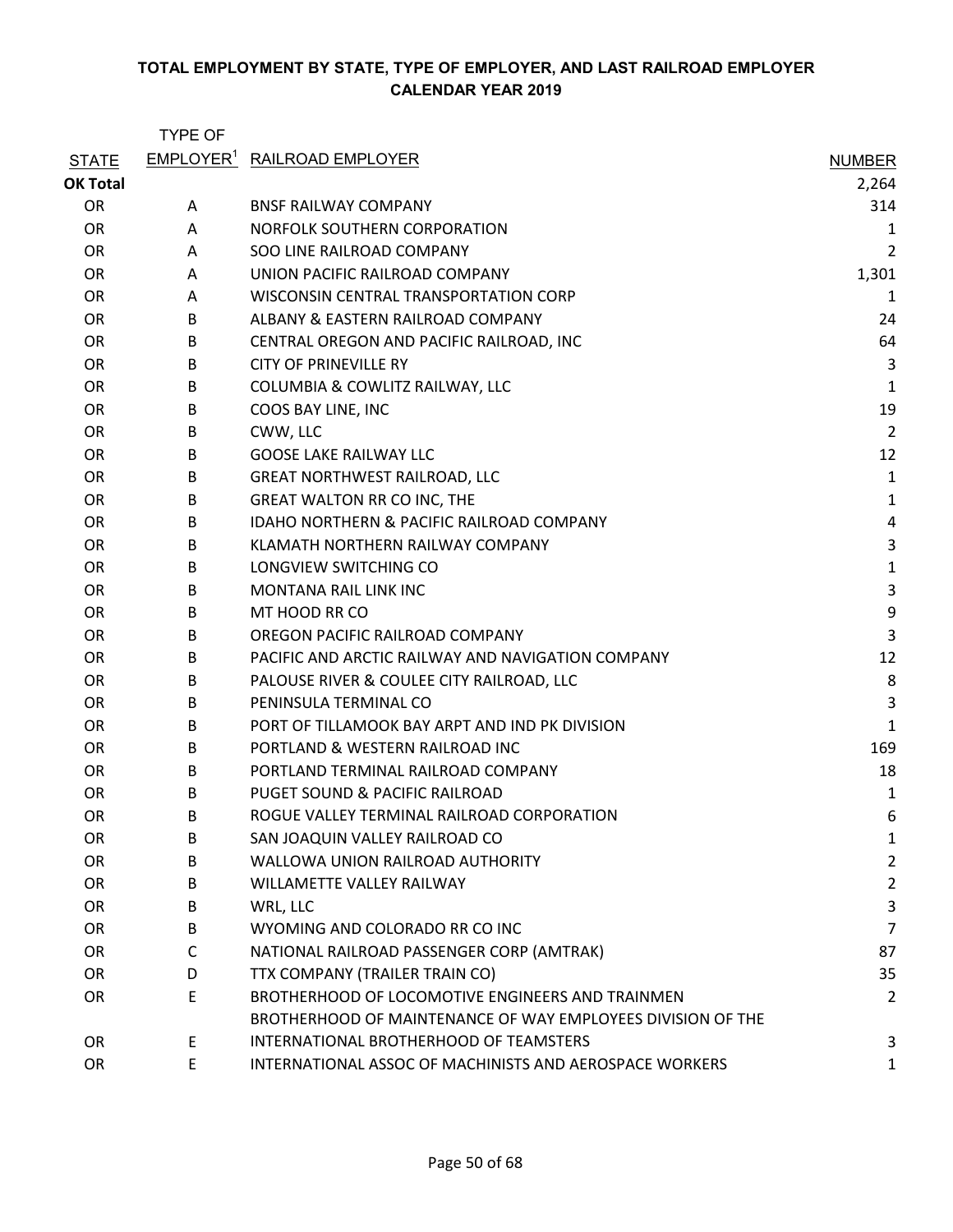**TOTAL EMPLOYMENT BY STATE, TYPE OF EMPLOYER, AND LAST RAILROAD EMPLOYER**
**CALENDAR YEAR 2019**

| STATE | TYPE OF EMPLOYER[1] | RAILROAD EMPLOYER | NUMBER |
|---|---|---|---|
| **OK Total** | | | 2,264 |
| OR | A | BNSF RAILWAY COMPANY | 314 |
| OR | A | NORFOLK SOUTHERN CORPORATION | 1 |
| OR | A | SOO LINE RAILROAD COMPANY | 2 |
| OR | A | UNION PACIFIC RAILROAD COMPANY | 1,301 |
| OR | A | WISCONSIN CENTRAL TRANSPORTATION CORP | 1 |
| OR | B | ALBANY & EASTERN RAILROAD COMPANY | 24 |
| OR | B | CENTRAL OREGON AND PACIFIC RAILROAD, INC | 64 |
| OR | B | CITY OF PRINEVILLE RY | 3 |
| OR | B | COLUMBIA & COWLITZ RAILWAY, LLC | 1 |
| OR | B | COOS BAY LINE, INC | 19 |
| OR | B | CWW, LLC | 2 |
| OR | B | GOOSE LAKE RAILWAY LLC | 12 |
| OR | B | GREAT NORTHWEST RAILROAD, LLC | 1 |
| OR | B | GREAT WALTON RR CO INC, THE | 1 |
| OR | B | IDAHO NORTHERN & PACIFIC RAILROAD COMPANY | 4 |
| OR | B | KLAMATH NORTHERN RAILWAY COMPANY | 3 |
| OR | B | LONGVIEW SWITCHING CO | 1 |
| OR | B | MONTANA RAIL LINK INC | 3 |
| OR | B | MT HOOD RR CO | 9 |
| OR | B | OREGON PACIFIC RAILROAD COMPANY | 3 |
| OR | B | PACIFIC AND ARCTIC RAILWAY AND NAVIGATION COMPANY | 12 |
| OR | B | PALOUSE RIVER & COULEE CITY RAILROAD, LLC | 8 |
| OR | B | PENINSULA TERMINAL CO | 3 |
| OR | B | PORT OF TILLAMOOK BAY ARPT AND IND PK DIVISION | 1 |
| OR | B | PORTLAND & WESTERN RAILROAD INC | 169 |
| OR | B | PORTLAND TERMINAL RAILROAD COMPANY | 18 |
| OR | B | PUGET SOUND & PACIFIC RAILROAD | 1 |
| OR | B | ROGUE VALLEY TERMINAL RAILROAD CORPORATION | 6 |
| OR | B | SAN JOAQUIN VALLEY RAILROAD CO | 1 |
| OR | B | WALLOWA UNION RAILROAD AUTHORITY | 2 |
| OR | B | WILLAMETTE VALLEY RAILWAY | 2 |
| OR | B | WRL, LLC | 3 |
| OR | B | WYOMING AND COLORADO RR CO INC | 7 |
| OR | C | NATIONAL RAILROAD PASSENGER CORP (AMTRAK) | 87 |
| OR | D | TTX COMPANY (TRAILER TRAIN CO) | 35 |
| OR | E | BROTHERHOOD OF LOCOMOTIVE ENGINEERS AND TRAINMEN | 2 |
| OR | E | BROTHERHOOD OF MAINTENANCE OF WAY EMPLOYEES DIVISION OF THE INTERNATIONAL BROTHERHOOD OF TEAMSTERS | 3 |
| OR | E | INTERNATIONAL ASSOC OF MACHINISTS AND AEROSPACE WORKERS | 1 |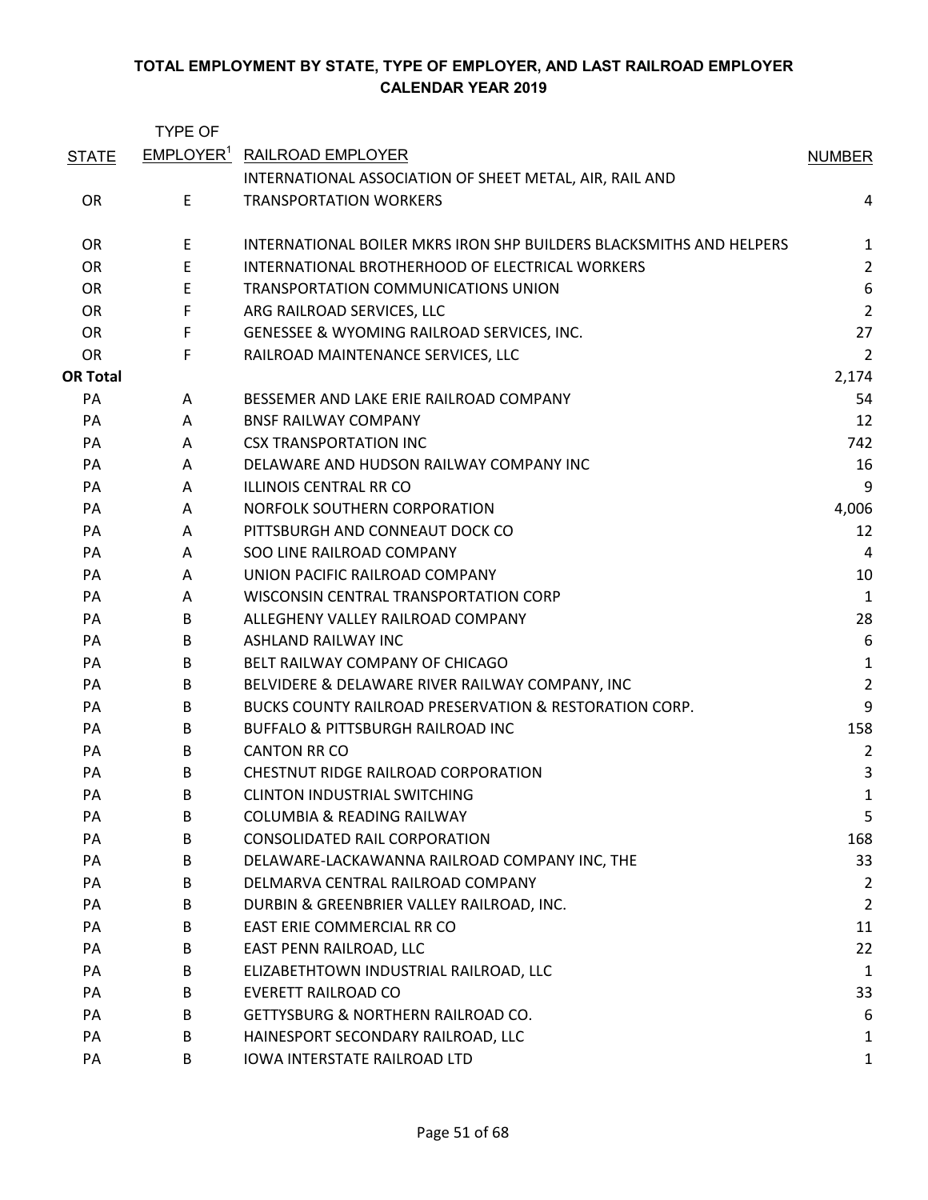# TOTAL EMPLOYMENT BY STATE, TYPE OF EMPLOYER, AND LAST RAILROAD EMPLOYER
## CALENDAR YEAR 2019

| STATE | TYPE OF EMPLOYER[1] | RAILROAD EMPLOYER | NUMBER |
|---|---|---|---|
| OR | E | INTERNATIONAL ASSOCIATION OF SHEET METAL, AIR, RAIL AND TRANSPORTATION WORKERS | 4 |
| OR | E | INTERNATIONAL BOILER MKRS IRON SHP BUILDERS BLACKSMITHS AND HELPERS | 1 |
| OR | E | INTERNATIONAL BROTHERHOOD OF ELECTRICAL WORKERS | 2 |
| OR | E | TRANSPORTATION COMMUNICATIONS UNION | 6 |
| OR | F | ARG RAILROAD SERVICES, LLC | 2 |
| OR | F | GENESSEE & WYOMING RAILROAD SERVICES, INC. | 27 |
| OR | F | RAILROAD MAINTENANCE SERVICES, LLC | 2 |
| **OR Total** | | | 2,174 |
| PA | A | BESSEMER AND LAKE ERIE RAILROAD COMPANY | 54 |
| PA | A | BNSF RAILWAY COMPANY | 12 |
| PA | A | CSX TRANSPORTATION INC | 742 |
| PA | A | DELAWARE AND HUDSON RAILWAY COMPANY INC | 16 |
| PA | A | ILLINOIS CENTRAL RR CO | 9 |
| PA | A | NORFOLK SOUTHERN CORPORATION | 4,006 |
| PA | A | PITTSBURGH AND CONNEAUT DOCK CO | 12 |
| PA | A | SOO LINE RAILROAD COMPANY | 4 |
| PA | A | UNION PACIFIC RAILROAD COMPANY | 10 |
| PA | A | WISCONSIN CENTRAL TRANSPORTATION CORP | 1 |
| PA | B | ALLEGHENY VALLEY RAILROAD COMPANY | 28 |
| PA | B | ASHLAND RAILWAY INC | 6 |
| PA | B | BELT RAILWAY COMPANY OF CHICAGO | 1 |
| PA | B | BELVIDERE & DELAWARE RIVER RAILWAY COMPANY, INC | 2 |
| PA | B | BUCKS COUNTY RAILROAD PRESERVATION & RESTORATION CORP. | 9 |
| PA | B | BUFFALO & PITTSBURGH RAILROAD INC | 158 |
| PA | B | CANTON RR CO | 2 |
| PA | B | CHESTNUT RIDGE RAILROAD CORPORATION | 3 |
| PA | B | CLINTON INDUSTRIAL SWITCHING | 1 |
| PA | B | COLUMBIA & READING RAILWAY | 5 |
| PA | B | CONSOLIDATED RAIL CORPORATION | 168 |
| PA | B | DELAWARE-LACKAWANNA RAILROAD COMPANY INC, THE | 33 |
| PA | B | DELMARVA CENTRAL RAILROAD COMPANY | 2 |
| PA | B | DURBIN & GREENBRIER VALLEY RAILROAD, INC. | 2 |
| PA | B | EAST ERIE COMMERCIAL RR CO | 11 |
| PA | B | EAST PENN RAILROAD, LLC | 22 |
| PA | B | ELIZABETHTOWN INDUSTRIAL RAILROAD, LLC | 1 |
| PA | B | EVERETT RAILROAD CO | 33 |
| PA | B | GETTYSBURG & NORTHERN RAILROAD CO. | 6 |
| PA | B | HAINESPORT SECONDARY RAILROAD, LLC | 1 |
| PA | B | IOWA INTERSTATE RAILROAD LTD | 1 |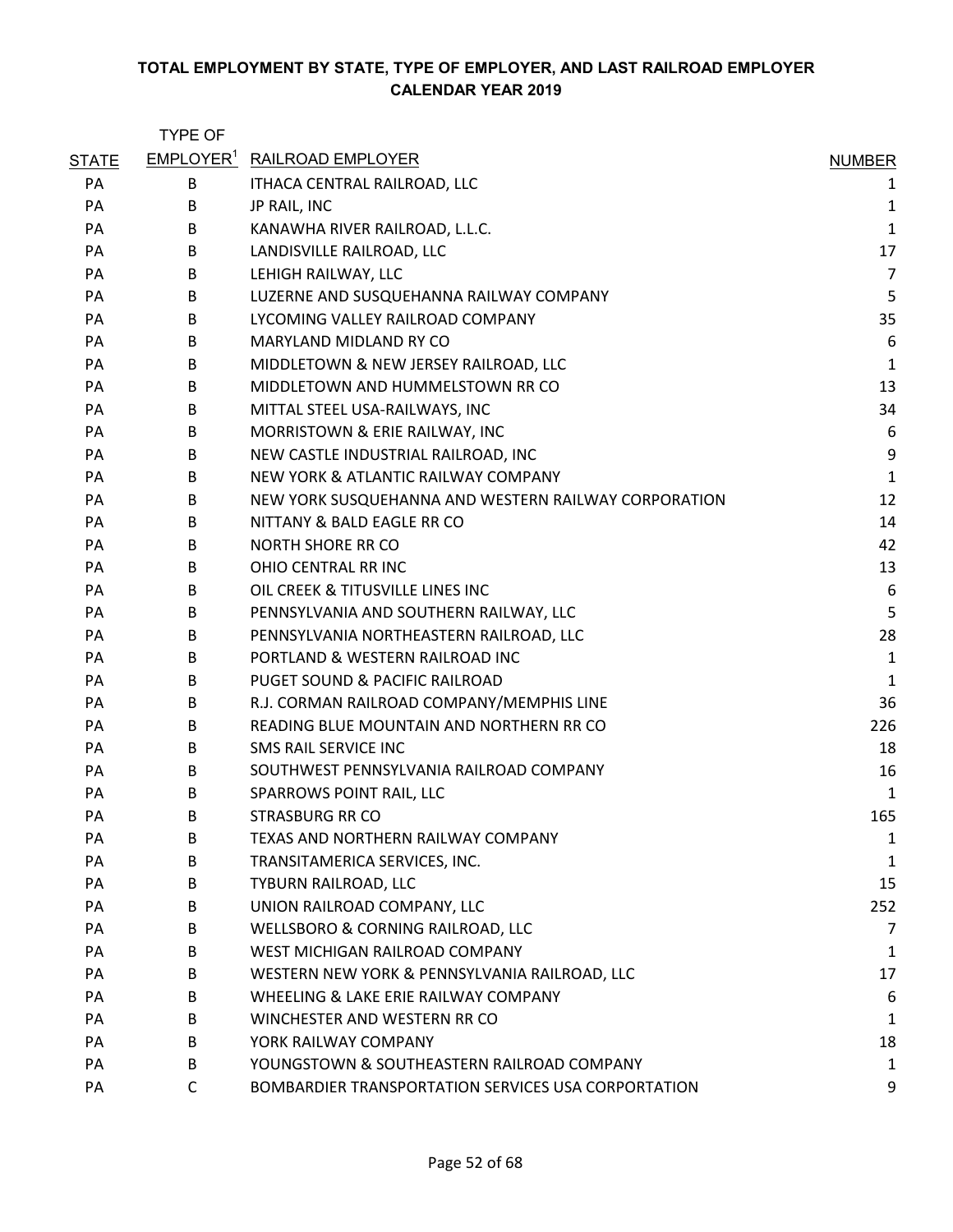**TOTAL EMPLOYMENT BY STATE, TYPE OF EMPLOYER, AND LAST RAILROAD EMPLOYER**
**CALENDAR YEAR 2019**

| STATE | TYPE OF EMPLOYER[1] | RAILROAD EMPLOYER | NUMBER |
|---|---|---|---|
| PA | B | ITHACA CENTRAL RAILROAD, LLC | 1 |
| PA | B | JP RAIL, INC | 1 |
| PA | B | KANAWHA RIVER RAILROAD, L.L.C. | 1 |
| PA | B | LANDISVILLE RAILROAD, LLC | 17 |
| PA | B | LEHIGH RAILWAY, LLC | 7 |
| PA | B | LUZERNE AND SUSQUEHANNA RAILWAY COMPANY | 5 |
| PA | B | LYCOMING VALLEY RAILROAD COMPANY | 35 |
| PA | B | MARYLAND MIDLAND RY CO | 6 |
| PA | B | MIDDLETOWN & NEW JERSEY RAILROAD, LLC | 1 |
| PA | B | MIDDLETOWN AND HUMMELSTOWN RR CO | 13 |
| PA | B | MITTAL STEEL USA-RAILWAYS, INC | 34 |
| PA | B | MORRISTOWN & ERIE RAILWAY, INC | 6 |
| PA | B | NEW CASTLE INDUSTRIAL RAILROAD, INC | 9 |
| PA | B | NEW YORK & ATLANTIC RAILWAY COMPANY | 1 |
| PA | B | NEW YORK SUSQUEHANNA AND WESTERN RAILWAY CORPORATION | 12 |
| PA | B | NITTANY & BALD EAGLE RR CO | 14 |
| PA | B | NORTH SHORE RR CO | 42 |
| PA | B | OHIO CENTRAL RR INC | 13 |
| PA | B | OIL CREEK & TITUSVILLE LINES INC | 6 |
| PA | B | PENNSYLVANIA AND SOUTHERN RAILWAY, LLC | 5 |
| PA | B | PENNSYLVANIA NORTHEASTERN RAILROAD, LLC | 28 |
| PA | B | PORTLAND & WESTERN RAILROAD INC | 1 |
| PA | B | PUGET SOUND & PACIFIC RAILROAD | 1 |
| PA | B | R.J. CORMAN RAILROAD COMPANY/MEMPHIS LINE | 36 |
| PA | B | READING BLUE MOUNTAIN AND NORTHERN RR CO | 226 |
| PA | B | SMS RAIL SERVICE INC | 18 |
| PA | B | SOUTHWEST PENNSYLVANIA RAILROAD COMPANY | 16 |
| PA | B | SPARROWS POINT RAIL, LLC | 1 |
| PA | B | STRASBURG RR CO | 165 |
| PA | B | TEXAS AND NORTHERN RAILWAY COMPANY | 1 |
| PA | B | TRANSITAMERICA SERVICES, INC. | 1 |
| PA | B | TYBURN RAILROAD, LLC | 15 |
| PA | B | UNION RAILROAD COMPANY, LLC | 252 |
| PA | B | WELLSBORO & CORNING RAILROAD, LLC | 7 |
| PA | B | WEST MICHIGAN RAILROAD COMPANY | 1 |
| PA | B | WESTERN NEW YORK & PENNSYLVANIA RAILROAD, LLC | 17 |
| PA | B | WHEELING & LAKE ERIE RAILWAY COMPANY | 6 |
| PA | B | WINCHESTER AND WESTERN RR CO | 1 |
| PA | B | YORK RAILWAY COMPANY | 18 |
| PA | B | YOUNGSTOWN & SOUTHEASTERN RAILROAD COMPANY | 1 |
| PA | C | BOMBARDIER TRANSPORTATION SERVICES USA CORPORTATION | 9 |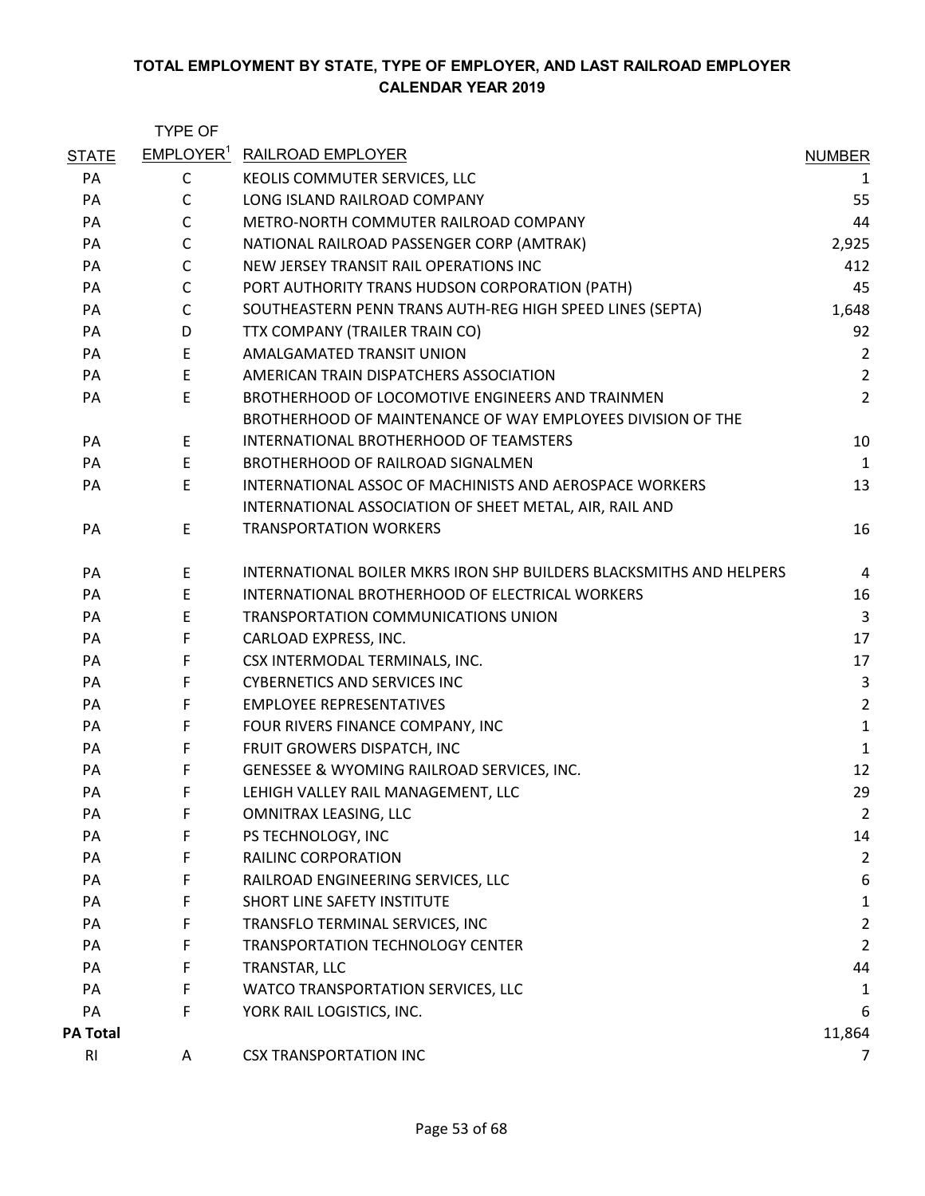# TOTAL EMPLOYMENT BY STATE, TYPE OF EMPLOYER, AND LAST RAILROAD EMPLOYER
## CALENDAR YEAR 2019

| STATE | TYPE OF EMPLOYER[1] | RAILROAD EMPLOYER | NUMBER |
|---|---|---|---|
| PA | C | KEOLIS COMMUTER SERVICES, LLC | 1 |
| PA | C | LONG ISLAND RAILROAD COMPANY | 55 |
| PA | C | METRO-NORTH COMMUTER RAILROAD COMPANY | 44 |
| PA | C | NATIONAL RAILROAD PASSENGER CORP (AMTRAK) | 2,925 |
| PA | C | NEW JERSEY TRANSIT RAIL OPERATIONS INC | 412 |
| PA | C | PORT AUTHORITY TRANS HUDSON CORPORATION (PATH) | 45 |
| PA | C | SOUTHEASTERN PENN TRANS AUTH-REG HIGH SPEED LINES (SEPTA) | 1,648 |
| PA | D | TTX COMPANY (TRAILER TRAIN CO) | 92 |
| PA | E | AMALGAMATED TRANSIT UNION | 2 |
| PA | E | AMERICAN TRAIN DISPATCHERS ASSOCIATION | 2 |
| PA | E | BROTHERHOOD OF LOCOMOTIVE ENGINEERS AND TRAINMEN | 2 |
| PA | E | BROTHERHOOD OF MAINTENANCE OF WAY EMPLOYEES DIVISION OF THE INTERNATIONAL BROTHERHOOD OF TEAMSTERS | 10 |
| PA | E | BROTHERHOOD OF RAILROAD SIGNALMEN | 1 |
| PA | E | INTERNATIONAL ASSOC OF MACHINISTS AND AEROSPACE WORKERS | 13 |
| PA | E | INTERNATIONAL ASSOCIATION OF SHEET METAL, AIR, RAIL AND TRANSPORTATION WORKERS | 16 |
| PA | E | INTERNATIONAL BOILER MKRS IRON SHP BUILDERS BLACKSMITHS AND HELPERS | 4 |
| PA | E | INTERNATIONAL BROTHERHOOD OF ELECTRICAL WORKERS | 16 |
| PA | E | TRANSPORTATION COMMUNICATIONS UNION | 3 |
| PA | F | CARLOAD EXPRESS, INC. | 17 |
| PA | F | CSX INTERMODAL TERMINALS, INC. | 17 |
| PA | F | CYBERNETICS AND SERVICES INC | 3 |
| PA | F | EMPLOYEE REPRESENTATIVES | 2 |
| PA | F | FOUR RIVERS FINANCE COMPANY, INC | 1 |
| PA | F | FRUIT GROWERS DISPATCH, INC | 1 |
| PA | F | GENESSEE & WYOMING RAILROAD SERVICES, INC. | 12 |
| PA | F | LEHIGH VALLEY RAIL MANAGEMENT, LLC | 29 |
| PA | F | OMNITRAX LEASING, LLC | 2 |
| PA | F | PS TECHNOLOGY, INC | 14 |
| PA | F | RAILINC CORPORATION | 2 |
| PA | F | RAILROAD ENGINEERING SERVICES, LLC | 6 |
| PA | F | SHORT LINE SAFETY INSTITUTE | 1 |
| PA | F | TRANSFLO TERMINAL SERVICES, INC | 2 |
| PA | F | TRANSPORTATION TECHNOLOGY CENTER | 2 |
| PA | F | TRANSTAR, LLC | 44 |
| PA | F | WATCO TRANSPORTATION SERVICES, LLC | 1 |
| PA | F | YORK RAIL LOGISTICS, INC. | 6 |
| **PA Total** | | | 11,864 |
| RI | A | CSX TRANSPORTATION INC | 7 |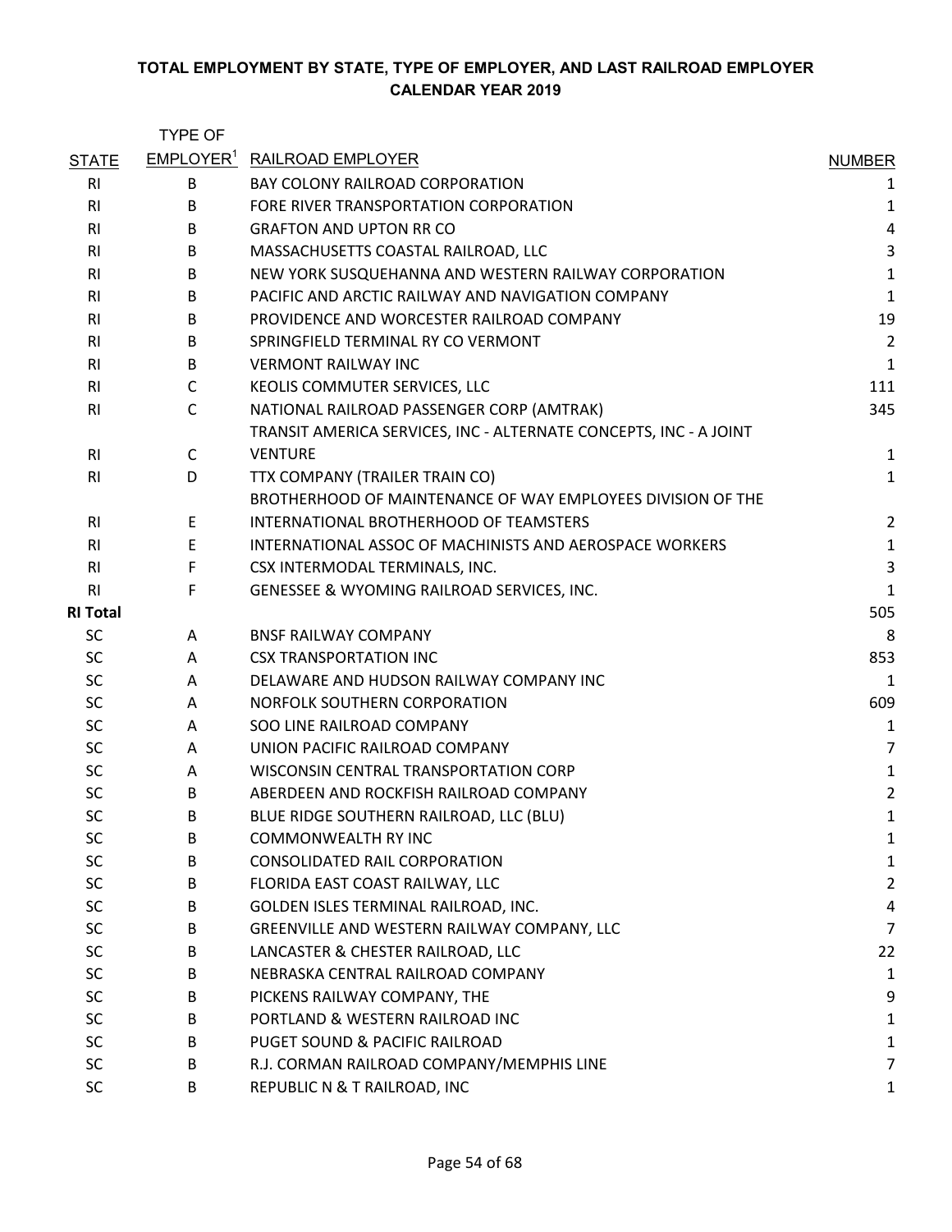# TOTAL EMPLOYMENT BY STATE, TYPE OF EMPLOYER, AND LAST RAILROAD EMPLOYER
## CALENDAR YEAR 2019

| STATE | TYPE OF EMPLOYER[1] | RAILROAD EMPLOYER | NUMBER |
|---|---|---|---|
| RI | B | BAY COLONY RAILROAD CORPORATION | 1 |
| RI | B | FORE RIVER TRANSPORTATION CORPORATION | 1 |
| RI | B | GRAFTON AND UPTON RR CO | 4 |
| RI | B | MASSACHUSETTS COASTAL RAILROAD, LLC | 3 |
| RI | B | NEW YORK SUSQUEHANNA AND WESTERN RAILWAY CORPORATION | 1 |
| RI | B | PACIFIC AND ARCTIC RAILWAY AND NAVIGATION COMPANY | 1 |
| RI | B | PROVIDENCE AND WORCESTER RAILROAD COMPANY | 19 |
| RI | B | SPRINGFIELD TERMINAL RY CO VERMONT | 2 |
| RI | B | VERMONT RAILWAY INC | 1 |
| RI | C | KEOLIS COMMUTER SERVICES, LLC | 111 |
| RI | C | NATIONAL RAILROAD PASSENGER CORP (AMTRAK) | 345 |
| RI | C | TRANSIT AMERICA SERVICES, INC - ALTERNATE CONCEPTS, INC - A JOINT VENTURE | 1 |
| RI | D | TTX COMPANY (TRAILER TRAIN CO) | 1 |
| RI | E | BROTHERHOOD OF MAINTENANCE OF WAY EMPLOYEES DIVISION OF THE INTERNATIONAL BROTHERHOOD OF TEAMSTERS | 2 |
| RI | E | INTERNATIONAL ASSOC OF MACHINISTS AND AEROSPACE WORKERS | 1 |
| RI | F | CSX INTERMODAL TERMINALS, INC. | 3 |
| RI | F | GENESSEE & WYOMING RAILROAD SERVICES, INC. | 1 |
| **RI Total** | | | 505 |
| SC | A | BNSF RAILWAY COMPANY | 8 |
| SC | A | CSX TRANSPORTATION INC | 853 |
| SC | A | DELAWARE AND HUDSON RAILWAY COMPANY INC | 1 |
| SC | A | NORFOLK SOUTHERN CORPORATION | 609 |
| SC | A | SOO LINE RAILROAD COMPANY | 1 |
| SC | A | UNION PACIFIC RAILROAD COMPANY | 7 |
| SC | A | WISCONSIN CENTRAL TRANSPORTATION CORP | 1 |
| SC | B | ABERDEEN AND ROCKFISH RAILROAD COMPANY | 2 |
| SC | B | BLUE RIDGE SOUTHERN RAILROAD, LLC (BLU) | 1 |
| SC | B | COMMONWEALTH RY INC | 1 |
| SC | B | CONSOLIDATED RAIL CORPORATION | 1 |
| SC | B | FLORIDA EAST COAST RAILWAY, LLC | 2 |
| SC | B | GOLDEN ISLES TERMINAL RAILROAD, INC. | 4 |
| SC | B | GREENVILLE AND WESTERN RAILWAY COMPANY, LLC | 7 |
| SC | B | LANCASTER & CHESTER RAILROAD, LLC | 22 |
| SC | B | NEBRASKA CENTRAL RAILROAD COMPANY | 1 |
| SC | B | PICKENS RAILWAY COMPANY, THE | 9 |
| SC | B | PORTLAND & WESTERN RAILROAD INC | 1 |
| SC | B | PUGET SOUND & PACIFIC RAILROAD | 1 |
| SC | B | R.J. CORMAN RAILROAD COMPANY/MEMPHIS LINE | 7 |
| SC | B | REPUBLIC N & T RAILROAD, INC | 1 |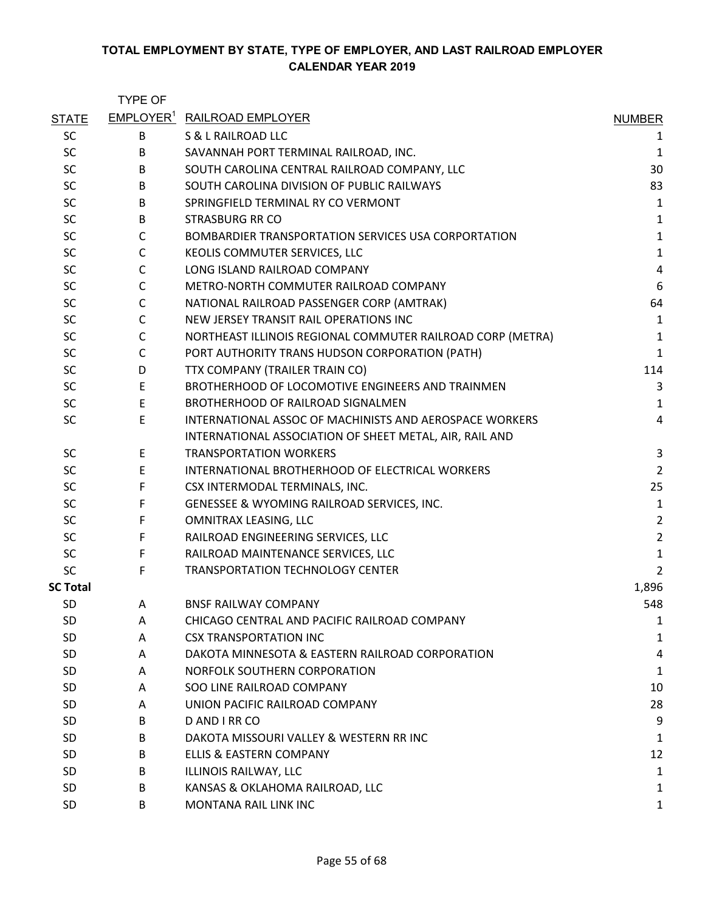# TOTAL EMPLOYMENT BY STATE, TYPE OF EMPLOYER, AND LAST RAILROAD EMPLOYER
## CALENDAR YEAR 2019

| STATE | TYPE OF EMPLOYER[1] | RAILROAD EMPLOYER | NUMBER |
|---|---|---|---|
| SC | B | S & L RAILROAD LLC | 1 |
| SC | B | SAVANNAH PORT TERMINAL RAILROAD, INC. | 1 |
| SC | B | SOUTH CAROLINA CENTRAL RAILROAD COMPANY, LLC | 30 |
| SC | B | SOUTH CAROLINA DIVISION OF PUBLIC RAILWAYS | 83 |
| SC | B | SPRINGFIELD TERMINAL RY CO VERMONT | 1 |
| SC | B | STRASBURG RR CO | 1 |
| SC | C | BOMBARDIER TRANSPORTATION SERVICES USA CORPORTATION | 1 |
| SC | C | KEOLIS COMMUTER SERVICES, LLC | 1 |
| SC | C | LONG ISLAND RAILROAD COMPANY | 4 |
| SC | C | METRO-NORTH COMMUTER RAILROAD COMPANY | 6 |
| SC | C | NATIONAL RAILROAD PASSENGER CORP (AMTRAK) | 64 |
| SC | C | NEW JERSEY TRANSIT RAIL OPERATIONS INC | 1 |
| SC | C | NORTHEAST ILLINOIS REGIONAL COMMUTER RAILROAD CORP (METRA) | 1 |
| SC | C | PORT AUTHORITY TRANS HUDSON CORPORATION (PATH) | 1 |
| SC | D | TTX COMPANY (TRAILER TRAIN CO) | 114 |
| SC | E | BROTHERHOOD OF LOCOMOTIVE ENGINEERS AND TRAINMEN | 3 |
| SC | E | BROTHERHOOD OF RAILROAD SIGNALMEN | 1 |
| SC | E | INTERNATIONAL ASSOC OF MACHINISTS AND AEROSPACE WORKERS | 4 |
| SC | E | INTERNATIONAL ASSOCIATION OF SHEET METAL, AIR, RAIL AND TRANSPORTATION WORKERS | 3 |
| SC | E | INTERNATIONAL BROTHERHOOD OF ELECTRICAL WORKERS | 2 |
| SC | F | CSX INTERMODAL TERMINALS, INC. | 25 |
| SC | F | GENESSEE & WYOMING RAILROAD SERVICES, INC. | 1 |
| SC | F | OMNITRAX LEASING, LLC | 2 |
| SC | F | RAILROAD ENGINEERING SERVICES, LLC | 2 |
| SC | F | RAILROAD MAINTENANCE SERVICES, LLC | 1 |
| SC | F | TRANSPORTATION TECHNOLOGY CENTER | 2 |
| **SC Total** | | | 1,896 |
| SD | A | BNSF RAILWAY COMPANY | 548 |
| SD | A | CHICAGO CENTRAL AND PACIFIC RAILROAD COMPANY | 1 |
| SD | A | CSX TRANSPORTATION INC | 1 |
| SD | A | DAKOTA MINNESOTA & EASTERN RAILROAD CORPORATION | 4 |
| SD | A | NORFOLK SOUTHERN CORPORATION | 1 |
| SD | A | SOO LINE RAILROAD COMPANY | 10 |
| SD | A | UNION PACIFIC RAILROAD COMPANY | 28 |
| SD | B | D AND I RR CO | 9 |
| SD | B | DAKOTA MISSOURI VALLEY & WESTERN RR INC | 1 |
| SD | B | ELLIS & EASTERN COMPANY | 12 |
| SD | B | ILLINOIS RAILWAY, LLC | 1 |
| SD | B | KANSAS & OKLAHOMA RAILROAD, LLC | 1 |
| SD | B | MONTANA RAIL LINK INC | 1 |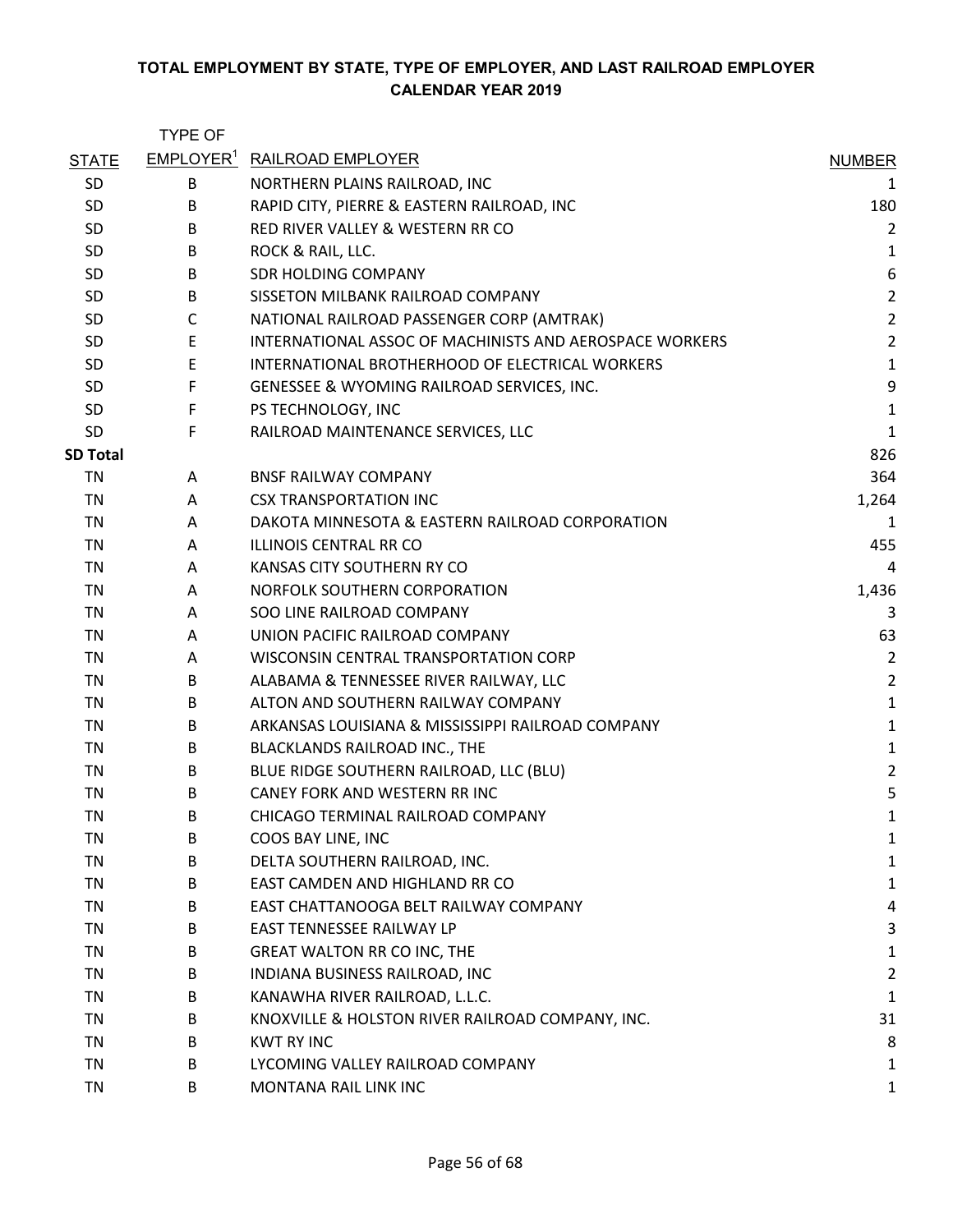**TOTAL EMPLOYMENT BY STATE, TYPE OF EMPLOYER, AND LAST RAILROAD EMPLOYER**
**CALENDAR YEAR 2019**

| STATE | TYPE OF EMPLOYER[1] | RAILROAD EMPLOYER | NUMBER |
|---|---|---|---|
| SD | B | NORTHERN PLAINS RAILROAD, INC | 1 |
| SD | B | RAPID CITY, PIERRE & EASTERN RAILROAD, INC | 180 |
| SD | B | RED RIVER VALLEY & WESTERN RR CO | 2 |
| SD | B | ROCK & RAIL, LLC. | 1 |
| SD | B | SDR HOLDING COMPANY | 6 |
| SD | B | SISSETON MILBANK RAILROAD COMPANY | 2 |
| SD | C | NATIONAL RAILROAD PASSENGER CORP (AMTRAK) | 2 |
| SD | E | INTERNATIONAL ASSOC OF MACHINISTS AND AEROSPACE WORKERS | 2 |
| SD | E | INTERNATIONAL BROTHERHOOD OF ELECTRICAL WORKERS | 1 |
| SD | F | GENESSEE & WYOMING RAILROAD SERVICES, INC. | 9 |
| SD | F | PS TECHNOLOGY, INC | 1 |
| SD | F | RAILROAD MAINTENANCE SERVICES, LLC | 1 |
| **SD Total** | | | 826 |
| TN | A | BNSF RAILWAY COMPANY | 364 |
| TN | A | CSX TRANSPORTATION INC | 1,264 |
| TN | A | DAKOTA MINNESOTA & EASTERN RAILROAD CORPORATION | 1 |
| TN | A | ILLINOIS CENTRAL RR CO | 455 |
| TN | A | KANSAS CITY SOUTHERN RY CO | 4 |
| TN | A | NORFOLK SOUTHERN CORPORATION | 1,436 |
| TN | A | SOO LINE RAILROAD COMPANY | 3 |
| TN | A | UNION PACIFIC RAILROAD COMPANY | 63 |
| TN | A | WISCONSIN CENTRAL TRANSPORTATION CORP | 2 |
| TN | B | ALABAMA & TENNESSEE RIVER RAILWAY, LLC | 2 |
| TN | B | ALTON AND SOUTHERN RAILWAY COMPANY | 1 |
| TN | B | ARKANSAS LOUISIANA & MISSISSIPPI RAILROAD COMPANY | 1 |
| TN | B | BLACKLANDS RAILROAD INC., THE | 1 |
| TN | B | BLUE RIDGE SOUTHERN RAILROAD, LLC (BLU) | 2 |
| TN | B | CANEY FORK AND WESTERN RR INC | 5 |
| TN | B | CHICAGO TERMINAL RAILROAD COMPANY | 1 |
| TN | B | COOS BAY LINE, INC | 1 |
| TN | B | DELTA SOUTHERN RAILROAD, INC. | 1 |
| TN | B | EAST CAMDEN AND HIGHLAND RR CO | 1 |
| TN | B | EAST CHATTANOOGA BELT RAILWAY COMPANY | 4 |
| TN | B | EAST TENNESSEE RAILWAY LP | 3 |
| TN | B | GREAT WALTON RR CO INC, THE | 1 |
| TN | B | INDIANA BUSINESS RAILROAD, INC | 2 |
| TN | B | KANAWHA RIVER RAILROAD, L.L.C. | 1 |
| TN | B | KNOXVILLE & HOLSTON RIVER RAILROAD COMPANY, INC. | 31 |
| TN | B | KWT RY INC | 8 |
| TN | B | LYCOMING VALLEY RAILROAD COMPANY | 1 |
| TN | B | MONTANA RAIL LINK INC | 1 |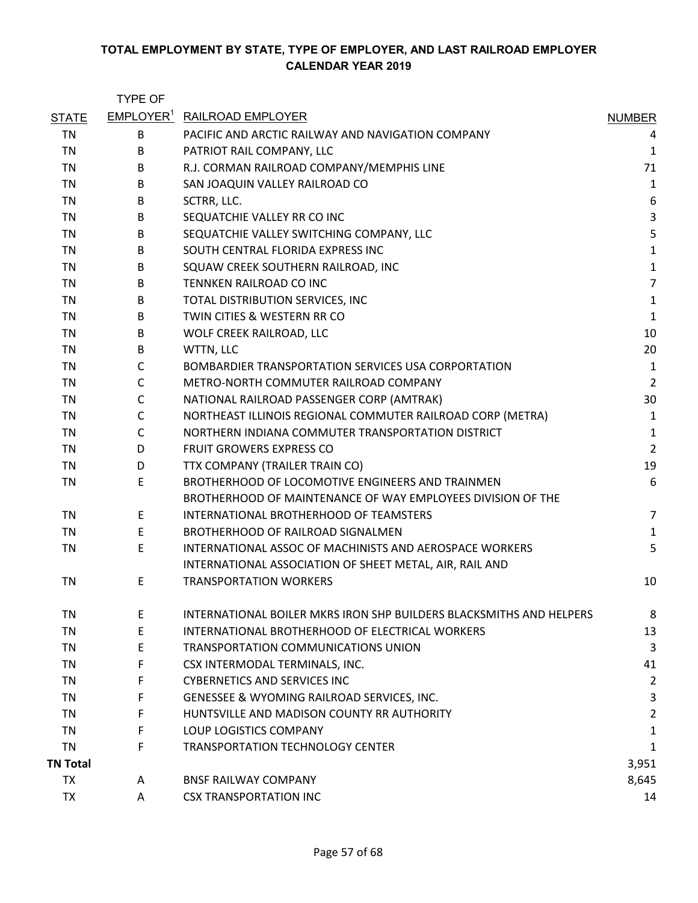**TOTAL EMPLOYMENT BY STATE, TYPE OF EMPLOYER, AND LAST RAILROAD EMPLOYER**
**CALENDAR YEAR 2019**

| STATE | TYPE OF EMPLOYER[1] | RAILROAD EMPLOYER | NUMBER |
|---|---|---|---|
| TN | B | PACIFIC AND ARCTIC RAILWAY AND NAVIGATION COMPANY | 4 |
| TN | B | PATRIOT RAIL COMPANY, LLC | 1 |
| TN | B | R.J. CORMAN RAILROAD COMPANY/MEMPHIS LINE | 71 |
| TN | B | SAN JOAQUIN VALLEY RAILROAD CO | 1 |
| TN | B | SCTRR, LLC. | 6 |
| TN | B | SEQUATCHIE VALLEY RR CO INC | 3 |
| TN | B | SEQUATCHIE VALLEY SWITCHING COMPANY, LLC | 5 |
| TN | B | SOUTH CENTRAL FLORIDA EXPRESS INC | 1 |
| TN | B | SQUAW CREEK SOUTHERN RAILROAD, INC | 1 |
| TN | B | TENNKEN RAILROAD CO INC | 7 |
| TN | B | TOTAL DISTRIBUTION SERVICES, INC | 1 |
| TN | B | TWIN CITIES & WESTERN RR CO | 1 |
| TN | B | WOLF CREEK RAILROAD, LLC | 10 |
| TN | B | WTTN, LLC | 20 |
| TN | C | BOMBARDIER TRANSPORTATION SERVICES USA CORPORTATION | 1 |
| TN | C | METRO-NORTH COMMUTER RAILROAD COMPANY | 2 |
| TN | C | NATIONAL RAILROAD PASSENGER CORP (AMTRAK) | 30 |
| TN | C | NORTHEAST ILLINOIS REGIONAL COMMUTER RAILROAD CORP (METRA) | 1 |
| TN | C | NORTHERN INDIANA COMMUTER TRANSPORTATION DISTRICT | 1 |
| TN | D | FRUIT GROWERS EXPRESS CO | 2 |
| TN | D | TTX COMPANY (TRAILER TRAIN CO) | 19 |
| TN | E | BROTHERHOOD OF LOCOMOTIVE ENGINEERS AND TRAINMEN | 6 |
| TN | E | BROTHERHOOD OF MAINTENANCE OF WAY EMPLOYEES DIVISION OF THE INTERNATIONAL BROTHERHOOD OF TEAMSTERS | 7 |
| TN | E | BROTHERHOOD OF RAILROAD SIGNALMEN | 1 |
| TN | E | INTERNATIONAL ASSOC OF MACHINISTS AND AEROSPACE WORKERS | 5 |
| TN | E | INTERNATIONAL ASSOCIATION OF SHEET METAL, AIR, RAIL AND TRANSPORTATION WORKERS | 10 |
| TN | E | INTERNATIONAL BOILER MKRS IRON SHP BUILDERS BLACKSMITHS AND HELPERS | 8 |
| TN | E | INTERNATIONAL BROTHERHOOD OF ELECTRICAL WORKERS | 13 |
| TN | E | TRANSPORTATION COMMUNICATIONS UNION | 3 |
| TN | F | CSX INTERMODAL TERMINALS, INC. | 41 |
| TN | F | CYBERNETICS AND SERVICES INC | 2 |
| TN | F | GENESSEE & WYOMING RAILROAD SERVICES, INC. | 3 |
| TN | F | HUNTSVILLE AND MADISON COUNTY RR AUTHORITY | 2 |
| TN | F | LOUP LOGISTICS COMPANY | 1 |
| TN | F | TRANSPORTATION TECHNOLOGY CENTER | 1 |
| **TN Total** | | | 3,951 |
| TX | A | BNSF RAILWAY COMPANY | 8,645 |
| TX | A | CSX TRANSPORTATION INC | 14 |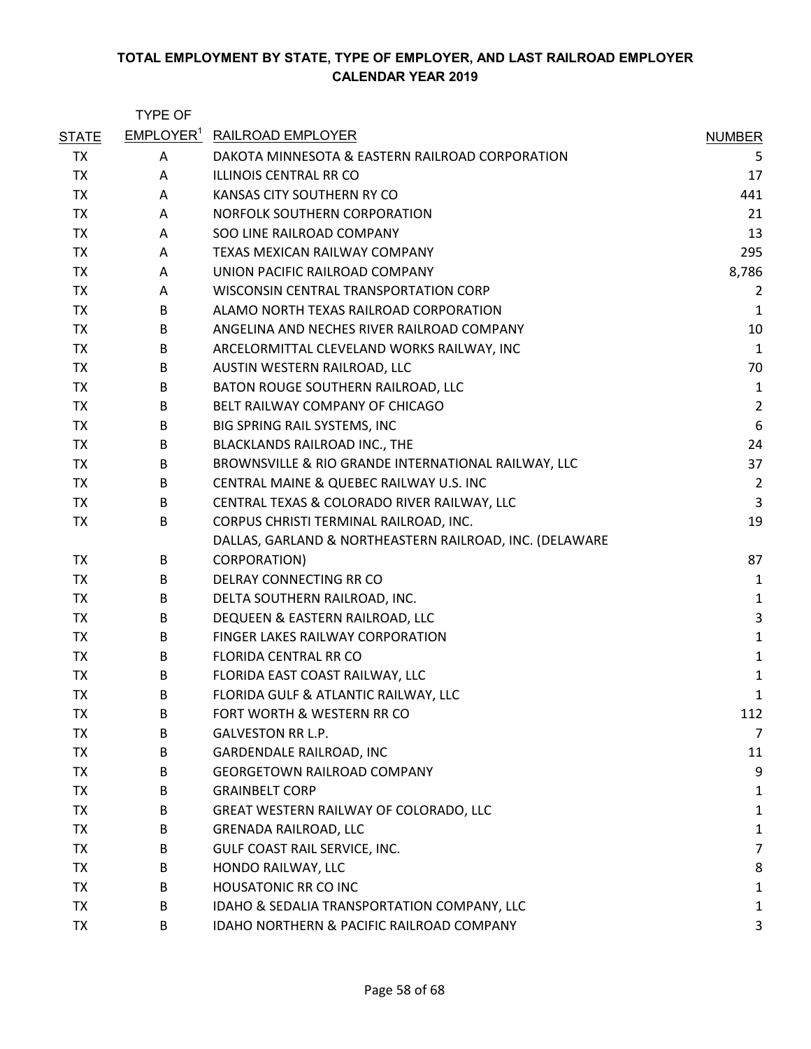**TOTAL EMPLOYMENT BY STATE, TYPE OF EMPLOYER, AND LAST RAILROAD EMPLOYER**
**CALENDAR YEAR 2019**

| STATE | TYPE OF EMPLOYER[1] | RAILROAD EMPLOYER | NUMBER |
|---|---|---|---|
| TX | A | DAKOTA MINNESOTA & EASTERN RAILROAD CORPORATION | 5 |
| TX | A | ILLINOIS CENTRAL RR CO | 17 |
| TX | A | KANSAS CITY SOUTHERN RY CO | 441 |
| TX | A | NORFOLK SOUTHERN CORPORATION | 21 |
| TX | A | SOO LINE RAILROAD COMPANY | 13 |
| TX | A | TEXAS MEXICAN RAILWAY COMPANY | 295 |
| TX | A | UNION PACIFIC RAILROAD COMPANY | 8,786 |
| TX | A | WISCONSIN CENTRAL TRANSPORTATION CORP | 2 |
| TX | B | ALAMO NORTH TEXAS RAILROAD CORPORATION | 1 |
| TX | B | ANGELINA AND NECHES RIVER RAILROAD COMPANY | 10 |
| TX | B | ARCELORMITTAL CLEVELAND WORKS RAILWAY, INC | 1 |
| TX | B | AUSTIN WESTERN RAILROAD, LLC | 70 |
| TX | B | BATON ROUGE SOUTHERN RAILROAD, LLC | 1 |
| TX | B | BELT RAILWAY COMPANY OF CHICAGO | 2 |
| TX | B | BIG SPRING RAIL SYSTEMS, INC | 6 |
| TX | B | BLACKLANDS RAILROAD INC., THE | 24 |
| TX | B | BROWNSVILLE & RIO GRANDE INTERNATIONAL RAILWAY, LLC | 37 |
| TX | B | CENTRAL MAINE & QUEBEC RAILWAY U.S. INC | 2 |
| TX | B | CENTRAL TEXAS & COLORADO RIVER RAILWAY, LLC | 3 |
| TX | B | CORPUS CHRISTI TERMINAL RAILROAD, INC. | 19 |
| TX | B | DALLAS, GARLAND & NORTHEASTERN RAILROAD, INC. (DELAWARE CORPORATION) | 87 |
| TX | B | DELRAY CONNECTING RR CO | 1 |
| TX | B | DELTA SOUTHERN RAILROAD, INC. | 1 |
| TX | B | DEQUEEN & EASTERN RAILROAD, LLC | 3 |
| TX | B | FINGER LAKES RAILWAY CORPORATION | 1 |
| TX | B | FLORIDA CENTRAL RR CO | 1 |
| TX | B | FLORIDA EAST COAST RAILWAY, LLC | 1 |
| TX | B | FLORIDA GULF & ATLANTIC RAILWAY, LLC | 1 |
| TX | B | FORT WORTH & WESTERN RR CO | 112 |
| TX | B | GALVESTON RR L.P. | 7 |
| TX | B | GARDENDALE RAILROAD, INC | 11 |
| TX | B | GEORGETOWN RAILROAD COMPANY | 9 |
| TX | B | GRAINBELT CORP | 1 |
| TX | B | GREAT WESTERN RAILWAY OF COLORADO, LLC | 1 |
| TX | B | GRENADA RAILROAD, LLC | 1 |
| TX | B | GULF COAST RAIL SERVICE, INC. | 7 |
| TX | B | HONDO RAILWAY, LLC | 8 |
| TX | B | HOUSATONIC RR CO INC | 1 |
| TX | B | IDAHO & SEDALIA TRANSPORTATION COMPANY, LLC | 1 |
| TX | B | IDAHO NORTHERN & PACIFIC RAILROAD COMPANY | 3 |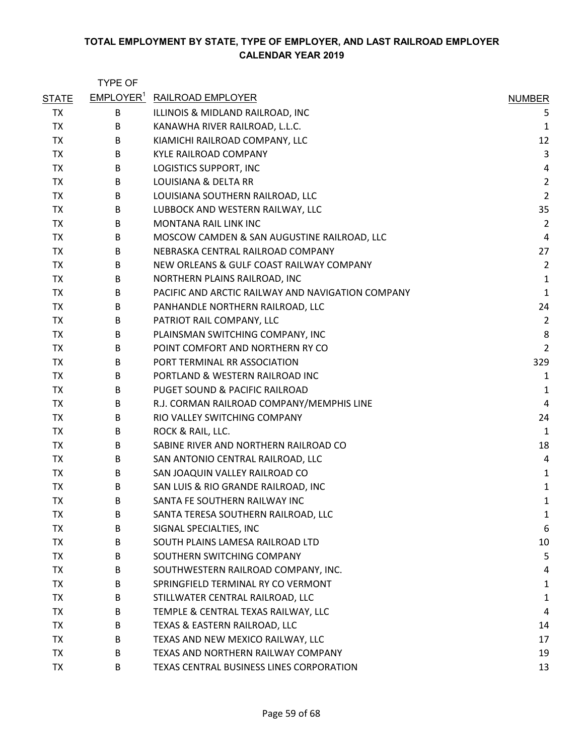**TOTAL EMPLOYMENT BY STATE, TYPE OF EMPLOYER, AND LAST RAILROAD EMPLOYER**
**CALENDAR YEAR 2019**

| STATE | TYPE OF EMPLOYER[1] | RAILROAD EMPLOYER | NUMBER |
|---|---|---|---|
| TX | B | ILLINOIS & MIDLAND RAILROAD, INC | 5 |
| TX | B | KANAWHA RIVER RAILROAD, L.L.C. | 1 |
| TX | B | KIAMICHI RAILROAD COMPANY, LLC | 12 |
| TX | B | KYLE RAILROAD COMPANY | 3 |
| TX | B | LOGISTICS SUPPORT, INC | 4 |
| TX | B | LOUISIANA & DELTA RR | 2 |
| TX | B | LOUISIANA SOUTHERN RAILROAD, LLC | 2 |
| TX | B | LUBBOCK AND WESTERN RAILWAY, LLC | 35 |
| TX | B | MONTANA RAIL LINK INC | 2 |
| TX | B | MOSCOW CAMDEN & SAN AUGUSTINE RAILROAD, LLC | 4 |
| TX | B | NEBRASKA CENTRAL RAILROAD COMPANY | 27 |
| TX | B | NEW ORLEANS & GULF COAST RAILWAY COMPANY | 2 |
| TX | B | NORTHERN PLAINS RAILROAD, INC | 1 |
| TX | B | PACIFIC AND ARCTIC RAILWAY AND NAVIGATION COMPANY | 1 |
| TX | B | PANHANDLE NORTHERN RAILROAD, LLC | 24 |
| TX | B | PATRIOT RAIL COMPANY, LLC | 2 |
| TX | B | PLAINSMAN SWITCHING COMPANY, INC | 8 |
| TX | B | POINT COMFORT AND NORTHERN RY CO | 2 |
| TX | B | PORT TERMINAL RR ASSOCIATION | 329 |
| TX | B | PORTLAND & WESTERN RAILROAD INC | 1 |
| TX | B | PUGET SOUND & PACIFIC RAILROAD | 1 |
| TX | B | R.J. CORMAN RAILROAD COMPANY/MEMPHIS LINE | 4 |
| TX | B | RIO VALLEY SWITCHING COMPANY | 24 |
| TX | B | ROCK & RAIL, LLC. | 1 |
| TX | B | SABINE RIVER AND NORTHERN RAILROAD CO | 18 |
| TX | B | SAN ANTONIO CENTRAL RAILROAD, LLC | 4 |
| TX | B | SAN JOAQUIN VALLEY RAILROAD CO | 1 |
| TX | B | SAN LUIS & RIO GRANDE RAILROAD, INC | 1 |
| TX | B | SANTA FE SOUTHERN RAILWAY INC | 1 |
| TX | B | SANTA TERESA SOUTHERN RAILROAD, LLC | 1 |
| TX | B | SIGNAL SPECIALTIES, INC | 6 |
| TX | B | SOUTH PLAINS LAMESA RAILROAD LTD | 10 |
| TX | B | SOUTHERN SWITCHING COMPANY | 5 |
| TX | B | SOUTHWESTERN RAILROAD COMPANY, INC. | 4 |
| TX | B | SPRINGFIELD TERMINAL RY CO VERMONT | 1 |
| TX | B | STILLWATER CENTRAL RAILROAD, LLC | 1 |
| TX | B | TEMPLE & CENTRAL TEXAS RAILWAY, LLC | 4 |
| TX | B | TEXAS & EASTERN RAILROAD, LLC | 14 |
| TX | B | TEXAS AND NEW MEXICO RAILWAY, LLC | 17 |
| TX | B | TEXAS AND NORTHERN RAILWAY COMPANY | 19 |
| TX | B | TEXAS CENTRAL BUSINESS LINES CORPORATION | 13 |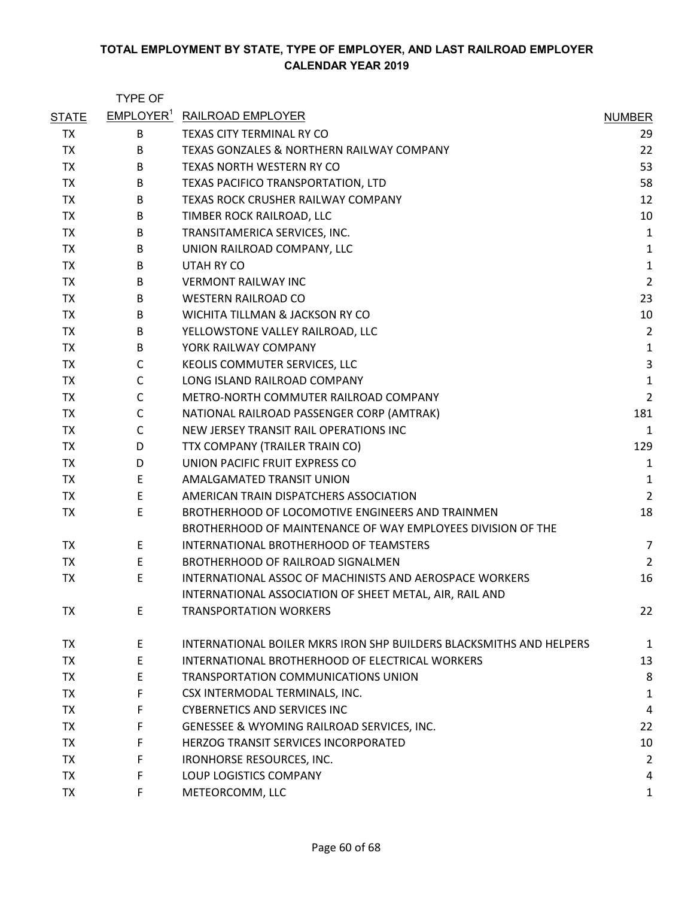**TOTAL EMPLOYMENT BY STATE, TYPE OF EMPLOYER, AND LAST RAILROAD EMPLOYER**
**CALENDAR YEAR 2019**

| STATE | TYPE OF EMPLOYER[1] | RAILROAD EMPLOYER | NUMBER |
|---|---|---|---|
| TX | B | TEXAS CITY TERMINAL RY CO | 29 |
| TX | B | TEXAS GONZALES & NORTHERN RAILWAY COMPANY | 22 |
| TX | B | TEXAS NORTH WESTERN RY CO | 53 |
| TX | B | TEXAS PACIFICO TRANSPORTATION, LTD | 58 |
| TX | B | TEXAS ROCK CRUSHER RAILWAY COMPANY | 12 |
| TX | B | TIMBER ROCK RAILROAD, LLC | 10 |
| TX | B | TRANSITAMERICA SERVICES, INC. | 1 |
| TX | B | UNION RAILROAD COMPANY, LLC | 1 |
| TX | B | UTAH RY CO | 1 |
| TX | B | VERMONT RAILWAY INC | 2 |
| TX | B | WESTERN RAILROAD CO | 23 |
| TX | B | WICHITA TILLMAN & JACKSON RY CO | 10 |
| TX | B | YELLOWSTONE VALLEY RAILROAD, LLC | 2 |
| TX | B | YORK RAILWAY COMPANY | 1 |
| TX | C | KEOLIS COMMUTER SERVICES, LLC | 3 |
| TX | C | LONG ISLAND RAILROAD COMPANY | 1 |
| TX | C | METRO-NORTH COMMUTER RAILROAD COMPANY | 2 |
| TX | C | NATIONAL RAILROAD PASSENGER CORP (AMTRAK) | 181 |
| TX | C | NEW JERSEY TRANSIT RAIL OPERATIONS INC | 1 |
| TX | D | TTX COMPANY (TRAILER TRAIN CO) | 129 |
| TX | D | UNION PACIFIC FRUIT EXPRESS CO | 1 |
| TX | E | AMALGAMATED TRANSIT UNION | 1 |
| TX | E | AMERICAN TRAIN DISPATCHERS ASSOCIATION | 2 |
| TX | E | BROTHERHOOD OF LOCOMOTIVE ENGINEERS AND TRAINMEN | 18 |
| TX | E | BROTHERHOOD OF MAINTENANCE OF WAY EMPLOYEES DIVISION OF THE INTERNATIONAL BROTHERHOOD OF TEAMSTERS | 7 |
| TX | E | BROTHERHOOD OF RAILROAD SIGNALMEN | 2 |
| TX | E | INTERNATIONAL ASSOC OF MACHINISTS AND AEROSPACE WORKERS | 16 |
| TX | E | INTERNATIONAL ASSOCIATION OF SHEET METAL, AIR, RAIL AND TRANSPORTATION WORKERS | 22 |
| TX | E | INTERNATIONAL BOILER MKRS IRON SHP BUILDERS BLACKSMITHS AND HELPERS | 1 |
| TX | E | INTERNATIONAL BROTHERHOOD OF ELECTRICAL WORKERS | 13 |
| TX | E | TRANSPORTATION COMMUNICATIONS UNION | 8 |
| TX | F | CSX INTERMODAL TERMINALS, INC. | 1 |
| TX | F | CYBERNETICS AND SERVICES INC | 4 |
| TX | F | GENESSEE & WYOMING RAILROAD SERVICES, INC. | 22 |
| TX | F | HERZOG TRANSIT SERVICES INCORPORATED | 10 |
| TX | F | IRONHORSE RESOURCES, INC. | 2 |
| TX | F | LOUP LOGISTICS COMPANY | 4 |
| TX | F | METEORCOMM, LLC | 1 |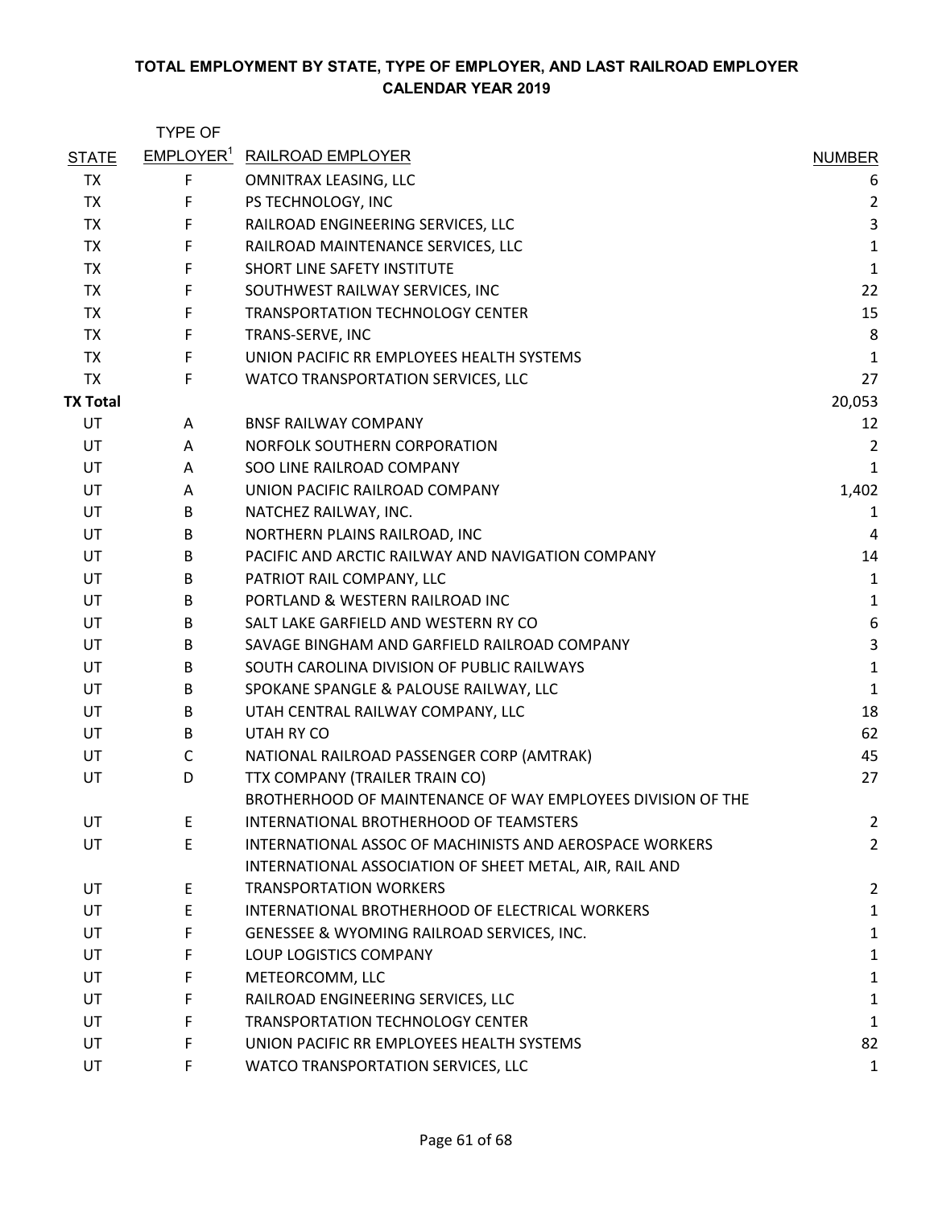**TOTAL EMPLOYMENT BY STATE, TYPE OF EMPLOYER, AND LAST RAILROAD EMPLOYER**
**CALENDAR YEAR 2019**

| STATE | TYPE OF EMPLOYER[1] | RAILROAD EMPLOYER | NUMBER |
|---|---|---|---|
| TX | F | OMNITRAX LEASING, LLC | 6 |
| TX | F | PS TECHNOLOGY, INC | 2 |
| TX | F | RAILROAD ENGINEERING SERVICES, LLC | 3 |
| TX | F | RAILROAD MAINTENANCE SERVICES, LLC | 1 |
| TX | F | SHORT LINE SAFETY INSTITUTE | 1 |
| TX | F | SOUTHWEST RAILWAY SERVICES, INC | 22 |
| TX | F | TRANSPORTATION TECHNOLOGY CENTER | 15 |
| TX | F | TRANS-SERVE, INC | 8 |
| TX | F | UNION PACIFIC RR EMPLOYEES HEALTH SYSTEMS | 1 |
| TX | F | WATCO TRANSPORTATION SERVICES, LLC | 27 |
| **TX Total** | | | 20,053 |
| UT | A | BNSF RAILWAY COMPANY | 12 |
| UT | A | NORFOLK SOUTHERN CORPORATION | 2 |
| UT | A | SOO LINE RAILROAD COMPANY | 1 |
| UT | A | UNION PACIFIC RAILROAD COMPANY | 1,402 |
| UT | B | NATCHEZ RAILWAY, INC. | 1 |
| UT | B | NORTHERN PLAINS RAILROAD, INC | 4 |
| UT | B | PACIFIC AND ARCTIC RAILWAY AND NAVIGATION COMPANY | 14 |
| UT | B | PATRIOT RAIL COMPANY, LLC | 1 |
| UT | B | PORTLAND & WESTERN RAILROAD INC | 1 |
| UT | B | SALT LAKE GARFIELD AND WESTERN RY CO | 6 |
| UT | B | SAVAGE BINGHAM AND GARFIELD RAILROAD COMPANY | 3 |
| UT | B | SOUTH CAROLINA DIVISION OF PUBLIC RAILWAYS | 1 |
| UT | B | SPOKANE SPANGLE & PALOUSE RAILWAY, LLC | 1 |
| UT | B | UTAH CENTRAL RAILWAY COMPANY, LLC | 18 |
| UT | B | UTAH RY CO | 62 |
| UT | C | NATIONAL RAILROAD PASSENGER CORP (AMTRAK) | 45 |
| UT | D | TTX COMPANY (TRAILER TRAIN CO) | 27 |
| UT | E | BROTHERHOOD OF MAINTENANCE OF WAY EMPLOYEES DIVISION OF THE INTERNATIONAL BROTHERHOOD OF TEAMSTERS | 2 |
| UT | E | INTERNATIONAL ASSOC OF MACHINISTS AND AEROSPACE WORKERS | 2 |
| UT | E | INTERNATIONAL ASSOCIATION OF SHEET METAL, AIR, RAIL AND TRANSPORTATION WORKERS | 2 |
| UT | E | INTERNATIONAL BROTHERHOOD OF ELECTRICAL WORKERS | 1 |
| UT | F | GENESSEE & WYOMING RAILROAD SERVICES, INC. | 1 |
| UT | F | LOUP LOGISTICS COMPANY | 1 |
| UT | F | METEORCOMM, LLC | 1 |
| UT | F | RAILROAD ENGINEERING SERVICES, LLC | 1 |
| UT | F | TRANSPORTATION TECHNOLOGY CENTER | 1 |
| UT | F | UNION PACIFIC RR EMPLOYEES HEALTH SYSTEMS | 82 |
| UT | F | WATCO TRANSPORTATION SERVICES, LLC | 1 |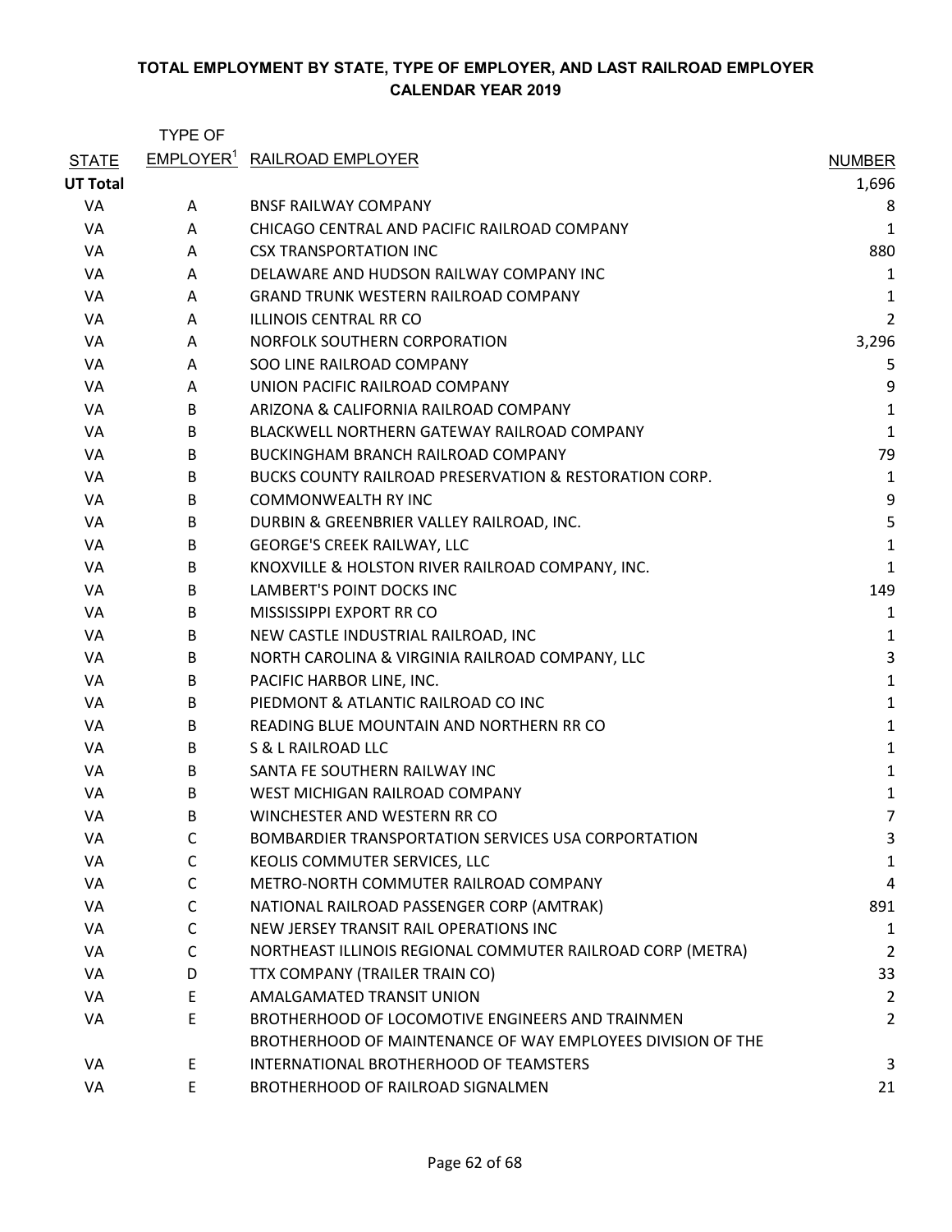**TOTAL EMPLOYMENT BY STATE, TYPE OF EMPLOYER, AND LAST RAILROAD EMPLOYER**
**CALENDAR YEAR 2019**

| STATE | TYPE OF EMPLOYER[1] | RAILROAD EMPLOYER | NUMBER |
|---|---|---|---|
| **UT Total** | | | 1,696 |
| VA | A | BNSF RAILWAY COMPANY | 8 |
| VA | A | CHICAGO CENTRAL AND PACIFIC RAILROAD COMPANY | 1 |
| VA | A | CSX TRANSPORTATION INC | 880 |
| VA | A | DELAWARE AND HUDSON RAILWAY COMPANY INC | 1 |
| VA | A | GRAND TRUNK WESTERN RAILROAD COMPANY | 1 |
| VA | A | ILLINOIS CENTRAL RR CO | 2 |
| VA | A | NORFOLK SOUTHERN CORPORATION | 3,296 |
| VA | A | SOO LINE RAILROAD COMPANY | 5 |
| VA | A | UNION PACIFIC RAILROAD COMPANY | 9 |
| VA | B | ARIZONA & CALIFORNIA RAILROAD COMPANY | 1 |
| VA | B | BLACKWELL NORTHERN GATEWAY RAILROAD COMPANY | 1 |
| VA | B | BUCKINGHAM BRANCH RAILROAD COMPANY | 79 |
| VA | B | BUCKS COUNTY RAILROAD PRESERVATION & RESTORATION CORP. | 1 |
| VA | B | COMMONWEALTH RY INC | 9 |
| VA | B | DURBIN & GREENBRIER VALLEY RAILROAD, INC. | 5 |
| VA | B | GEORGE'S CREEK RAILWAY, LLC | 1 |
| VA | B | KNOXVILLE & HOLSTON RIVER RAILROAD COMPANY, INC. | 1 |
| VA | B | LAMBERT'S POINT DOCKS INC | 149 |
| VA | B | MISSISSIPPI EXPORT RR CO | 1 |
| VA | B | NEW CASTLE INDUSTRIAL RAILROAD, INC | 1 |
| VA | B | NORTH CAROLINA & VIRGINIA RAILROAD COMPANY, LLC | 3 |
| VA | B | PACIFIC HARBOR LINE, INC. | 1 |
| VA | B | PIEDMONT & ATLANTIC RAILROAD CO INC | 1 |
| VA | B | READING BLUE MOUNTAIN AND NORTHERN RR CO | 1 |
| VA | B | S & L RAILROAD LLC | 1 |
| VA | B | SANTA FE SOUTHERN RAILWAY INC | 1 |
| VA | B | WEST MICHIGAN RAILROAD COMPANY | 1 |
| VA | B | WINCHESTER AND WESTERN RR CO | 7 |
| VA | C | BOMBARDIER TRANSPORTATION SERVICES USA CORPORTATION | 3 |
| VA | C | KEOLIS COMMUTER SERVICES, LLC | 1 |
| VA | C | METRO-NORTH COMMUTER RAILROAD COMPANY | 4 |
| VA | C | NATIONAL RAILROAD PASSENGER CORP (AMTRAK) | 891 |
| VA | C | NEW JERSEY TRANSIT RAIL OPERATIONS INC | 1 |
| VA | C | NORTHEAST ILLINOIS REGIONAL COMMUTER RAILROAD CORP (METRA) | 2 |
| VA | D | TTX COMPANY (TRAILER TRAIN CO) | 33 |
| VA | E | AMALGAMATED TRANSIT UNION | 2 |
| VA | E | BROTHERHOOD OF LOCOMOTIVE ENGINEERS AND TRAINMEN | 2 |
| VA | E | BROTHERHOOD OF MAINTENANCE OF WAY EMPLOYEES DIVISION OF THE INTERNATIONAL BROTHERHOOD OF TEAMSTERS | 3 |
| VA | E | BROTHERHOOD OF RAILROAD SIGNALMEN | 21 |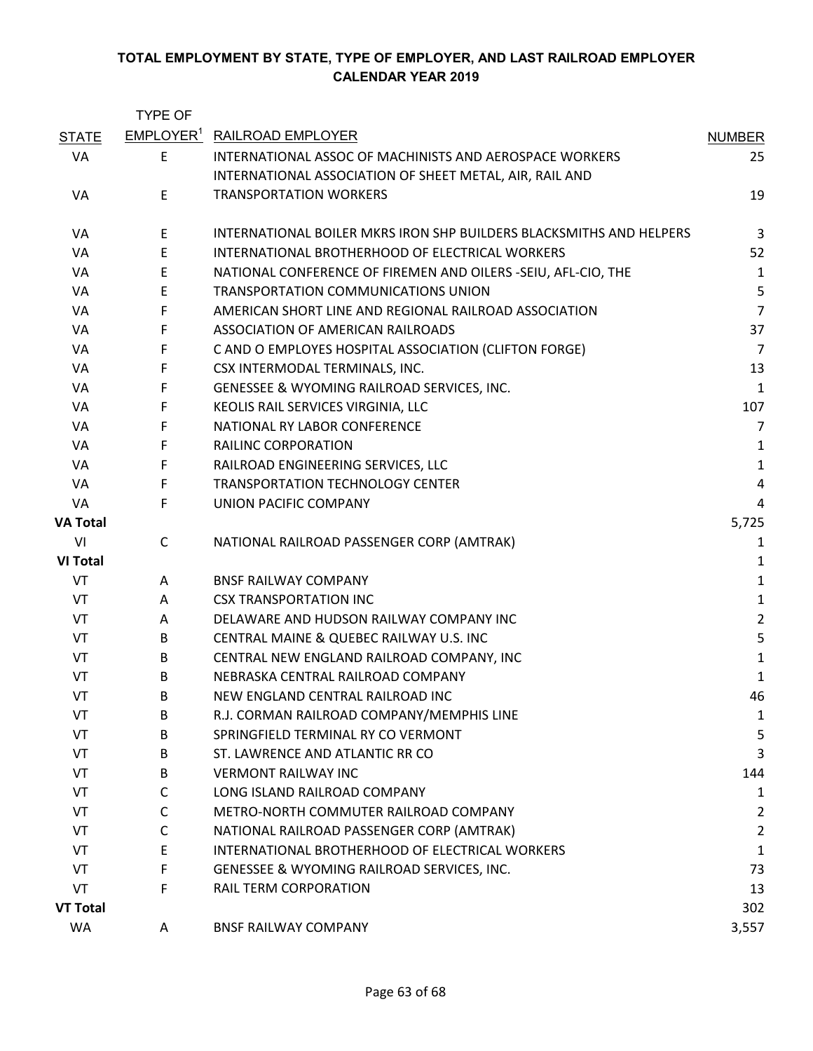**TOTAL EMPLOYMENT BY STATE, TYPE OF EMPLOYER, AND LAST RAILROAD EMPLOYER**
**CALENDAR YEAR 2019**

| STATE | TYPE OF EMPLOYER[1] | RAILROAD EMPLOYER | NUMBER |
|---|---|---|---|
| VA | E | INTERNATIONAL ASSOC OF MACHINISTS AND AEROSPACE WORKERS | 25 |
| VA | E | INTERNATIONAL ASSOCIATION OF SHEET METAL, AIR, RAIL AND TRANSPORTATION WORKERS | 19 |
| VA | E | INTERNATIONAL BOILER MKRS IRON SHP BUILDERS BLACKSMITHS AND HELPERS | 3 |
| VA | E | INTERNATIONAL BROTHERHOOD OF ELECTRICAL WORKERS | 52 |
| VA | E | NATIONAL CONFERENCE OF FIREMEN AND OILERS -SEIU, AFL-CIO, THE | 1 |
| VA | E | TRANSPORTATION COMMUNICATIONS UNION | 5 |
| VA | F | AMERICAN SHORT LINE AND REGIONAL RAILROAD ASSOCIATION | 7 |
| VA | F | ASSOCIATION OF AMERICAN RAILROADS | 37 |
| VA | F | C AND O EMPLOYES HOSPITAL ASSOCIATION (CLIFTON FORGE) | 7 |
| VA | F | CSX INTERMODAL TERMINALS, INC. | 13 |
| VA | F | GENESSEE & WYOMING RAILROAD SERVICES, INC. | 1 |
| VA | F | KEOLIS RAIL SERVICES VIRGINIA, LLC | 107 |
| VA | F | NATIONAL RY LABOR CONFERENCE | 7 |
| VA | F | RAILINC CORPORATION | 1 |
| VA | F | RAILROAD ENGINEERING SERVICES, LLC | 1 |
| VA | F | TRANSPORTATION TECHNOLOGY CENTER | 4 |
| VA | F | UNION PACIFIC COMPANY | 4 |
| **VA Total** | | | 5,725 |
| VI | C | NATIONAL RAILROAD PASSENGER CORP (AMTRAK) | 1 |
| **VI Total** | | | 1 |
| VT | A | BNSF RAILWAY COMPANY | 1 |
| VT | A | CSX TRANSPORTATION INC | 1 |
| VT | A | DELAWARE AND HUDSON RAILWAY COMPANY INC | 2 |
| VT | B | CENTRAL MAINE & QUEBEC RAILWAY U.S. INC | 5 |
| VT | B | CENTRAL NEW ENGLAND RAILROAD COMPANY, INC | 1 |
| VT | B | NEBRASKA CENTRAL RAILROAD COMPANY | 1 |
| VT | B | NEW ENGLAND CENTRAL RAILROAD INC | 46 |
| VT | B | R.J. CORMAN RAILROAD COMPANY/MEMPHIS LINE | 1 |
| VT | B | SPRINGFIELD TERMINAL RY CO VERMONT | 5 |
| VT | B | ST. LAWRENCE AND ATLANTIC RR CO | 3 |
| VT | B | VERMONT RAILWAY INC | 144 |
| VT | C | LONG ISLAND RAILROAD COMPANY | 1 |
| VT | C | METRO-NORTH COMMUTER RAILROAD COMPANY | 2 |
| VT | C | NATIONAL RAILROAD PASSENGER CORP (AMTRAK) | 2 |
| VT | E | INTERNATIONAL BROTHERHOOD OF ELECTRICAL WORKERS | 1 |
| VT | F | GENESSEE & WYOMING RAILROAD SERVICES, INC. | 73 |
| VT | F | RAIL TERM CORPORATION | 13 |
| **VT Total** | | | 302 |
| WA | A | BNSF RAILWAY COMPANY | 3,557 |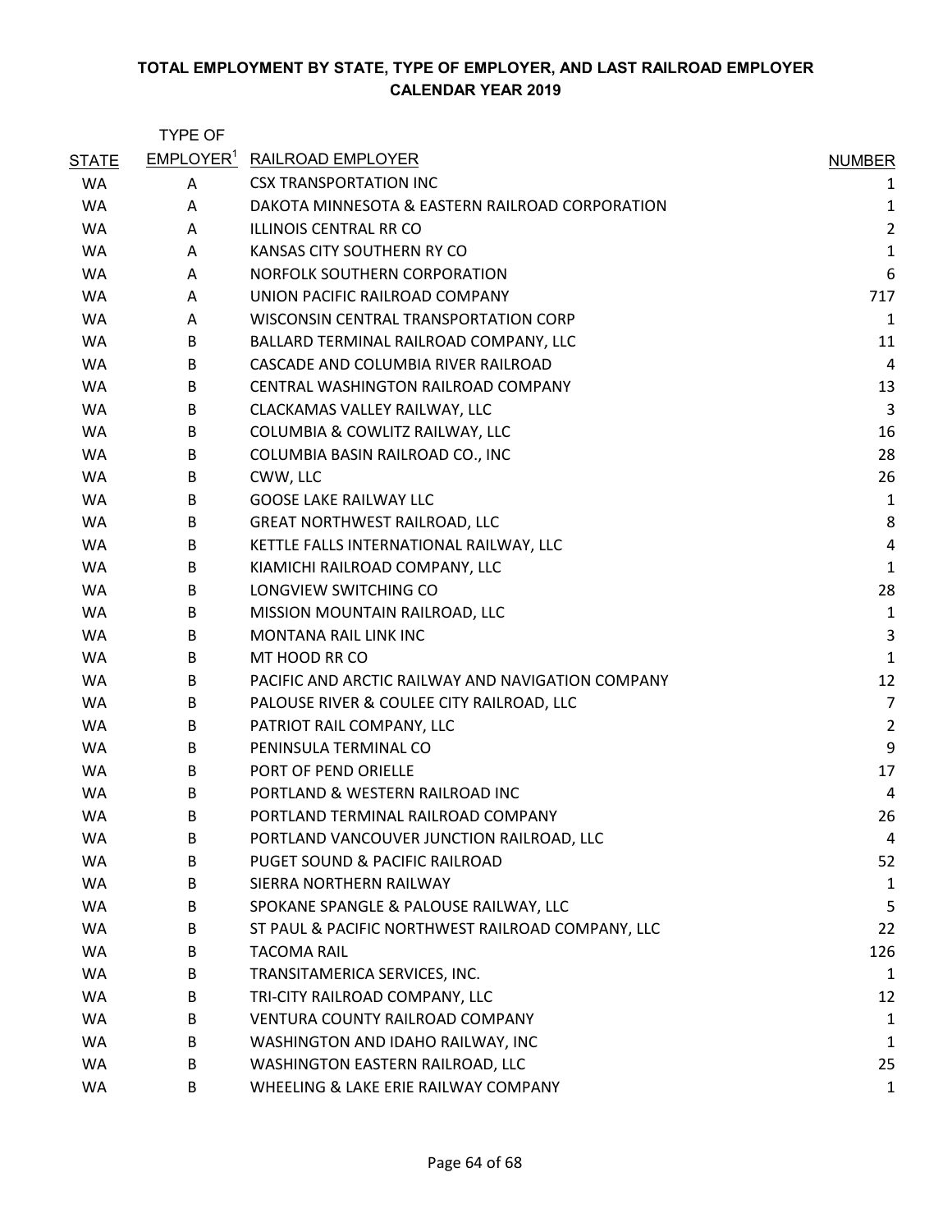**TOTAL EMPLOYMENT BY STATE, TYPE OF EMPLOYER, AND LAST RAILROAD EMPLOYER**
**CALENDAR YEAR 2019**

| STATE | TYPE OF EMPLOYER[1] | RAILROAD EMPLOYER | NUMBER |
|---|---|---|---|
| WA | A | CSX TRANSPORTATION INC | 1 |
| WA | A | DAKOTA MINNESOTA & EASTERN RAILROAD CORPORATION | 1 |
| WA | A | ILLINOIS CENTRAL RR CO | 2 |
| WA | A | KANSAS CITY SOUTHERN RY CO | 1 |
| WA | A | NORFOLK SOUTHERN CORPORATION | 6 |
| WA | A | UNION PACIFIC RAILROAD COMPANY | 717 |
| WA | A | WISCONSIN CENTRAL TRANSPORTATION CORP | 1 |
| WA | B | BALLARD TERMINAL RAILROAD COMPANY, LLC | 11 |
| WA | B | CASCADE AND COLUMBIA RIVER RAILROAD | 4 |
| WA | B | CENTRAL WASHINGTON RAILROAD COMPANY | 13 |
| WA | B | CLACKAMAS VALLEY RAILWAY, LLC | 3 |
| WA | B | COLUMBIA & COWLITZ RAILWAY, LLC | 16 |
| WA | B | COLUMBIA BASIN RAILROAD CO., INC | 28 |
| WA | B | CWW, LLC | 26 |
| WA | B | GOOSE LAKE RAILWAY LLC | 1 |
| WA | B | GREAT NORTHWEST RAILROAD, LLC | 8 |
| WA | B | KETTLE FALLS INTERNATIONAL RAILWAY, LLC | 4 |
| WA | B | KIAMICHI RAILROAD COMPANY, LLC | 1 |
| WA | B | LONGVIEW SWITCHING CO | 28 |
| WA | B | MISSION MOUNTAIN RAILROAD, LLC | 1 |
| WA | B | MONTANA RAIL LINK INC | 3 |
| WA | B | MT HOOD RR CO | 1 |
| WA | B | PACIFIC AND ARCTIC RAILWAY AND NAVIGATION COMPANY | 12 |
| WA | B | PALOUSE RIVER & COULEE CITY RAILROAD, LLC | 7 |
| WA | B | PATRIOT RAIL COMPANY, LLC | 2 |
| WA | B | PENINSULA TERMINAL CO | 9 |
| WA | B | PORT OF PEND ORIELLE | 17 |
| WA | B | PORTLAND & WESTERN RAILROAD INC | 4 |
| WA | B | PORTLAND TERMINAL RAILROAD COMPANY | 26 |
| WA | B | PORTLAND VANCOUVER JUNCTION RAILROAD, LLC | 4 |
| WA | B | PUGET SOUND & PACIFIC RAILROAD | 52 |
| WA | B | SIERRA NORTHERN RAILWAY | 1 |
| WA | B | SPOKANE SPANGLE & PALOUSE RAILWAY, LLC | 5 |
| WA | B | ST PAUL & PACIFIC NORTHWEST RAILROAD COMPANY, LLC | 22 |
| WA | B | TACOMA RAIL | 126 |
| WA | B | TRANSITAMERICA SERVICES, INC. | 1 |
| WA | B | TRI-CITY RAILROAD COMPANY, LLC | 12 |
| WA | B | VENTURA COUNTY RAILROAD COMPANY | 1 |
| WA | B | WASHINGTON AND IDAHO RAILWAY, INC | 1 |
| WA | B | WASHINGTON EASTERN RAILROAD, LLC | 25 |
| WA | B | WHEELING & LAKE ERIE RAILWAY COMPANY | 1 |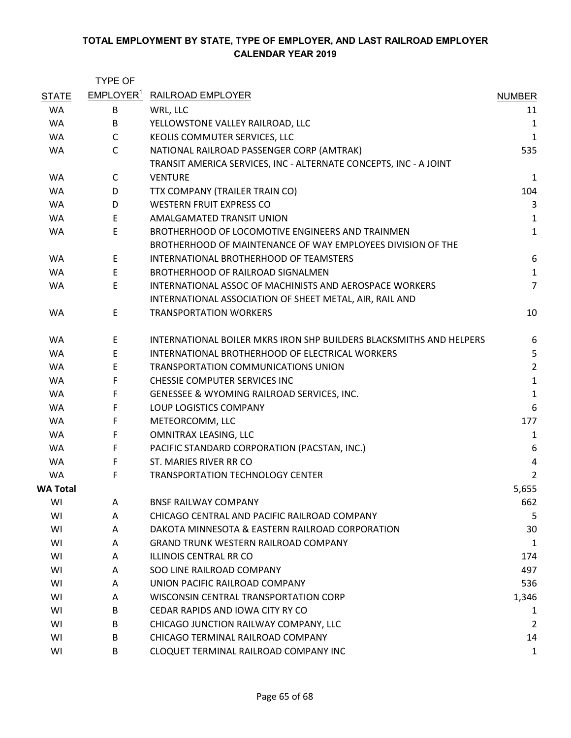**TOTAL EMPLOYMENT BY STATE, TYPE OF EMPLOYER, AND LAST RAILROAD EMPLOYER**
**CALENDAR YEAR 2019**

| STATE | TYPE OF EMPLOYER[1] | RAILROAD EMPLOYER | NUMBER |
|---|---|---|---|
| WA | B | WRL, LLC | 11 |
| WA | B | YELLOWSTONE VALLEY RAILROAD, LLC | 1 |
| WA | C | KEOLIS COMMUTER SERVICES, LLC | 1 |
| WA | C | NATIONAL RAILROAD PASSENGER CORP (AMTRAK) | 535 |
| WA | C | TRANSIT AMERICA SERVICES, INC - ALTERNATE CONCEPTS, INC - A JOINT VENTURE | 1 |
| WA | D | TTX COMPANY (TRAILER TRAIN CO) | 104 |
| WA | D | WESTERN FRUIT EXPRESS CO | 3 |
| WA | E | AMALGAMATED TRANSIT UNION | 1 |
| WA | E | BROTHERHOOD OF LOCOMOTIVE ENGINEERS AND TRAINMEN | 1 |
| WA | E | BROTHERHOOD OF MAINTENANCE OF WAY EMPLOYEES DIVISION OF THE INTERNATIONAL BROTHERHOOD OF TEAMSTERS | 6 |
| WA | E | BROTHERHOOD OF RAILROAD SIGNALMEN | 1 |
| WA | E | INTERNATIONAL ASSOC OF MACHINISTS AND AEROSPACE WORKERS | 7 |
| WA | E | INTERNATIONAL ASSOCIATION OF SHEET METAL, AIR, RAIL AND TRANSPORTATION WORKERS | 10 |
| WA | E | INTERNATIONAL BOILER MKRS IRON SHP BUILDERS BLACKSMITHS AND HELPERS | 6 |
| WA | E | INTERNATIONAL BROTHERHOOD OF ELECTRICAL WORKERS | 5 |
| WA | E | TRANSPORTATION COMMUNICATIONS UNION | 2 |
| WA | F | CHESSIE COMPUTER SERVICES INC | 1 |
| WA | F | GENESSEE & WYOMING RAILROAD SERVICES, INC. | 1 |
| WA | F | LOUP LOGISTICS COMPANY | 6 |
| WA | F | METEORCOMM, LLC | 177 |
| WA | F | OMNITRAX LEASING, LLC | 1 |
| WA | F | PACIFIC STANDARD CORPORATION (PACSTAN, INC.) | 6 |
| WA | F | ST. MARIES RIVER RR CO | 4 |
| WA | F | TRANSPORTATION TECHNOLOGY CENTER | 2 |
| **WA Total** | | | 5,655 |
| WI | A | BNSF RAILWAY COMPANY | 662 |
| WI | A | CHICAGO CENTRAL AND PACIFIC RAILROAD COMPANY | 5 |
| WI | A | DAKOTA MINNESOTA & EASTERN RAILROAD CORPORATION | 30 |
| WI | A | GRAND TRUNK WESTERN RAILROAD COMPANY | 1 |
| WI | A | ILLINOIS CENTRAL RR CO | 174 |
| WI | A | SOO LINE RAILROAD COMPANY | 497 |
| WI | A | UNION PACIFIC RAILROAD COMPANY | 536 |
| WI | A | WISCONSIN CENTRAL TRANSPORTATION CORP | 1,346 |
| WI | B | CEDAR RAPIDS AND IOWA CITY RY CO | 1 |
| WI | B | CHICAGO JUNCTION RAILWAY COMPANY, LLC | 2 |
| WI | B | CHICAGO TERMINAL RAILROAD COMPANY | 14 |
| WI | B | CLOQUET TERMINAL RAILROAD COMPANY INC | 1 |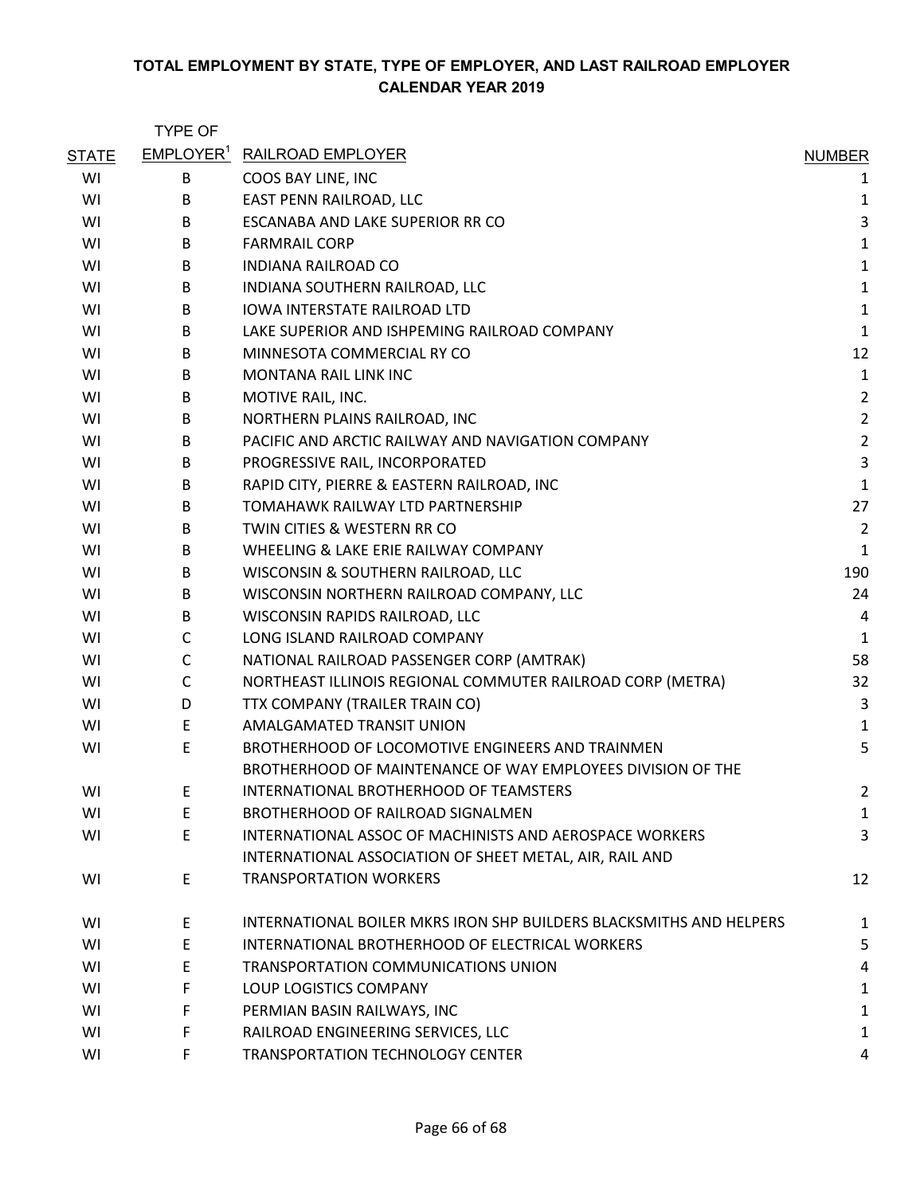**TOTAL EMPLOYMENT BY STATE, TYPE OF EMPLOYER, AND LAST RAILROAD EMPLOYER**
**CALENDAR YEAR 2019**

| STATE | TYPE OF EMPLOYER[1] | RAILROAD EMPLOYER | NUMBER |
|---|---|---|---|
| WI | B | COOS BAY LINE, INC | 1 |
| WI | B | EAST PENN RAILROAD, LLC | 1 |
| WI | B | ESCANABA AND LAKE SUPERIOR RR CO | 3 |
| WI | B | FARMRAIL CORP | 1 |
| WI | B | INDIANA RAILROAD CO | 1 |
| WI | B | INDIANA SOUTHERN RAILROAD, LLC | 1 |
| WI | B | IOWA INTERSTATE RAILROAD LTD | 1 |
| WI | B | LAKE SUPERIOR AND ISHPEMING RAILROAD COMPANY | 1 |
| WI | B | MINNESOTA COMMERCIAL RY CO | 12 |
| WI | B | MONTANA RAIL LINK INC | 1 |
| WI | B | MOTIVE RAIL, INC. | 2 |
| WI | B | NORTHERN PLAINS RAILROAD, INC | 2 |
| WI | B | PACIFIC AND ARCTIC RAILWAY AND NAVIGATION COMPANY | 2 |
| WI | B | PROGRESSIVE RAIL, INCORPORATED | 3 |
| WI | B | RAPID CITY, PIERRE & EASTERN RAILROAD, INC | 1 |
| WI | B | TOMAHAWK RAILWAY LTD PARTNERSHIP | 27 |
| WI | B | TWIN CITIES & WESTERN RR CO | 2 |
| WI | B | WHEELING & LAKE ERIE RAILWAY COMPANY | 1 |
| WI | B | WISCONSIN & SOUTHERN RAILROAD, LLC | 190 |
| WI | B | WISCONSIN NORTHERN RAILROAD COMPANY, LLC | 24 |
| WI | B | WISCONSIN RAPIDS RAILROAD, LLC | 4 |
| WI | C | LONG ISLAND RAILROAD COMPANY | 1 |
| WI | C | NATIONAL RAILROAD PASSENGER CORP (AMTRAK) | 58 |
| WI | C | NORTHEAST ILLINOIS REGIONAL COMMUTER RAILROAD CORP (METRA) | 32 |
| WI | D | TTX COMPANY (TRAILER TRAIN CO) | 3 |
| WI | E | AMALGAMATED TRANSIT UNION | 1 |
| WI | E | BROTHERHOOD OF LOCOMOTIVE ENGINEERS AND TRAINMEN | 5 |
| WI | E | BROTHERHOOD OF MAINTENANCE OF WAY EMPLOYEES DIVISION OF THE INTERNATIONAL BROTHERHOOD OF TEAMSTERS | 2 |
| WI | E | BROTHERHOOD OF RAILROAD SIGNALMEN | 1 |
| WI | E | INTERNATIONAL ASSOC OF MACHINISTS AND AEROSPACE WORKERS | 3 |
| WI | E | INTERNATIONAL ASSOCIATION OF SHEET METAL, AIR, RAIL AND TRANSPORTATION WORKERS | 12 |
| WI | E | INTERNATIONAL BOILER MKRS IRON SHP BUILDERS BLACKSMITHS AND HELPERS | 1 |
| WI | E | INTERNATIONAL BROTHERHOOD OF ELECTRICAL WORKERS | 5 |
| WI | E | TRANSPORTATION COMMUNICATIONS UNION | 4 |
| WI | F | LOUP LOGISTICS COMPANY | 1 |
| WI | F | PERMIAN BASIN RAILWAYS, INC | 1 |
| WI | F | RAILROAD ENGINEERING SERVICES, LLC | 1 |
| WI | F | TRANSPORTATION TECHNOLOGY CENTER | 4 |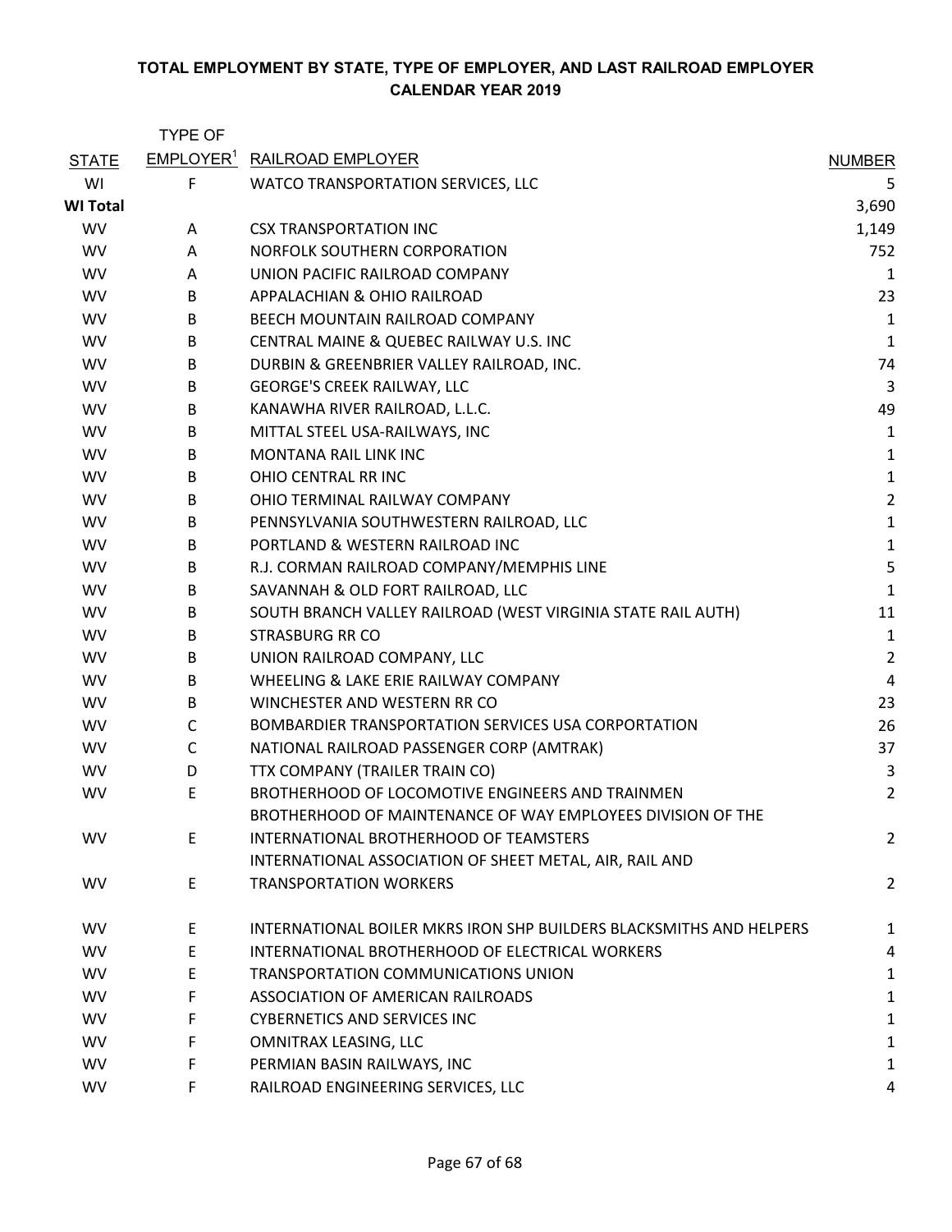**TOTAL EMPLOYMENT BY STATE, TYPE OF EMPLOYER, AND LAST RAILROAD EMPLOYER**
**CALENDAR YEAR 2019**

| STATE | TYPE OF EMPLOYER[1] | RAILROAD EMPLOYER | NUMBER |
|---|---|---|---|
| WI | F | WATCO TRANSPORTATION SERVICES, LLC | 5 |
| **WI Total** | | | 3,690 |
| WV | A | CSX TRANSPORTATION INC | 1,149 |
| WV | A | NORFOLK SOUTHERN CORPORATION | 752 |
| WV | A | UNION PACIFIC RAILROAD COMPANY | 1 |
| WV | B | APPALACHIAN & OHIO RAILROAD | 23 |
| WV | B | BEECH MOUNTAIN RAILROAD COMPANY | 1 |
| WV | B | CENTRAL MAINE & QUEBEC RAILWAY U.S. INC | 1 |
| WV | B | DURBIN & GREENBRIER VALLEY RAILROAD, INC. | 74 |
| WV | B | GEORGE'S CREEK RAILWAY, LLC | 3 |
| WV | B | KANAWHA RIVER RAILROAD, L.L.C. | 49 |
| WV | B | MITTAL STEEL USA-RAILWAYS, INC | 1 |
| WV | B | MONTANA RAIL LINK INC | 1 |
| WV | B | OHIO CENTRAL RR INC | 1 |
| WV | B | OHIO TERMINAL RAILWAY COMPANY | 2 |
| WV | B | PENNSYLVANIA SOUTHWESTERN RAILROAD, LLC | 1 |
| WV | B | PORTLAND & WESTERN RAILROAD INC | 1 |
| WV | B | R.J. CORMAN RAILROAD COMPANY/MEMPHIS LINE | 5 |
| WV | B | SAVANNAH & OLD FORT RAILROAD, LLC | 1 |
| WV | B | SOUTH BRANCH VALLEY RAILROAD (WEST VIRGINIA STATE RAIL AUTH) | 11 |
| WV | B | STRASBURG RR CO | 1 |
| WV | B | UNION RAILROAD COMPANY, LLC | 2 |
| WV | B | WHEELING & LAKE ERIE RAILWAY COMPANY | 4 |
| WV | B | WINCHESTER AND WESTERN RR CO | 23 |
| WV | C | BOMBARDIER TRANSPORTATION SERVICES USA CORPORTATION | 26 |
| WV | C | NATIONAL RAILROAD PASSENGER CORP (AMTRAK) | 37 |
| WV | D | TTX COMPANY (TRAILER TRAIN CO) | 3 |
| WV | E | BROTHERHOOD OF LOCOMOTIVE ENGINEERS AND TRAINMEN | 2 |
| WV | E | BROTHERHOOD OF MAINTENANCE OF WAY EMPLOYEES DIVISION OF THE INTERNATIONAL BROTHERHOOD OF TEAMSTERS | 2 |
| WV | E | INTERNATIONAL ASSOCIATION OF SHEET METAL, AIR, RAIL AND TRANSPORTATION WORKERS | 2 |
| WV | E | INTERNATIONAL BOILER MKRS IRON SHP BUILDERS BLACKSMITHS AND HELPERS | 1 |
| WV | E | INTERNATIONAL BROTHERHOOD OF ELECTRICAL WORKERS | 4 |
| WV | E | TRANSPORTATION COMMUNICATIONS UNION | 1 |
| WV | F | ASSOCIATION OF AMERICAN RAILROADS | 1 |
| WV | F | CYBERNETICS AND SERVICES INC | 1 |
| WV | F | OMNITRAX LEASING, LLC | 1 |
| WV | F | PERMIAN BASIN RAILWAYS, INC | 1 |
| WV | F | RAILROAD ENGINEERING SERVICES, LLC | 4 |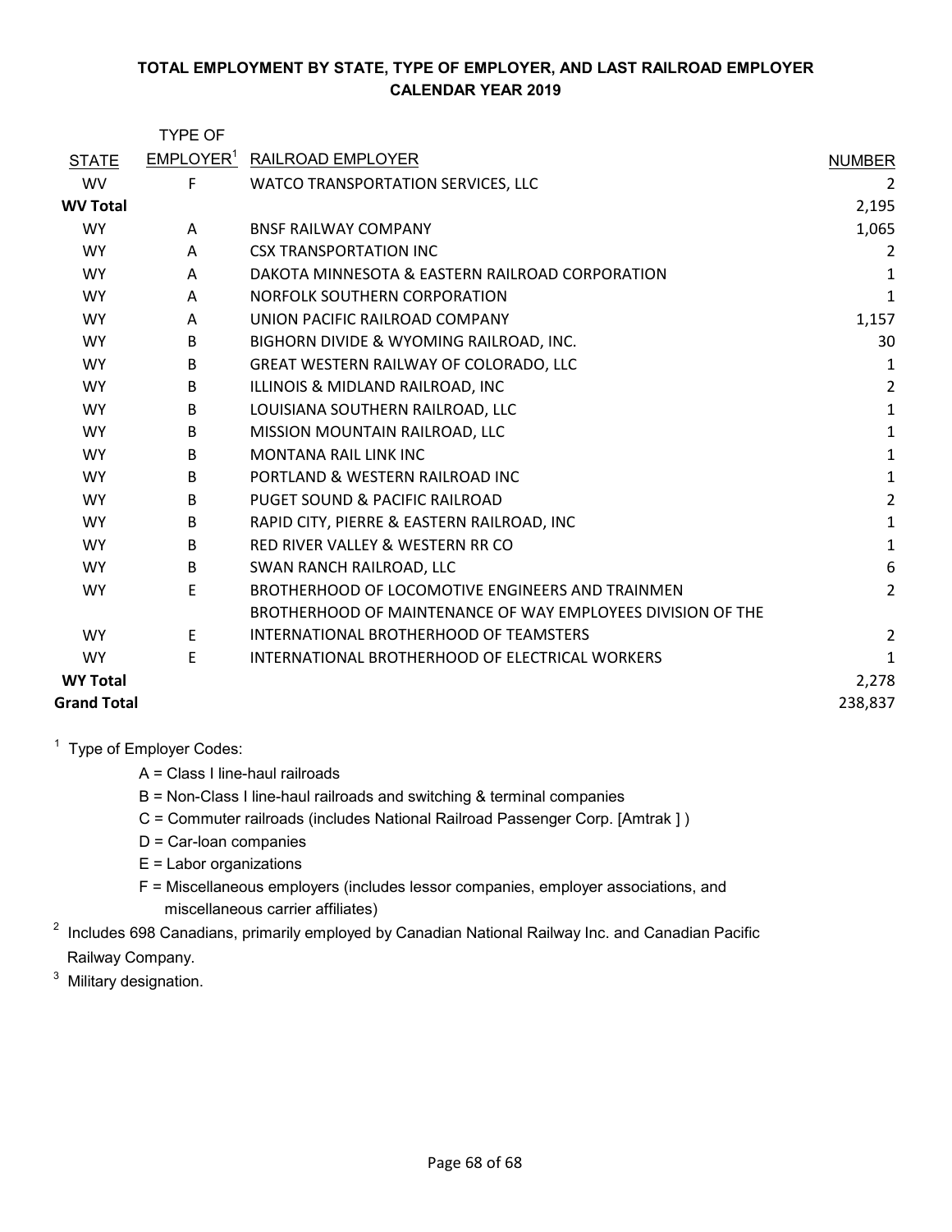**TOTAL EMPLOYMENT BY STATE, TYPE OF EMPLOYER, AND LAST RAILROAD EMPLOYER**
**CALENDAR YEAR 2019**

| STATE | TYPE OF EMPLOYER[1] | RAILROAD EMPLOYER | NUMBER |
|---|---|---|---|
| WV | F | WATCO TRANSPORTATION SERVICES, LLC | 2 |
| **WV Total** | | | 2,195 |
| WY | A | BNSF RAILWAY COMPANY | 1,065 |
| WY | A | CSX TRANSPORTATION INC | 2 |
| WY | A | DAKOTA MINNESOTA & EASTERN RAILROAD CORPORATION | 1 |
| WY | A | NORFOLK SOUTHERN CORPORATION | 1 |
| WY | A | UNION PACIFIC RAILROAD COMPANY | 1,157 |
| WY | B | BIGHORN DIVIDE & WYOMING RAILROAD, INC. | 30 |
| WY | B | GREAT WESTERN RAILWAY OF COLORADO, LLC | 1 |
| WY | B | ILLINOIS & MIDLAND RAILROAD, INC | 2 |
| WY | B | LOUISIANA SOUTHERN RAILROAD, LLC | 1 |
| WY | B | MISSION MOUNTAIN RAILROAD, LLC | 1 |
| WY | B | MONTANA RAIL LINK INC | 1 |
| WY | B | PORTLAND & WESTERN RAILROAD INC | 1 |
| WY | B | PUGET SOUND & PACIFIC RAILROAD | 2 |
| WY | B | RAPID CITY, PIERRE & EASTERN RAILROAD, INC | 1 |
| WY | B | RED RIVER VALLEY & WESTERN RR CO | 1 |
| WY | B | SWAN RANCH RAILROAD, LLC | 6 |
| WY | E | BROTHERHOOD OF LOCOMOTIVE ENGINEERS AND TRAINMEN | 2 |
| WY | E | BROTHERHOOD OF MAINTENANCE OF WAY EMPLOYEES DIVISION OF THE INTERNATIONAL BROTHERHOOD OF TEAMSTERS | 2 |
| WY | E | INTERNATIONAL BROTHERHOOD OF ELECTRICAL WORKERS | 1 |
| **WY Total** | | | 2,278 |
| **Grand Total** | | | 238,837 |

[1] Type of Employer Codes:

- A = Class I line-haul railroads
- B = Non-Class I line-haul railroads and switching & terminal companies
- C = Commuter railroads (includes National Railroad Passenger Corp. [Amtrak ] )
- D = Car-loan companies
- E = Labor organizations
- F = Miscellaneous employers (includes lessor companies, employer associations, and miscellaneous carrier affiliates)

[2] Includes 698 Canadians, primarily employed by Canadian National Railway Inc. and Canadian Pacific Railway Company.

[3] Military designation.